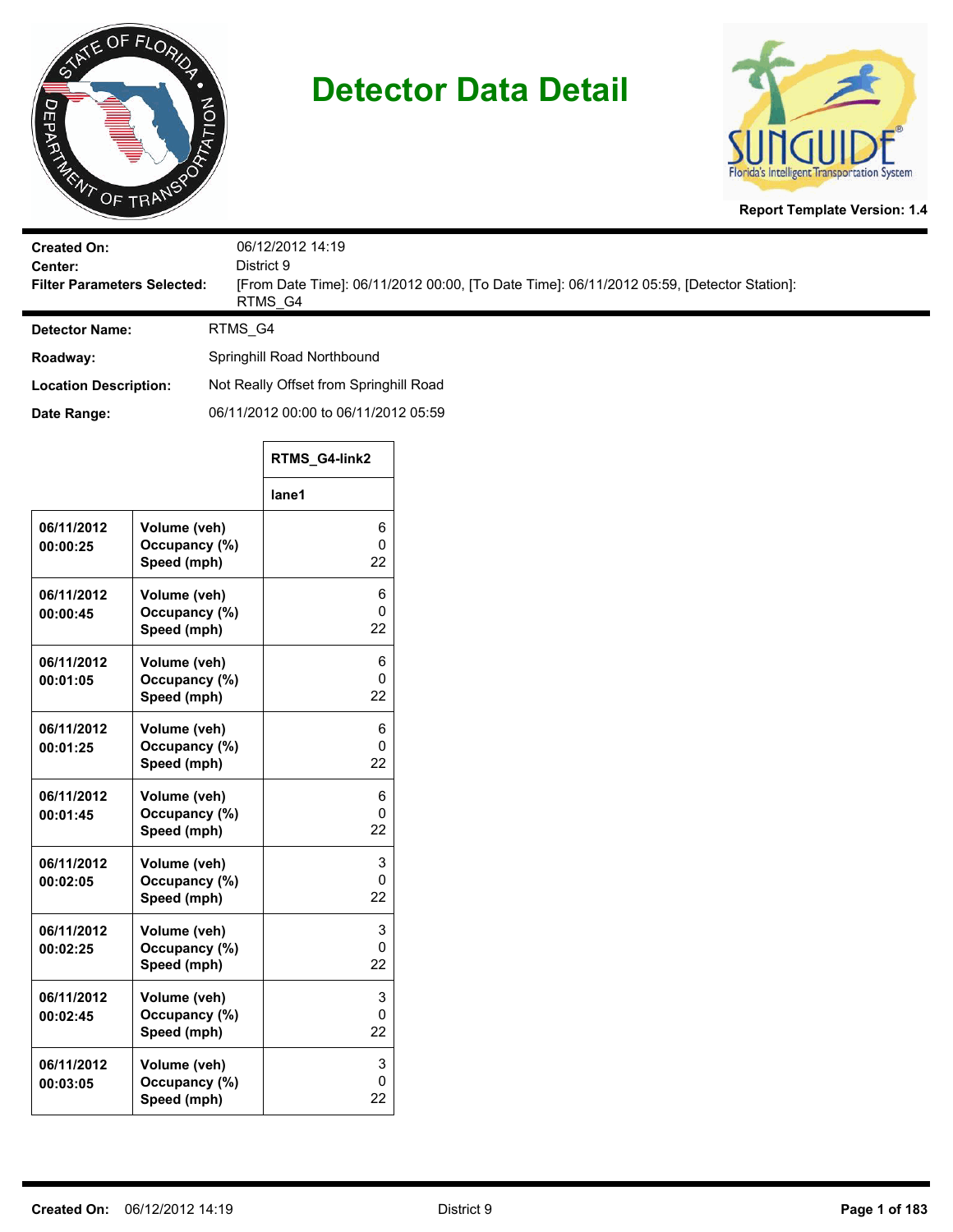# Detector Data Detail

**Report Template Version: 1.4**

| | |
|---|---|
| **Created On:** | 06/12/2012 14:19 |
| **Center:** | District 9 |
| **Filter Parameters Selected:** | [From Date Time]: 06/11/2012 00:00, [To Date Time]: 06/11/2012 05:59, [Detector Station]: RTMS_G4 |

| | |
|---|---|
| **Detector Name:** | RTMS_G4 |
| **Roadway:** | Springhill Road Northbound |
| **Location Description:** | Not Really Offset from Springhill Road |
| **Date Range:** | 06/11/2012 00:00 to 06/11/2012 05:59 |

| | | RTMS_G4-link2 |
|---|---|---|
| | | **lane1** |
| **06/11/2012 00:00:25** | **Volume (veh)** | 6 |
| | **Occupancy (%)** | 0 |
| | **Speed (mph)** | 22 |
| **06/11/2012 00:00:45** | **Volume (veh)** | 6 |
| | **Occupancy (%)** | 0 |
| | **Speed (mph)** | 22 |
| **06/11/2012 00:01:05** | **Volume (veh)** | 6 |
| | **Occupancy (%)** | 0 |
| | **Speed (mph)** | 22 |
| **06/11/2012 00:01:25** | **Volume (veh)** | 6 |
| | **Occupancy (%)** | 0 |
| | **Speed (mph)** | 22 |
| **06/11/2012 00:01:45** | **Volume (veh)** | 6 |
| | **Occupancy (%)** | 0 |
| | **Speed (mph)** | 22 |
| **06/11/2012 00:02:05** | **Volume (veh)** | 3 |
| | **Occupancy (%)** | 0 |
| | **Speed (mph)** | 22 |
| **06/11/2012 00:02:25** | **Volume (veh)** | 3 |
| | **Occupancy (%)** | 0 |
| | **Speed (mph)** | 22 |
| **06/11/2012 00:02:45** | **Volume (veh)** | 3 |
| | **Occupancy (%)** | 0 |
| | **Speed (mph)** | 22 |
| **06/11/2012 00:03:05** | **Volume (veh)** | 3 |
| | **Occupancy (%)** | 0 |
| | **Speed (mph)** | 22 |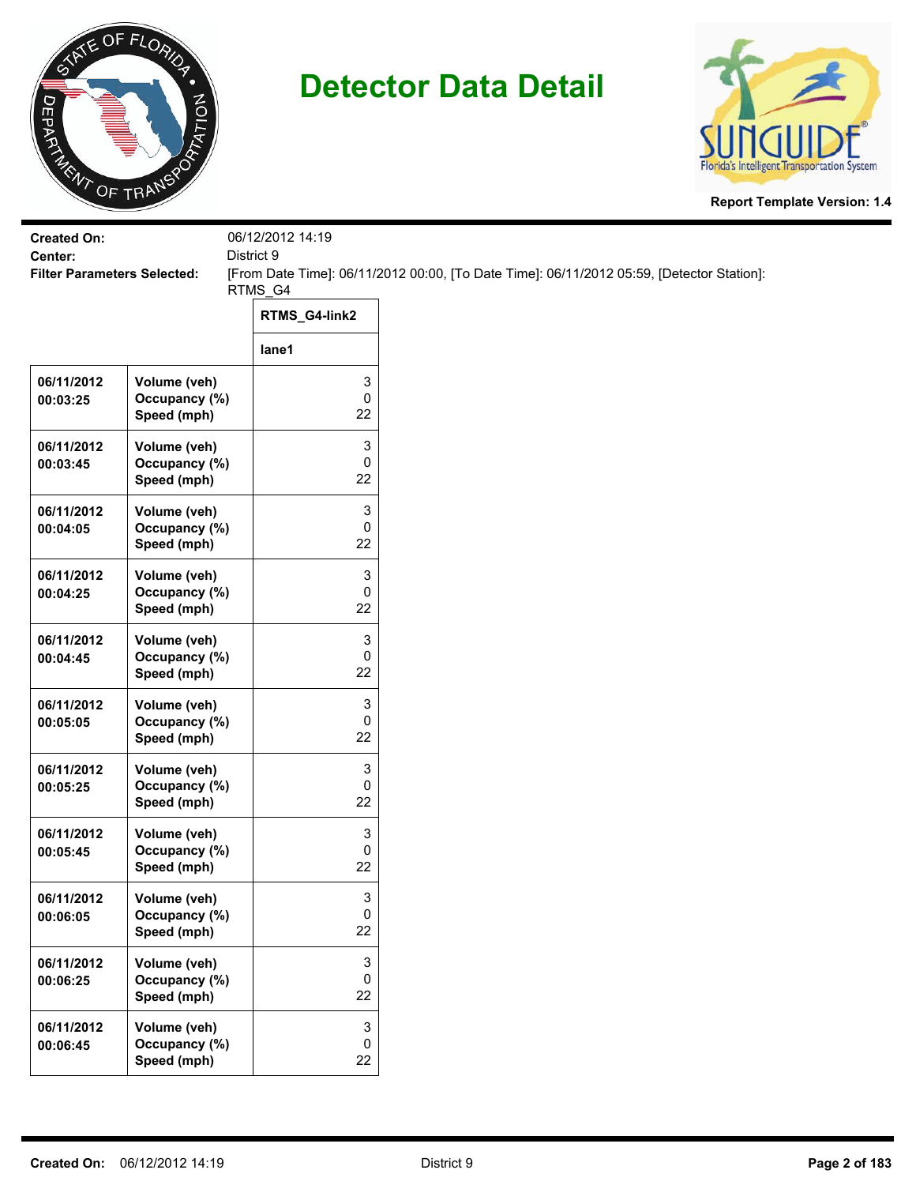# Detector Data Detail

**Report Template Version: 1.4**

**Created On:** 06/12/2012 14:19
**Center:** District 9
**Filter Parameters Selected:** [From Date Time]: 06/11/2012 00:00, [To Date Time]: 06/11/2012 05:59, [Detector Station]: RTMS_G4

| | | RTMS_G4-link2 |
|---|---|---|
| | | lane1 |
| 06/11/2012 00:03:25 | Volume (veh)<br>Occupancy (%)<br>Speed (mph) | 3<br>0<br>22 |
| 06/11/2012 00:03:45 | Volume (veh)<br>Occupancy (%)<br>Speed (mph) | 3<br>0<br>22 |
| 06/11/2012 00:04:05 | Volume (veh)<br>Occupancy (%)<br>Speed (mph) | 3<br>0<br>22 |
| 06/11/2012 00:04:25 | Volume (veh)<br>Occupancy (%)<br>Speed (mph) | 3<br>0<br>22 |
| 06/11/2012 00:04:45 | Volume (veh)<br>Occupancy (%)<br>Speed (mph) | 3<br>0<br>22 |
| 06/11/2012 00:05:05 | Volume (veh)<br>Occupancy (%)<br>Speed (mph) | 3<br>0<br>22 |
| 06/11/2012 00:05:25 | Volume (veh)<br>Occupancy (%)<br>Speed (mph) | 3<br>0<br>22 |
| 06/11/2012 00:05:45 | Volume (veh)<br>Occupancy (%)<br>Speed (mph) | 3<br>0<br>22 |
| 06/11/2012 00:06:05 | Volume (veh)<br>Occupancy (%)<br>Speed (mph) | 3<br>0<br>22 |
| 06/11/2012 00:06:25 | Volume (veh)<br>Occupancy (%)<br>Speed (mph) | 3<br>0<br>22 |
| 06/11/2012 00:06:45 | Volume (veh)<br>Occupancy (%)<br>Speed (mph) | 3<br>0<br>22 |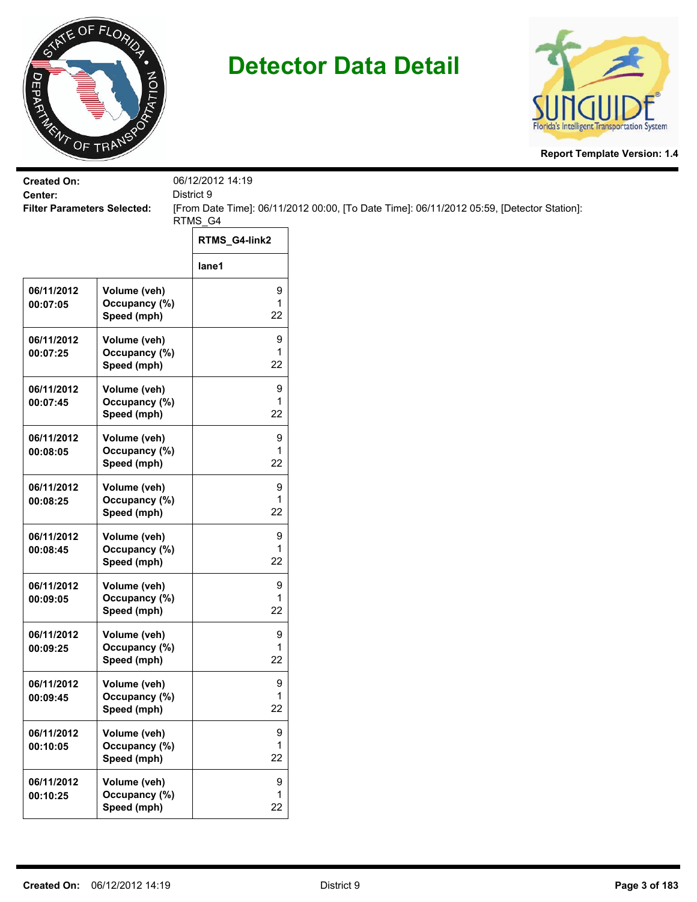# Detector Data Detail

Report Template Version: 1.4

**Created On:** 06/12/2012 14:19
**Center:** District 9
**Filter Parameters Selected:** [From Date Time]: 06/11/2012 00:00, [To Date Time]: 06/11/2012 05:59, [Detector Station]: RTMS_G4

| | | RTMS_G4-link2 |
|---|---|---|
| | | lane1 |
| 06/11/2012 00:07:05 | Volume (veh)<br>Occupancy (%)<br>Speed (mph) | 9<br>1<br>22 |
| 06/11/2012 00:07:25 | Volume (veh)<br>Occupancy (%)<br>Speed (mph) | 9<br>1<br>22 |
| 06/11/2012 00:07:45 | Volume (veh)<br>Occupancy (%)<br>Speed (mph) | 9<br>1<br>22 |
| 06/11/2012 00:08:05 | Volume (veh)<br>Occupancy (%)<br>Speed (mph) | 9<br>1<br>22 |
| 06/11/2012 00:08:25 | Volume (veh)<br>Occupancy (%)<br>Speed (mph) | 9<br>1<br>22 |
| 06/11/2012 00:08:45 | Volume (veh)<br>Occupancy (%)<br>Speed (mph) | 9<br>1<br>22 |
| 06/11/2012 00:09:05 | Volume (veh)<br>Occupancy (%)<br>Speed (mph) | 9<br>1<br>22 |
| 06/11/2012 00:09:25 | Volume (veh)<br>Occupancy (%)<br>Speed (mph) | 9<br>1<br>22 |
| 06/11/2012 00:09:45 | Volume (veh)<br>Occupancy (%)<br>Speed (mph) | 9<br>1<br>22 |
| 06/11/2012 00:10:05 | Volume (veh)<br>Occupancy (%)<br>Speed (mph) | 9<br>1<br>22 |
| 06/11/2012 00:10:25 | Volume (veh)<br>Occupancy (%)<br>Speed (mph) | 9<br>1<br>22 |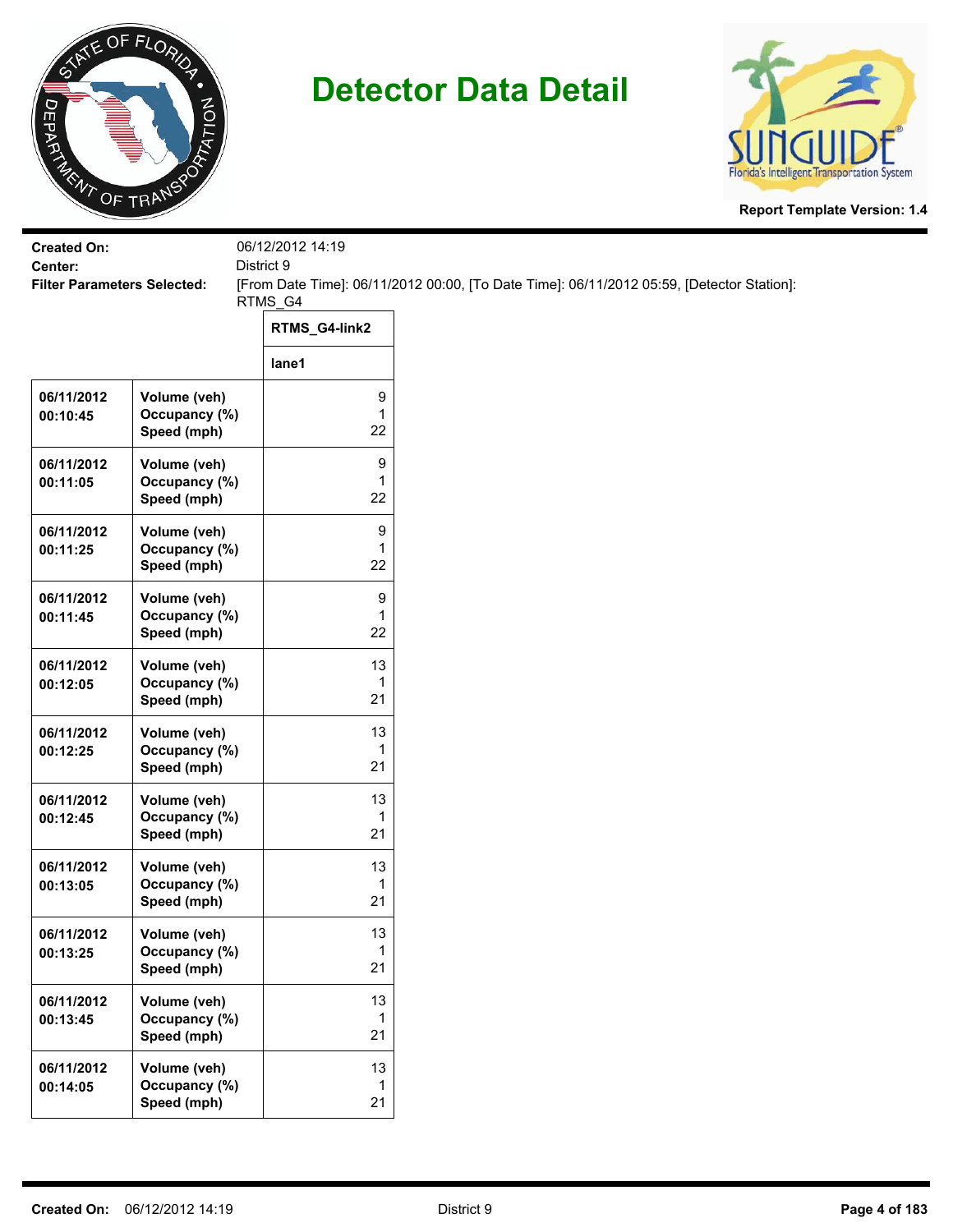# Detector Data Detail

**Report Template Version: 1.4**

**Created On:** 06/12/2012 14:19
**Center:** District 9
**Filter Parameters Selected:** [From Date Time]: 06/11/2012 00:00, [To Date Time]: 06/11/2012 05:59, [Detector Station]: RTMS_G4

| | | RTMS_G4-link2 |
|---|---|---|
| | | lane1 |
| **06/11/2012 00:10:45** | **Volume (veh)**<br>**Occupancy (%)**<br>**Speed (mph)** | 9<br>1<br>22 |
| **06/11/2012 00:11:05** | **Volume (veh)**<br>**Occupancy (%)**<br>**Speed (mph)** | 9<br>1<br>22 |
| **06/11/2012 00:11:25** | **Volume (veh)**<br>**Occupancy (%)**<br>**Speed (mph)** | 9<br>1<br>22 |
| **06/11/2012 00:11:45** | **Volume (veh)**<br>**Occupancy (%)**<br>**Speed (mph)** | 9<br>1<br>22 |
| **06/11/2012 00:12:05** | **Volume (veh)**<br>**Occupancy (%)**<br>**Speed (mph)** | 13<br>1<br>21 |
| **06/11/2012 00:12:25** | **Volume (veh)**<br>**Occupancy (%)**<br>**Speed (mph)** | 13<br>1<br>21 |
| **06/11/2012 00:12:45** | **Volume (veh)**<br>**Occupancy (%)**<br>**Speed (mph)** | 13<br>1<br>21 |
| **06/11/2012 00:13:05** | **Volume (veh)**<br>**Occupancy (%)**<br>**Speed (mph)** | 13<br>1<br>21 |
| **06/11/2012 00:13:25** | **Volume (veh)**<br>**Occupancy (%)**<br>**Speed (mph)** | 13<br>1<br>21 |
| **06/11/2012 00:13:45** | **Volume (veh)**<br>**Occupancy (%)**<br>**Speed (mph)** | 13<br>1<br>21 |
| **06/11/2012 00:14:05** | **Volume (veh)**<br>**Occupancy (%)**<br>**Speed (mph)** | 13<br>1<br>21 |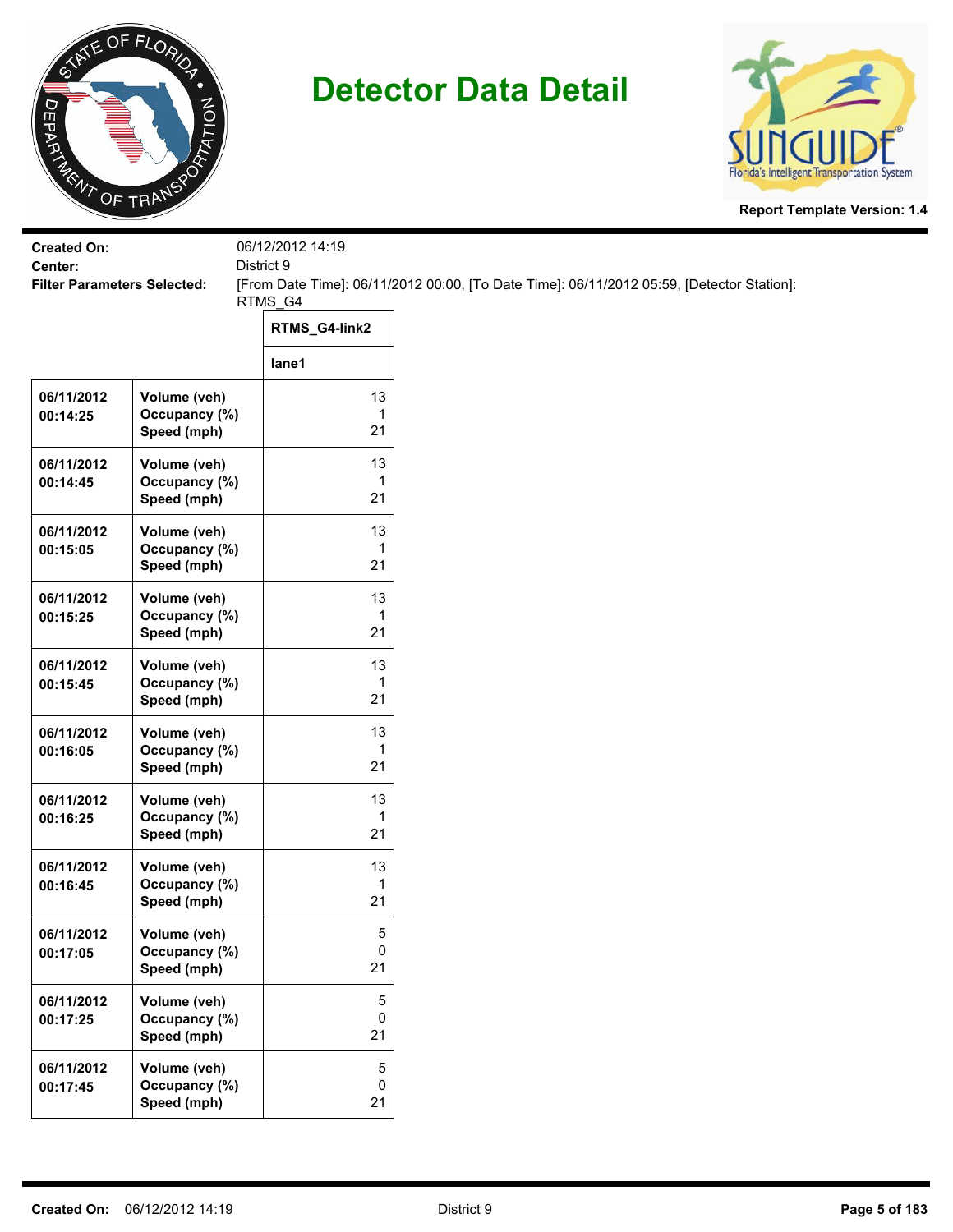# Detector Data Detail

**Report Template Version: 1.4**

**Created On:** 06/12/2012 14:19

**Center:** District 9

**Filter Parameters Selected:** [From Date Time]: 06/11/2012 00:00, [To Date Time]: 06/11/2012 05:59, [Detector Station]: RTMS_G4

| | | RTMS_G4-link2 |
|---|---|---|
| | | lane1 |
| 06/11/2012 00:14:25 | Volume (veh)<br>Occupancy (%)<br>Speed (mph) | 13<br>1<br>21 |
| 06/11/2012 00:14:45 | Volume (veh)<br>Occupancy (%)<br>Speed (mph) | 13<br>1<br>21 |
| 06/11/2012 00:15:05 | Volume (veh)<br>Occupancy (%)<br>Speed (mph) | 13<br>1<br>21 |
| 06/11/2012 00:15:25 | Volume (veh)<br>Occupancy (%)<br>Speed (mph) | 13<br>1<br>21 |
| 06/11/2012 00:15:45 | Volume (veh)<br>Occupancy (%)<br>Speed (mph) | 13<br>1<br>21 |
| 06/11/2012 00:16:05 | Volume (veh)<br>Occupancy (%)<br>Speed (mph) | 13<br>1<br>21 |
| 06/11/2012 00:16:25 | Volume (veh)<br>Occupancy (%)<br>Speed (mph) | 13<br>1<br>21 |
| 06/11/2012 00:16:45 | Volume (veh)<br>Occupancy (%)<br>Speed (mph) | 13<br>1<br>21 |
| 06/11/2012 00:17:05 | Volume (veh)<br>Occupancy (%)<br>Speed (mph) | 5<br>0<br>21 |
| 06/11/2012 00:17:25 | Volume (veh)<br>Occupancy (%)<br>Speed (mph) | 5<br>0<br>21 |
| 06/11/2012 00:17:45 | Volume (veh)<br>Occupancy (%)<br>Speed (mph) | 5<br>0<br>21 |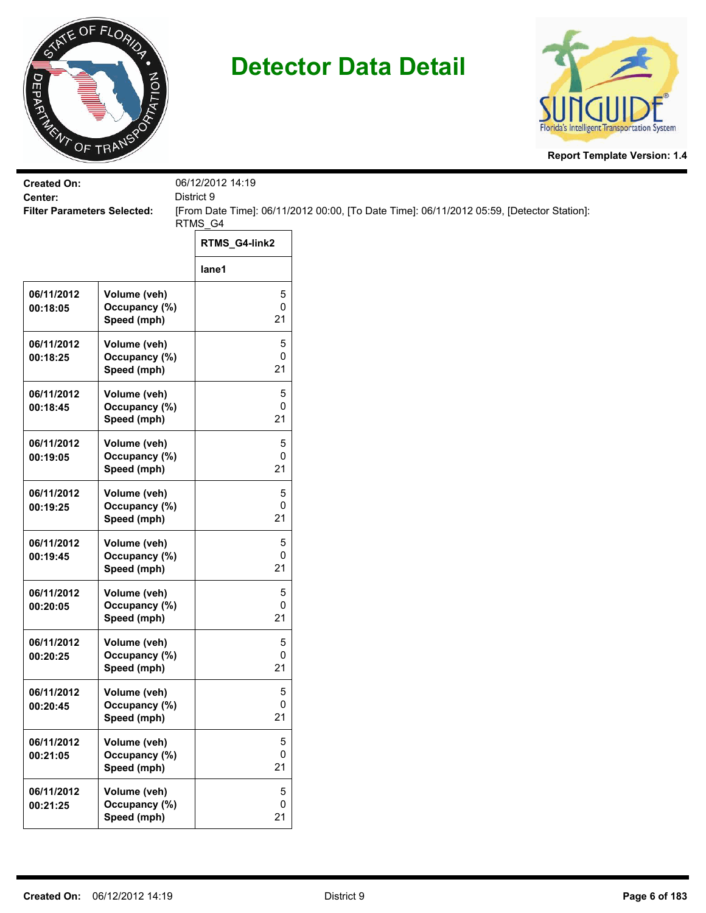# Detector Data Detail

**Report Template Version: 1.4**

**Created On:** 06/12/2012 14:19
**Center:** District 9
**Filter Parameters Selected:** [From Date Time]: 06/11/2012 00:00, [To Date Time]: 06/11/2012 05:59, [Detector Station]: RTMS_G4

| | | RTMS_G4-link2 |
|---|---|---|
| | | lane1 |
| 06/11/2012 00:18:05 | Volume (veh)<br>Occupancy (%)<br>Speed (mph) | 5<br>0<br>21 |
| 06/11/2012 00:18:25 | Volume (veh)<br>Occupancy (%)<br>Speed (mph) | 5<br>0<br>21 |
| 06/11/2012 00:18:45 | Volume (veh)<br>Occupancy (%)<br>Speed (mph) | 5<br>0<br>21 |
| 06/11/2012 00:19:05 | Volume (veh)<br>Occupancy (%)<br>Speed (mph) | 5<br>0<br>21 |
| 06/11/2012 00:19:25 | Volume (veh)<br>Occupancy (%)<br>Speed (mph) | 5<br>0<br>21 |
| 06/11/2012 00:19:45 | Volume (veh)<br>Occupancy (%)<br>Speed (mph) | 5<br>0<br>21 |
| 06/11/2012 00:20:05 | Volume (veh)<br>Occupancy (%)<br>Speed (mph) | 5<br>0<br>21 |
| 06/11/2012 00:20:25 | Volume (veh)<br>Occupancy (%)<br>Speed (mph) | 5<br>0<br>21 |
| 06/11/2012 00:20:45 | Volume (veh)<br>Occupancy (%)<br>Speed (mph) | 5<br>0<br>21 |
| 06/11/2012 00:21:05 | Volume (veh)<br>Occupancy (%)<br>Speed (mph) | 5<br>0<br>21 |
| 06/11/2012 00:21:25 | Volume (veh)<br>Occupancy (%)<br>Speed (mph) | 5<br>0<br>21 |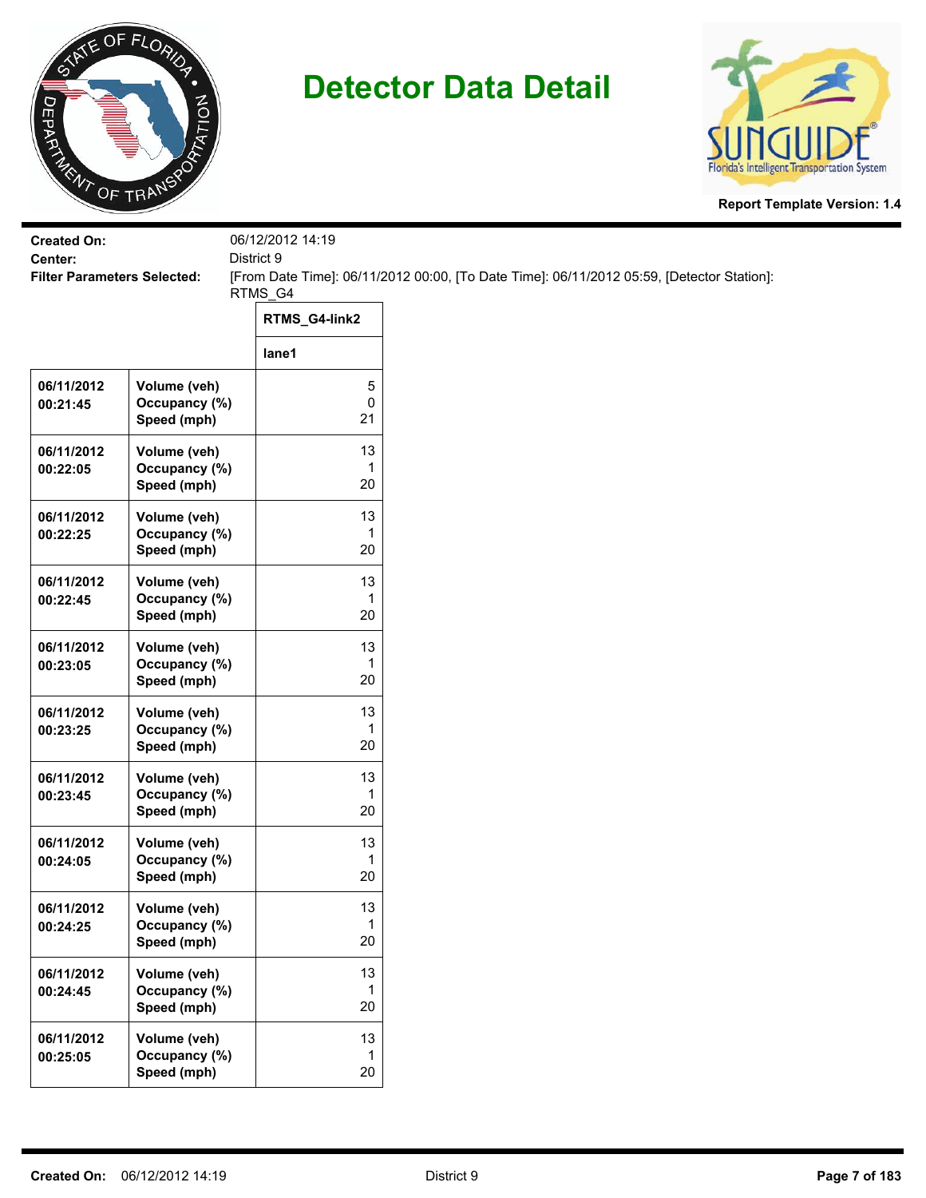# Detector Data Detail

**Report Template Version: 1.4**

**Created On:** 06/12/2012 14:19
**Center:** District 9
**Filter Parameters Selected:** [From Date Time]: 06/11/2012 00:00, [To Date Time]: 06/11/2012 05:59, [Detector Station]: RTMS_G4

| | | RTMS_G4-link2 |
|---|---|---|
| | | lane1 |
| 06/11/2012 00:21:45 | Volume (veh)<br>Occupancy (%)<br>Speed (mph) | 5<br>0<br>21 |
| 06/11/2012 00:22:05 | Volume (veh)<br>Occupancy (%)<br>Speed (mph) | 13<br>1<br>20 |
| 06/11/2012 00:22:25 | Volume (veh)<br>Occupancy (%)<br>Speed (mph) | 13<br>1<br>20 |
| 06/11/2012 00:22:45 | Volume (veh)<br>Occupancy (%)<br>Speed (mph) | 13<br>1<br>20 |
| 06/11/2012 00:23:05 | Volume (veh)<br>Occupancy (%)<br>Speed (mph) | 13<br>1<br>20 |
| 06/11/2012 00:23:25 | Volume (veh)<br>Occupancy (%)<br>Speed (mph) | 13<br>1<br>20 |
| 06/11/2012 00:23:45 | Volume (veh)<br>Occupancy (%)<br>Speed (mph) | 13<br>1<br>20 |
| 06/11/2012 00:24:05 | Volume (veh)<br>Occupancy (%)<br>Speed (mph) | 13<br>1<br>20 |
| 06/11/2012 00:24:25 | Volume (veh)<br>Occupancy (%)<br>Speed (mph) | 13<br>1<br>20 |
| 06/11/2012 00:24:45 | Volume (veh)<br>Occupancy (%)<br>Speed (mph) | 13<br>1<br>20 |
| 06/11/2012 00:25:05 | Volume (veh)<br>Occupancy (%)<br>Speed (mph) | 13<br>1<br>20 |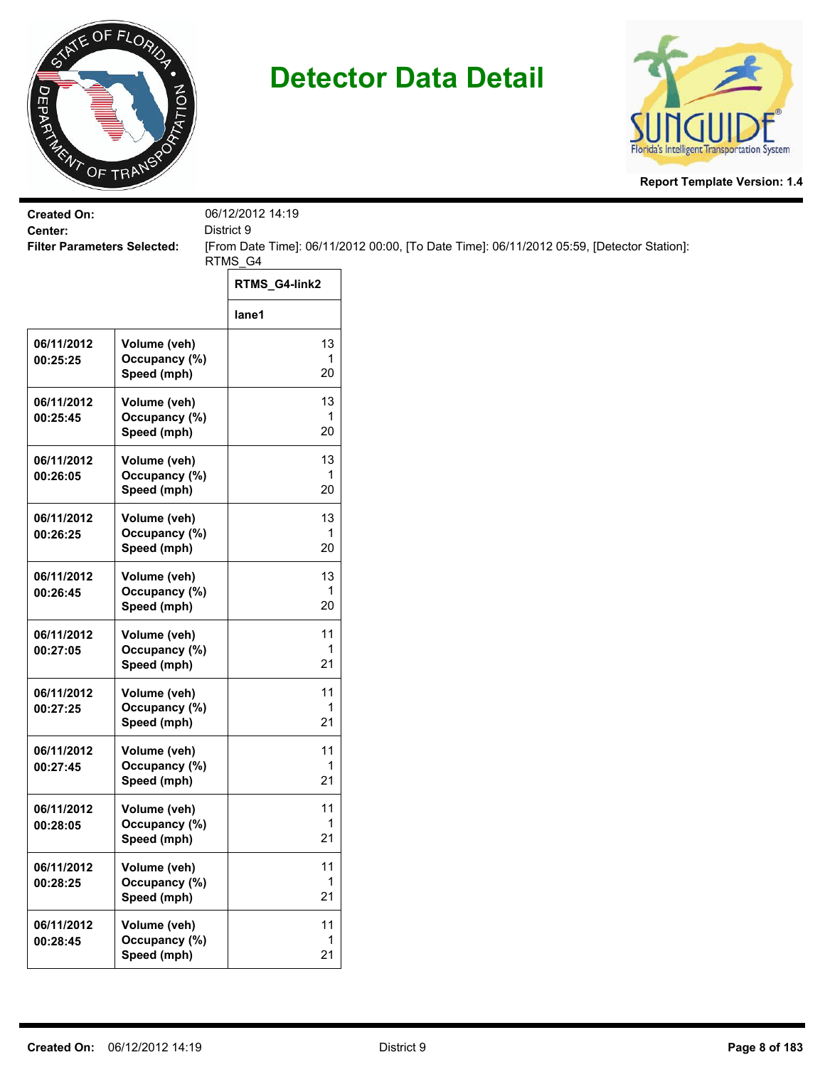# Detector Data Detail

**Report Template Version: 1.4**

**Created On:** 06/12/2012 14:19
**Center:** District 9
**Filter Parameters Selected:** [From Date Time]: 06/11/2012 00:00, [To Date Time]: 06/11/2012 05:59, [Detector Station]: RTMS_G4

| | | RTMS_G4-link2 |
|---|---|---|
| | | lane1 |
| 06/11/2012 00:25:25 | Volume (veh)<br>Occupancy (%)<br>Speed (mph) | 13<br>1<br>20 |
| 06/11/2012 00:25:45 | Volume (veh)<br>Occupancy (%)<br>Speed (mph) | 13<br>1<br>20 |
| 06/11/2012 00:26:05 | Volume (veh)<br>Occupancy (%)<br>Speed (mph) | 13<br>1<br>20 |
| 06/11/2012 00:26:25 | Volume (veh)<br>Occupancy (%)<br>Speed (mph) | 13<br>1<br>20 |
| 06/11/2012 00:26:45 | Volume (veh)<br>Occupancy (%)<br>Speed (mph) | 13<br>1<br>20 |
| 06/11/2012 00:27:05 | Volume (veh)<br>Occupancy (%)<br>Speed (mph) | 11<br>1<br>21 |
| 06/11/2012 00:27:25 | Volume (veh)<br>Occupancy (%)<br>Speed (mph) | 11<br>1<br>21 |
| 06/11/2012 00:27:45 | Volume (veh)<br>Occupancy (%)<br>Speed (mph) | 11<br>1<br>21 |
| 06/11/2012 00:28:05 | Volume (veh)<br>Occupancy (%)<br>Speed (mph) | 11<br>1<br>21 |
| 06/11/2012 00:28:25 | Volume (veh)<br>Occupancy (%)<br>Speed (mph) | 11<br>1<br>21 |
| 06/11/2012 00:28:45 | Volume (veh)<br>Occupancy (%)<br>Speed (mph) | 11<br>1<br>21 |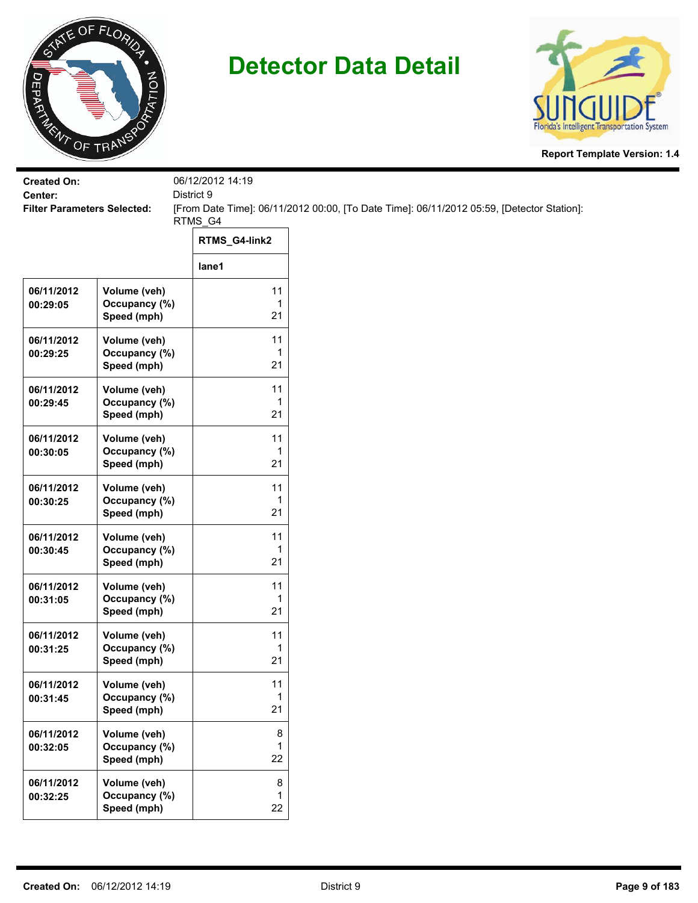# Detector Data Detail

**Report Template Version: 1.4**

**Created On:** 06/12/2012 14:19
**Center:** District 9
**Filter Parameters Selected:** [From Date Time]: 06/11/2012 00:00, [To Date Time]: 06/11/2012 05:59, [Detector Station]: RTMS_G4

| | | RTMS_G4-link2 |
|---|---|---|
| | | lane1 |
| 06/11/2012 00:29:05 | Volume (veh)<br>Occupancy (%)<br>Speed (mph) | 11<br>1<br>21 |
| 06/11/2012 00:29:25 | Volume (veh)<br>Occupancy (%)<br>Speed (mph) | 11<br>1<br>21 |
| 06/11/2012 00:29:45 | Volume (veh)<br>Occupancy (%)<br>Speed (mph) | 11<br>1<br>21 |
| 06/11/2012 00:30:05 | Volume (veh)<br>Occupancy (%)<br>Speed (mph) | 11<br>1<br>21 |
| 06/11/2012 00:30:25 | Volume (veh)<br>Occupancy (%)<br>Speed (mph) | 11<br>1<br>21 |
| 06/11/2012 00:30:45 | Volume (veh)<br>Occupancy (%)<br>Speed (mph) | 11<br>1<br>21 |
| 06/11/2012 00:31:05 | Volume (veh)<br>Occupancy (%)<br>Speed (mph) | 11<br>1<br>21 |
| 06/11/2012 00:31:25 | Volume (veh)<br>Occupancy (%)<br>Speed (mph) | 11<br>1<br>21 |
| 06/11/2012 00:31:45 | Volume (veh)<br>Occupancy (%)<br>Speed (mph) | 11<br>1<br>21 |
| 06/11/2012 00:32:05 | Volume (veh)<br>Occupancy (%)<br>Speed (mph) | 8<br>1<br>22 |
| 06/11/2012 00:32:25 | Volume (veh)<br>Occupancy (%)<br>Speed (mph) | 8<br>1<br>22 |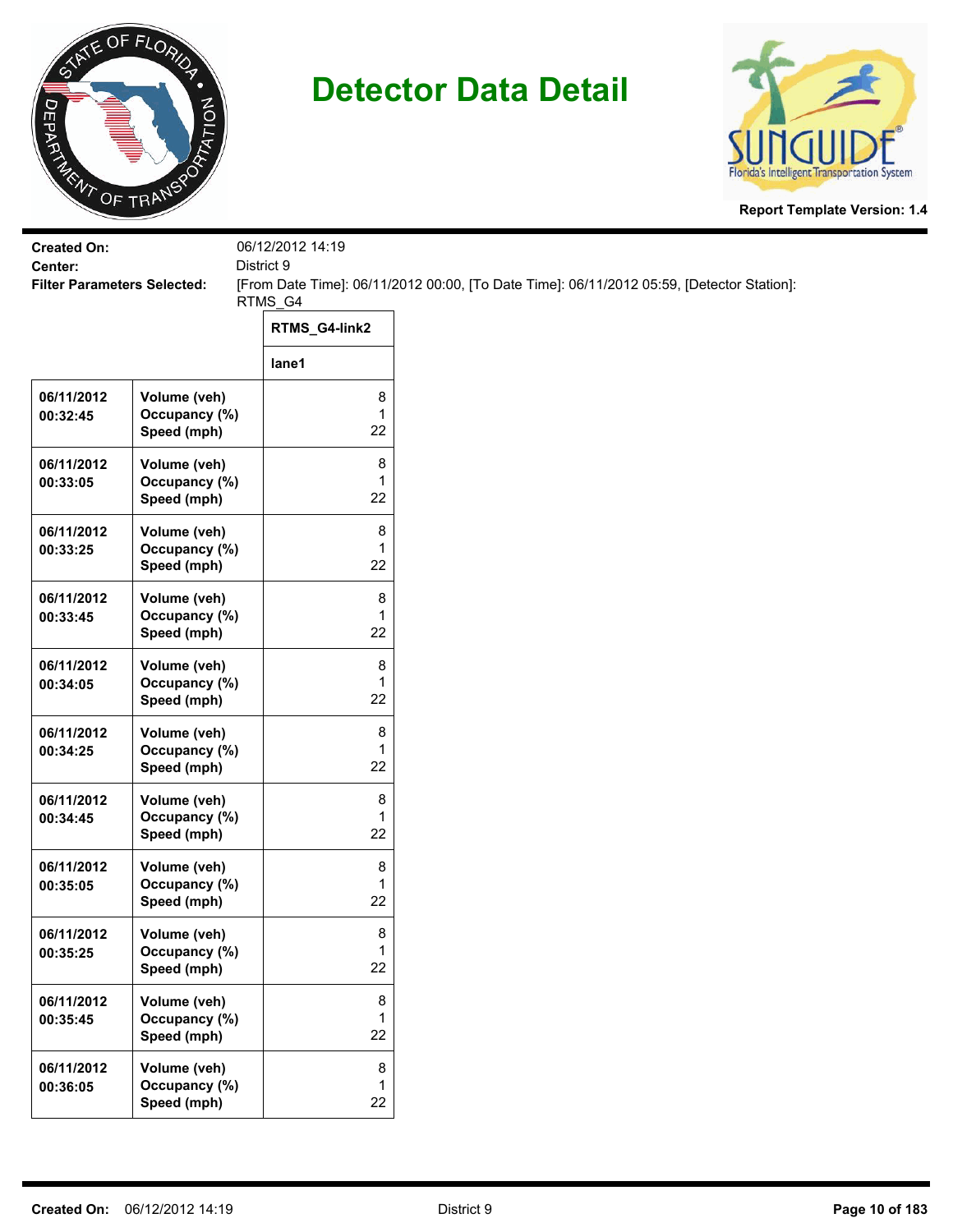# Detector Data Detail

**Report Template Version: 1.4**

**Created On:** 06/12/2012 14:19
**Center:** District 9
**Filter Parameters Selected:** [From Date Time]: 06/11/2012 00:00, [To Date Time]: 06/11/2012 05:59, [Detector Station]: RTMS_G4

| | | RTMS_G4-link2 |
|---|---|---|
| | | lane1 |
| 06/11/2012 00:32:45 | Volume (veh)<br>Occupancy (%)<br>Speed (mph) | 8<br>1<br>22 |
| 06/11/2012 00:33:05 | Volume (veh)<br>Occupancy (%)<br>Speed (mph) | 8<br>1<br>22 |
| 06/11/2012 00:33:25 | Volume (veh)<br>Occupancy (%)<br>Speed (mph) | 8<br>1<br>22 |
| 06/11/2012 00:33:45 | Volume (veh)<br>Occupancy (%)<br>Speed (mph) | 8<br>1<br>22 |
| 06/11/2012 00:34:05 | Volume (veh)<br>Occupancy (%)<br>Speed (mph) | 8<br>1<br>22 |
| 06/11/2012 00:34:25 | Volume (veh)<br>Occupancy (%)<br>Speed (mph) | 8<br>1<br>22 |
| 06/11/2012 00:34:45 | Volume (veh)<br>Occupancy (%)<br>Speed (mph) | 8<br>1<br>22 |
| 06/11/2012 00:35:05 | Volume (veh)<br>Occupancy (%)<br>Speed (mph) | 8<br>1<br>22 |
| 06/11/2012 00:35:25 | Volume (veh)<br>Occupancy (%)<br>Speed (mph) | 8<br>1<br>22 |
| 06/11/2012 00:35:45 | Volume (veh)<br>Occupancy (%)<br>Speed (mph) | 8<br>1<br>22 |
| 06/11/2012 00:36:05 | Volume (veh)<br>Occupancy (%)<br>Speed (mph) | 8<br>1<br>22 |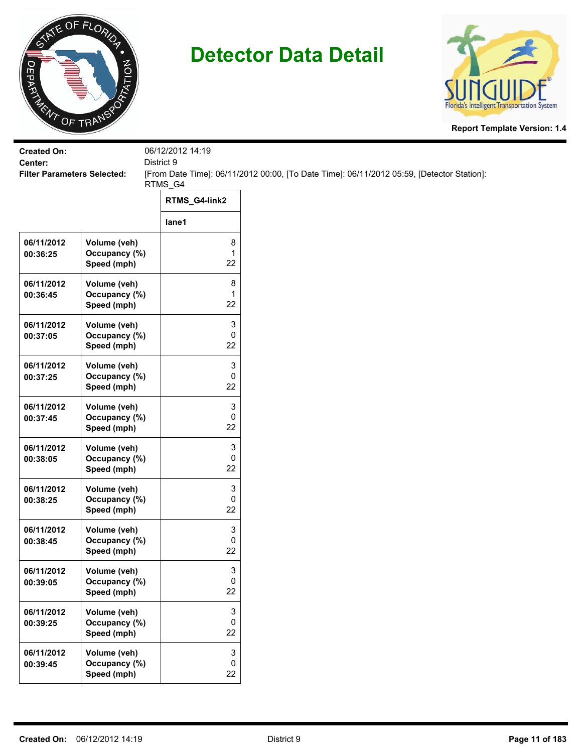# Detector Data Detail

**Report Template Version: 1.4**

**Created On:** 06/12/2012 14:19
**Center:** District 9
**Filter Parameters Selected:** [From Date Time]: 06/11/2012 00:00, [To Date Time]: 06/11/2012 05:59, [Detector Station]: RTMS_G4

| | | RTMS_G4-link2 |
|---|---|---|
| | | lane1 |
| 06/11/2012 00:36:25 | Volume (veh)<br>Occupancy (%)<br>Speed (mph) | 8<br>1<br>22 |
| 06/11/2012 00:36:45 | Volume (veh)<br>Occupancy (%)<br>Speed (mph) | 8<br>1<br>22 |
| 06/11/2012 00:37:05 | Volume (veh)<br>Occupancy (%)<br>Speed (mph) | 3<br>0<br>22 |
| 06/11/2012 00:37:25 | Volume (veh)<br>Occupancy (%)<br>Speed (mph) | 3<br>0<br>22 |
| 06/11/2012 00:37:45 | Volume (veh)<br>Occupancy (%)<br>Speed (mph) | 3<br>0<br>22 |
| 06/11/2012 00:38:05 | Volume (veh)<br>Occupancy (%)<br>Speed (mph) | 3<br>0<br>22 |
| 06/11/2012 00:38:25 | Volume (veh)<br>Occupancy (%)<br>Speed (mph) | 3<br>0<br>22 |
| 06/11/2012 00:38:45 | Volume (veh)<br>Occupancy (%)<br>Speed (mph) | 3<br>0<br>22 |
| 06/11/2012 00:39:05 | Volume (veh)<br>Occupancy (%)<br>Speed (mph) | 3<br>0<br>22 |
| 06/11/2012 00:39:25 | Volume (veh)<br>Occupancy (%)<br>Speed (mph) | 3<br>0<br>22 |
| 06/11/2012 00:39:45 | Volume (veh)<br>Occupancy (%)<br>Speed (mph) | 3<br>0<br>22 |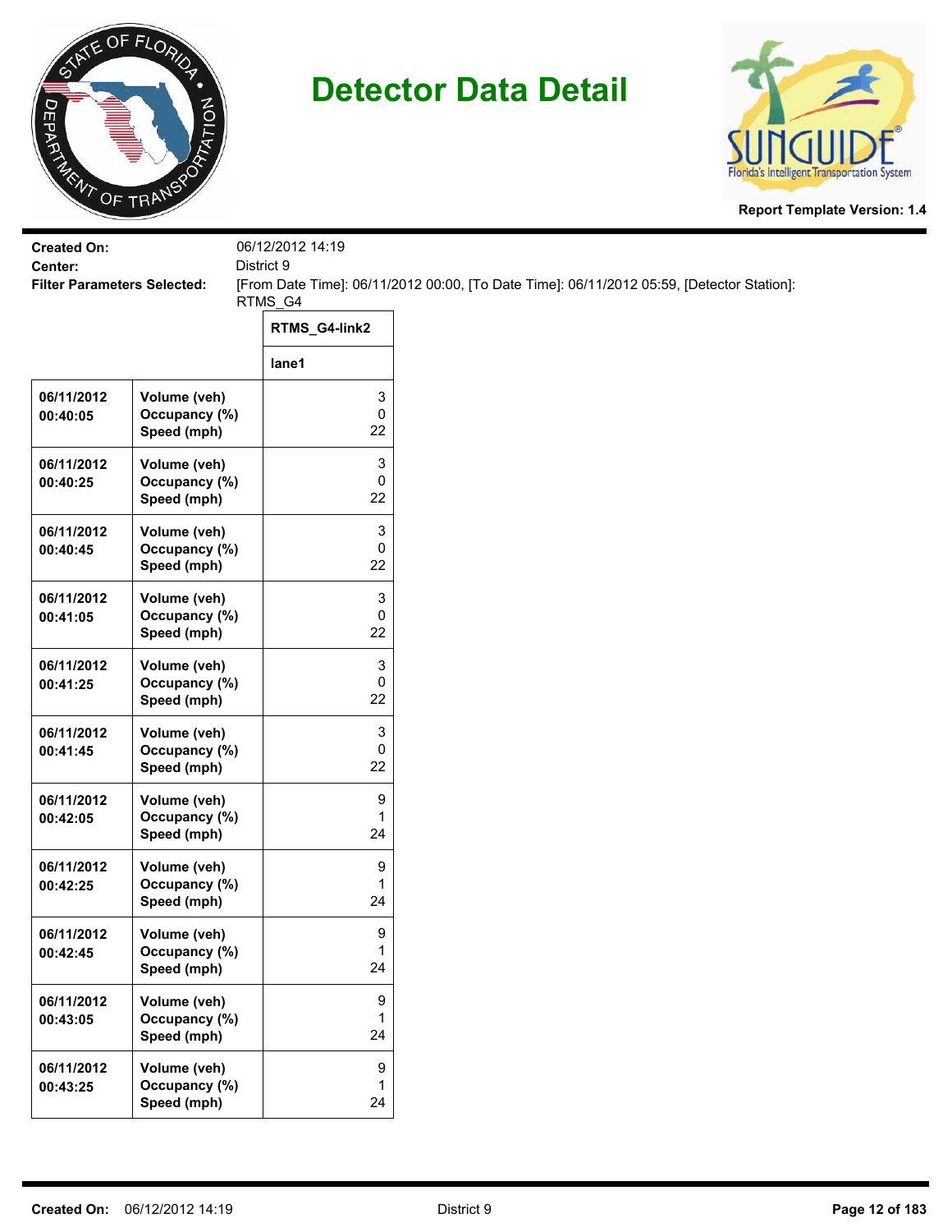# Detector Data Detail

**Report Template Version: 1.4**

**Created On:** 06/12/2012 14:19
**Center:** District 9
**Filter Parameters Selected:** [From Date Time]: 06/11/2012 00:00, [To Date Time]: 06/11/2012 05:59, [Detector Station]: RTMS_G4

| | | RTMS_G4-link2 |
|---|---|---|
| | | lane1 |
| 06/11/2012 00:40:05 | Volume (veh)<br>Occupancy (%)<br>Speed (mph) | 3<br>0<br>22 |
| 06/11/2012 00:40:25 | Volume (veh)<br>Occupancy (%)<br>Speed (mph) | 3<br>0<br>22 |
| 06/11/2012 00:40:45 | Volume (veh)<br>Occupancy (%)<br>Speed (mph) | 3<br>0<br>22 |
| 06/11/2012 00:41:05 | Volume (veh)<br>Occupancy (%)<br>Speed (mph) | 3<br>0<br>22 |
| 06/11/2012 00:41:25 | Volume (veh)<br>Occupancy (%)<br>Speed (mph) | 3<br>0<br>22 |
| 06/11/2012 00:41:45 | Volume (veh)<br>Occupancy (%)<br>Speed (mph) | 3<br>0<br>22 |
| 06/11/2012 00:42:05 | Volume (veh)<br>Occupancy (%)<br>Speed (mph) | 9<br>1<br>24 |
| 06/11/2012 00:42:25 | Volume (veh)<br>Occupancy (%)<br>Speed (mph) | 9<br>1<br>24 |
| 06/11/2012 00:42:45 | Volume (veh)<br>Occupancy (%)<br>Speed (mph) | 9<br>1<br>24 |
| 06/11/2012 00:43:05 | Volume (veh)<br>Occupancy (%)<br>Speed (mph) | 9<br>1<br>24 |
| 06/11/2012 00:43:25 | Volume (veh)<br>Occupancy (%)<br>Speed (mph) | 9<br>1<br>24 |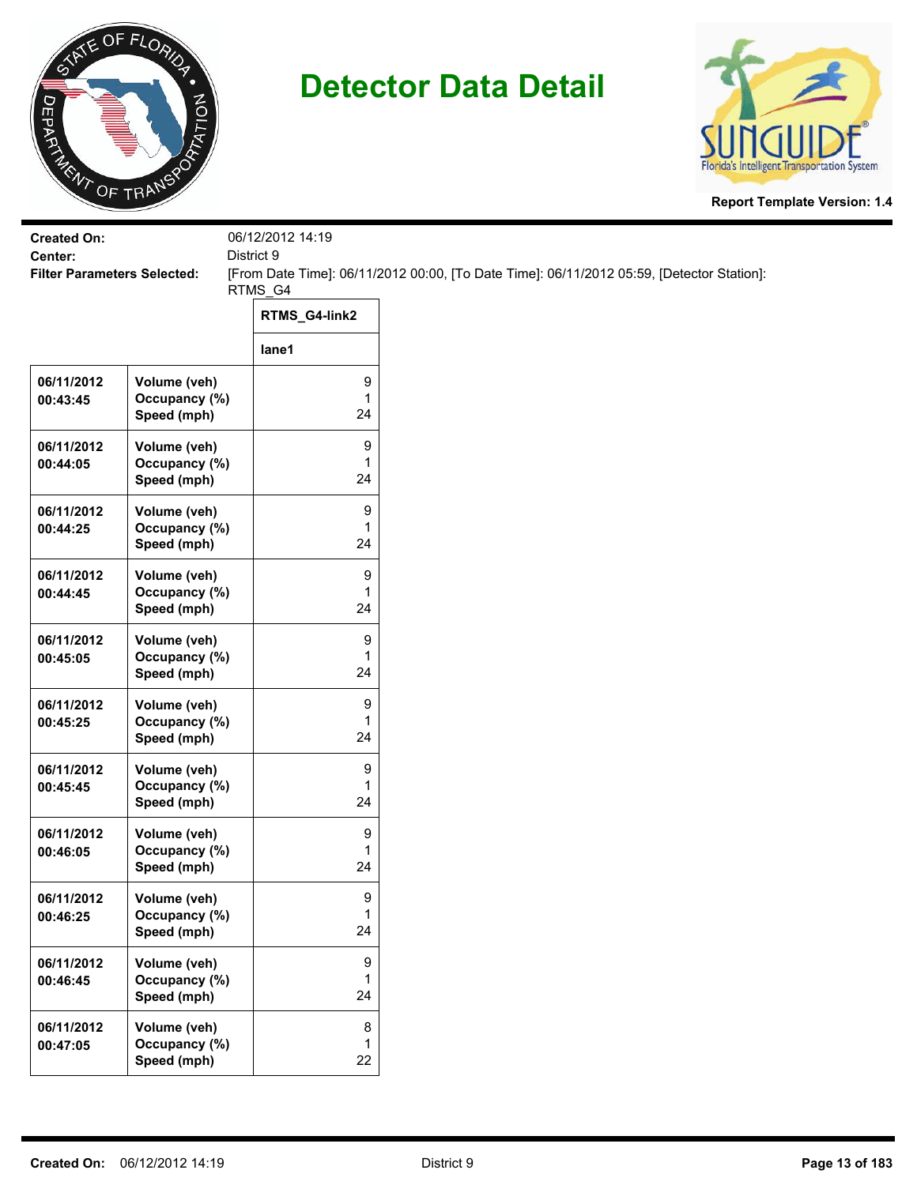# Detector Data Detail

**Report Template Version: 1.4**

**Created On:** 06/12/2012 14:19
**Center:** District 9
**Filter Parameters Selected:** [From Date Time]: 06/11/2012 00:00, [To Date Time]: 06/11/2012 05:59, [Detector Station]: RTMS_G4

| | | RTMS_G4-link2 |
|---|---|---|
| | | lane1 |
| 06/11/2012 00:43:45 | Volume (veh)<br>Occupancy (%)<br>Speed (mph) | 9<br>1<br>24 |
| 06/11/2012 00:44:05 | Volume (veh)<br>Occupancy (%)<br>Speed (mph) | 9<br>1<br>24 |
| 06/11/2012 00:44:25 | Volume (veh)<br>Occupancy (%)<br>Speed (mph) | 9<br>1<br>24 |
| 06/11/2012 00:44:45 | Volume (veh)<br>Occupancy (%)<br>Speed (mph) | 9<br>1<br>24 |
| 06/11/2012 00:45:05 | Volume (veh)<br>Occupancy (%)<br>Speed (mph) | 9<br>1<br>24 |
| 06/11/2012 00:45:25 | Volume (veh)<br>Occupancy (%)<br>Speed (mph) | 9<br>1<br>24 |
| 06/11/2012 00:45:45 | Volume (veh)<br>Occupancy (%)<br>Speed (mph) | 9<br>1<br>24 |
| 06/11/2012 00:46:05 | Volume (veh)<br>Occupancy (%)<br>Speed (mph) | 9<br>1<br>24 |
| 06/11/2012 00:46:25 | Volume (veh)<br>Occupancy (%)<br>Speed (mph) | 9<br>1<br>24 |
| 06/11/2012 00:46:45 | Volume (veh)<br>Occupancy (%)<br>Speed (mph) | 9<br>1<br>24 |
| 06/11/2012 00:47:05 | Volume (veh)<br>Occupancy (%)<br>Speed (mph) | 8<br>1<br>22 |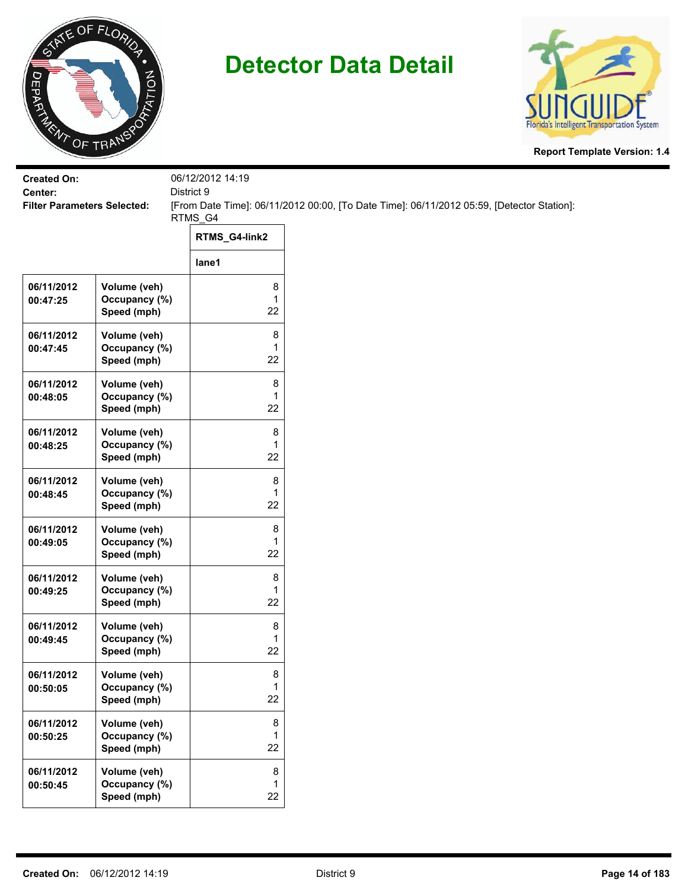# Detector Data Detail

**Report Template Version: 1.4**

**Created On:** 06/12/2012 14:19
**Center:** District 9
**Filter Parameters Selected:** [From Date Time]: 06/11/2012 00:00, [To Date Time]: 06/11/2012 05:59, [Detector Station]: RTMS_G4

| | | RTMS_G4-link2 |
|---|---|---|
| | | lane1 |
| 06/11/2012 00:47:25 | Volume (veh)<br>Occupancy (%)<br>Speed (mph) | 8<br>1<br>22 |
| 06/11/2012 00:47:45 | Volume (veh)<br>Occupancy (%)<br>Speed (mph) | 8<br>1<br>22 |
| 06/11/2012 00:48:05 | Volume (veh)<br>Occupancy (%)<br>Speed (mph) | 8<br>1<br>22 |
| 06/11/2012 00:48:25 | Volume (veh)<br>Occupancy (%)<br>Speed (mph) | 8<br>1<br>22 |
| 06/11/2012 00:48:45 | Volume (veh)<br>Occupancy (%)<br>Speed (mph) | 8<br>1<br>22 |
| 06/11/2012 00:49:05 | Volume (veh)<br>Occupancy (%)<br>Speed (mph) | 8<br>1<br>22 |
| 06/11/2012 00:49:25 | Volume (veh)<br>Occupancy (%)<br>Speed (mph) | 8<br>1<br>22 |
| 06/11/2012 00:49:45 | Volume (veh)<br>Occupancy (%)<br>Speed (mph) | 8<br>1<br>22 |
| 06/11/2012 00:50:05 | Volume (veh)<br>Occupancy (%)<br>Speed (mph) | 8<br>1<br>22 |
| 06/11/2012 00:50:25 | Volume (veh)<br>Occupancy (%)<br>Speed (mph) | 8<br>1<br>22 |
| 06/11/2012 00:50:45 | Volume (veh)<br>Occupancy (%)<br>Speed (mph) | 8<br>1<br>22 |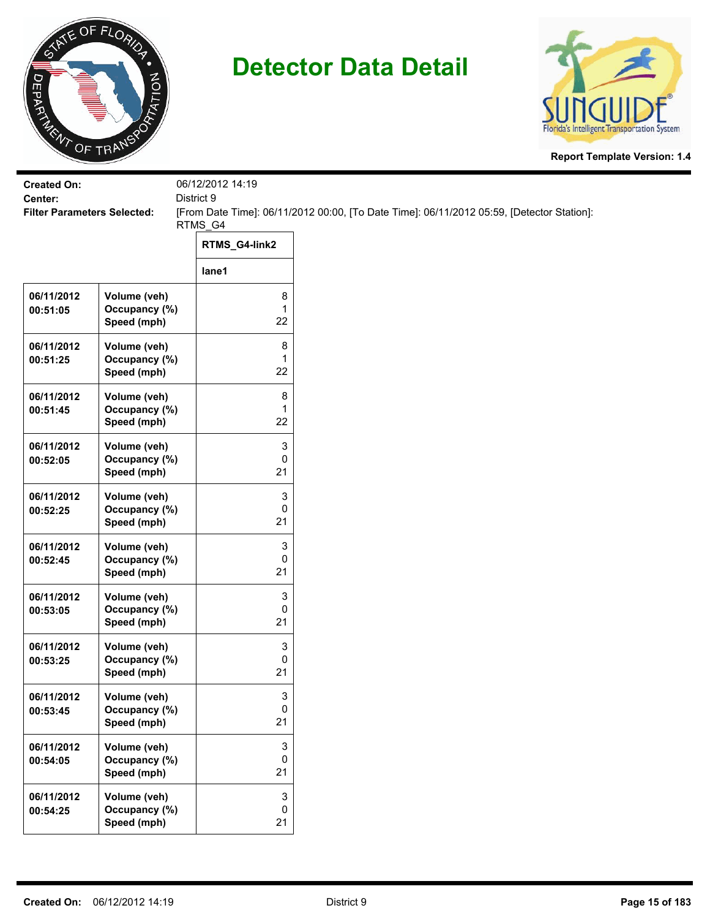# Detector Data Detail

**Report Template Version: 1.4**

**Created On:** 06/12/2012 14:19
**Center:** District 9
**Filter Parameters Selected:** [From Date Time]: 06/11/2012 00:00, [To Date Time]: 06/11/2012 05:59, [Detector Station]: RTMS_G4

| | | RTMS_G4-link2 |
|---|---|---|
| | | lane1 |
| 06/11/2012 00:51:05 | Volume (veh)<br>Occupancy (%)<br>Speed (mph) | 8<br>1<br>22 |
| 06/11/2012 00:51:25 | Volume (veh)<br>Occupancy (%)<br>Speed (mph) | 8<br>1<br>22 |
| 06/11/2012 00:51:45 | Volume (veh)<br>Occupancy (%)<br>Speed (mph) | 8<br>1<br>22 |
| 06/11/2012 00:52:05 | Volume (veh)<br>Occupancy (%)<br>Speed (mph) | 3<br>0<br>21 |
| 06/11/2012 00:52:25 | Volume (veh)<br>Occupancy (%)<br>Speed (mph) | 3<br>0<br>21 |
| 06/11/2012 00:52:45 | Volume (veh)<br>Occupancy (%)<br>Speed (mph) | 3<br>0<br>21 |
| 06/11/2012 00:53:05 | Volume (veh)<br>Occupancy (%)<br>Speed (mph) | 3<br>0<br>21 |
| 06/11/2012 00:53:25 | Volume (veh)<br>Occupancy (%)<br>Speed (mph) | 3<br>0<br>21 |
| 06/11/2012 00:53:45 | Volume (veh)<br>Occupancy (%)<br>Speed (mph) | 3<br>0<br>21 |
| 06/11/2012 00:54:05 | Volume (veh)<br>Occupancy (%)<br>Speed (mph) | 3<br>0<br>21 |
| 06/11/2012 00:54:25 | Volume (veh)<br>Occupancy (%)<br>Speed (mph) | 3<br>0<br>21 |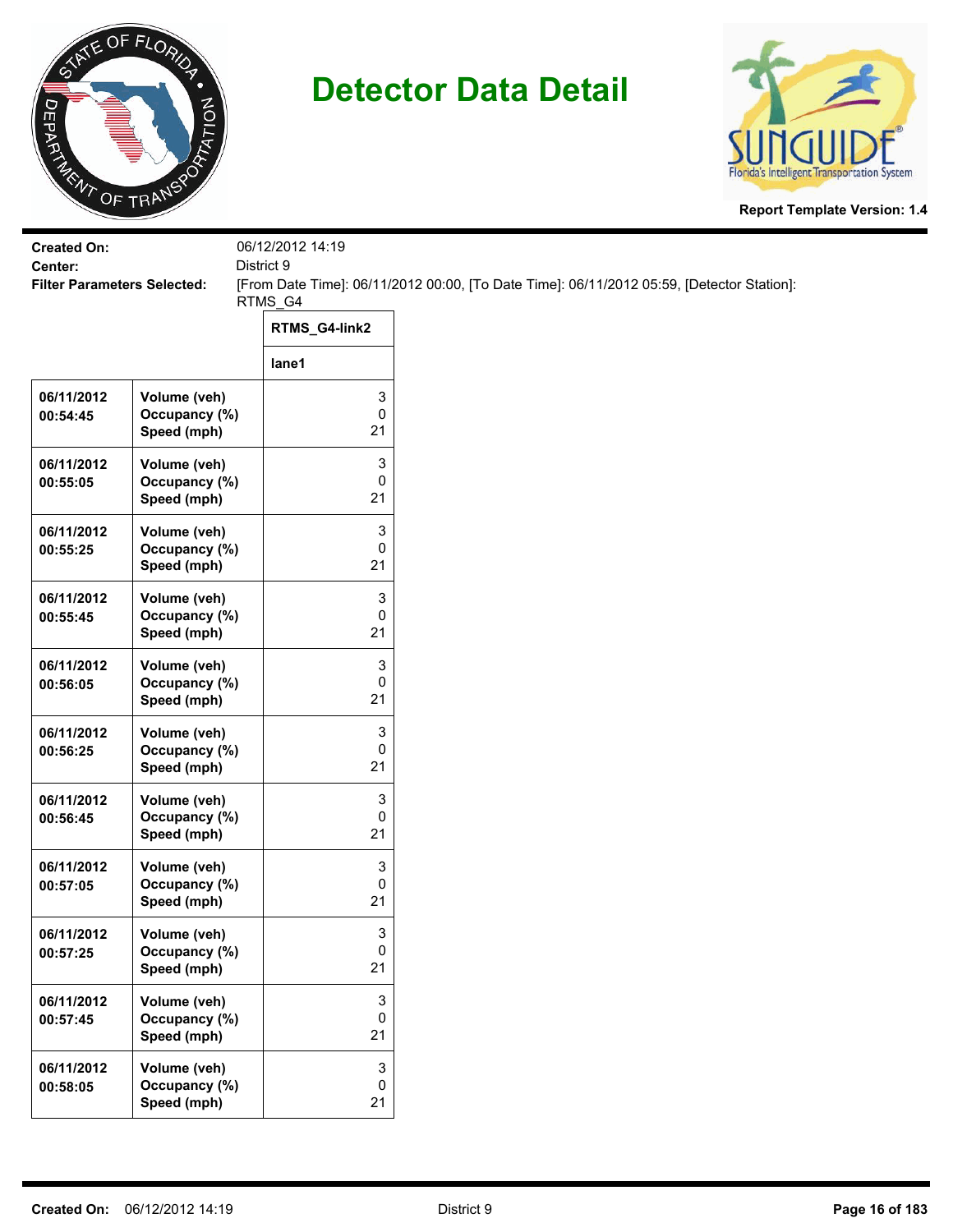# Detector Data Detail

**Report Template Version: 1.4**

**Created On:** 06/12/2012 14:19
**Center:** District 9
**Filter Parameters Selected:** [From Date Time]: 06/11/2012 00:00, [To Date Time]: 06/11/2012 05:59, [Detector Station]: RTMS_G4

| | | RTMS_G4-link2 |
|---|---|---|
| | | lane1 |
| 06/11/2012 00:54:45 | Volume (veh)<br>Occupancy (%)<br>Speed (mph) | 3<br>0<br>21 |
| 06/11/2012 00:55:05 | Volume (veh)<br>Occupancy (%)<br>Speed (mph) | 3<br>0<br>21 |
| 06/11/2012 00:55:25 | Volume (veh)<br>Occupancy (%)<br>Speed (mph) | 3<br>0<br>21 |
| 06/11/2012 00:55:45 | Volume (veh)<br>Occupancy (%)<br>Speed (mph) | 3<br>0<br>21 |
| 06/11/2012 00:56:05 | Volume (veh)<br>Occupancy (%)<br>Speed (mph) | 3<br>0<br>21 |
| 06/11/2012 00:56:25 | Volume (veh)<br>Occupancy (%)<br>Speed (mph) | 3<br>0<br>21 |
| 06/11/2012 00:56:45 | Volume (veh)<br>Occupancy (%)<br>Speed (mph) | 3<br>0<br>21 |
| 06/11/2012 00:57:05 | Volume (veh)<br>Occupancy (%)<br>Speed (mph) | 3<br>0<br>21 |
| 06/11/2012 00:57:25 | Volume (veh)<br>Occupancy (%)<br>Speed (mph) | 3<br>0<br>21 |
| 06/11/2012 00:57:45 | Volume (veh)<br>Occupancy (%)<br>Speed (mph) | 3<br>0<br>21 |
| 06/11/2012 00:58:05 | Volume (veh)<br>Occupancy (%)<br>Speed (mph) | 3<br>0<br>21 |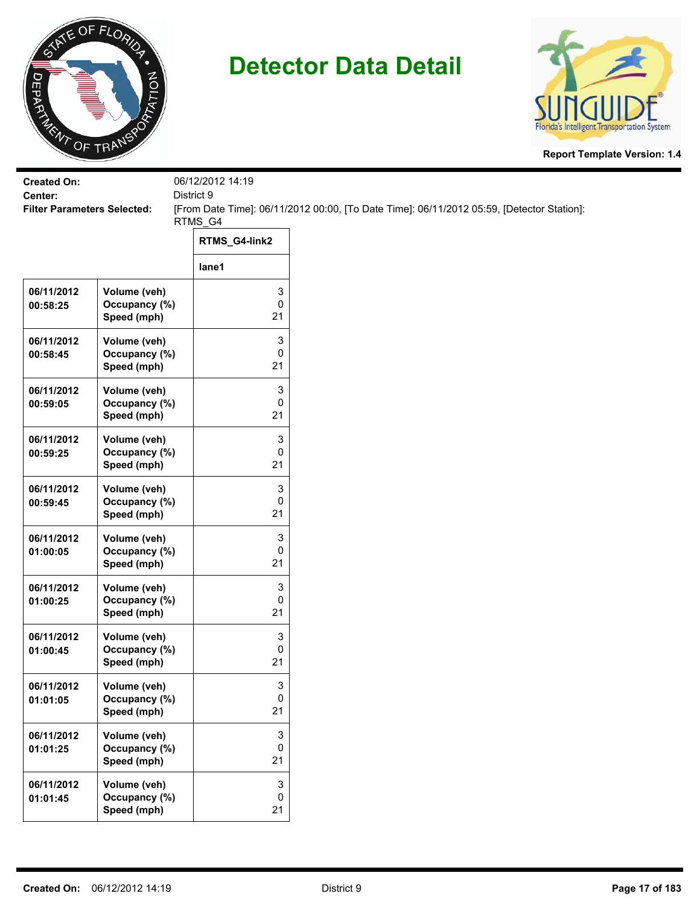# Detector Data Detail

**Report Template Version: 1.4**

**Created On:** 06/12/2012 14:19
**Center:** District 9
**Filter Parameters Selected:** [From Date Time]: 06/11/2012 00:00, [To Date Time]: 06/11/2012 05:59, [Detector Station]: RTMS_G4

| | | RTMS_G4-link2 |
|---|---|---|
| | | lane1 |
| 06/11/2012 00:58:25 | Volume (veh)<br>Occupancy (%)<br>Speed (mph) | 3<br>0<br>21 |
| 06/11/2012 00:58:45 | Volume (veh)<br>Occupancy (%)<br>Speed (mph) | 3<br>0<br>21 |
| 06/11/2012 00:59:05 | Volume (veh)<br>Occupancy (%)<br>Speed (mph) | 3<br>0<br>21 |
| 06/11/2012 00:59:25 | Volume (veh)<br>Occupancy (%)<br>Speed (mph) | 3<br>0<br>21 |
| 06/11/2012 00:59:45 | Volume (veh)<br>Occupancy (%)<br>Speed (mph) | 3<br>0<br>21 |
| 06/11/2012 01:00:05 | Volume (veh)<br>Occupancy (%)<br>Speed (mph) | 3<br>0<br>21 |
| 06/11/2012 01:00:25 | Volume (veh)<br>Occupancy (%)<br>Speed (mph) | 3<br>0<br>21 |
| 06/11/2012 01:00:45 | Volume (veh)<br>Occupancy (%)<br>Speed (mph) | 3<br>0<br>21 |
| 06/11/2012 01:01:05 | Volume (veh)<br>Occupancy (%)<br>Speed (mph) | 3<br>0<br>21 |
| 06/11/2012 01:01:25 | Volume (veh)<br>Occupancy (%)<br>Speed (mph) | 3<br>0<br>21 |
| 06/11/2012 01:01:45 | Volume (veh)<br>Occupancy (%)<br>Speed (mph) | 3<br>0<br>21 |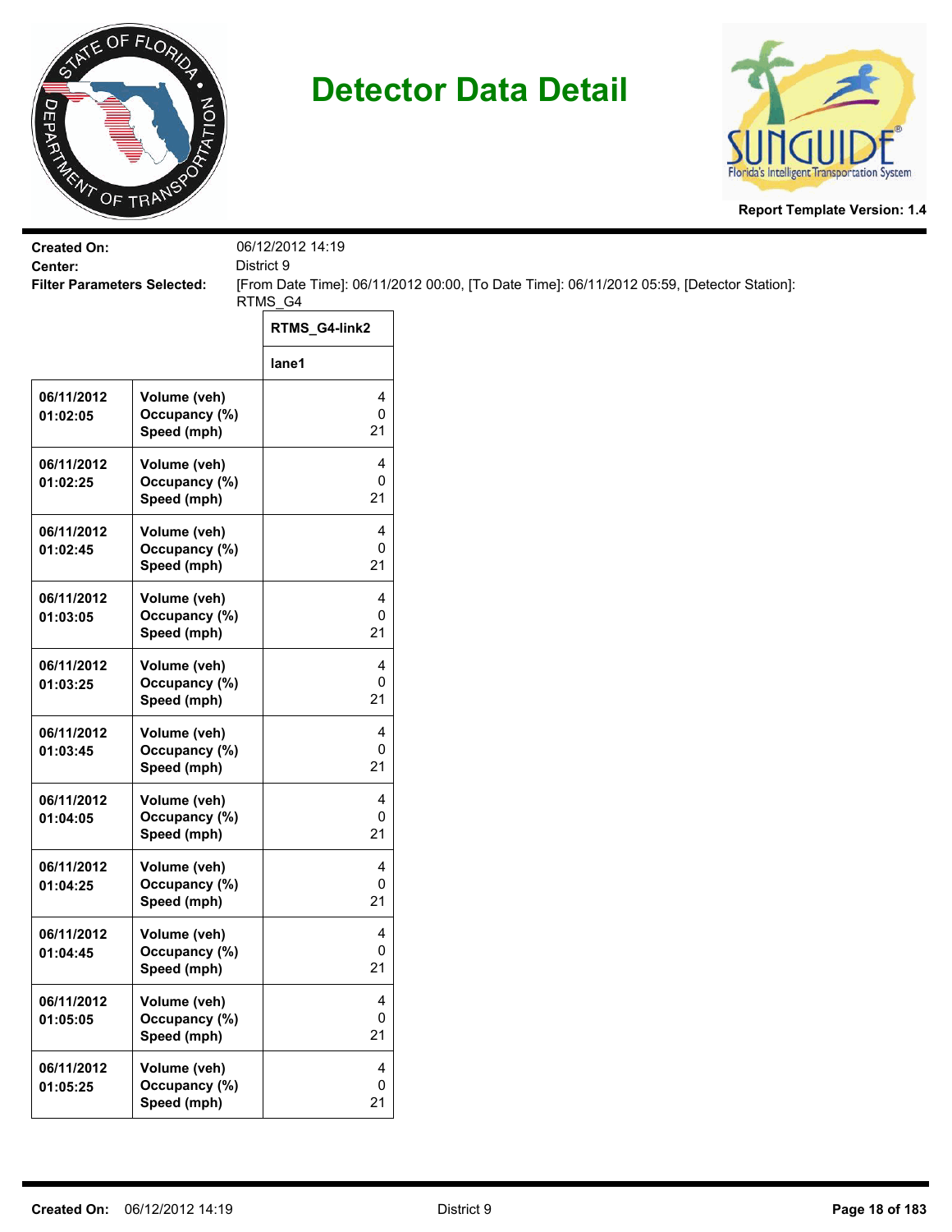# Detector Data Detail

Report Template Version: 1.4

**Created On:** 06/12/2012 14:19
**Center:** District 9
**Filter Parameters Selected:** [From Date Time]: 06/11/2012 00:00, [To Date Time]: 06/11/2012 05:59, [Detector Station]: RTMS_G4

| | | RTMS_G4-link2 |
|---|---|---|
| | | lane1 |
| 06/11/2012 01:02:05 | Volume (veh)<br>Occupancy (%)<br>Speed (mph) | 4<br>0<br>21 |
| 06/11/2012 01:02:25 | Volume (veh)<br>Occupancy (%)<br>Speed (mph) | 4<br>0<br>21 |
| 06/11/2012 01:02:45 | Volume (veh)<br>Occupancy (%)<br>Speed (mph) | 4<br>0<br>21 |
| 06/11/2012 01:03:05 | Volume (veh)<br>Occupancy (%)<br>Speed (mph) | 4<br>0<br>21 |
| 06/11/2012 01:03:25 | Volume (veh)<br>Occupancy (%)<br>Speed (mph) | 4<br>0<br>21 |
| 06/11/2012 01:03:45 | Volume (veh)<br>Occupancy (%)<br>Speed (mph) | 4<br>0<br>21 |
| 06/11/2012 01:04:05 | Volume (veh)<br>Occupancy (%)<br>Speed (mph) | 4<br>0<br>21 |
| 06/11/2012 01:04:25 | Volume (veh)<br>Occupancy (%)<br>Speed (mph) | 4<br>0<br>21 |
| 06/11/2012 01:04:45 | Volume (veh)<br>Occupancy (%)<br>Speed (mph) | 4<br>0<br>21 |
| 06/11/2012 01:05:05 | Volume (veh)<br>Occupancy (%)<br>Speed (mph) | 4<br>0<br>21 |
| 06/11/2012 01:05:25 | Volume (veh)<br>Occupancy (%)<br>Speed (mph) | 4<br>0<br>21 |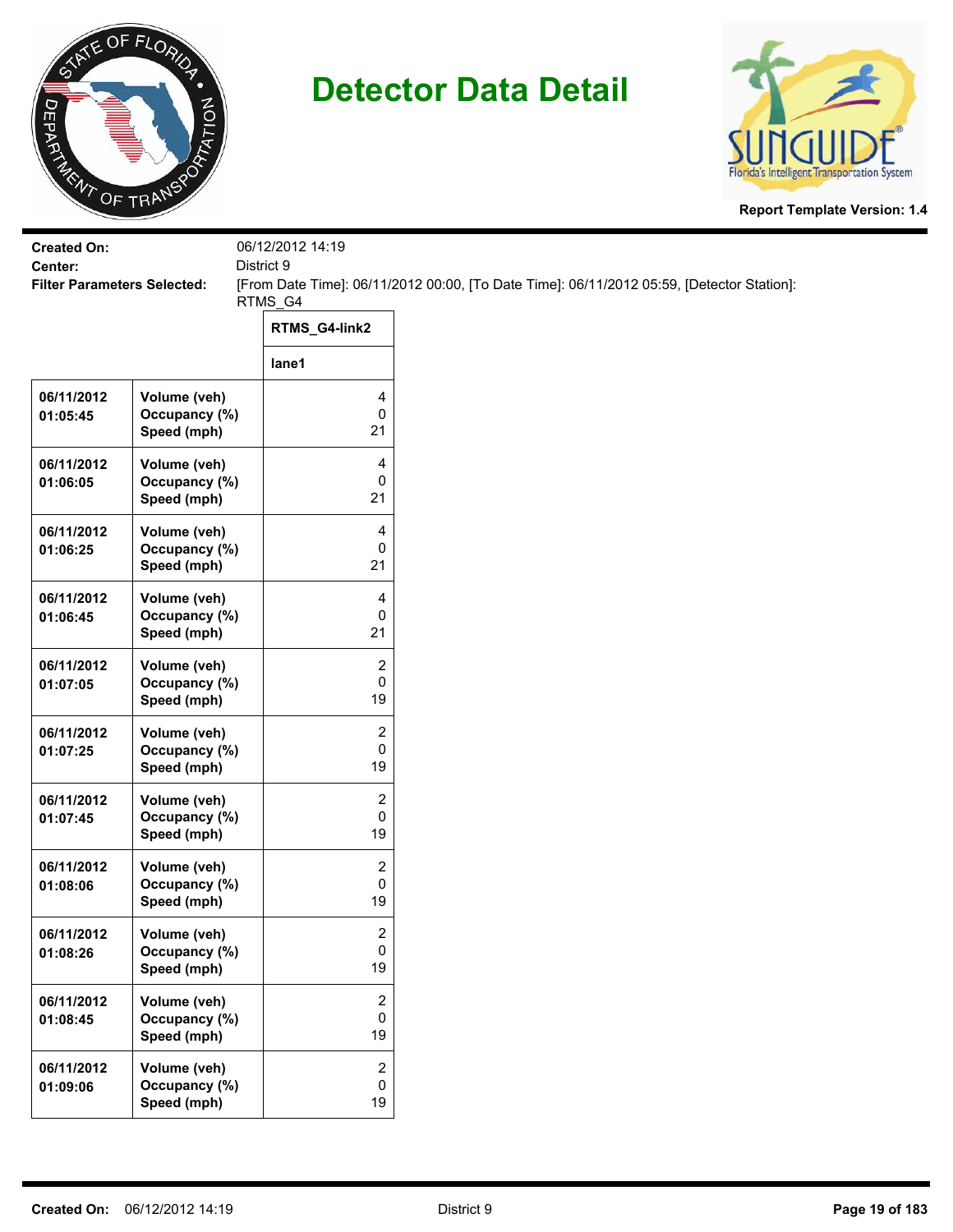# Detector Data Detail

**Report Template Version: 1.4**

**Created On:** 06/12/2012 14:19
**Center:** District 9
**Filter Parameters Selected:** [From Date Time]: 06/11/2012 00:00, [To Date Time]: 06/11/2012 05:59, [Detector Station]: RTMS_G4

| | | RTMS_G4-link2 |
|---|---|---|
| | | lane1 |
| 06/11/2012 01:05:45 | Volume (veh)<br>Occupancy (%)<br>Speed (mph) | 4<br>0<br>21 |
| 06/11/2012 01:06:05 | Volume (veh)<br>Occupancy (%)<br>Speed (mph) | 4<br>0<br>21 |
| 06/11/2012 01:06:25 | Volume (veh)<br>Occupancy (%)<br>Speed (mph) | 4<br>0<br>21 |
| 06/11/2012 01:06:45 | Volume (veh)<br>Occupancy (%)<br>Speed (mph) | 4<br>0<br>21 |
| 06/11/2012 01:07:05 | Volume (veh)<br>Occupancy (%)<br>Speed (mph) | 2<br>0<br>19 |
| 06/11/2012 01:07:25 | Volume (veh)<br>Occupancy (%)<br>Speed (mph) | 2<br>0<br>19 |
| 06/11/2012 01:07:45 | Volume (veh)<br>Occupancy (%)<br>Speed (mph) | 2<br>0<br>19 |
| 06/11/2012 01:08:06 | Volume (veh)<br>Occupancy (%)<br>Speed (mph) | 2<br>0<br>19 |
| 06/11/2012 01:08:26 | Volume (veh)<br>Occupancy (%)<br>Speed (mph) | 2<br>0<br>19 |
| 06/11/2012 01:08:45 | Volume (veh)<br>Occupancy (%)<br>Speed (mph) | 2<br>0<br>19 |
| 06/11/2012 01:09:06 | Volume (veh)<br>Occupancy (%)<br>Speed (mph) | 2<br>0<br>19 |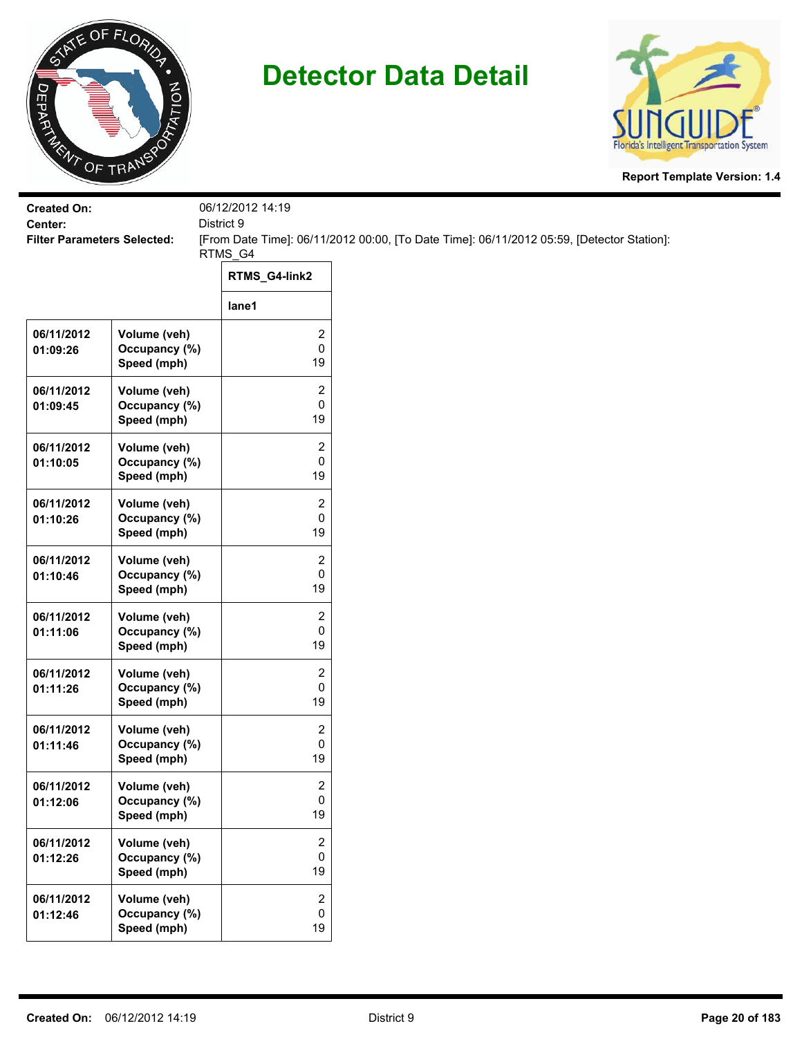# Detector Data Detail

**Report Template Version: 1.4**

**Created On:** 06/12/2012 14:19
**Center:** District 9
**Filter Parameters Selected:** [From Date Time]: 06/11/2012 00:00, [To Date Time]: 06/11/2012 05:59, [Detector Station]: RTMS_G4

| | | RTMS_G4-link2 |
|---|---|---|
| | | lane1 |
| 06/11/2012 01:09:26 | Volume (veh)<br>Occupancy (%)<br>Speed (mph) | 2<br>0<br>19 |
| 06/11/2012 01:09:45 | Volume (veh)<br>Occupancy (%)<br>Speed (mph) | 2<br>0<br>19 |
| 06/11/2012 01:10:05 | Volume (veh)<br>Occupancy (%)<br>Speed (mph) | 2<br>0<br>19 |
| 06/11/2012 01:10:26 | Volume (veh)<br>Occupancy (%)<br>Speed (mph) | 2<br>0<br>19 |
| 06/11/2012 01:10:46 | Volume (veh)<br>Occupancy (%)<br>Speed (mph) | 2<br>0<br>19 |
| 06/11/2012 01:11:06 | Volume (veh)<br>Occupancy (%)<br>Speed (mph) | 2<br>0<br>19 |
| 06/11/2012 01:11:26 | Volume (veh)<br>Occupancy (%)<br>Speed (mph) | 2<br>0<br>19 |
| 06/11/2012 01:11:46 | Volume (veh)<br>Occupancy (%)<br>Speed (mph) | 2<br>0<br>19 |
| 06/11/2012 01:12:06 | Volume (veh)<br>Occupancy (%)<br>Speed (mph) | 2<br>0<br>19 |
| 06/11/2012 01:12:26 | Volume (veh)<br>Occupancy (%)<br>Speed (mph) | 2<br>0<br>19 |
| 06/11/2012 01:12:46 | Volume (veh)<br>Occupancy (%)<br>Speed (mph) | 2<br>0<br>19 |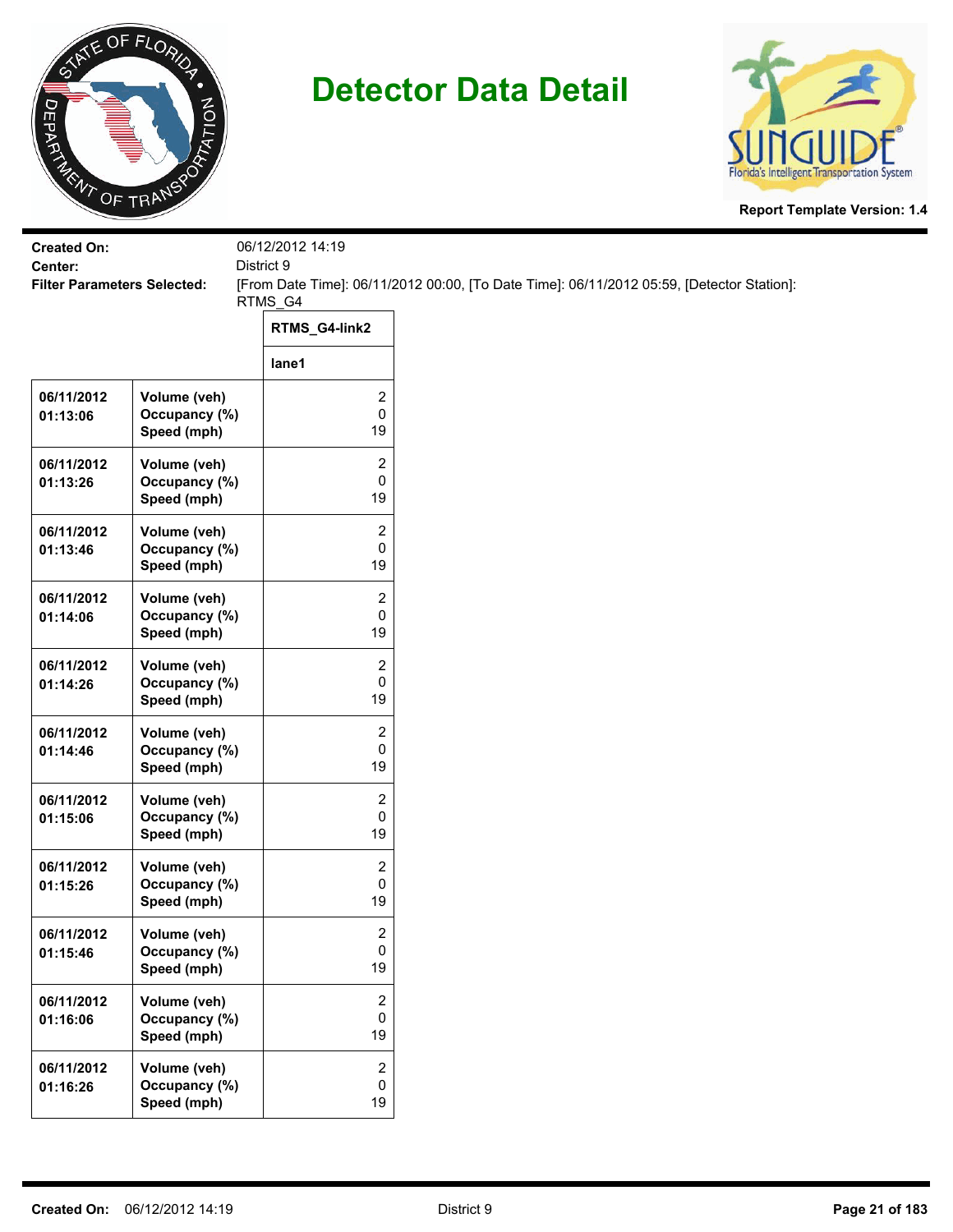# Detector Data Detail

**Report Template Version: 1.4**

**Created On:** 06/12/2012 14:19
**Center:** District 9
**Filter Parameters Selected:** [From Date Time]: 06/11/2012 00:00, [To Date Time]: 06/11/2012 05:59, [Detector Station]: RTMS_G4

| | | RTMS_G4-link2 |
|---|---|---|
| | | lane1 |
| 06/11/2012 01:13:06 | Volume (veh)<br>Occupancy (%)<br>Speed (mph) | 2<br>0<br>19 |
| 06/11/2012 01:13:26 | Volume (veh)<br>Occupancy (%)<br>Speed (mph) | 2<br>0<br>19 |
| 06/11/2012 01:13:46 | Volume (veh)<br>Occupancy (%)<br>Speed (mph) | 2<br>0<br>19 |
| 06/11/2012 01:14:06 | Volume (veh)<br>Occupancy (%)<br>Speed (mph) | 2<br>0<br>19 |
| 06/11/2012 01:14:26 | Volume (veh)<br>Occupancy (%)<br>Speed (mph) | 2<br>0<br>19 |
| 06/11/2012 01:14:46 | Volume (veh)<br>Occupancy (%)<br>Speed (mph) | 2<br>0<br>19 |
| 06/11/2012 01:15:06 | Volume (veh)<br>Occupancy (%)<br>Speed (mph) | 2<br>0<br>19 |
| 06/11/2012 01:15:26 | Volume (veh)<br>Occupancy (%)<br>Speed (mph) | 2<br>0<br>19 |
| 06/11/2012 01:15:46 | Volume (veh)<br>Occupancy (%)<br>Speed (mph) | 2<br>0<br>19 |
| 06/11/2012 01:16:06 | Volume (veh)<br>Occupancy (%)<br>Speed (mph) | 2<br>0<br>19 |
| 06/11/2012 01:16:26 | Volume (veh)<br>Occupancy (%)<br>Speed (mph) | 2<br>0<br>19 |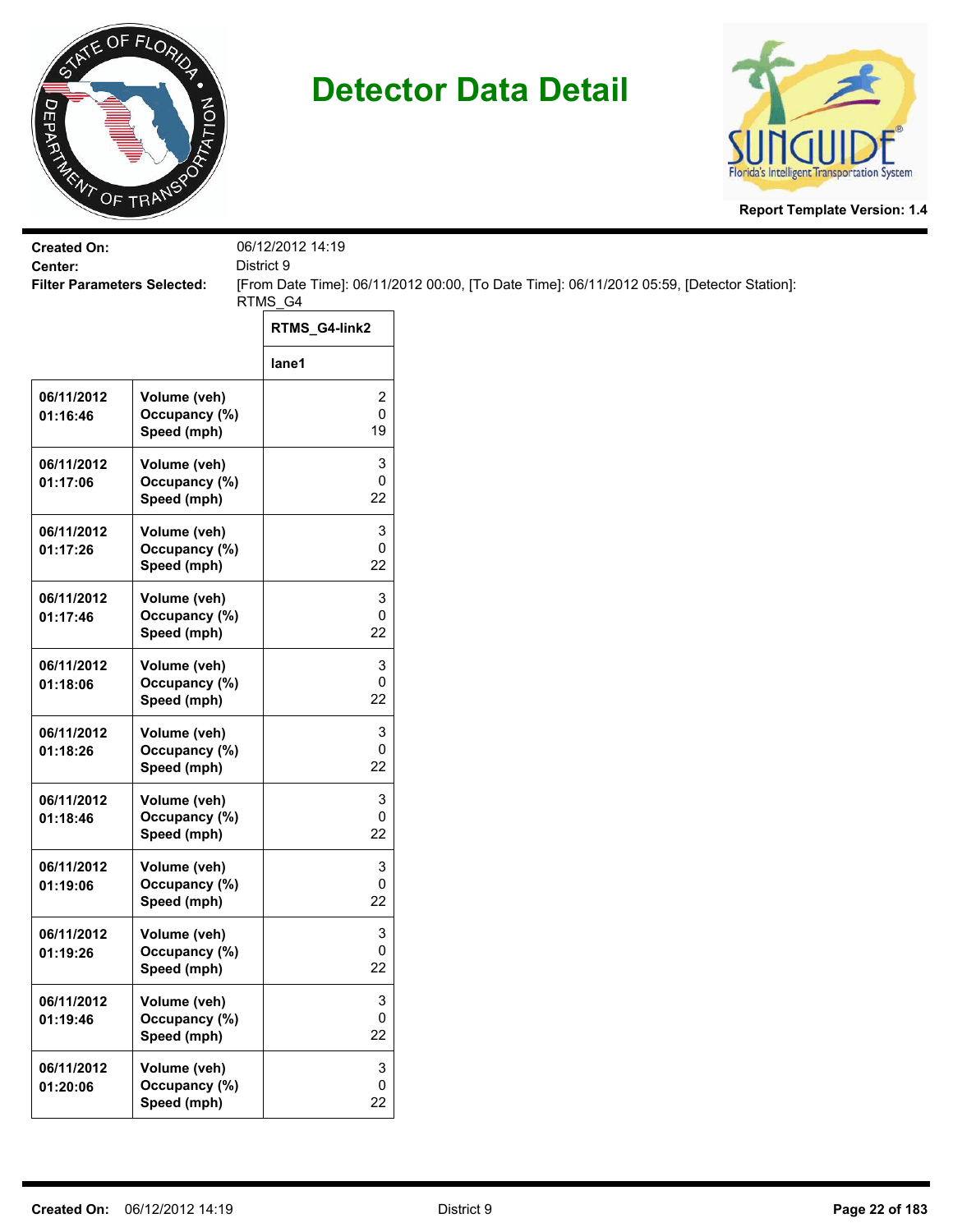# Detector Data Detail

**Report Template Version: 1.4**

**Created On:** 06/12/2012 14:19
**Center:** District 9
**Filter Parameters Selected:** [From Date Time]: 06/11/2012 00:00, [To Date Time]: 06/11/2012 05:59, [Detector Station]: RTMS_G4

| | | RTMS_G4-link2 |
|---|---|---|
| | | lane1 |
| 06/11/2012 01:16:46 | Volume (veh)<br>Occupancy (%)<br>Speed (mph) | 2<br>0<br>19 |
| 06/11/2012 01:17:06 | Volume (veh)<br>Occupancy (%)<br>Speed (mph) | 3<br>0<br>22 |
| 06/11/2012 01:17:26 | Volume (veh)<br>Occupancy (%)<br>Speed (mph) | 3<br>0<br>22 |
| 06/11/2012 01:17:46 | Volume (veh)<br>Occupancy (%)<br>Speed (mph) | 3<br>0<br>22 |
| 06/11/2012 01:18:06 | Volume (veh)<br>Occupancy (%)<br>Speed (mph) | 3<br>0<br>22 |
| 06/11/2012 01:18:26 | Volume (veh)<br>Occupancy (%)<br>Speed (mph) | 3<br>0<br>22 |
| 06/11/2012 01:18:46 | Volume (veh)<br>Occupancy (%)<br>Speed (mph) | 3<br>0<br>22 |
| 06/11/2012 01:19:06 | Volume (veh)<br>Occupancy (%)<br>Speed (mph) | 3<br>0<br>22 |
| 06/11/2012 01:19:26 | Volume (veh)<br>Occupancy (%)<br>Speed (mph) | 3<br>0<br>22 |
| 06/11/2012 01:19:46 | Volume (veh)<br>Occupancy (%)<br>Speed (mph) | 3<br>0<br>22 |
| 06/11/2012 01:20:06 | Volume (veh)<br>Occupancy (%)<br>Speed (mph) | 3<br>0<br>22 |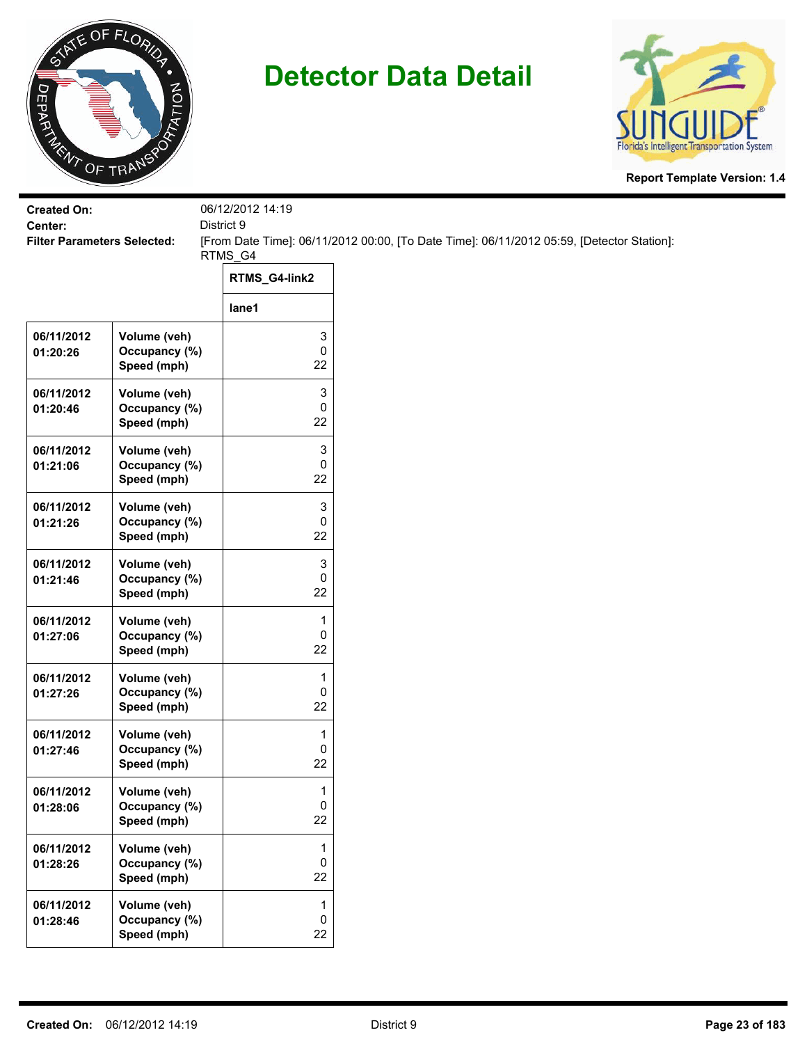# Detector Data Detail

**Report Template Version: 1.4**

**Created On:** 06/12/2012 14:19
**Center:** District 9
**Filter Parameters Selected:** [From Date Time]: 06/11/2012 00:00, [To Date Time]: 06/11/2012 05:59, [Detector Station]: RTMS_G4

| | | RTMS_G4-link2 |
|---|---|---|
| | | lane1 |
| 06/11/2012 01:20:26 | Volume (veh)<br>Occupancy (%)<br>Speed (mph) | 3<br>0<br>22 |
| 06/11/2012 01:20:46 | Volume (veh)<br>Occupancy (%)<br>Speed (mph) | 3<br>0<br>22 |
| 06/11/2012 01:21:06 | Volume (veh)<br>Occupancy (%)<br>Speed (mph) | 3<br>0<br>22 |
| 06/11/2012 01:21:26 | Volume (veh)<br>Occupancy (%)<br>Speed (mph) | 3<br>0<br>22 |
| 06/11/2012 01:21:46 | Volume (veh)<br>Occupancy (%)<br>Speed (mph) | 3<br>0<br>22 |
| 06/11/2012 01:27:06 | Volume (veh)<br>Occupancy (%)<br>Speed (mph) | 1<br>0<br>22 |
| 06/11/2012 01:27:26 | Volume (veh)<br>Occupancy (%)<br>Speed (mph) | 1<br>0<br>22 |
| 06/11/2012 01:27:46 | Volume (veh)<br>Occupancy (%)<br>Speed (mph) | 1<br>0<br>22 |
| 06/11/2012 01:28:06 | Volume (veh)<br>Occupancy (%)<br>Speed (mph) | 1<br>0<br>22 |
| 06/11/2012 01:28:26 | Volume (veh)<br>Occupancy (%)<br>Speed (mph) | 1<br>0<br>22 |
| 06/11/2012 01:28:46 | Volume (veh)<br>Occupancy (%)<br>Speed (mph) | 1<br>0<br>22 |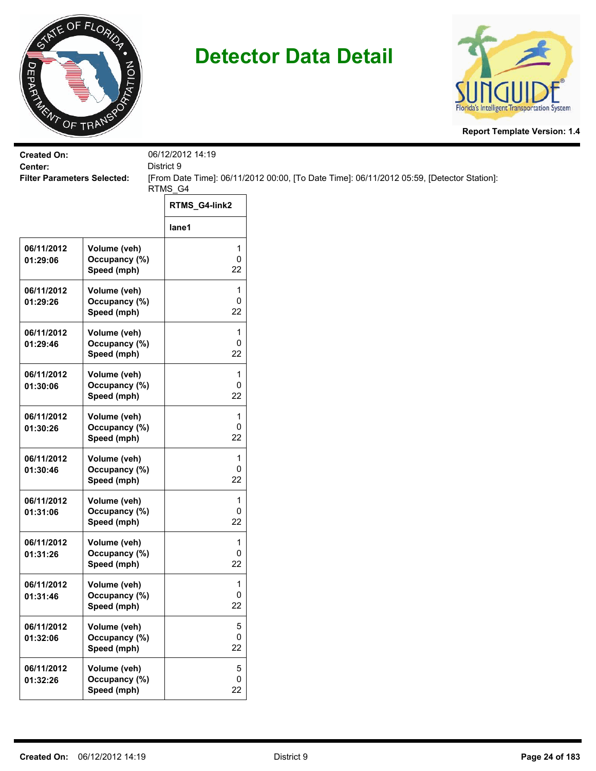# Detector Data Detail

Report Template Version: 1.4

**Created On:** 06/12/2012 14:19
**Center:** District 9
**Filter Parameters Selected:** [From Date Time]: 06/11/2012 00:00, [To Date Time]: 06/11/2012 05:59, [Detector Station]: RTMS_G4

| | | RTMS_G4-link2 |
|---|---|---|
| | | lane1 |
| 06/11/2012 01:29:06 | Volume (veh)<br>Occupancy (%)<br>Speed (mph) | 1<br>0<br>22 |
| 06/11/2012 01:29:26 | Volume (veh)<br>Occupancy (%)<br>Speed (mph) | 1<br>0<br>22 |
| 06/11/2012 01:29:46 | Volume (veh)<br>Occupancy (%)<br>Speed (mph) | 1<br>0<br>22 |
| 06/11/2012 01:30:06 | Volume (veh)<br>Occupancy (%)<br>Speed (mph) | 1<br>0<br>22 |
| 06/11/2012 01:30:26 | Volume (veh)<br>Occupancy (%)<br>Speed (mph) | 1<br>0<br>22 |
| 06/11/2012 01:30:46 | Volume (veh)<br>Occupancy (%)<br>Speed (mph) | 1<br>0<br>22 |
| 06/11/2012 01:31:06 | Volume (veh)<br>Occupancy (%)<br>Speed (mph) | 1<br>0<br>22 |
| 06/11/2012 01:31:26 | Volume (veh)<br>Occupancy (%)<br>Speed (mph) | 1<br>0<br>22 |
| 06/11/2012 01:31:46 | Volume (veh)<br>Occupancy (%)<br>Speed (mph) | 1<br>0<br>22 |
| 06/11/2012 01:32:06 | Volume (veh)<br>Occupancy (%)<br>Speed (mph) | 5<br>0<br>22 |
| 06/11/2012 01:32:26 | Volume (veh)<br>Occupancy (%)<br>Speed (mph) | 5<br>0<br>22 |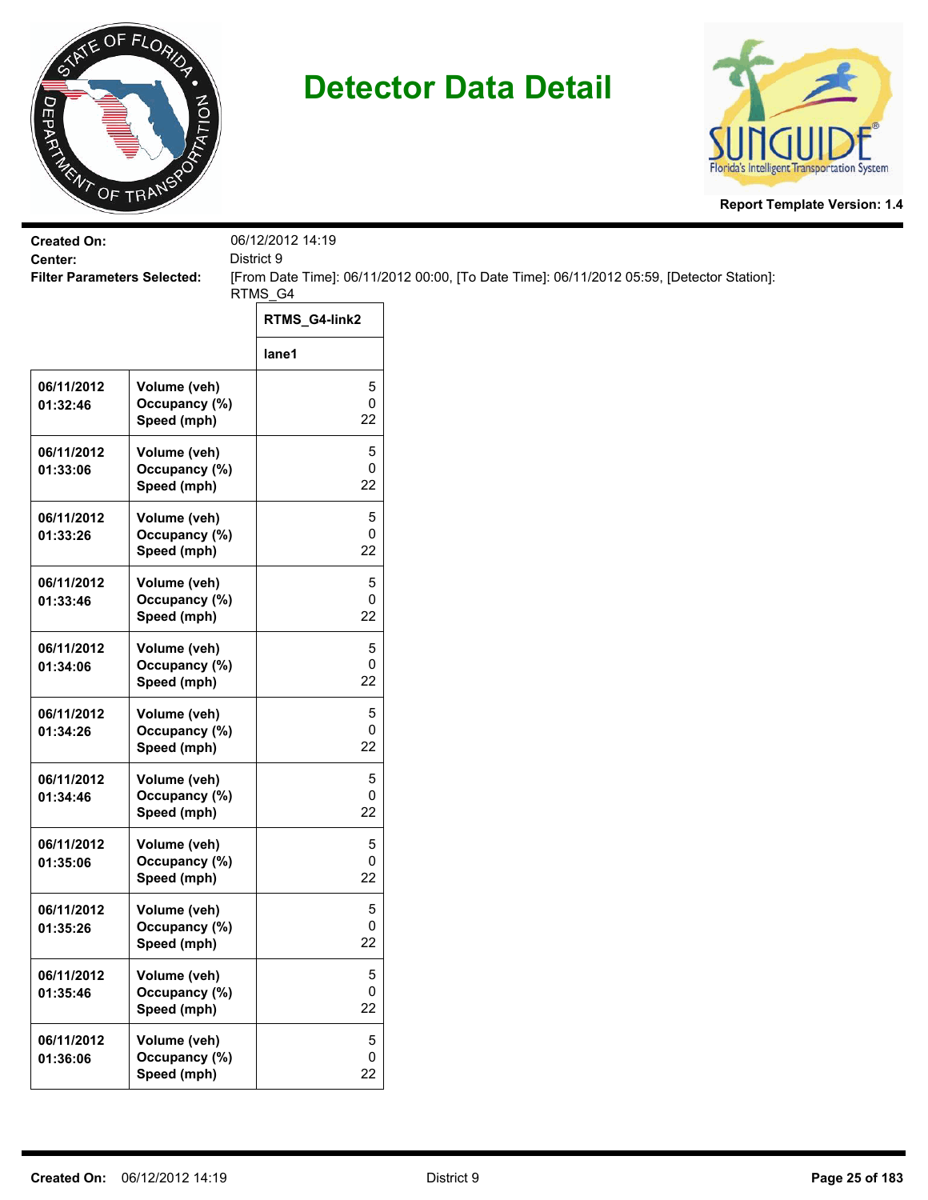# Detector Data Detail

**Report Template Version: 1.4**

**Created On:** 06/12/2012 14:19

**Center:** District 9

**Filter Parameters Selected:** [From Date Time]: 06/11/2012 00:00, [To Date Time]: 06/11/2012 05:59, [Detector Station]: RTMS_G4

| | | RTMS_G4-link2 |
|---|---|---|
| | | lane1 |
| 06/11/2012 01:32:46 | Volume (veh)<br>Occupancy (%)<br>Speed (mph) | 5<br>0<br>22 |
| 06/11/2012 01:33:06 | Volume (veh)<br>Occupancy (%)<br>Speed (mph) | 5<br>0<br>22 |
| 06/11/2012 01:33:26 | Volume (veh)<br>Occupancy (%)<br>Speed (mph) | 5<br>0<br>22 |
| 06/11/2012 01:33:46 | Volume (veh)<br>Occupancy (%)<br>Speed (mph) | 5<br>0<br>22 |
| 06/11/2012 01:34:06 | Volume (veh)<br>Occupancy (%)<br>Speed (mph) | 5<br>0<br>22 |
| 06/11/2012 01:34:26 | Volume (veh)<br>Occupancy (%)<br>Speed (mph) | 5<br>0<br>22 |
| 06/11/2012 01:34:46 | Volume (veh)<br>Occupancy (%)<br>Speed (mph) | 5<br>0<br>22 |
| 06/11/2012 01:35:06 | Volume (veh)<br>Occupancy (%)<br>Speed (mph) | 5<br>0<br>22 |
| 06/11/2012 01:35:26 | Volume (veh)<br>Occupancy (%)<br>Speed (mph) | 5<br>0<br>22 |
| 06/11/2012 01:35:46 | Volume (veh)<br>Occupancy (%)<br>Speed (mph) | 5<br>0<br>22 |
| 06/11/2012 01:36:06 | Volume (veh)<br>Occupancy (%)<br>Speed (mph) | 5<br>0<br>22 |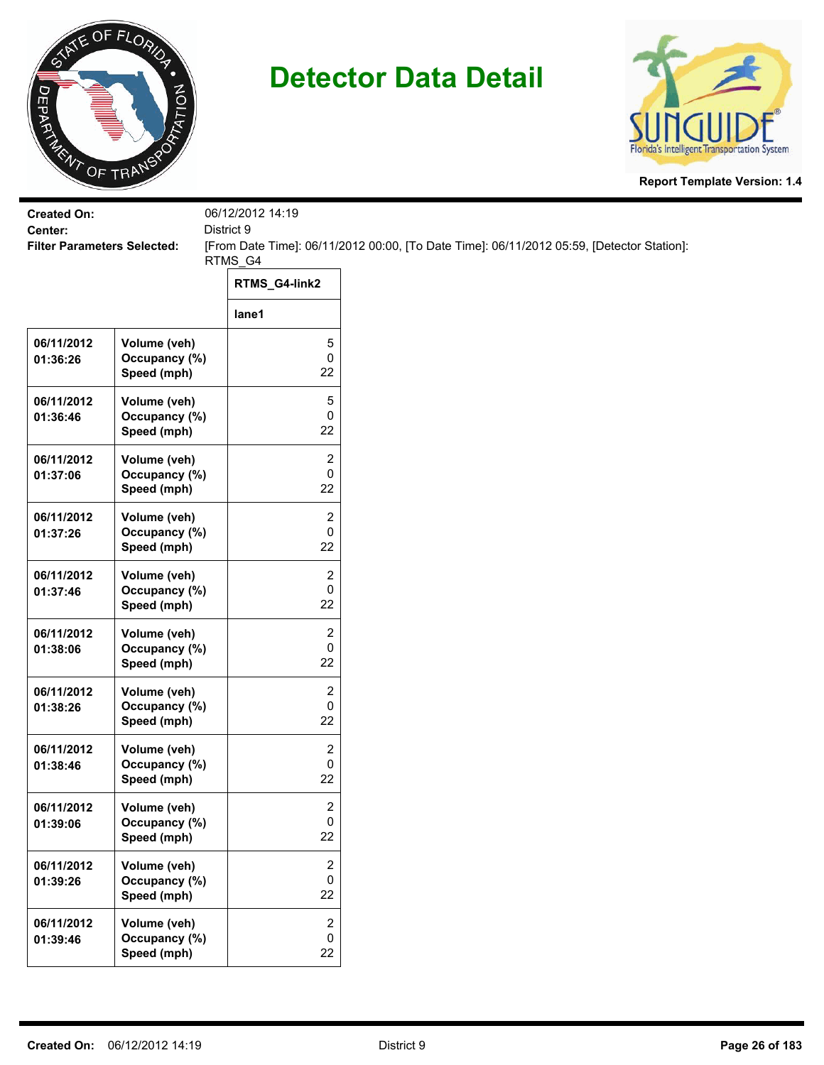# Detector Data Detail

**Report Template Version: 1.4**

**Created On:** 06/12/2012 14:19

**Center:** District 9

**Filter Parameters Selected:** [From Date Time]: 06/11/2012 00:00, [To Date Time]: 06/11/2012 05:59, [Detector Station]: RTMS_G4

| | | RTMS_G4-link2 |
|---|---|---|
| | | lane1 |
| 06/11/2012 01:36:26 | Volume (veh)<br>Occupancy (%)<br>Speed (mph) | 5<br>0<br>22 |
| 06/11/2012 01:36:46 | Volume (veh)<br>Occupancy (%)<br>Speed (mph) | 5<br>0<br>22 |
| 06/11/2012 01:37:06 | Volume (veh)<br>Occupancy (%)<br>Speed (mph) | 2<br>0<br>22 |
| 06/11/2012 01:37:26 | Volume (veh)<br>Occupancy (%)<br>Speed (mph) | 2<br>0<br>22 |
| 06/11/2012 01:37:46 | Volume (veh)<br>Occupancy (%)<br>Speed (mph) | 2<br>0<br>22 |
| 06/11/2012 01:38:06 | Volume (veh)<br>Occupancy (%)<br>Speed (mph) | 2<br>0<br>22 |
| 06/11/2012 01:38:26 | Volume (veh)<br>Occupancy (%)<br>Speed (mph) | 2<br>0<br>22 |
| 06/11/2012 01:38:46 | Volume (veh)<br>Occupancy (%)<br>Speed (mph) | 2<br>0<br>22 |
| 06/11/2012 01:39:06 | Volume (veh)<br>Occupancy (%)<br>Speed (mph) | 2<br>0<br>22 |
| 06/11/2012 01:39:26 | Volume (veh)<br>Occupancy (%)<br>Speed (mph) | 2<br>0<br>22 |
| 06/11/2012 01:39:46 | Volume (veh)<br>Occupancy (%)<br>Speed (mph) | 2<br>0<br>22 |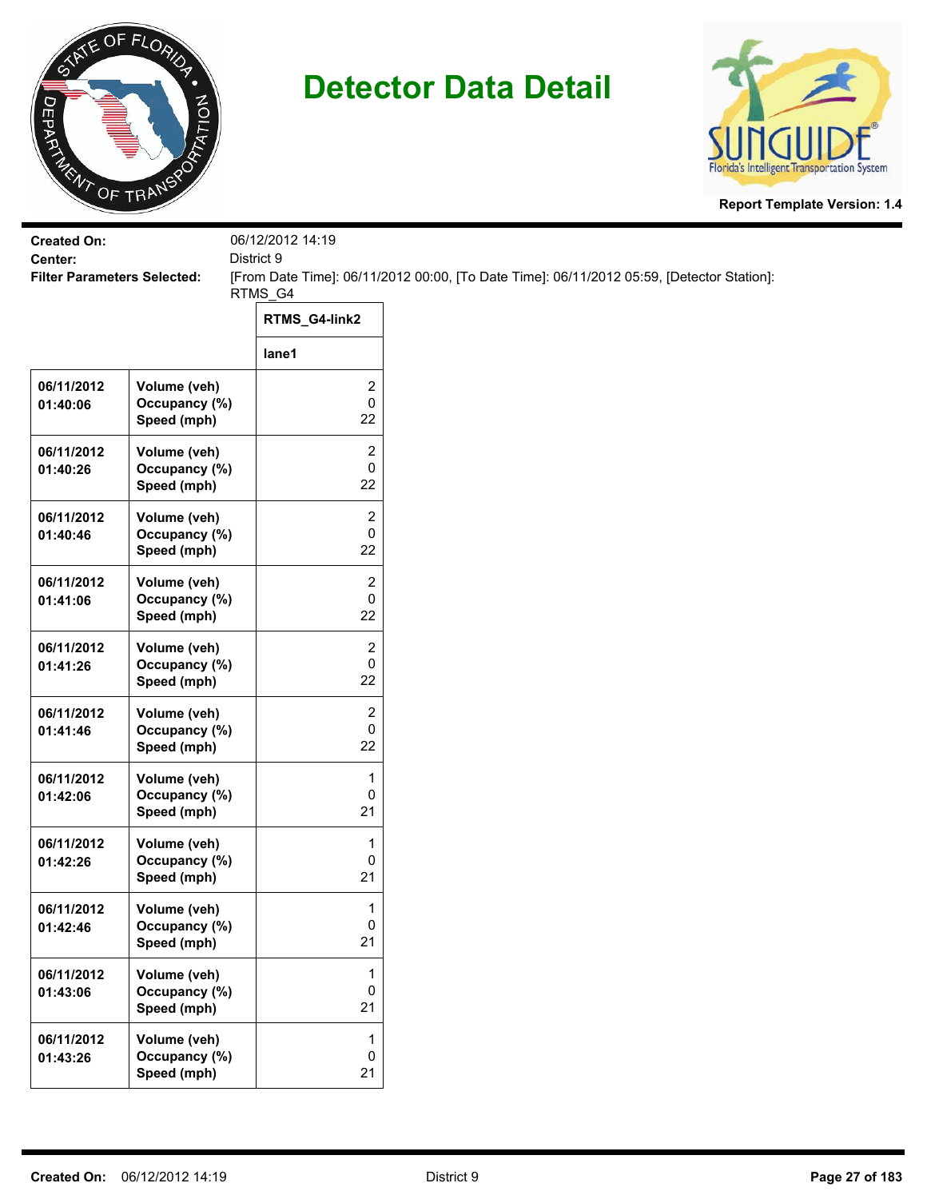# Detector Data Detail

**Report Template Version: 1.4**

**Created On:** 06/12/2012 14:19
**Center:** District 9
**Filter Parameters Selected:** [From Date Time]: 06/11/2012 00:00, [To Date Time]: 06/11/2012 05:59, [Detector Station]: RTMS_G4

| | | RTMS_G4-link2 |
|---|---|---|
| | | lane1 |
| 06/11/2012 01:40:06 | Volume (veh)<br>Occupancy (%)<br>Speed (mph) | 2<br>0<br>22 |
| 06/11/2012 01:40:26 | Volume (veh)<br>Occupancy (%)<br>Speed (mph) | 2<br>0<br>22 |
| 06/11/2012 01:40:46 | Volume (veh)<br>Occupancy (%)<br>Speed (mph) | 2<br>0<br>22 |
| 06/11/2012 01:41:06 | Volume (veh)<br>Occupancy (%)<br>Speed (mph) | 2<br>0<br>22 |
| 06/11/2012 01:41:26 | Volume (veh)<br>Occupancy (%)<br>Speed (mph) | 2<br>0<br>22 |
| 06/11/2012 01:41:46 | Volume (veh)<br>Occupancy (%)<br>Speed (mph) | 2<br>0<br>22 |
| 06/11/2012 01:42:06 | Volume (veh)<br>Occupancy (%)<br>Speed (mph) | 1<br>0<br>21 |
| 06/11/2012 01:42:26 | Volume (veh)<br>Occupancy (%)<br>Speed (mph) | 1<br>0<br>21 |
| 06/11/2012 01:42:46 | Volume (veh)<br>Occupancy (%)<br>Speed (mph) | 1<br>0<br>21 |
| 06/11/2012 01:43:06 | Volume (veh)<br>Occupancy (%)<br>Speed (mph) | 1<br>0<br>21 |
| 06/11/2012 01:43:26 | Volume (veh)<br>Occupancy (%)<br>Speed (mph) | 1<br>0<br>21 |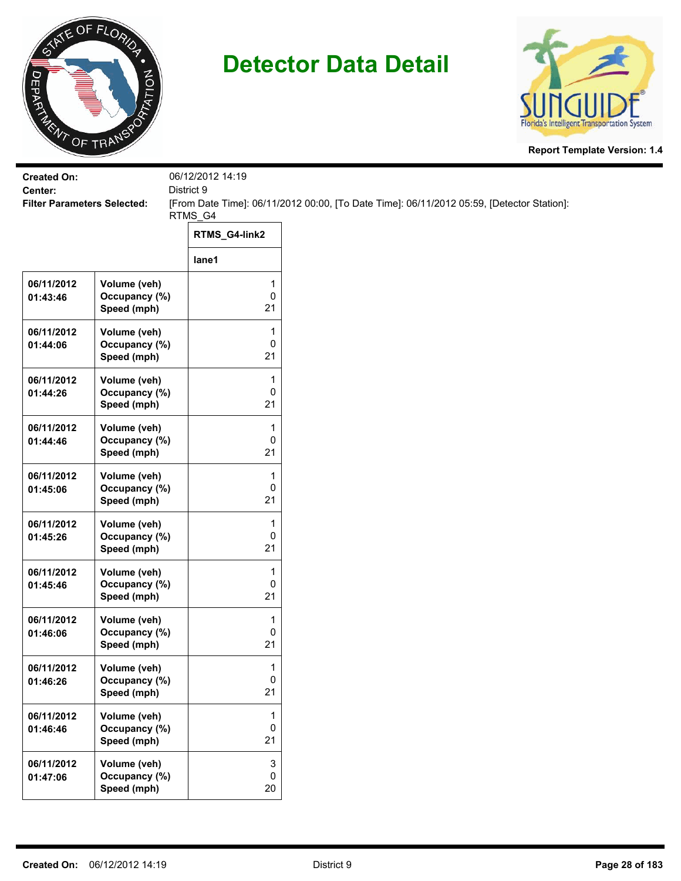# Detector Data Detail

Report Template Version: 1.4

**Created On:** 06/12/2012 14:19
**Center:** District 9
**Filter Parameters Selected:** [From Date Time]: 06/11/2012 00:00, [To Date Time]: 06/11/2012 05:59, [Detector Station]: RTMS_G4

| | | RTMS_G4-link2 |
|---|---|---|
| | | lane1 |
| 06/11/2012 01:43:46 | Volume (veh)<br>Occupancy (%)<br>Speed (mph) | 1<br>0<br>21 |
| 06/11/2012 01:44:06 | Volume (veh)<br>Occupancy (%)<br>Speed (mph) | 1<br>0<br>21 |
| 06/11/2012 01:44:26 | Volume (veh)<br>Occupancy (%)<br>Speed (mph) | 1<br>0<br>21 |
| 06/11/2012 01:44:46 | Volume (veh)<br>Occupancy (%)<br>Speed (mph) | 1<br>0<br>21 |
| 06/11/2012 01:45:06 | Volume (veh)<br>Occupancy (%)<br>Speed (mph) | 1<br>0<br>21 |
| 06/11/2012 01:45:26 | Volume (veh)<br>Occupancy (%)<br>Speed (mph) | 1<br>0<br>21 |
| 06/11/2012 01:45:46 | Volume (veh)<br>Occupancy (%)<br>Speed (mph) | 1<br>0<br>21 |
| 06/11/2012 01:46:06 | Volume (veh)<br>Occupancy (%)<br>Speed (mph) | 1<br>0<br>21 |
| 06/11/2012 01:46:26 | Volume (veh)<br>Occupancy (%)<br>Speed (mph) | 1<br>0<br>21 |
| 06/11/2012 01:46:46 | Volume (veh)<br>Occupancy (%)<br>Speed (mph) | 1<br>0<br>21 |
| 06/11/2012 01:47:06 | Volume (veh)<br>Occupancy (%)<br>Speed (mph) | 3<br>0<br>20 |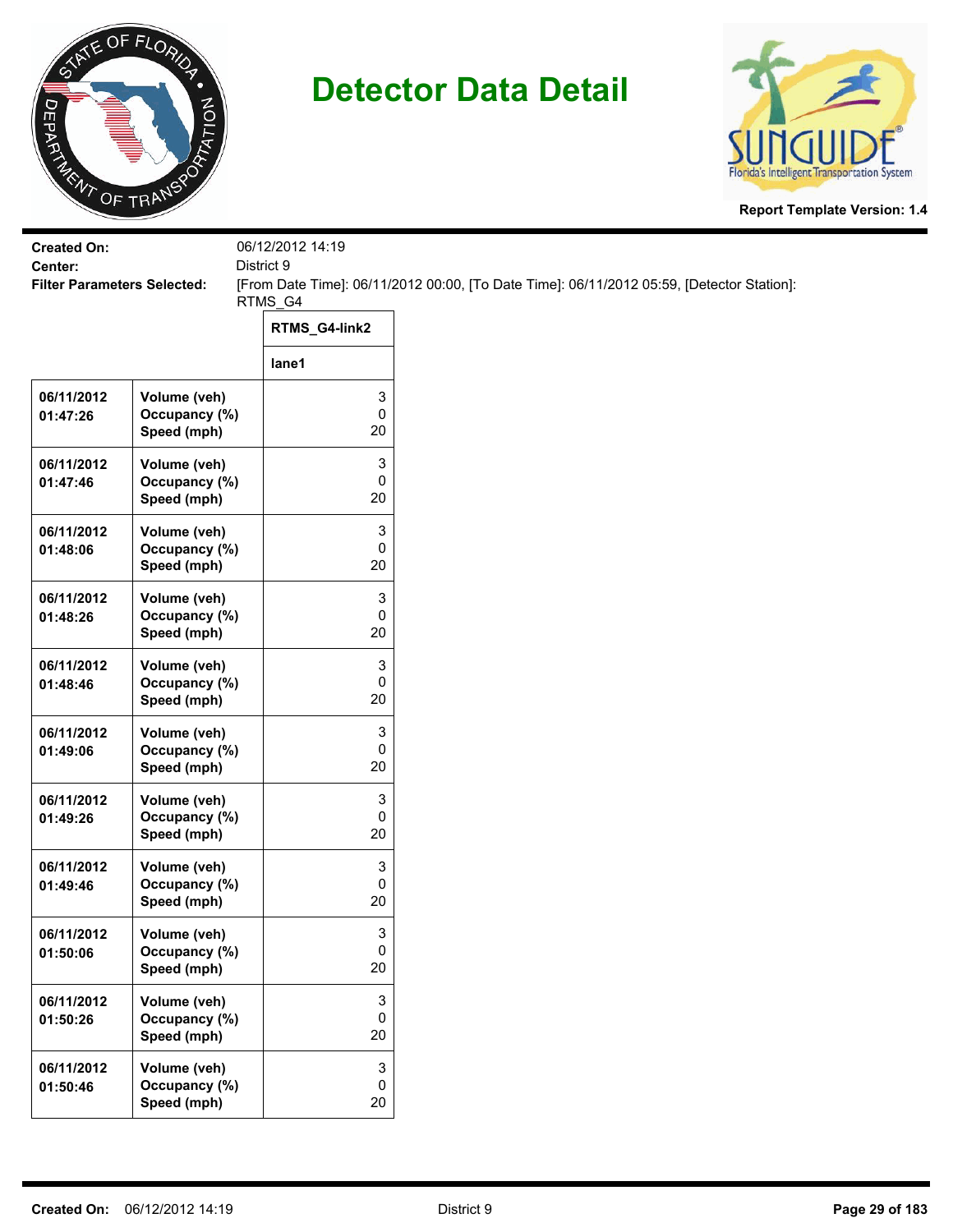# Detector Data Detail

**Report Template Version: 1.4**

**Created On:** 06/12/2012 14:19
**Center:** District 9
**Filter Parameters Selected:** [From Date Time]: 06/11/2012 00:00, [To Date Time]: 06/11/2012 05:59, [Detector Station]: RTMS_G4

| | | RTMS_G4-link2 |
|---|---|---|
| | | lane1 |
| 06/11/2012 01:47:26 | Volume (veh)<br>Occupancy (%)<br>Speed (mph) | 3<br>0<br>20 |
| 06/11/2012 01:47:46 | Volume (veh)<br>Occupancy (%)<br>Speed (mph) | 3<br>0<br>20 |
| 06/11/2012 01:48:06 | Volume (veh)<br>Occupancy (%)<br>Speed (mph) | 3<br>0<br>20 |
| 06/11/2012 01:48:26 | Volume (veh)<br>Occupancy (%)<br>Speed (mph) | 3<br>0<br>20 |
| 06/11/2012 01:48:46 | Volume (veh)<br>Occupancy (%)<br>Speed (mph) | 3<br>0<br>20 |
| 06/11/2012 01:49:06 | Volume (veh)<br>Occupancy (%)<br>Speed (mph) | 3<br>0<br>20 |
| 06/11/2012 01:49:26 | Volume (veh)<br>Occupancy (%)<br>Speed (mph) | 3<br>0<br>20 |
| 06/11/2012 01:49:46 | Volume (veh)<br>Occupancy (%)<br>Speed (mph) | 3<br>0<br>20 |
| 06/11/2012 01:50:06 | Volume (veh)<br>Occupancy (%)<br>Speed (mph) | 3<br>0<br>20 |
| 06/11/2012 01:50:26 | Volume (veh)<br>Occupancy (%)<br>Speed (mph) | 3<br>0<br>20 |
| 06/11/2012 01:50:46 | Volume (veh)<br>Occupancy (%)<br>Speed (mph) | 3<br>0<br>20 |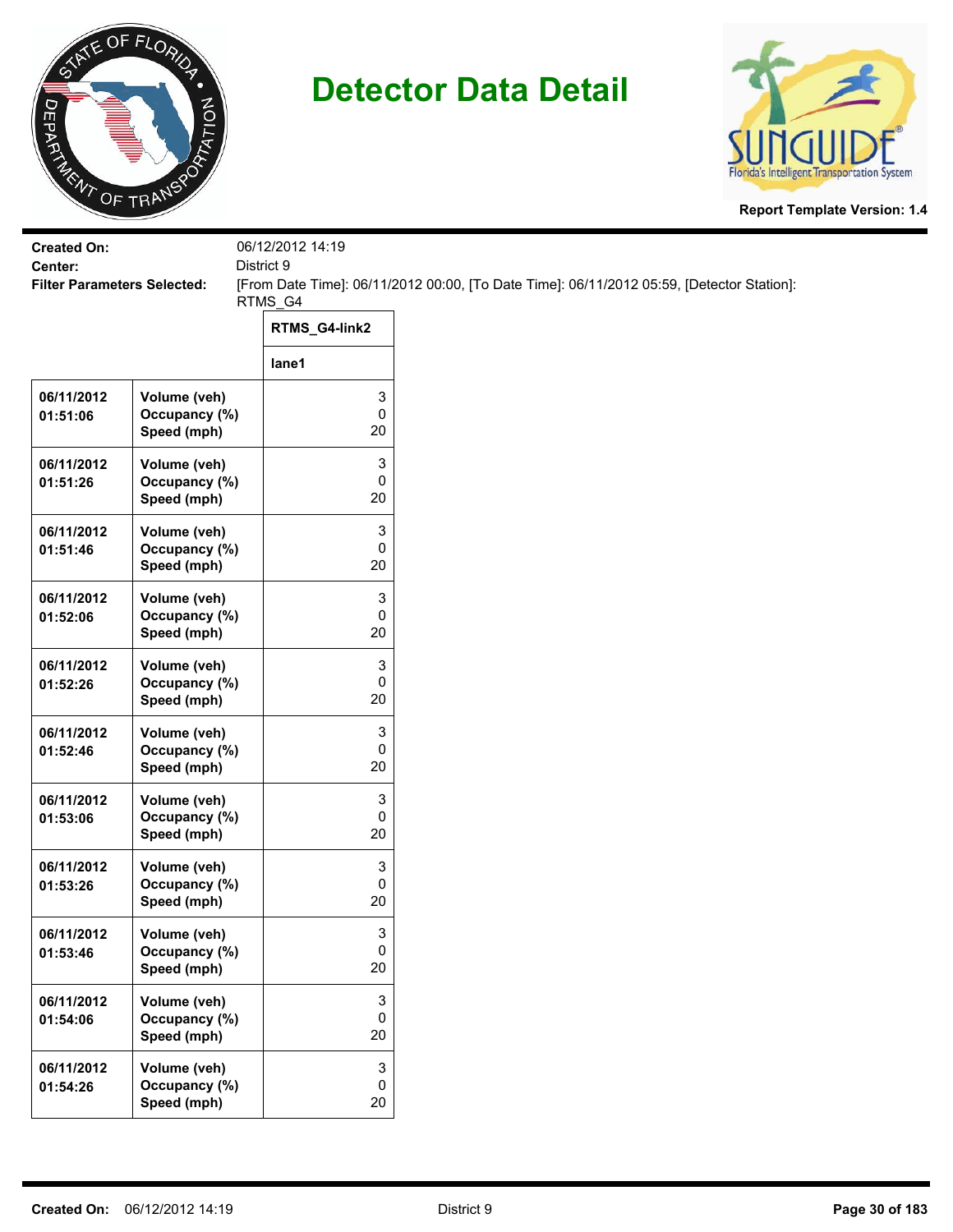# Detector Data Detail

**Report Template Version: 1.4**

**Created On:** 06/12/2012 14:19
**Center:** District 9
**Filter Parameters Selected:** [From Date Time]: 06/11/2012 00:00, [To Date Time]: 06/11/2012 05:59, [Detector Station]: RTMS_G4

| | | RTMS_G4-link2 |
|---|---|---|
| | | lane1 |
| 06/11/2012 01:51:06 | Volume (veh)<br>Occupancy (%)<br>Speed (mph) | 3<br>0<br>20 |
| 06/11/2012 01:51:26 | Volume (veh)<br>Occupancy (%)<br>Speed (mph) | 3<br>0<br>20 |
| 06/11/2012 01:51:46 | Volume (veh)<br>Occupancy (%)<br>Speed (mph) | 3<br>0<br>20 |
| 06/11/2012 01:52:06 | Volume (veh)<br>Occupancy (%)<br>Speed (mph) | 3<br>0<br>20 |
| 06/11/2012 01:52:26 | Volume (veh)<br>Occupancy (%)<br>Speed (mph) | 3<br>0<br>20 |
| 06/11/2012 01:52:46 | Volume (veh)<br>Occupancy (%)<br>Speed (mph) | 3<br>0<br>20 |
| 06/11/2012 01:53:06 | Volume (veh)<br>Occupancy (%)<br>Speed (mph) | 3<br>0<br>20 |
| 06/11/2012 01:53:26 | Volume (veh)<br>Occupancy (%)<br>Speed (mph) | 3<br>0<br>20 |
| 06/11/2012 01:53:46 | Volume (veh)<br>Occupancy (%)<br>Speed (mph) | 3<br>0<br>20 |
| 06/11/2012 01:54:06 | Volume (veh)<br>Occupancy (%)<br>Speed (mph) | 3<br>0<br>20 |
| 06/11/2012 01:54:26 | Volume (veh)<br>Occupancy (%)<br>Speed (mph) | 3<br>0<br>20 |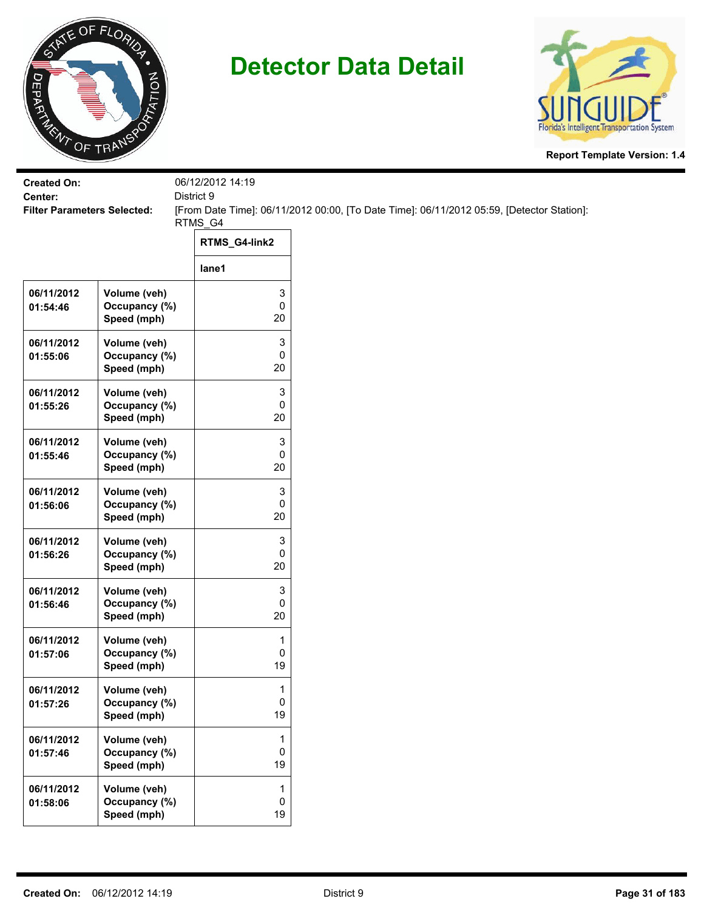# Detector Data Detail

**Report Template Version: 1.4**

**Created On:** 06/12/2012 14:19
**Center:** District 9
**Filter Parameters Selected:** [From Date Time]: 06/11/2012 00:00, [To Date Time]: 06/11/2012 05:59, [Detector Station]: RTMS_G4

| | | RTMS_G4-link2 |
|---|---|---|
| | | lane1 |
| 06/11/2012 01:54:46 | Volume (veh)<br>Occupancy (%)<br>Speed (mph) | 3<br>0<br>20 |
| 06/11/2012 01:55:06 | Volume (veh)<br>Occupancy (%)<br>Speed (mph) | 3<br>0<br>20 |
| 06/11/2012 01:55:26 | Volume (veh)<br>Occupancy (%)<br>Speed (mph) | 3<br>0<br>20 |
| 06/11/2012 01:55:46 | Volume (veh)<br>Occupancy (%)<br>Speed (mph) | 3<br>0<br>20 |
| 06/11/2012 01:56:06 | Volume (veh)<br>Occupancy (%)<br>Speed (mph) | 3<br>0<br>20 |
| 06/11/2012 01:56:26 | Volume (veh)<br>Occupancy (%)<br>Speed (mph) | 3<br>0<br>20 |
| 06/11/2012 01:56:46 | Volume (veh)<br>Occupancy (%)<br>Speed (mph) | 3<br>0<br>20 |
| 06/11/2012 01:57:06 | Volume (veh)<br>Occupancy (%)<br>Speed (mph) | 1<br>0<br>19 |
| 06/11/2012 01:57:26 | Volume (veh)<br>Occupancy (%)<br>Speed (mph) | 1<br>0<br>19 |
| 06/11/2012 01:57:46 | Volume (veh)<br>Occupancy (%)<br>Speed (mph) | 1<br>0<br>19 |
| 06/11/2012 01:58:06 | Volume (veh)<br>Occupancy (%)<br>Speed (mph) | 1<br>0<br>19 |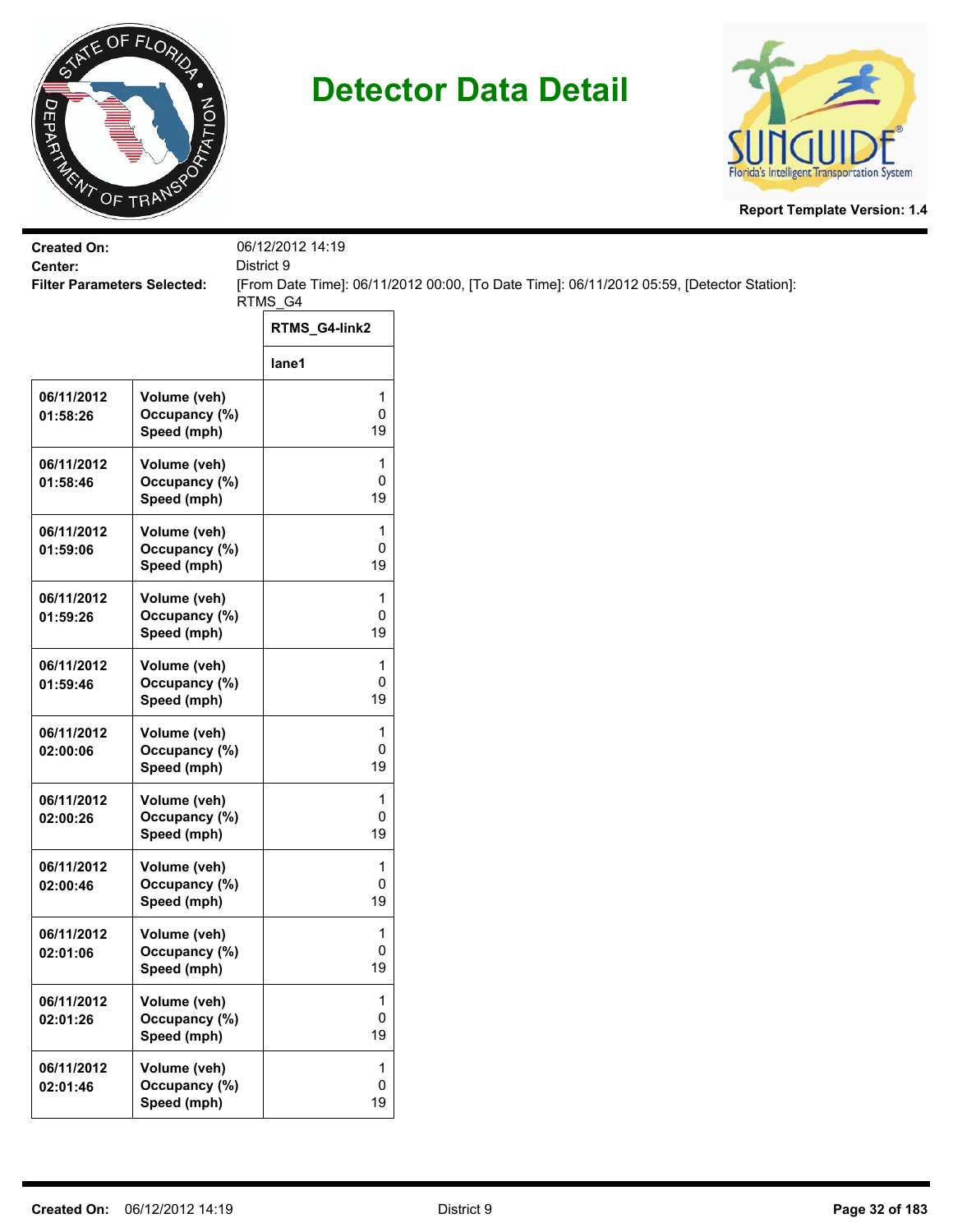# Detector Data Detail

**Report Template Version: 1.4**

**Created On:** 06/12/2012 14:19
**Center:** District 9
**Filter Parameters Selected:** [From Date Time]: 06/11/2012 00:00, [To Date Time]: 06/11/2012 05:59, [Detector Station]: RTMS_G4

| | | RTMS_G4-link2 |
|---|---|---|
| | | lane1 |
| 06/11/2012 01:58:26 | Volume (veh)<br>Occupancy (%)<br>Speed (mph) | 1<br>0<br>19 |
| 06/11/2012 01:58:46 | Volume (veh)<br>Occupancy (%)<br>Speed (mph) | 1<br>0<br>19 |
| 06/11/2012 01:59:06 | Volume (veh)<br>Occupancy (%)<br>Speed (mph) | 1<br>0<br>19 |
| 06/11/2012 01:59:26 | Volume (veh)<br>Occupancy (%)<br>Speed (mph) | 1<br>0<br>19 |
| 06/11/2012 01:59:46 | Volume (veh)<br>Occupancy (%)<br>Speed (mph) | 1<br>0<br>19 |
| 06/11/2012 02:00:06 | Volume (veh)<br>Occupancy (%)<br>Speed (mph) | 1<br>0<br>19 |
| 06/11/2012 02:00:26 | Volume (veh)<br>Occupancy (%)<br>Speed (mph) | 1<br>0<br>19 |
| 06/11/2012 02:00:46 | Volume (veh)<br>Occupancy (%)<br>Speed (mph) | 1<br>0<br>19 |
| 06/11/2012 02:01:06 | Volume (veh)<br>Occupancy (%)<br>Speed (mph) | 1<br>0<br>19 |
| 06/11/2012 02:01:26 | Volume (veh)<br>Occupancy (%)<br>Speed (mph) | 1<br>0<br>19 |
| 06/11/2012 02:01:46 | Volume (veh)<br>Occupancy (%)<br>Speed (mph) | 1<br>0<br>19 |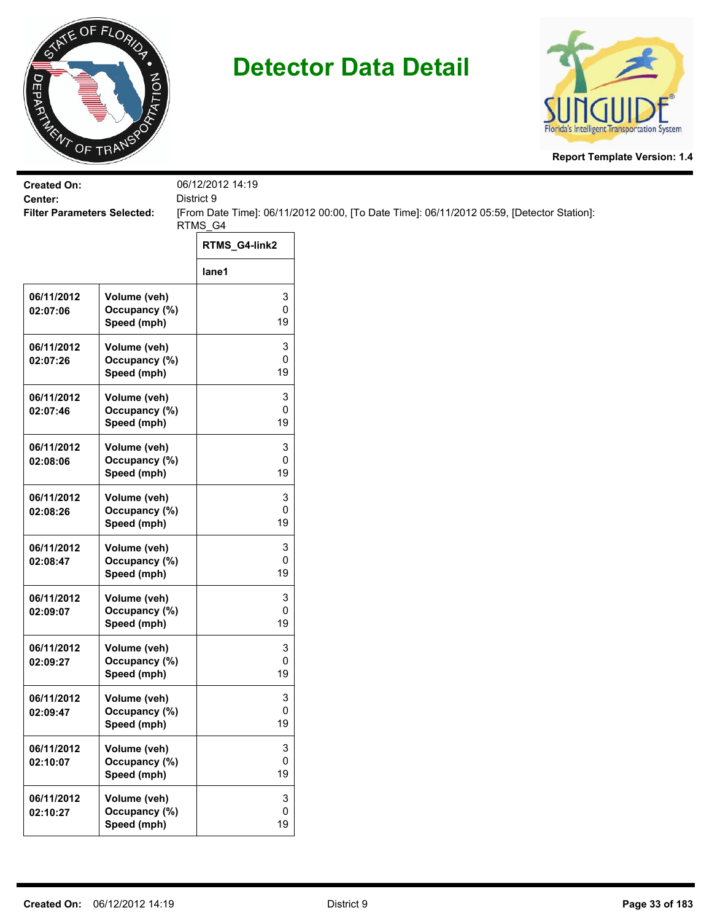# Detector Data Detail

**Report Template Version: 1.4**

**Created On:** 06/12/2012 14:19
**Center:** District 9
**Filter Parameters Selected:** [From Date Time]: 06/11/2012 00:00, [To Date Time]: 06/11/2012 05:59, [Detector Station]: RTMS_G4

| | | RTMS_G4-link2 |
|---|---|---|
| | | lane1 |
| 06/11/2012 02:07:06 | Volume (veh)<br>Occupancy (%)<br>Speed (mph) | 3<br>0<br>19 |
| 06/11/2012 02:07:26 | Volume (veh)<br>Occupancy (%)<br>Speed (mph) | 3<br>0<br>19 |
| 06/11/2012 02:07:46 | Volume (veh)<br>Occupancy (%)<br>Speed (mph) | 3<br>0<br>19 |
| 06/11/2012 02:08:06 | Volume (veh)<br>Occupancy (%)<br>Speed (mph) | 3<br>0<br>19 |
| 06/11/2012 02:08:26 | Volume (veh)<br>Occupancy (%)<br>Speed (mph) | 3<br>0<br>19 |
| 06/11/2012 02:08:47 | Volume (veh)<br>Occupancy (%)<br>Speed (mph) | 3<br>0<br>19 |
| 06/11/2012 02:09:07 | Volume (veh)<br>Occupancy (%)<br>Speed (mph) | 3<br>0<br>19 |
| 06/11/2012 02:09:27 | Volume (veh)<br>Occupancy (%)<br>Speed (mph) | 3<br>0<br>19 |
| 06/11/2012 02:09:47 | Volume (veh)<br>Occupancy (%)<br>Speed (mph) | 3<br>0<br>19 |
| 06/11/2012 02:10:07 | Volume (veh)<br>Occupancy (%)<br>Speed (mph) | 3<br>0<br>19 |
| 06/11/2012 02:10:27 | Volume (veh)<br>Occupancy (%)<br>Speed (mph) | 3<br>0<br>19 |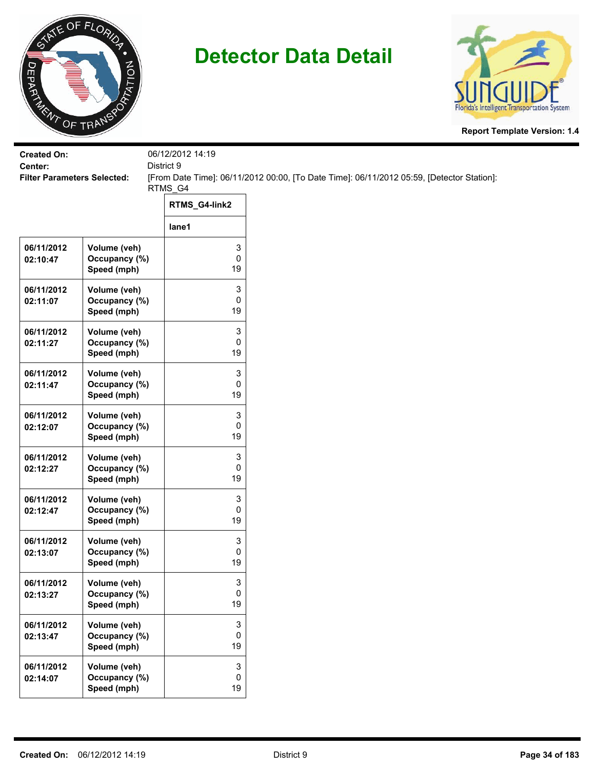# Detector Data Detail

**Report Template Version: 1.4**

**Created On:** 06/12/2012 14:19
**Center:** District 9
**Filter Parameters Selected:** [From Date Time]: 06/11/2012 00:00, [To Date Time]: 06/11/2012 05:59, [Detector Station]: RTMS_G4

| | | RTMS_G4-link2 |
|---|---|---|
| | | lane1 |
| 06/11/2012 02:10:47 | Volume (veh)<br>Occupancy (%)<br>Speed (mph) | 3<br>0<br>19 |
| 06/11/2012 02:11:07 | Volume (veh)<br>Occupancy (%)<br>Speed (mph) | 3<br>0<br>19 |
| 06/11/2012 02:11:27 | Volume (veh)<br>Occupancy (%)<br>Speed (mph) | 3<br>0<br>19 |
| 06/11/2012 02:11:47 | Volume (veh)<br>Occupancy (%)<br>Speed (mph) | 3<br>0<br>19 |
| 06/11/2012 02:12:07 | Volume (veh)<br>Occupancy (%)<br>Speed (mph) | 3<br>0<br>19 |
| 06/11/2012 02:12:27 | Volume (veh)<br>Occupancy (%)<br>Speed (mph) | 3<br>0<br>19 |
| 06/11/2012 02:12:47 | Volume (veh)<br>Occupancy (%)<br>Speed (mph) | 3<br>0<br>19 |
| 06/11/2012 02:13:07 | Volume (veh)<br>Occupancy (%)<br>Speed (mph) | 3<br>0<br>19 |
| 06/11/2012 02:13:27 | Volume (veh)<br>Occupancy (%)<br>Speed (mph) | 3<br>0<br>19 |
| 06/11/2012 02:13:47 | Volume (veh)<br>Occupancy (%)<br>Speed (mph) | 3<br>0<br>19 |
| 06/11/2012 02:14:07 | Volume (veh)<br>Occupancy (%)<br>Speed (mph) | 3<br>0<br>19 |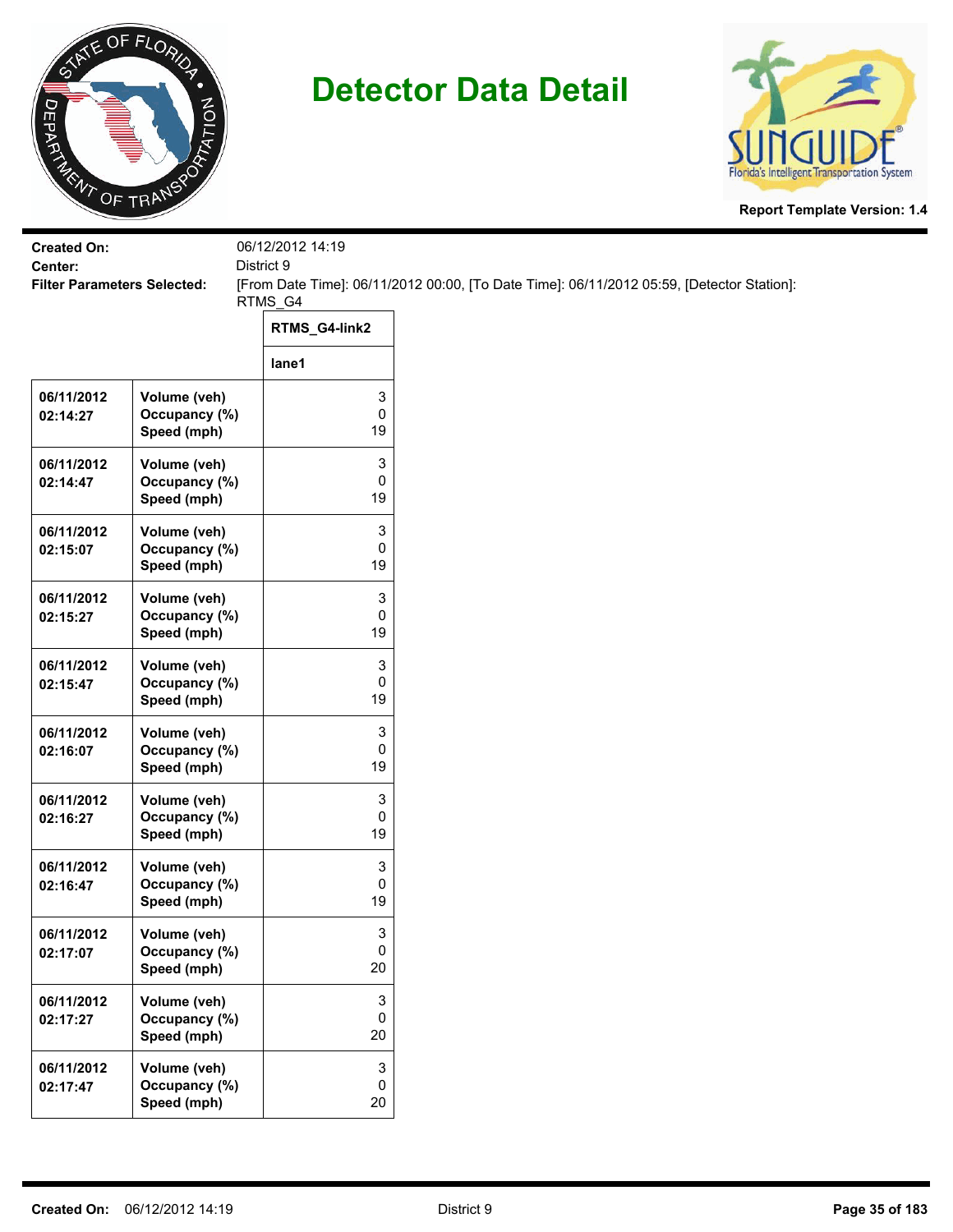# Detector Data Detail

**Report Template Version: 1.4**

**Created On:** 06/12/2012 14:19
**Center:** District 9
**Filter Parameters Selected:** [From Date Time]: 06/11/2012 00:00, [To Date Time]: 06/11/2012 05:59, [Detector Station]: RTMS_G4

| | | RTMS_G4-link2 |
|---|---|---|
| | | lane1 |
| 06/11/2012 02:14:27 | Volume (veh)<br>Occupancy (%)<br>Speed (mph) | 3<br>0<br>19 |
| 06/11/2012 02:14:47 | Volume (veh)<br>Occupancy (%)<br>Speed (mph) | 3<br>0<br>19 |
| 06/11/2012 02:15:07 | Volume (veh)<br>Occupancy (%)<br>Speed (mph) | 3<br>0<br>19 |
| 06/11/2012 02:15:27 | Volume (veh)<br>Occupancy (%)<br>Speed (mph) | 3<br>0<br>19 |
| 06/11/2012 02:15:47 | Volume (veh)<br>Occupancy (%)<br>Speed (mph) | 3<br>0<br>19 |
| 06/11/2012 02:16:07 | Volume (veh)<br>Occupancy (%)<br>Speed (mph) | 3<br>0<br>19 |
| 06/11/2012 02:16:27 | Volume (veh)<br>Occupancy (%)<br>Speed (mph) | 3<br>0<br>19 |
| 06/11/2012 02:16:47 | Volume (veh)<br>Occupancy (%)<br>Speed (mph) | 3<br>0<br>19 |
| 06/11/2012 02:17:07 | Volume (veh)<br>Occupancy (%)<br>Speed (mph) | 3<br>0<br>20 |
| 06/11/2012 02:17:27 | Volume (veh)<br>Occupancy (%)<br>Speed (mph) | 3<br>0<br>20 |
| 06/11/2012 02:17:47 | Volume (veh)<br>Occupancy (%)<br>Speed (mph) | 3<br>0<br>20 |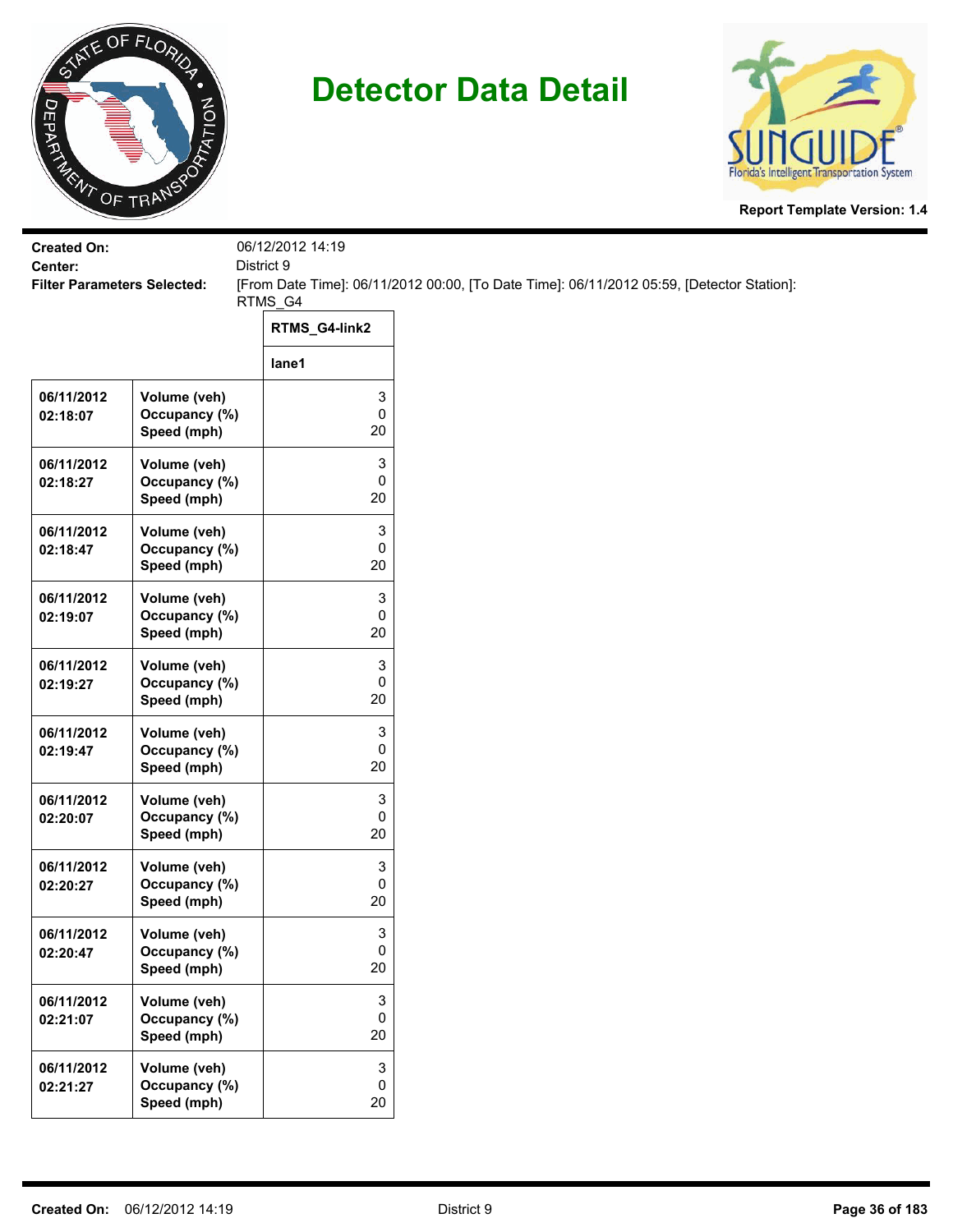# Detector Data Detail

**Report Template Version: 1.4**

**Created On:** 06/12/2012 14:19
**Center:** District 9
**Filter Parameters Selected:** [From Date Time]: 06/11/2012 00:00, [To Date Time]: 06/11/2012 05:59, [Detector Station]: RTMS_G4

| | | RTMS_G4-link2 |
|---|---|---|
| | | lane1 |
| 06/11/2012 02:18:07 | Volume (veh)<br>Occupancy (%)<br>Speed (mph) | 3<br>0<br>20 |
| 06/11/2012 02:18:27 | Volume (veh)<br>Occupancy (%)<br>Speed (mph) | 3<br>0<br>20 |
| 06/11/2012 02:18:47 | Volume (veh)<br>Occupancy (%)<br>Speed (mph) | 3<br>0<br>20 |
| 06/11/2012 02:19:07 | Volume (veh)<br>Occupancy (%)<br>Speed (mph) | 3<br>0<br>20 |
| 06/11/2012 02:19:27 | Volume (veh)<br>Occupancy (%)<br>Speed (mph) | 3<br>0<br>20 |
| 06/11/2012 02:19:47 | Volume (veh)<br>Occupancy (%)<br>Speed (mph) | 3<br>0<br>20 |
| 06/11/2012 02:20:07 | Volume (veh)<br>Occupancy (%)<br>Speed (mph) | 3<br>0<br>20 |
| 06/11/2012 02:20:27 | Volume (veh)<br>Occupancy (%)<br>Speed (mph) | 3<br>0<br>20 |
| 06/11/2012 02:20:47 | Volume (veh)<br>Occupancy (%)<br>Speed (mph) | 3<br>0<br>20 |
| 06/11/2012 02:21:07 | Volume (veh)<br>Occupancy (%)<br>Speed (mph) | 3<br>0<br>20 |
| 06/11/2012 02:21:27 | Volume (veh)<br>Occupancy (%)<br>Speed (mph) | 3<br>0<br>20 |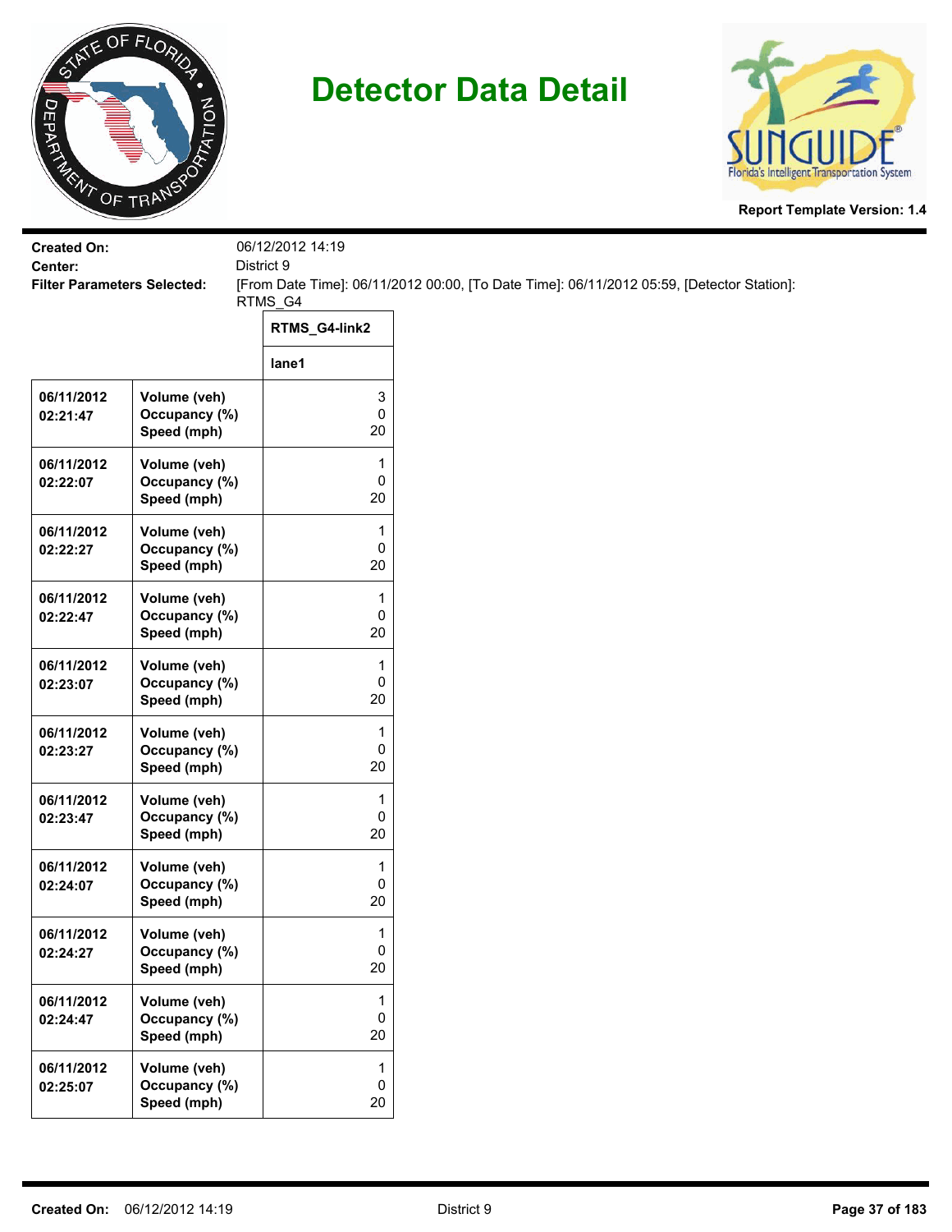# Detector Data Detail

**Report Template Version: 1.4**

**Created On:** 06/12/2012 14:19
**Center:** District 9
**Filter Parameters Selected:** [From Date Time]: 06/11/2012 00:00, [To Date Time]: 06/11/2012 05:59, [Detector Station]: RTMS_G4

| | | RTMS_G4-link2 |
|---|---|---|
| | | lane1 |
| 06/11/2012 02:21:47 | Volume (veh)<br>Occupancy (%)<br>Speed (mph) | 3<br>0<br>20 |
| 06/11/2012 02:22:07 | Volume (veh)<br>Occupancy (%)<br>Speed (mph) | 1<br>0<br>20 |
| 06/11/2012 02:22:27 | Volume (veh)<br>Occupancy (%)<br>Speed (mph) | 1<br>0<br>20 |
| 06/11/2012 02:22:47 | Volume (veh)<br>Occupancy (%)<br>Speed (mph) | 1<br>0<br>20 |
| 06/11/2012 02:23:07 | Volume (veh)<br>Occupancy (%)<br>Speed (mph) | 1<br>0<br>20 |
| 06/11/2012 02:23:27 | Volume (veh)<br>Occupancy (%)<br>Speed (mph) | 1<br>0<br>20 |
| 06/11/2012 02:23:47 | Volume (veh)<br>Occupancy (%)<br>Speed (mph) | 1<br>0<br>20 |
| 06/11/2012 02:24:07 | Volume (veh)<br>Occupancy (%)<br>Speed (mph) | 1<br>0<br>20 |
| 06/11/2012 02:24:27 | Volume (veh)<br>Occupancy (%)<br>Speed (mph) | 1<br>0<br>20 |
| 06/11/2012 02:24:47 | Volume (veh)<br>Occupancy (%)<br>Speed (mph) | 1<br>0<br>20 |
| 06/11/2012 02:25:07 | Volume (veh)<br>Occupancy (%)<br>Speed (mph) | 1<br>0<br>20 |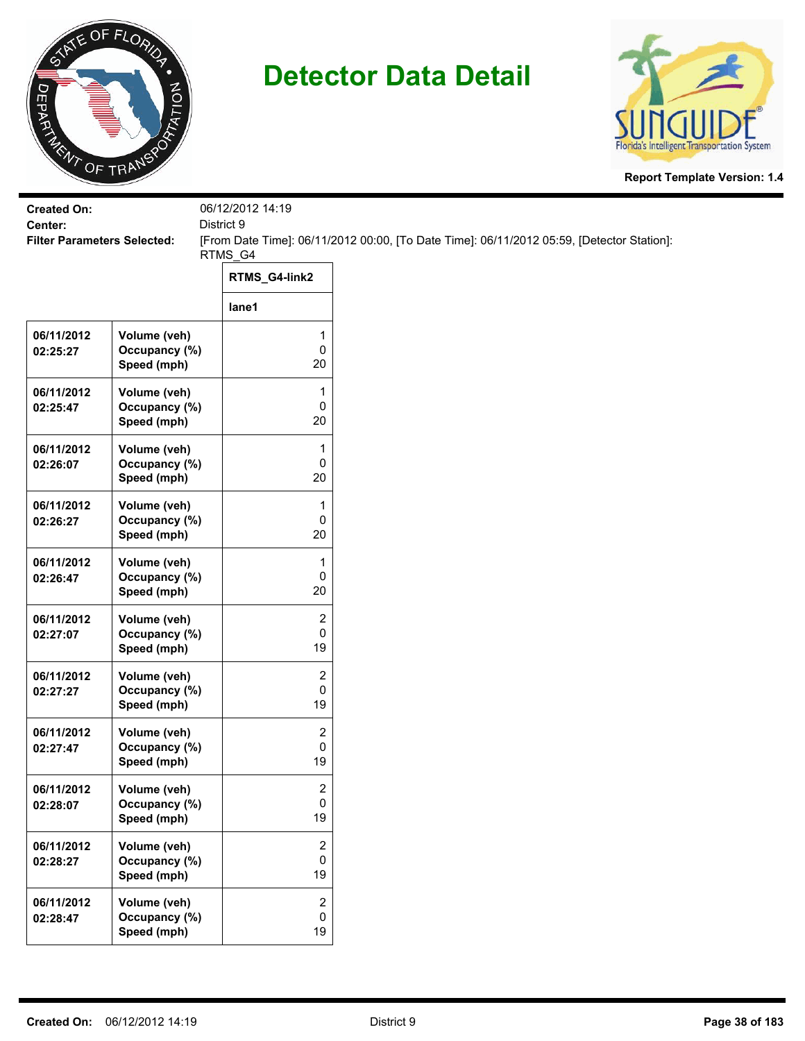# Detector Data Detail

Report Template Version: 1.4

**Created On:** 06/12/2012 14:19
**Center:** District 9
**Filter Parameters Selected:** [From Date Time]: 06/11/2012 00:00, [To Date Time]: 06/11/2012 05:59, [Detector Station]: RTMS_G4

| | | RTMS_G4-link2 |
|---|---|---|
| | | lane1 |
| 06/11/2012 02:25:27 | Volume (veh)<br>Occupancy (%)<br>Speed (mph) | 1<br>0<br>20 |
| 06/11/2012 02:25:47 | Volume (veh)<br>Occupancy (%)<br>Speed (mph) | 1<br>0<br>20 |
| 06/11/2012 02:26:07 | Volume (veh)<br>Occupancy (%)<br>Speed (mph) | 1<br>0<br>20 |
| 06/11/2012 02:26:27 | Volume (veh)<br>Occupancy (%)<br>Speed (mph) | 1<br>0<br>20 |
| 06/11/2012 02:26:47 | Volume (veh)<br>Occupancy (%)<br>Speed (mph) | 1<br>0<br>20 |
| 06/11/2012 02:27:07 | Volume (veh)<br>Occupancy (%)<br>Speed (mph) | 2<br>0<br>19 |
| 06/11/2012 02:27:27 | Volume (veh)<br>Occupancy (%)<br>Speed (mph) | 2<br>0<br>19 |
| 06/11/2012 02:27:47 | Volume (veh)<br>Occupancy (%)<br>Speed (mph) | 2<br>0<br>19 |
| 06/11/2012 02:28:07 | Volume (veh)<br>Occupancy (%)<br>Speed (mph) | 2<br>0<br>19 |
| 06/11/2012 02:28:27 | Volume (veh)<br>Occupancy (%)<br>Speed (mph) | 2<br>0<br>19 |
| 06/11/2012 02:28:47 | Volume (veh)<br>Occupancy (%)<br>Speed (mph) | 2<br>0<br>19 |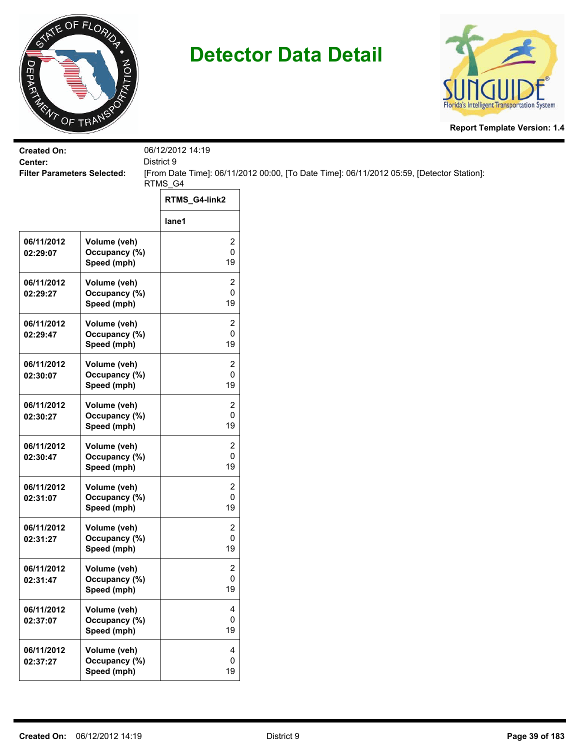# Detector Data Detail

**Report Template Version: 1.4**

**Created On:** 06/12/2012 14:19
**Center:** District 9
**Filter Parameters Selected:** [From Date Time]: 06/11/2012 00:00, [To Date Time]: 06/11/2012 05:59, [Detector Station]: RTMS_G4

| | | RTMS_G4-link2 |
|---|---|---|
| | | lane1 |
| 06/11/2012 02:29:07 | Volume (veh)<br>Occupancy (%)<br>Speed (mph) | 2<br>0<br>19 |
| 06/11/2012 02:29:27 | Volume (veh)<br>Occupancy (%)<br>Speed (mph) | 2<br>0<br>19 |
| 06/11/2012 02:29:47 | Volume (veh)<br>Occupancy (%)<br>Speed (mph) | 2<br>0<br>19 |
| 06/11/2012 02:30:07 | Volume (veh)<br>Occupancy (%)<br>Speed (mph) | 2<br>0<br>19 |
| 06/11/2012 02:30:27 | Volume (veh)<br>Occupancy (%)<br>Speed (mph) | 2<br>0<br>19 |
| 06/11/2012 02:30:47 | Volume (veh)<br>Occupancy (%)<br>Speed (mph) | 2<br>0<br>19 |
| 06/11/2012 02:31:07 | Volume (veh)<br>Occupancy (%)<br>Speed (mph) | 2<br>0<br>19 |
| 06/11/2012 02:31:27 | Volume (veh)<br>Occupancy (%)<br>Speed (mph) | 2<br>0<br>19 |
| 06/11/2012 02:31:47 | Volume (veh)<br>Occupancy (%)<br>Speed (mph) | 2<br>0<br>19 |
| 06/11/2012 02:37:07 | Volume (veh)<br>Occupancy (%)<br>Speed (mph) | 4<br>0<br>19 |
| 06/11/2012 02:37:27 | Volume (veh)<br>Occupancy (%)<br>Speed (mph) | 4<br>0<br>19 |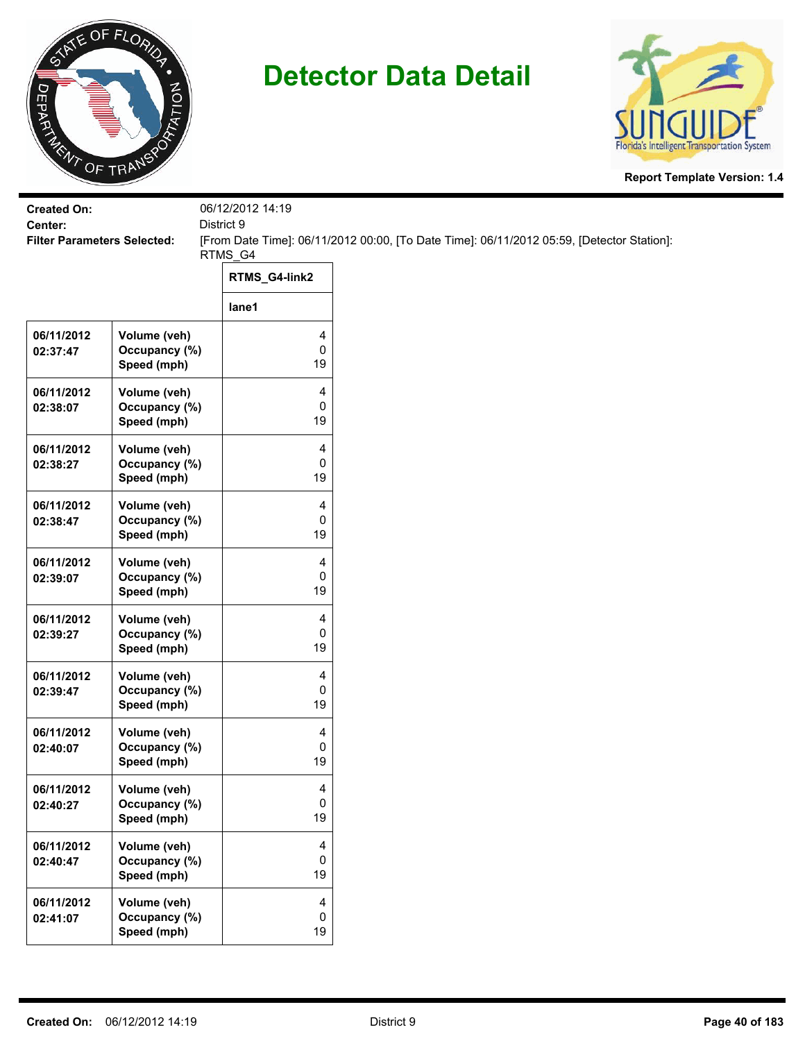# Detector Data Detail

**Report Template Version: 1.4**

**Created On:** 06/12/2012 14:19
**Center:** District 9
**Filter Parameters Selected:** [From Date Time]: 06/11/2012 00:00, [To Date Time]: 06/11/2012 05:59, [Detector Station]: RTMS_G4

| | | RTMS_G4-link2 |
|---|---|---|
| | | lane1 |
| 06/11/2012 02:37:47 | Volume (veh)<br>Occupancy (%)<br>Speed (mph) | 4<br>0<br>19 |
| 06/11/2012 02:38:07 | Volume (veh)<br>Occupancy (%)<br>Speed (mph) | 4<br>0<br>19 |
| 06/11/2012 02:38:27 | Volume (veh)<br>Occupancy (%)<br>Speed (mph) | 4<br>0<br>19 |
| 06/11/2012 02:38:47 | Volume (veh)<br>Occupancy (%)<br>Speed (mph) | 4<br>0<br>19 |
| 06/11/2012 02:39:07 | Volume (veh)<br>Occupancy (%)<br>Speed (mph) | 4<br>0<br>19 |
| 06/11/2012 02:39:27 | Volume (veh)<br>Occupancy (%)<br>Speed (mph) | 4<br>0<br>19 |
| 06/11/2012 02:39:47 | Volume (veh)<br>Occupancy (%)<br>Speed (mph) | 4<br>0<br>19 |
| 06/11/2012 02:40:07 | Volume (veh)<br>Occupancy (%)<br>Speed (mph) | 4<br>0<br>19 |
| 06/11/2012 02:40:27 | Volume (veh)<br>Occupancy (%)<br>Speed (mph) | 4<br>0<br>19 |
| 06/11/2012 02:40:47 | Volume (veh)<br>Occupancy (%)<br>Speed (mph) | 4<br>0<br>19 |
| 06/11/2012 02:41:07 | Volume (veh)<br>Occupancy (%)<br>Speed (mph) | 4<br>0<br>19 |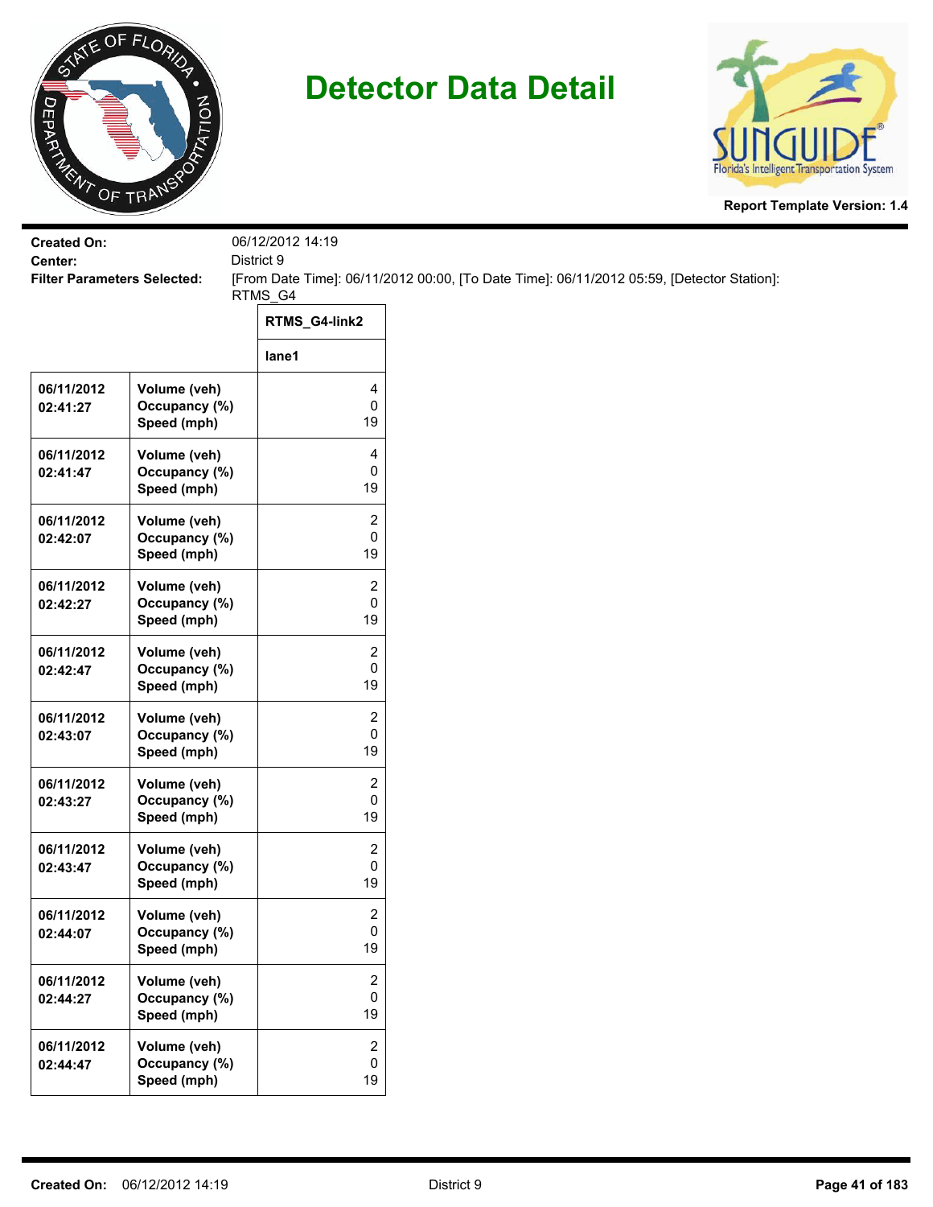# Detector Data Detail

**Report Template Version: 1.4**

**Created On:** 06/12/2012 14:19
**Center:** District 9
**Filter Parameters Selected:** [From Date Time]: 06/11/2012 00:00, [To Date Time]: 06/11/2012 05:59, [Detector Station]: RTMS_G4

| | | RTMS_G4-link2 |
|---|---|---|
| | | lane1 |
| 06/11/2012 02:41:27 | Volume (veh)<br>Occupancy (%)<br>Speed (mph) | 4<br>0<br>19 |
| 06/11/2012 02:41:47 | Volume (veh)<br>Occupancy (%)<br>Speed (mph) | 4<br>0<br>19 |
| 06/11/2012 02:42:07 | Volume (veh)<br>Occupancy (%)<br>Speed (mph) | 2<br>0<br>19 |
| 06/11/2012 02:42:27 | Volume (veh)<br>Occupancy (%)<br>Speed (mph) | 2<br>0<br>19 |
| 06/11/2012 02:42:47 | Volume (veh)<br>Occupancy (%)<br>Speed (mph) | 2<br>0<br>19 |
| 06/11/2012 02:43:07 | Volume (veh)<br>Occupancy (%)<br>Speed (mph) | 2<br>0<br>19 |
| 06/11/2012 02:43:27 | Volume (veh)<br>Occupancy (%)<br>Speed (mph) | 2<br>0<br>19 |
| 06/11/2012 02:43:47 | Volume (veh)<br>Occupancy (%)<br>Speed (mph) | 2<br>0<br>19 |
| 06/11/2012 02:44:07 | Volume (veh)<br>Occupancy (%)<br>Speed (mph) | 2<br>0<br>19 |
| 06/11/2012 02:44:27 | Volume (veh)<br>Occupancy (%)<br>Speed (mph) | 2<br>0<br>19 |
| 06/11/2012 02:44:47 | Volume (veh)<br>Occupancy (%)<br>Speed (mph) | 2<br>0<br>19 |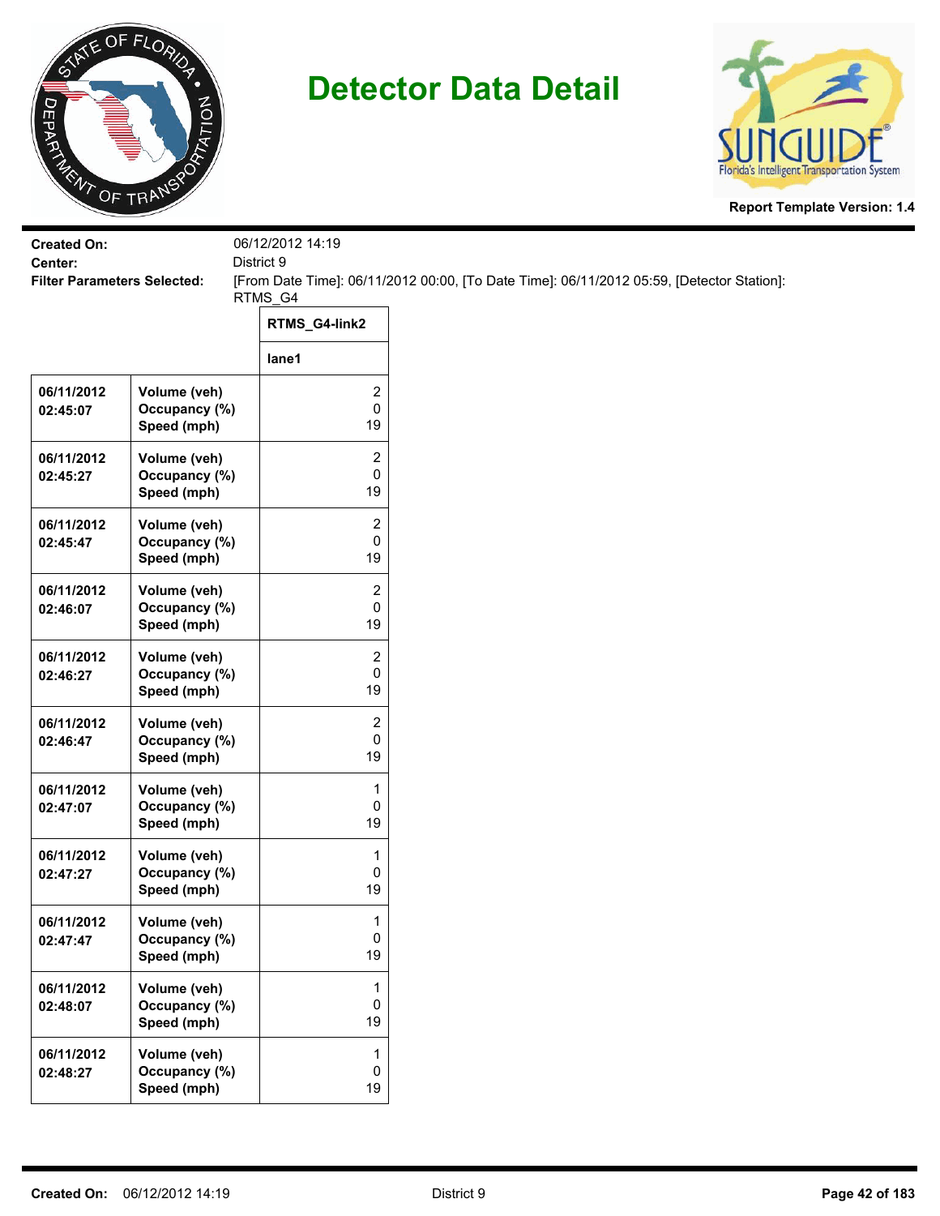# Detector Data Detail

**Report Template Version: 1.4**

**Created On:** 06/12/2012 14:19
**Center:** District 9
**Filter Parameters Selected:** [From Date Time]: 06/11/2012 00:00, [To Date Time]: 06/11/2012 05:59, [Detector Station]: RTMS_G4

| | | RTMS_G4-link2 |
|---|---|---|
| | | lane1 |
| 06/11/2012 02:45:07 | Volume (veh)<br>Occupancy (%)<br>Speed (mph) | 2<br>0<br>19 |
| 06/11/2012 02:45:27 | Volume (veh)<br>Occupancy (%)<br>Speed (mph) | 2<br>0<br>19 |
| 06/11/2012 02:45:47 | Volume (veh)<br>Occupancy (%)<br>Speed (mph) | 2<br>0<br>19 |
| 06/11/2012 02:46:07 | Volume (veh)<br>Occupancy (%)<br>Speed (mph) | 2<br>0<br>19 |
| 06/11/2012 02:46:27 | Volume (veh)<br>Occupancy (%)<br>Speed (mph) | 2<br>0<br>19 |
| 06/11/2012 02:46:47 | Volume (veh)<br>Occupancy (%)<br>Speed (mph) | 2<br>0<br>19 |
| 06/11/2012 02:47:07 | Volume (veh)<br>Occupancy (%)<br>Speed (mph) | 1<br>0<br>19 |
| 06/11/2012 02:47:27 | Volume (veh)<br>Occupancy (%)<br>Speed (mph) | 1<br>0<br>19 |
| 06/11/2012 02:47:47 | Volume (veh)<br>Occupancy (%)<br>Speed (mph) | 1<br>0<br>19 |
| 06/11/2012 02:48:07 | Volume (veh)<br>Occupancy (%)<br>Speed (mph) | 1<br>0<br>19 |
| 06/11/2012 02:48:27 | Volume (veh)<br>Occupancy (%)<br>Speed (mph) | 1<br>0<br>19 |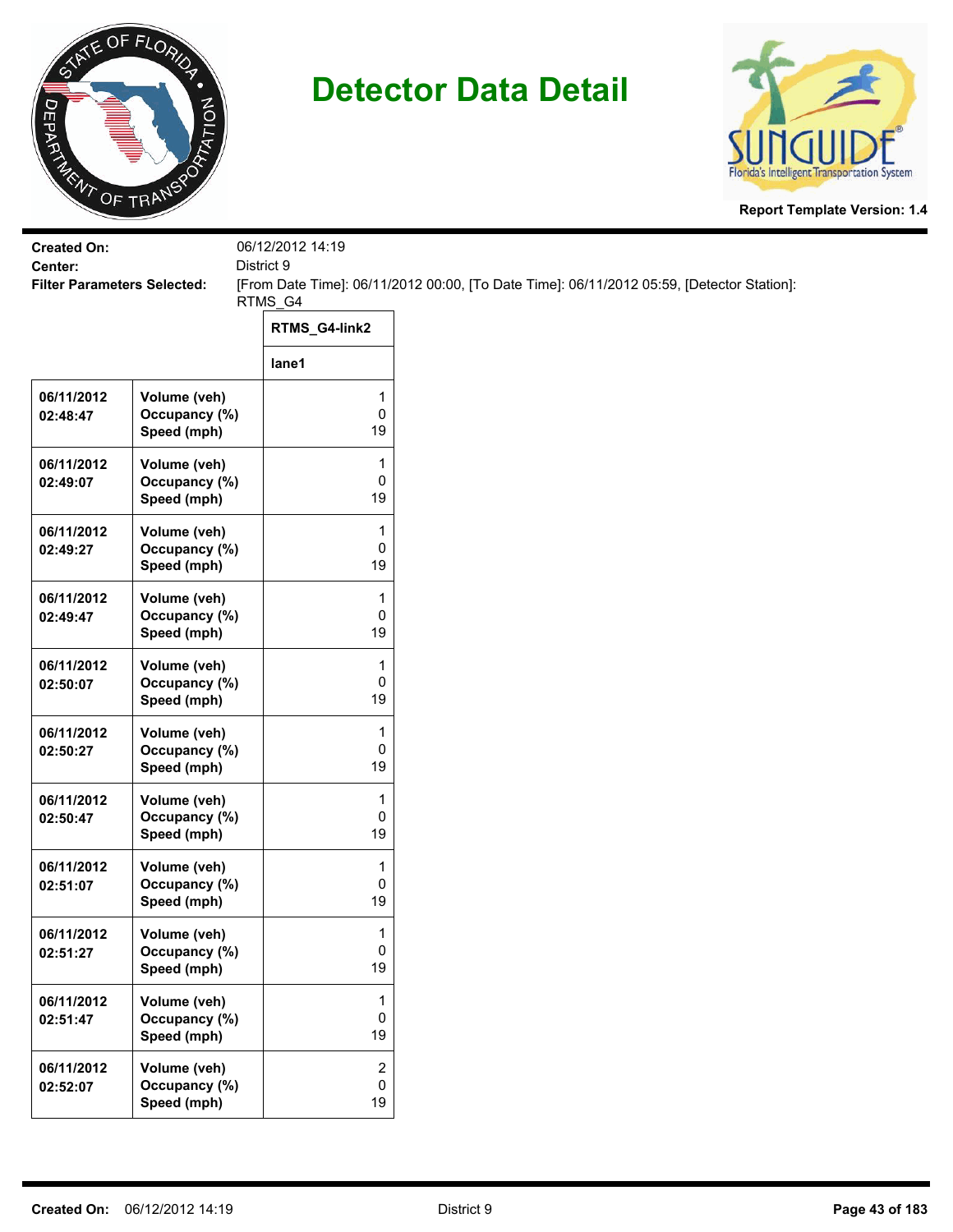# Detector Data Detail

**Report Template Version: 1.4**

**Created On:** 06/12/2012 14:19
**Center:** District 9
**Filter Parameters Selected:** [From Date Time]: 06/11/2012 00:00, [To Date Time]: 06/11/2012 05:59, [Detector Station]: RTMS_G4

| | | RTMS_G4-link2 |
|---|---|---|
| | | lane1 |
| 06/11/2012 02:48:47 | Volume (veh)<br>Occupancy (%)<br>Speed (mph) | 1<br>0<br>19 |
| 06/11/2012 02:49:07 | Volume (veh)<br>Occupancy (%)<br>Speed (mph) | 1<br>0<br>19 |
| 06/11/2012 02:49:27 | Volume (veh)<br>Occupancy (%)<br>Speed (mph) | 1<br>0<br>19 |
| 06/11/2012 02:49:47 | Volume (veh)<br>Occupancy (%)<br>Speed (mph) | 1<br>0<br>19 |
| 06/11/2012 02:50:07 | Volume (veh)<br>Occupancy (%)<br>Speed (mph) | 1<br>0<br>19 |
| 06/11/2012 02:50:27 | Volume (veh)<br>Occupancy (%)<br>Speed (mph) | 1<br>0<br>19 |
| 06/11/2012 02:50:47 | Volume (veh)<br>Occupancy (%)<br>Speed (mph) | 1<br>0<br>19 |
| 06/11/2012 02:51:07 | Volume (veh)<br>Occupancy (%)<br>Speed (mph) | 1<br>0<br>19 |
| 06/11/2012 02:51:27 | Volume (veh)<br>Occupancy (%)<br>Speed (mph) | 1<br>0<br>19 |
| 06/11/2012 02:51:47 | Volume (veh)<br>Occupancy (%)<br>Speed (mph) | 1<br>0<br>19 |
| 06/11/2012 02:52:07 | Volume (veh)<br>Occupancy (%)<br>Speed (mph) | 2<br>0<br>19 |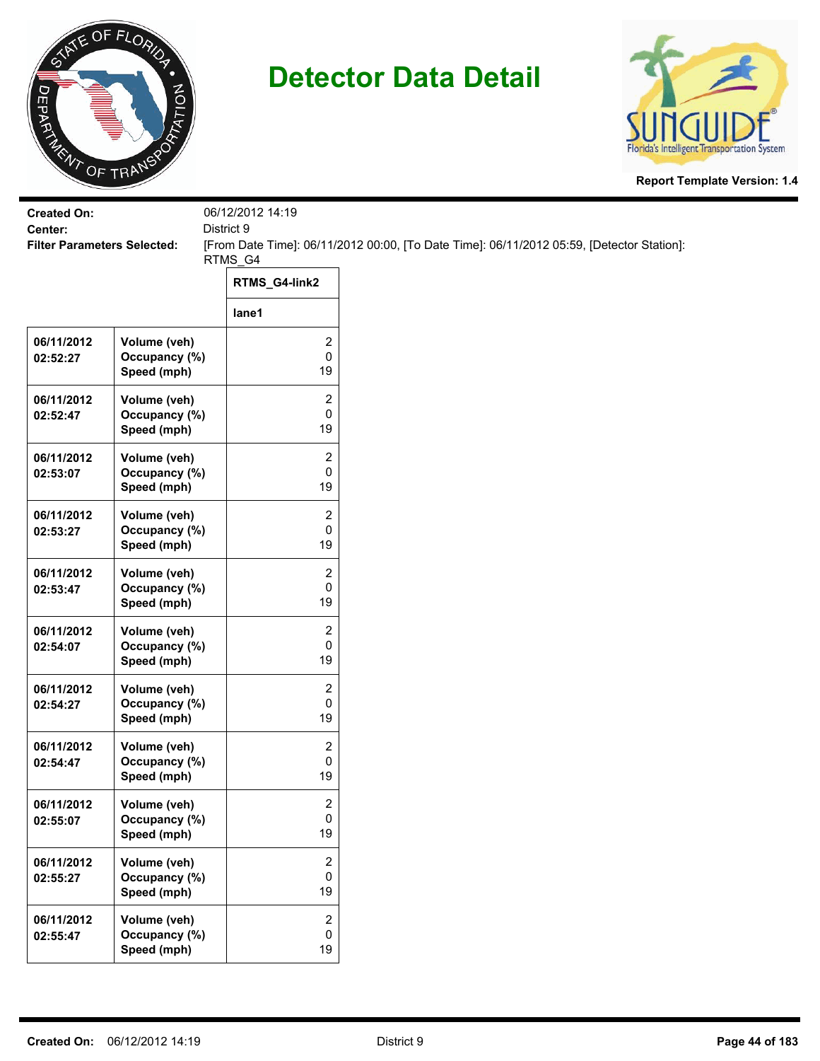# Detector Data Detail

**Report Template Version: 1.4**

**Created On:** 06/12/2012 14:19
**Center:** District 9
**Filter Parameters Selected:** [From Date Time]: 06/11/2012 00:00, [To Date Time]: 06/11/2012 05:59, [Detector Station]: RTMS_G4

| | | RTMS_G4-link2 |
|---|---|---|
| | | lane1 |
| 06/11/2012 02:52:27 | Volume (veh)<br>Occupancy (%)<br>Speed (mph) | 2<br>0<br>19 |
| 06/11/2012 02:52:47 | Volume (veh)<br>Occupancy (%)<br>Speed (mph) | 2<br>0<br>19 |
| 06/11/2012 02:53:07 | Volume (veh)<br>Occupancy (%)<br>Speed (mph) | 2<br>0<br>19 |
| 06/11/2012 02:53:27 | Volume (veh)<br>Occupancy (%)<br>Speed (mph) | 2<br>0<br>19 |
| 06/11/2012 02:53:47 | Volume (veh)<br>Occupancy (%)<br>Speed (mph) | 2<br>0<br>19 |
| 06/11/2012 02:54:07 | Volume (veh)<br>Occupancy (%)<br>Speed (mph) | 2<br>0<br>19 |
| 06/11/2012 02:54:27 | Volume (veh)<br>Occupancy (%)<br>Speed (mph) | 2<br>0<br>19 |
| 06/11/2012 02:54:47 | Volume (veh)<br>Occupancy (%)<br>Speed (mph) | 2<br>0<br>19 |
| 06/11/2012 02:55:07 | Volume (veh)<br>Occupancy (%)<br>Speed (mph) | 2<br>0<br>19 |
| 06/11/2012 02:55:27 | Volume (veh)<br>Occupancy (%)<br>Speed (mph) | 2<br>0<br>19 |
| 06/11/2012 02:55:47 | Volume (veh)<br>Occupancy (%)<br>Speed (mph) | 2<br>0<br>19 |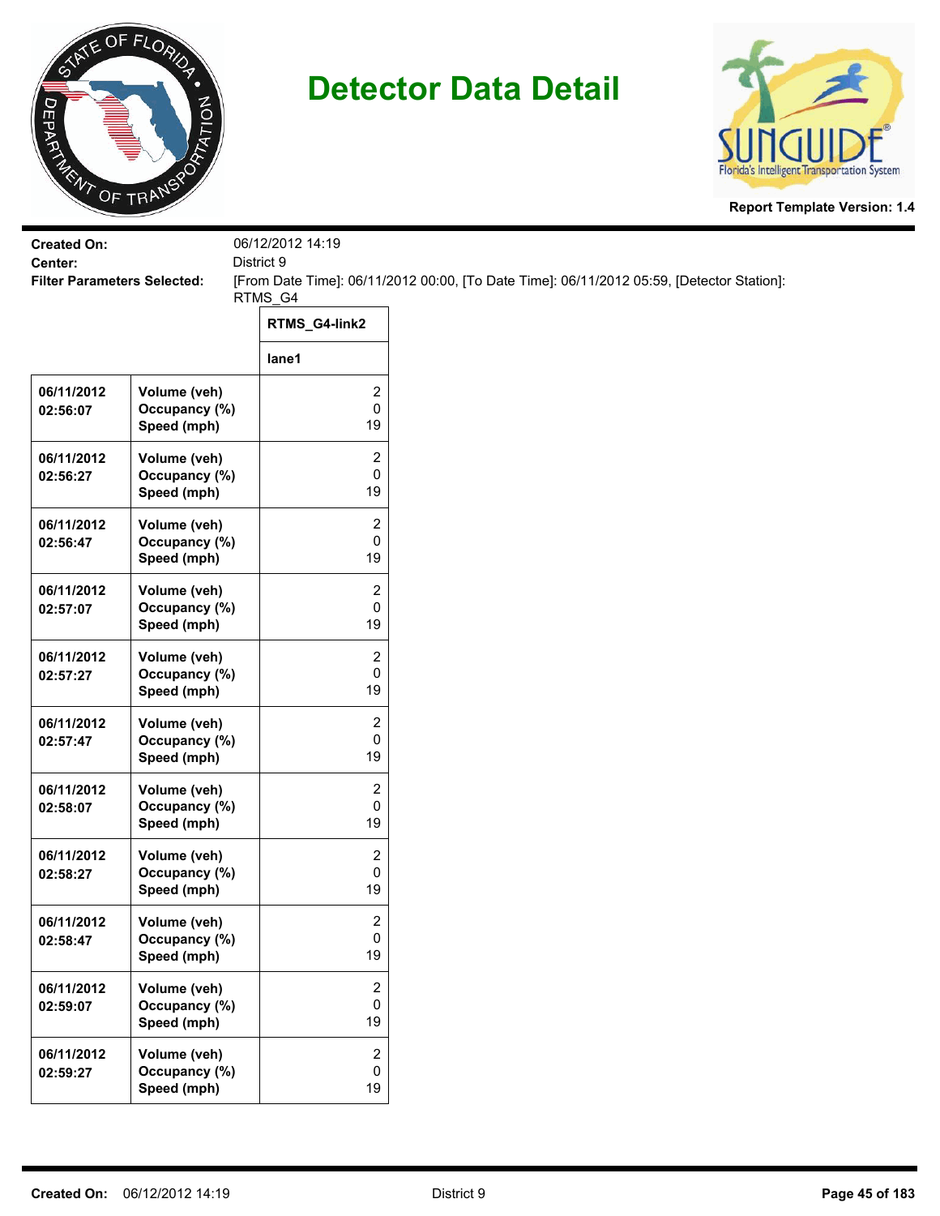# Detector Data Detail

**Report Template Version: 1.4**

**Created On:** 06/12/2012 14:19
**Center:** District 9
**Filter Parameters Selected:** [From Date Time]: 06/11/2012 00:00, [To Date Time]: 06/11/2012 05:59, [Detector Station]: RTMS_G4

| | | RTMS_G4-link2 |
|---|---|---|
| | | lane1 |
| 06/11/2012 02:56:07 | Volume (veh)<br>Occupancy (%)<br>Speed (mph) | 2<br>0<br>19 |
| 06/11/2012 02:56:27 | Volume (veh)<br>Occupancy (%)<br>Speed (mph) | 2<br>0<br>19 |
| 06/11/2012 02:56:47 | Volume (veh)<br>Occupancy (%)<br>Speed (mph) | 2<br>0<br>19 |
| 06/11/2012 02:57:07 | Volume (veh)<br>Occupancy (%)<br>Speed (mph) | 2<br>0<br>19 |
| 06/11/2012 02:57:27 | Volume (veh)<br>Occupancy (%)<br>Speed (mph) | 2<br>0<br>19 |
| 06/11/2012 02:57:47 | Volume (veh)<br>Occupancy (%)<br>Speed (mph) | 2<br>0<br>19 |
| 06/11/2012 02:58:07 | Volume (veh)<br>Occupancy (%)<br>Speed (mph) | 2<br>0<br>19 |
| 06/11/2012 02:58:27 | Volume (veh)<br>Occupancy (%)<br>Speed (mph) | 2<br>0<br>19 |
| 06/11/2012 02:58:47 | Volume (veh)<br>Occupancy (%)<br>Speed (mph) | 2<br>0<br>19 |
| 06/11/2012 02:59:07 | Volume (veh)<br>Occupancy (%)<br>Speed (mph) | 2<br>0<br>19 |
| 06/11/2012 02:59:27 | Volume (veh)<br>Occupancy (%)<br>Speed (mph) | 2<br>0<br>19 |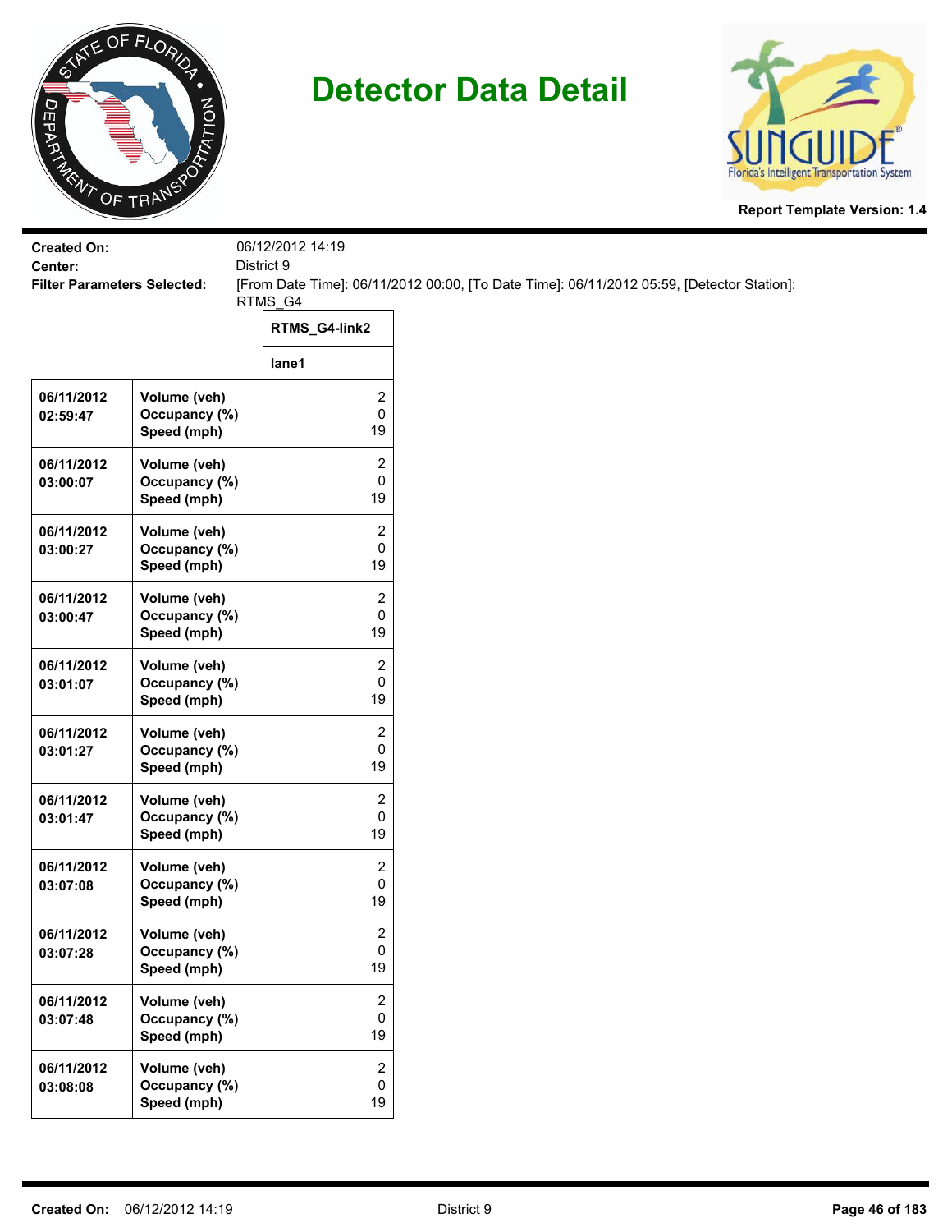# Detector Data Detail

Report Template Version: 1.4

**Created On:** 06/12/2012 14:19
**Center:** District 9
**Filter Parameters Selected:** [From Date Time]: 06/11/2012 00:00, [To Date Time]: 06/11/2012 05:59, [Detector Station]: RTMS_G4

| | | RTMS_G4-link2 |
|---|---|---|
| | | lane1 |
| 06/11/2012 02:59:47 | Volume (veh)<br>Occupancy (%)<br>Speed (mph) | 2<br>0<br>19 |
| 06/11/2012 03:00:07 | Volume (veh)<br>Occupancy (%)<br>Speed (mph) | 2<br>0<br>19 |
| 06/11/2012 03:00:27 | Volume (veh)<br>Occupancy (%)<br>Speed (mph) | 2<br>0<br>19 |
| 06/11/2012 03:00:47 | Volume (veh)<br>Occupancy (%)<br>Speed (mph) | 2<br>0<br>19 |
| 06/11/2012 03:01:07 | Volume (veh)<br>Occupancy (%)<br>Speed (mph) | 2<br>0<br>19 |
| 06/11/2012 03:01:27 | Volume (veh)<br>Occupancy (%)<br>Speed (mph) | 2<br>0<br>19 |
| 06/11/2012 03:01:47 | Volume (veh)<br>Occupancy (%)<br>Speed (mph) | 2<br>0<br>19 |
| 06/11/2012 03:07:08 | Volume (veh)<br>Occupancy (%)<br>Speed (mph) | 2<br>0<br>19 |
| 06/11/2012 03:07:28 | Volume (veh)<br>Occupancy (%)<br>Speed (mph) | 2<br>0<br>19 |
| 06/11/2012 03:07:48 | Volume (veh)<br>Occupancy (%)<br>Speed (mph) | 2<br>0<br>19 |
| 06/11/2012 03:08:08 | Volume (veh)<br>Occupancy (%)<br>Speed (mph) | 2<br>0<br>19 |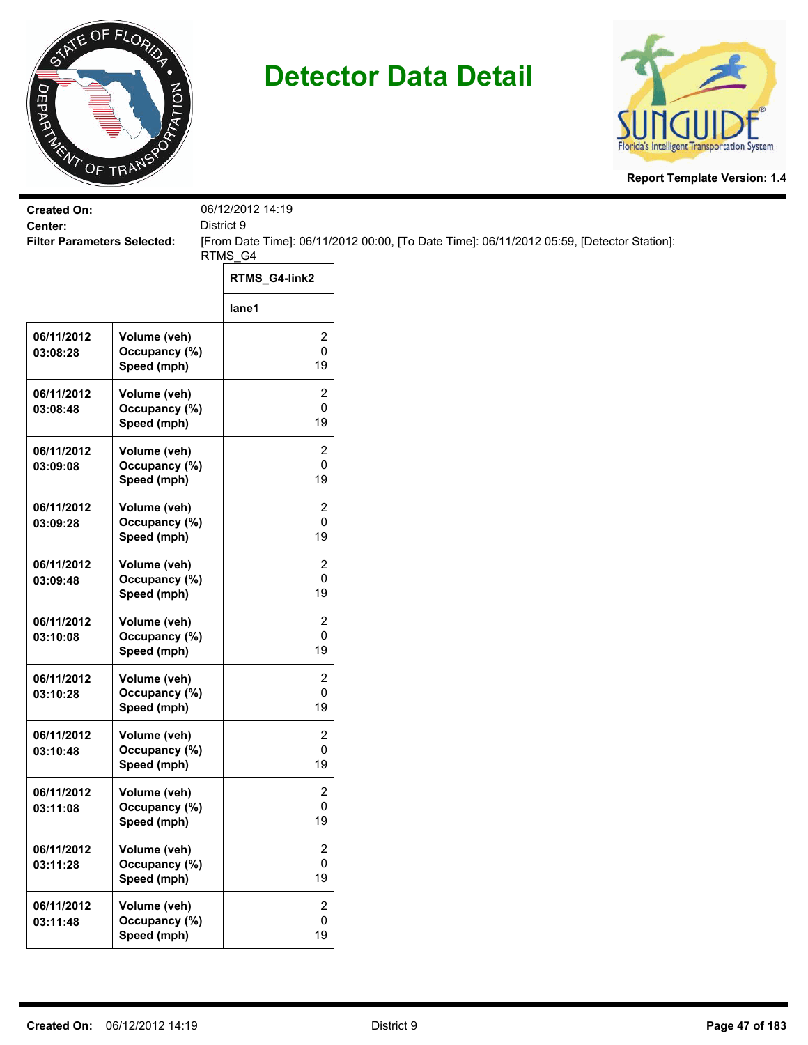# Detector Data Detail

**Report Template Version: 1.4**

**Created On:** 06/12/2012 14:19
**Center:** District 9
**Filter Parameters Selected:** [From Date Time]: 06/11/2012 00:00, [To Date Time]: 06/11/2012 05:59, [Detector Station]: RTMS_G4

| | | RTMS_G4-link2 |
|---|---|---|
| | | lane1 |
| 06/11/2012 03:08:28 | Volume (veh)<br>Occupancy (%)<br>Speed (mph) | 2<br>0<br>19 |
| 06/11/2012 03:08:48 | Volume (veh)<br>Occupancy (%)<br>Speed (mph) | 2<br>0<br>19 |
| 06/11/2012 03:09:08 | Volume (veh)<br>Occupancy (%)<br>Speed (mph) | 2<br>0<br>19 |
| 06/11/2012 03:09:28 | Volume (veh)<br>Occupancy (%)<br>Speed (mph) | 2<br>0<br>19 |
| 06/11/2012 03:09:48 | Volume (veh)<br>Occupancy (%)<br>Speed (mph) | 2<br>0<br>19 |
| 06/11/2012 03:10:08 | Volume (veh)<br>Occupancy (%)<br>Speed (mph) | 2<br>0<br>19 |
| 06/11/2012 03:10:28 | Volume (veh)<br>Occupancy (%)<br>Speed (mph) | 2<br>0<br>19 |
| 06/11/2012 03:10:48 | Volume (veh)<br>Occupancy (%)<br>Speed (mph) | 2<br>0<br>19 |
| 06/11/2012 03:11:08 | Volume (veh)<br>Occupancy (%)<br>Speed (mph) | 2<br>0<br>19 |
| 06/11/2012 03:11:28 | Volume (veh)<br>Occupancy (%)<br>Speed (mph) | 2<br>0<br>19 |
| 06/11/2012 03:11:48 | Volume (veh)<br>Occupancy (%)<br>Speed (mph) | 2<br>0<br>19 |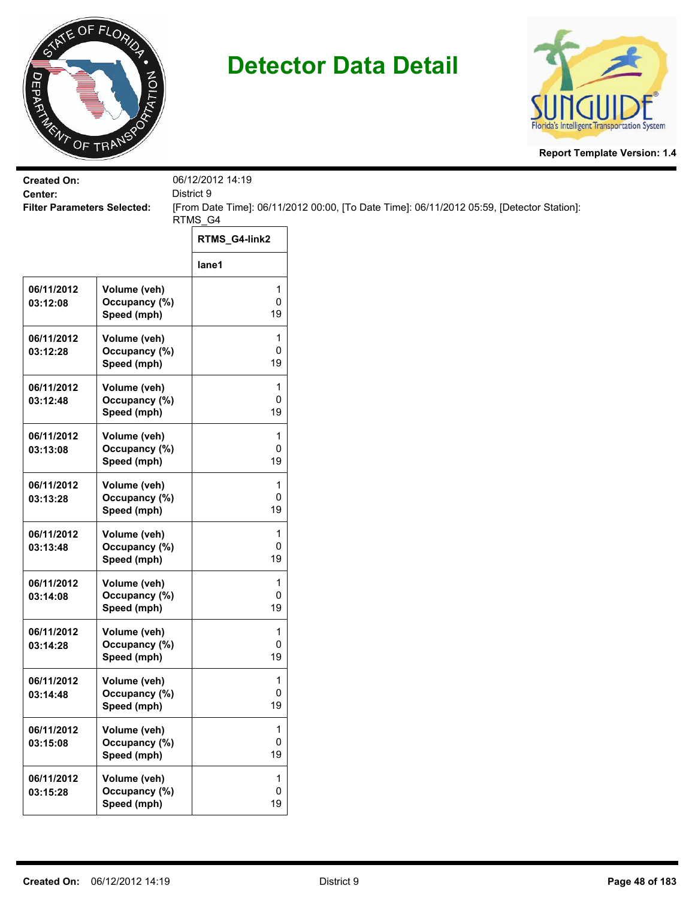# Detector Data Detail

**Report Template Version: 1.4**

**Created On:** 06/12/2012 14:19
**Center:** District 9
**Filter Parameters Selected:** [From Date Time]: 06/11/2012 00:00, [To Date Time]: 06/11/2012 05:59, [Detector Station]: RTMS_G4

| | | RTMS_G4-link2 |
|---|---|---|
| | | lane1 |
| 06/11/2012 03:12:08 | Volume (veh)<br>Occupancy (%)<br>Speed (mph) | 1<br>0<br>19 |
| 06/11/2012 03:12:28 | Volume (veh)<br>Occupancy (%)<br>Speed (mph) | 1<br>0<br>19 |
| 06/11/2012 03:12:48 | Volume (veh)<br>Occupancy (%)<br>Speed (mph) | 1<br>0<br>19 |
| 06/11/2012 03:13:08 | Volume (veh)<br>Occupancy (%)<br>Speed (mph) | 1<br>0<br>19 |
| 06/11/2012 03:13:28 | Volume (veh)<br>Occupancy (%)<br>Speed (mph) | 1<br>0<br>19 |
| 06/11/2012 03:13:48 | Volume (veh)<br>Occupancy (%)<br>Speed (mph) | 1<br>0<br>19 |
| 06/11/2012 03:14:08 | Volume (veh)<br>Occupancy (%)<br>Speed (mph) | 1<br>0<br>19 |
| 06/11/2012 03:14:28 | Volume (veh)<br>Occupancy (%)<br>Speed (mph) | 1<br>0<br>19 |
| 06/11/2012 03:14:48 | Volume (veh)<br>Occupancy (%)<br>Speed (mph) | 1<br>0<br>19 |
| 06/11/2012 03:15:08 | Volume (veh)<br>Occupancy (%)<br>Speed (mph) | 1<br>0<br>19 |
| 06/11/2012 03:15:28 | Volume (veh)<br>Occupancy (%)<br>Speed (mph) | 1<br>0<br>19 |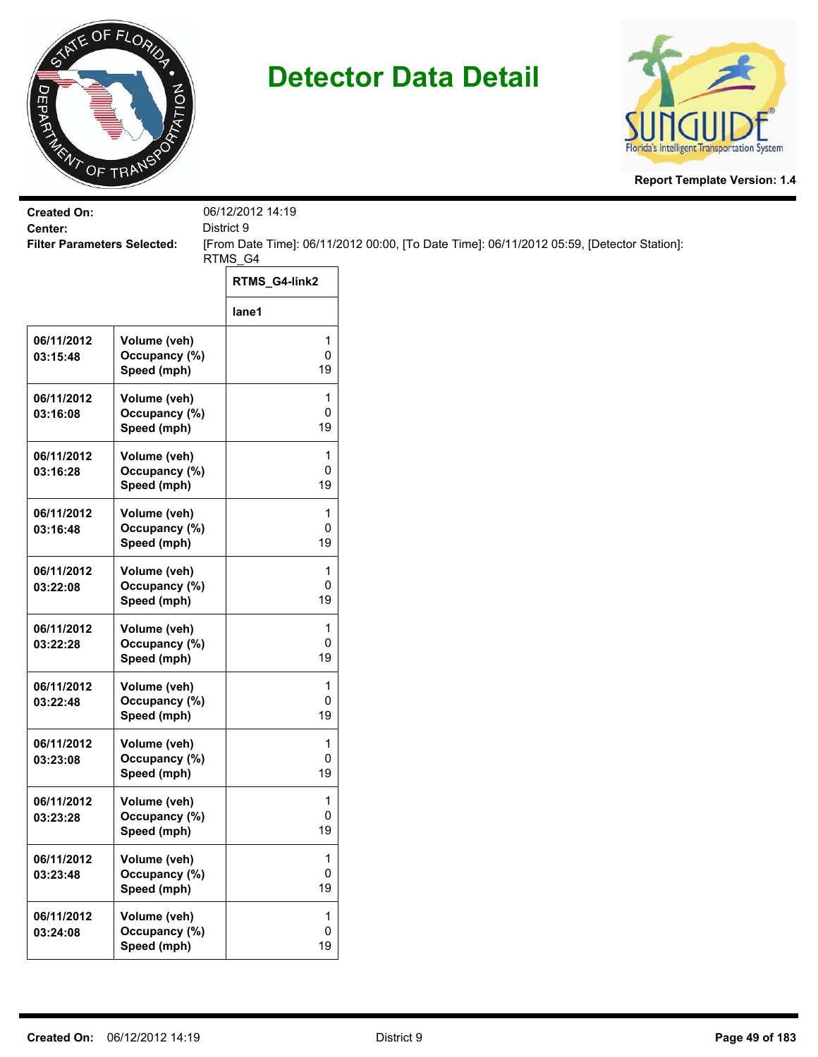# Detector Data Detail

**Report Template Version: 1.4**

**Created On:** 06/12/2012 14:19
**Center:** District 9
**Filter Parameters Selected:** [From Date Time]: 06/11/2012 00:00, [To Date Time]: 06/11/2012 05:59, [Detector Station]: RTMS_G4

| | | RTMS_G4-link2 |
|---|---|---|
| | | lane1 |
| 06/11/2012 03:15:48 | Volume (veh)<br>Occupancy (%)<br>Speed (mph) | 1<br>0<br>19 |
| 06/11/2012 03:16:08 | Volume (veh)<br>Occupancy (%)<br>Speed (mph) | 1<br>0<br>19 |
| 06/11/2012 03:16:28 | Volume (veh)<br>Occupancy (%)<br>Speed (mph) | 1<br>0<br>19 |
| 06/11/2012 03:16:48 | Volume (veh)<br>Occupancy (%)<br>Speed (mph) | 1<br>0<br>19 |
| 06/11/2012 03:22:08 | Volume (veh)<br>Occupancy (%)<br>Speed (mph) | 1<br>0<br>19 |
| 06/11/2012 03:22:28 | Volume (veh)<br>Occupancy (%)<br>Speed (mph) | 1<br>0<br>19 |
| 06/11/2012 03:22:48 | Volume (veh)<br>Occupancy (%)<br>Speed (mph) | 1<br>0<br>19 |
| 06/11/2012 03:23:08 | Volume (veh)<br>Occupancy (%)<br>Speed (mph) | 1<br>0<br>19 |
| 06/11/2012 03:23:28 | Volume (veh)<br>Occupancy (%)<br>Speed (mph) | 1<br>0<br>19 |
| 06/11/2012 03:23:48 | Volume (veh)<br>Occupancy (%)<br>Speed (mph) | 1<br>0<br>19 |
| 06/11/2012 03:24:08 | Volume (veh)<br>Occupancy (%)<br>Speed (mph) | 1<br>0<br>19 |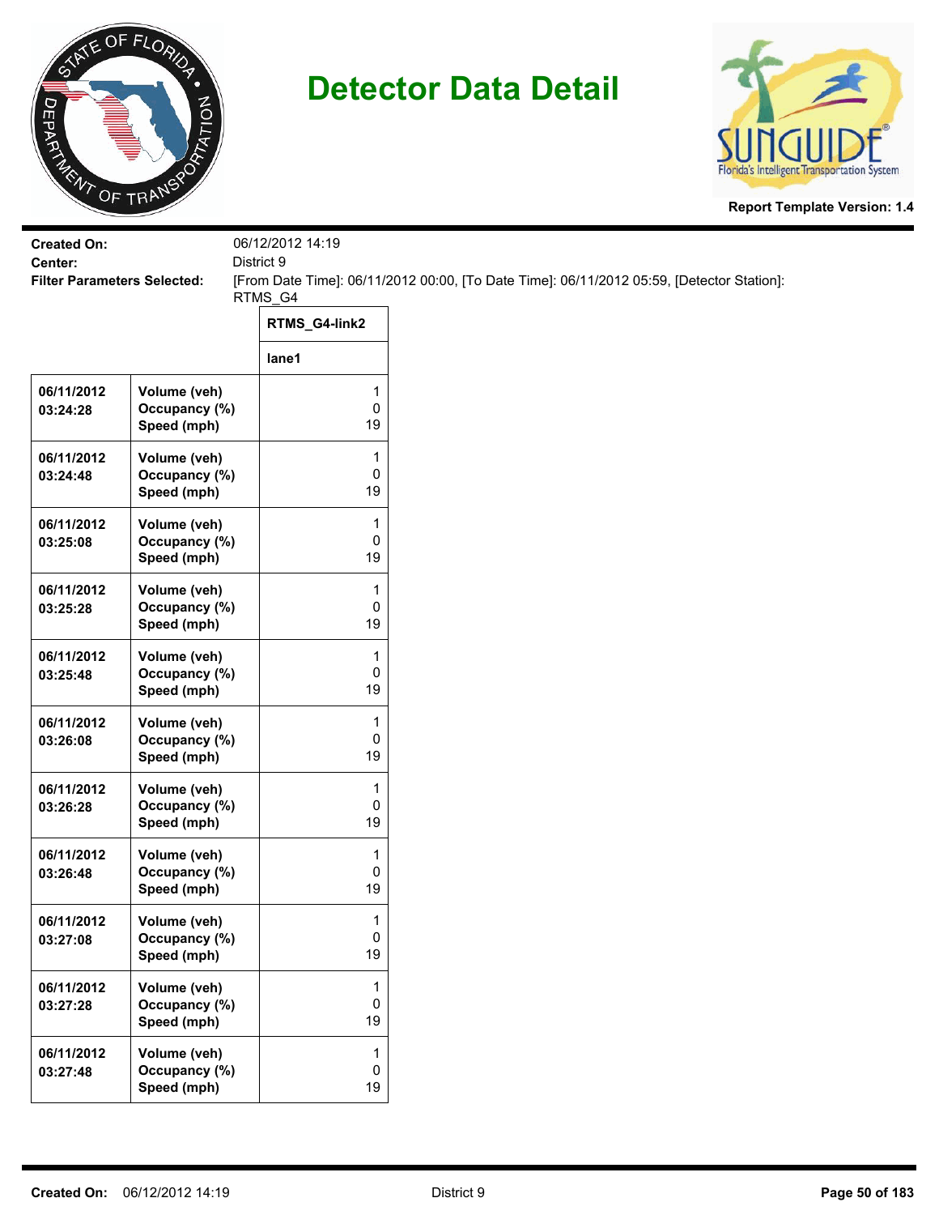# Detector Data Detail

**Report Template Version: 1.4**

**Created On:** 06/12/2012 14:19
**Center:** District 9
**Filter Parameters Selected:** [From Date Time]: 06/11/2012 00:00, [To Date Time]: 06/11/2012 05:59, [Detector Station]: RTMS_G4

| | | RTMS_G4-link2 |
|---|---|---|
| | | lane1 |
| 06/11/2012 03:24:28 | Volume (veh)<br>Occupancy (%)<br>Speed (mph) | 1<br>0<br>19 |
| 06/11/2012 03:24:48 | Volume (veh)<br>Occupancy (%)<br>Speed (mph) | 1<br>0<br>19 |
| 06/11/2012 03:25:08 | Volume (veh)<br>Occupancy (%)<br>Speed (mph) | 1<br>0<br>19 |
| 06/11/2012 03:25:28 | Volume (veh)<br>Occupancy (%)<br>Speed (mph) | 1<br>0<br>19 |
| 06/11/2012 03:25:48 | Volume (veh)<br>Occupancy (%)<br>Speed (mph) | 1<br>0<br>19 |
| 06/11/2012 03:26:08 | Volume (veh)<br>Occupancy (%)<br>Speed (mph) | 1<br>0<br>19 |
| 06/11/2012 03:26:28 | Volume (veh)<br>Occupancy (%)<br>Speed (mph) | 1<br>0<br>19 |
| 06/11/2012 03:26:48 | Volume (veh)<br>Occupancy (%)<br>Speed (mph) | 1<br>0<br>19 |
| 06/11/2012 03:27:08 | Volume (veh)<br>Occupancy (%)<br>Speed (mph) | 1<br>0<br>19 |
| 06/11/2012 03:27:28 | Volume (veh)<br>Occupancy (%)<br>Speed (mph) | 1<br>0<br>19 |
| 06/11/2012 03:27:48 | Volume (veh)<br>Occupancy (%)<br>Speed (mph) | 1<br>0<br>19 |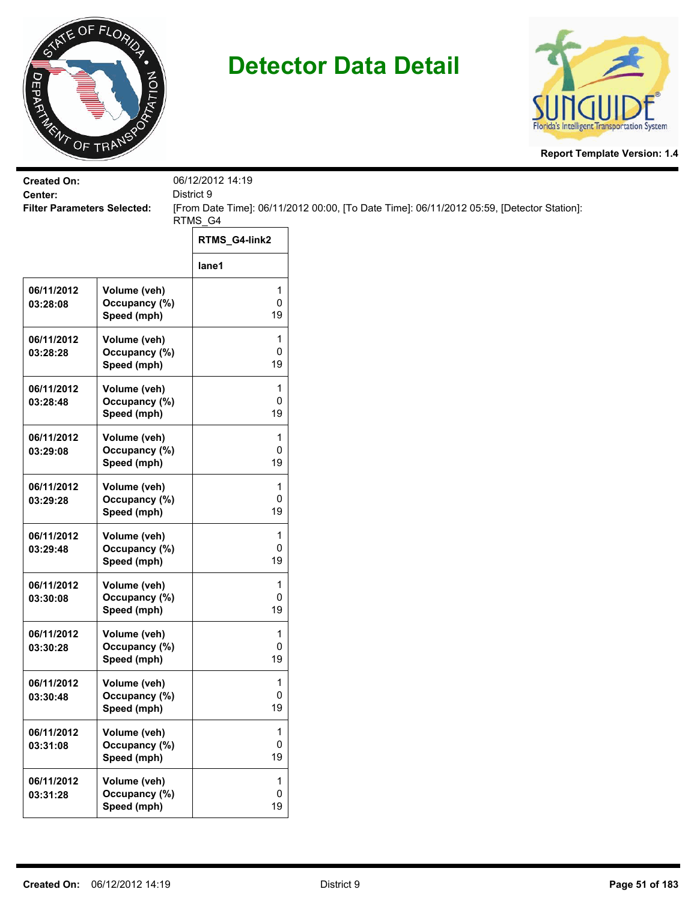# Detector Data Detail

Report Template Version: 1.4

**Created On:** 06/12/2012 14:19
**Center:** District 9
**Filter Parameters Selected:** [From Date Time]: 06/11/2012 00:00, [To Date Time]: 06/11/2012 05:59, [Detector Station]: RTMS_G4

| | | RTMS_G4-link2 |
|---|---|---|
| | | lane1 |
| 06/11/2012 03:28:08 | Volume (veh)<br>Occupancy (%)<br>Speed (mph) | 1<br>0<br>19 |
| 06/11/2012 03:28:28 | Volume (veh)<br>Occupancy (%)<br>Speed (mph) | 1<br>0<br>19 |
| 06/11/2012 03:28:48 | Volume (veh)<br>Occupancy (%)<br>Speed (mph) | 1<br>0<br>19 |
| 06/11/2012 03:29:08 | Volume (veh)<br>Occupancy (%)<br>Speed (mph) | 1<br>0<br>19 |
| 06/11/2012 03:29:28 | Volume (veh)<br>Occupancy (%)<br>Speed (mph) | 1<br>0<br>19 |
| 06/11/2012 03:29:48 | Volume (veh)<br>Occupancy (%)<br>Speed (mph) | 1<br>0<br>19 |
| 06/11/2012 03:30:08 | Volume (veh)<br>Occupancy (%)<br>Speed (mph) | 1<br>0<br>19 |
| 06/11/2012 03:30:28 | Volume (veh)<br>Occupancy (%)<br>Speed (mph) | 1<br>0<br>19 |
| 06/11/2012 03:30:48 | Volume (veh)<br>Occupancy (%)<br>Speed (mph) | 1<br>0<br>19 |
| 06/11/2012 03:31:08 | Volume (veh)<br>Occupancy (%)<br>Speed (mph) | 1<br>0<br>19 |
| 06/11/2012 03:31:28 | Volume (veh)<br>Occupancy (%)<br>Speed (mph) | 1<br>0<br>19 |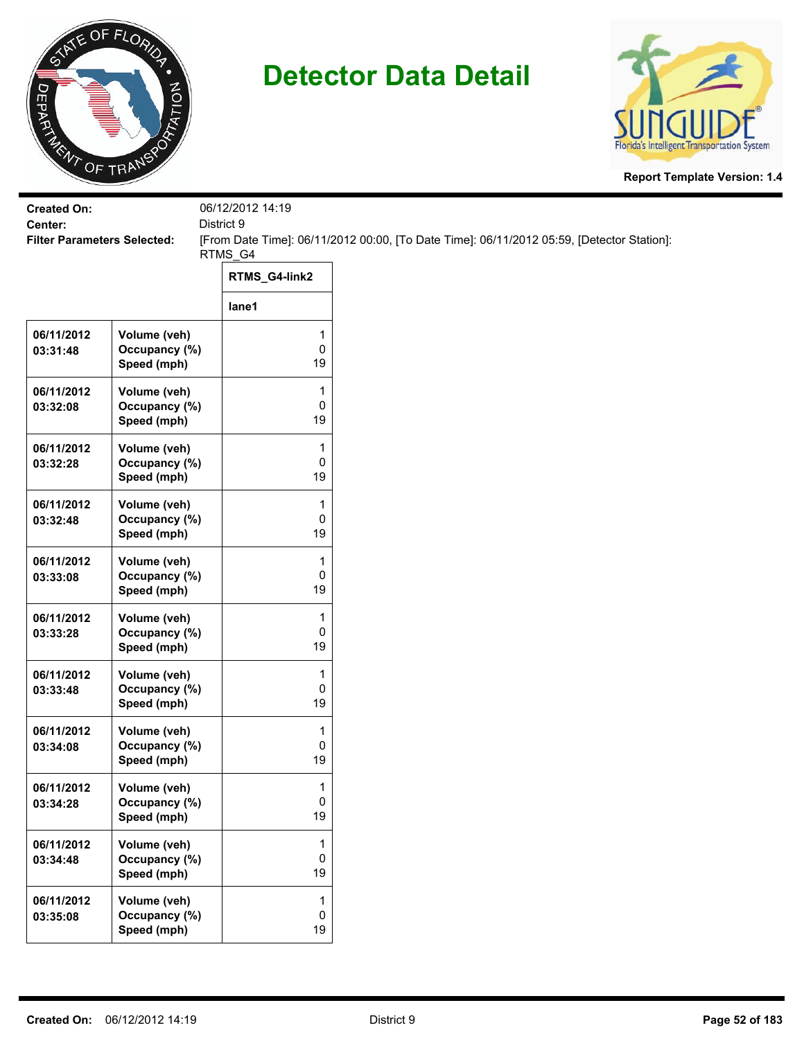# Detector Data Detail

**Report Template Version: 1.4**

**Created On:** 06/12/2012 14:19
**Center:** District 9
**Filter Parameters Selected:** [From Date Time]: 06/11/2012 00:00, [To Date Time]: 06/11/2012 05:59, [Detector Station]: RTMS_G4

| | | RTMS_G4-link2 |
|---|---|---|
| | | lane1 |
| 06/11/2012 03:31:48 | Volume (veh)<br>Occupancy (%)<br>Speed (mph) | 1<br>0<br>19 |
| 06/11/2012 03:32:08 | Volume (veh)<br>Occupancy (%)<br>Speed (mph) | 1<br>0<br>19 |
| 06/11/2012 03:32:28 | Volume (veh)<br>Occupancy (%)<br>Speed (mph) | 1<br>0<br>19 |
| 06/11/2012 03:32:48 | Volume (veh)<br>Occupancy (%)<br>Speed (mph) | 1<br>0<br>19 |
| 06/11/2012 03:33:08 | Volume (veh)<br>Occupancy (%)<br>Speed (mph) | 1<br>0<br>19 |
| 06/11/2012 03:33:28 | Volume (veh)<br>Occupancy (%)<br>Speed (mph) | 1<br>0<br>19 |
| 06/11/2012 03:33:48 | Volume (veh)<br>Occupancy (%)<br>Speed (mph) | 1<br>0<br>19 |
| 06/11/2012 03:34:08 | Volume (veh)<br>Occupancy (%)<br>Speed (mph) | 1<br>0<br>19 |
| 06/11/2012 03:34:28 | Volume (veh)<br>Occupancy (%)<br>Speed (mph) | 1<br>0<br>19 |
| 06/11/2012 03:34:48 | Volume (veh)<br>Occupancy (%)<br>Speed (mph) | 1<br>0<br>19 |
| 06/11/2012 03:35:08 | Volume (veh)<br>Occupancy (%)<br>Speed (mph) | 1<br>0<br>19 |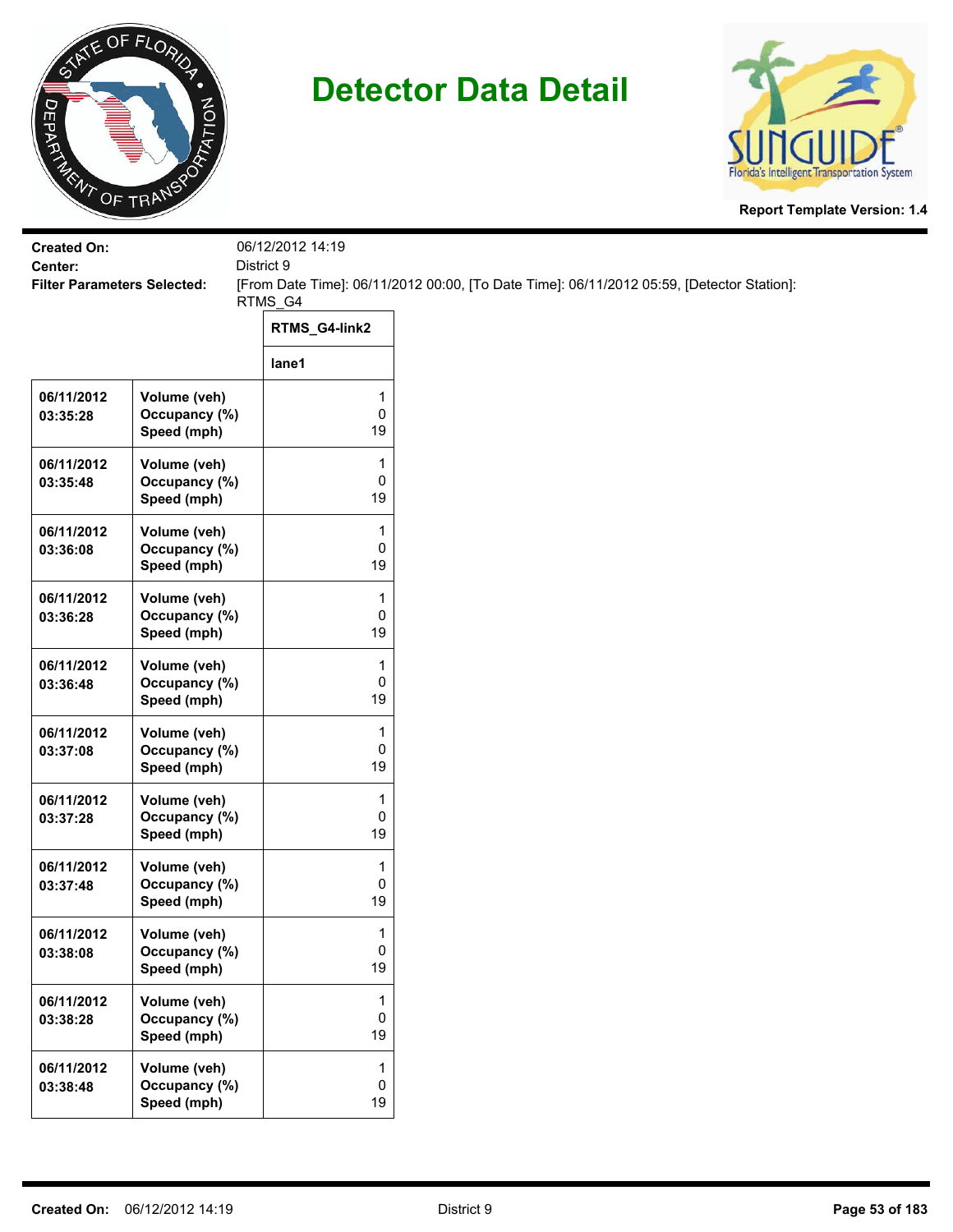# Detector Data Detail

**Report Template Version: 1.4**

**Created On:** 06/12/2012 14:19
**Center:** District 9
**Filter Parameters Selected:** [From Date Time]: 06/11/2012 00:00, [To Date Time]: 06/11/2012 05:59, [Detector Station]: RTMS_G4

| | | RTMS_G4-link2 |
|---|---|---|
| | | lane1 |
| 06/11/2012 03:35:28 | Volume (veh)<br>Occupancy (%)<br>Speed (mph) | 1<br>0<br>19 |
| 06/11/2012 03:35:48 | Volume (veh)<br>Occupancy (%)<br>Speed (mph) | 1<br>0<br>19 |
| 06/11/2012 03:36:08 | Volume (veh)<br>Occupancy (%)<br>Speed (mph) | 1<br>0<br>19 |
| 06/11/2012 03:36:28 | Volume (veh)<br>Occupancy (%)<br>Speed (mph) | 1<br>0<br>19 |
| 06/11/2012 03:36:48 | Volume (veh)<br>Occupancy (%)<br>Speed (mph) | 1<br>0<br>19 |
| 06/11/2012 03:37:08 | Volume (veh)<br>Occupancy (%)<br>Speed (mph) | 1<br>0<br>19 |
| 06/11/2012 03:37:28 | Volume (veh)<br>Occupancy (%)<br>Speed (mph) | 1<br>0<br>19 |
| 06/11/2012 03:37:48 | Volume (veh)<br>Occupancy (%)<br>Speed (mph) | 1<br>0<br>19 |
| 06/11/2012 03:38:08 | Volume (veh)<br>Occupancy (%)<br>Speed (mph) | 1<br>0<br>19 |
| 06/11/2012 03:38:28 | Volume (veh)<br>Occupancy (%)<br>Speed (mph) | 1<br>0<br>19 |
| 06/11/2012 03:38:48 | Volume (veh)<br>Occupancy (%)<br>Speed (mph) | 1<br>0<br>19 |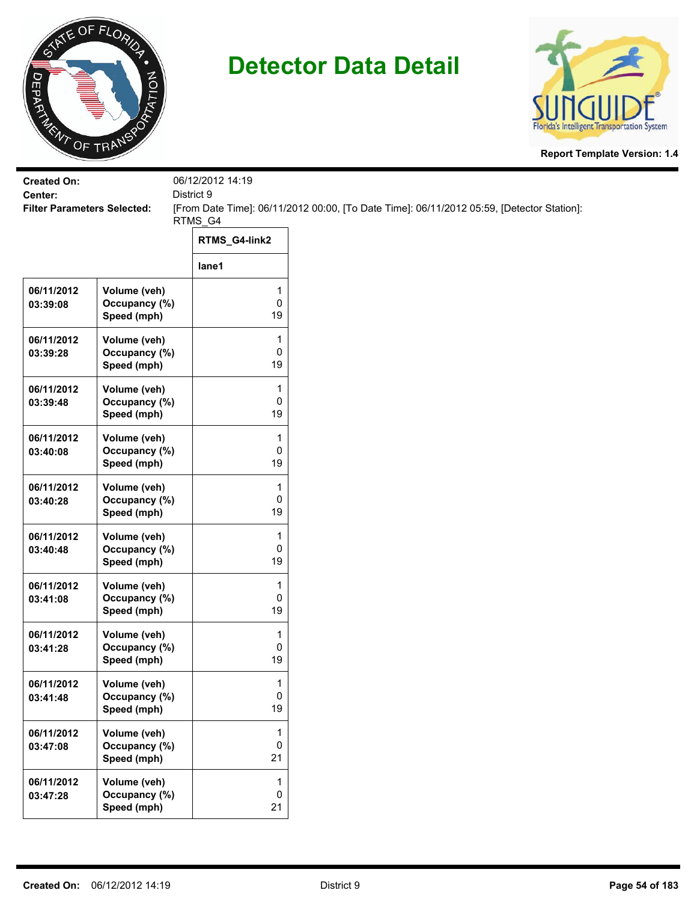# Detector Data Detail

**Report Template Version: 1.4**

**Created On:** 06/12/2012 14:19
**Center:** District 9
**Filter Parameters Selected:** [From Date Time]: 06/11/2012 00:00, [To Date Time]: 06/11/2012 05:59, [Detector Station]: RTMS_G4

| | | RTMS_G4-link2 |
|---|---|---|
| | | lane1 |
| 06/11/2012 03:39:08 | Volume (veh)<br>Occupancy (%)<br>Speed (mph) | 1<br>0<br>19 |
| 06/11/2012 03:39:28 | Volume (veh)<br>Occupancy (%)<br>Speed (mph) | 1<br>0<br>19 |
| 06/11/2012 03:39:48 | Volume (veh)<br>Occupancy (%)<br>Speed (mph) | 1<br>0<br>19 |
| 06/11/2012 03:40:08 | Volume (veh)<br>Occupancy (%)<br>Speed (mph) | 1<br>0<br>19 |
| 06/11/2012 03:40:28 | Volume (veh)<br>Occupancy (%)<br>Speed (mph) | 1<br>0<br>19 |
| 06/11/2012 03:40:48 | Volume (veh)<br>Occupancy (%)<br>Speed (mph) | 1<br>0<br>19 |
| 06/11/2012 03:41:08 | Volume (veh)<br>Occupancy (%)<br>Speed (mph) | 1<br>0<br>19 |
| 06/11/2012 03:41:28 | Volume (veh)<br>Occupancy (%)<br>Speed (mph) | 1<br>0<br>19 |
| 06/11/2012 03:41:48 | Volume (veh)<br>Occupancy (%)<br>Speed (mph) | 1<br>0<br>19 |
| 06/11/2012 03:47:08 | Volume (veh)<br>Occupancy (%)<br>Speed (mph) | 1<br>0<br>21 |
| 06/11/2012 03:47:28 | Volume (veh)<br>Occupancy (%)<br>Speed (mph) | 1<br>0<br>21 |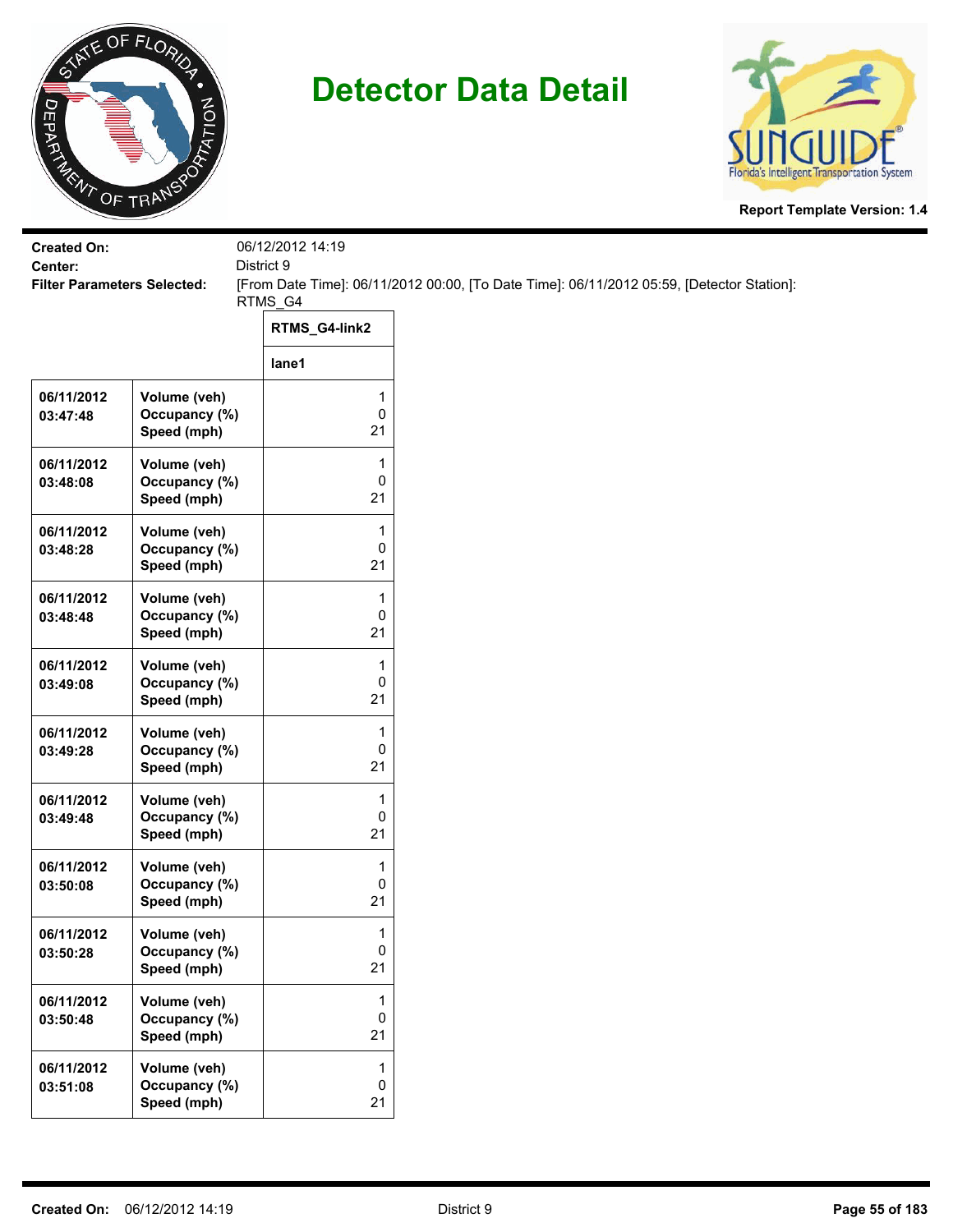# Detector Data Detail

**Report Template Version: 1.4**

**Created On:** 06/12/2012 14:19
**Center:** District 9
**Filter Parameters Selected:** [From Date Time]: 06/11/2012 00:00, [To Date Time]: 06/11/2012 05:59, [Detector Station]: RTMS_G4

| | | RTMS_G4-link2 |
|---|---|---|
| | | lane1 |
| **06/11/2012 03:47:48** | **Volume (veh)** | 1 |
| | **Occupancy (%)** | 0 |
| | **Speed (mph)** | 21 |
| **06/11/2012 03:48:08** | **Volume (veh)** | 1 |
| | **Occupancy (%)** | 0 |
| | **Speed (mph)** | 21 |
| **06/11/2012 03:48:28** | **Volume (veh)** | 1 |
| | **Occupancy (%)** | 0 |
| | **Speed (mph)** | 21 |
| **06/11/2012 03:48:48** | **Volume (veh)** | 1 |
| | **Occupancy (%)** | 0 |
| | **Speed (mph)** | 21 |
| **06/11/2012 03:49:08** | **Volume (veh)** | 1 |
| | **Occupancy (%)** | 0 |
| | **Speed (mph)** | 21 |
| **06/11/2012 03:49:28** | **Volume (veh)** | 1 |
| | **Occupancy (%)** | 0 |
| | **Speed (mph)** | 21 |
| **06/11/2012 03:49:48** | **Volume (veh)** | 1 |
| | **Occupancy (%)** | 0 |
| | **Speed (mph)** | 21 |
| **06/11/2012 03:50:08** | **Volume (veh)** | 1 |
| | **Occupancy (%)** | 0 |
| | **Speed (mph)** | 21 |
| **06/11/2012 03:50:28** | **Volume (veh)** | 1 |
| | **Occupancy (%)** | 0 |
| | **Speed (mph)** | 21 |
| **06/11/2012 03:50:48** | **Volume (veh)** | 1 |
| | **Occupancy (%)** | 0 |
| | **Speed (mph)** | 21 |
| **06/11/2012 03:51:08** | **Volume (veh)** | 1 |
| | **Occupancy (%)** | 0 |
| | **Speed (mph)** | 21 |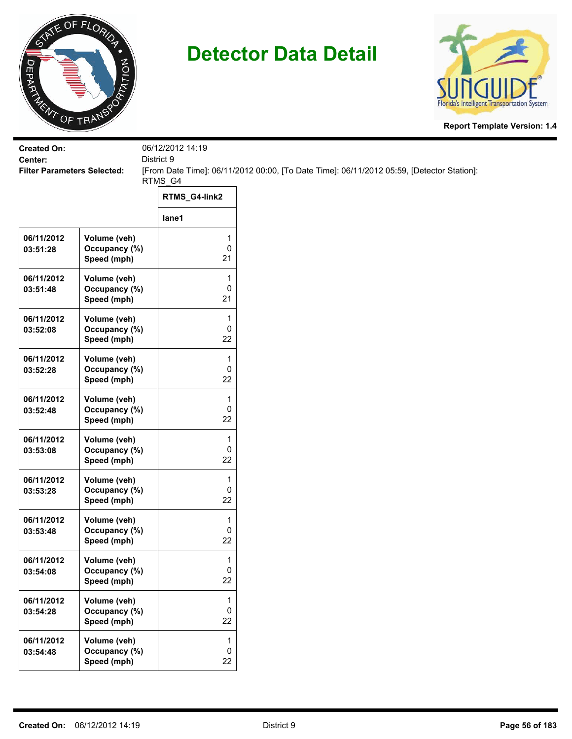# Detector Data Detail

**Report Template Version: 1.4**

**Created On:** 06/12/2012 14:19
**Center:** District 9
**Filter Parameters Selected:** [From Date Time]: 06/11/2012 00:00, [To Date Time]: 06/11/2012 05:59, [Detector Station]: RTMS_G4

| | | RTMS_G4-link2 |
|---|---|---|
| | | lane1 |
| 06/11/2012 03:51:28 | Volume (veh)<br>Occupancy (%)<br>Speed (mph) | 1<br>0<br>21 |
| 06/11/2012 03:51:48 | Volume (veh)<br>Occupancy (%)<br>Speed (mph) | 1<br>0<br>21 |
| 06/11/2012 03:52:08 | Volume (veh)<br>Occupancy (%)<br>Speed (mph) | 1<br>0<br>22 |
| 06/11/2012 03:52:28 | Volume (veh)<br>Occupancy (%)<br>Speed (mph) | 1<br>0<br>22 |
| 06/11/2012 03:52:48 | Volume (veh)<br>Occupancy (%)<br>Speed (mph) | 1<br>0<br>22 |
| 06/11/2012 03:53:08 | Volume (veh)<br>Occupancy (%)<br>Speed (mph) | 1<br>0<br>22 |
| 06/11/2012 03:53:28 | Volume (veh)<br>Occupancy (%)<br>Speed (mph) | 1<br>0<br>22 |
| 06/11/2012 03:53:48 | Volume (veh)<br>Occupancy (%)<br>Speed (mph) | 1<br>0<br>22 |
| 06/11/2012 03:54:08 | Volume (veh)<br>Occupancy (%)<br>Speed (mph) | 1<br>0<br>22 |
| 06/11/2012 03:54:28 | Volume (veh)<br>Occupancy (%)<br>Speed (mph) | 1<br>0<br>22 |
| 06/11/2012 03:54:48 | Volume (veh)<br>Occupancy (%)<br>Speed (mph) | 1<br>0<br>22 |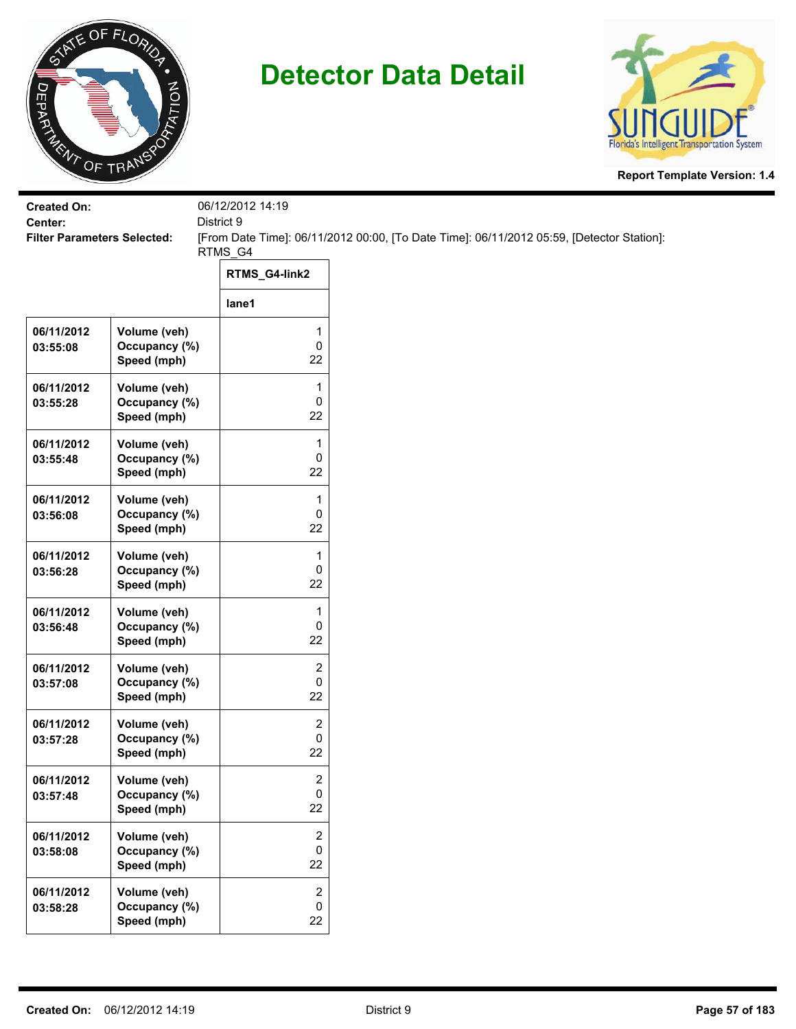# Detector Data Detail

**Report Template Version: 1.4**

**Created On:** 06/12/2012 14:19
**Center:** District 9
**Filter Parameters Selected:** [From Date Time]: 06/11/2012 00:00, [To Date Time]: 06/11/2012 05:59, [Detector Station]: RTMS_G4

| | | RTMS_G4-link2 |
|---|---|---|
| | | lane1 |
| 06/11/2012 03:55:08 | Volume (veh)<br>Occupancy (%)<br>Speed (mph) | 1<br>0<br>22 |
| 06/11/2012 03:55:28 | Volume (veh)<br>Occupancy (%)<br>Speed (mph) | 1<br>0<br>22 |
| 06/11/2012 03:55:48 | Volume (veh)<br>Occupancy (%)<br>Speed (mph) | 1<br>0<br>22 |
| 06/11/2012 03:56:08 | Volume (veh)<br>Occupancy (%)<br>Speed (mph) | 1<br>0<br>22 |
| 06/11/2012 03:56:28 | Volume (veh)<br>Occupancy (%)<br>Speed (mph) | 1<br>0<br>22 |
| 06/11/2012 03:56:48 | Volume (veh)<br>Occupancy (%)<br>Speed (mph) | 1<br>0<br>22 |
| 06/11/2012 03:57:08 | Volume (veh)<br>Occupancy (%)<br>Speed (mph) | 2<br>0<br>22 |
| 06/11/2012 03:57:28 | Volume (veh)<br>Occupancy (%)<br>Speed (mph) | 2<br>0<br>22 |
| 06/11/2012 03:57:48 | Volume (veh)<br>Occupancy (%)<br>Speed (mph) | 2<br>0<br>22 |
| 06/11/2012 03:58:08 | Volume (veh)<br>Occupancy (%)<br>Speed (mph) | 2<br>0<br>22 |
| 06/11/2012 03:58:28 | Volume (veh)<br>Occupancy (%)<br>Speed (mph) | 2<br>0<br>22 |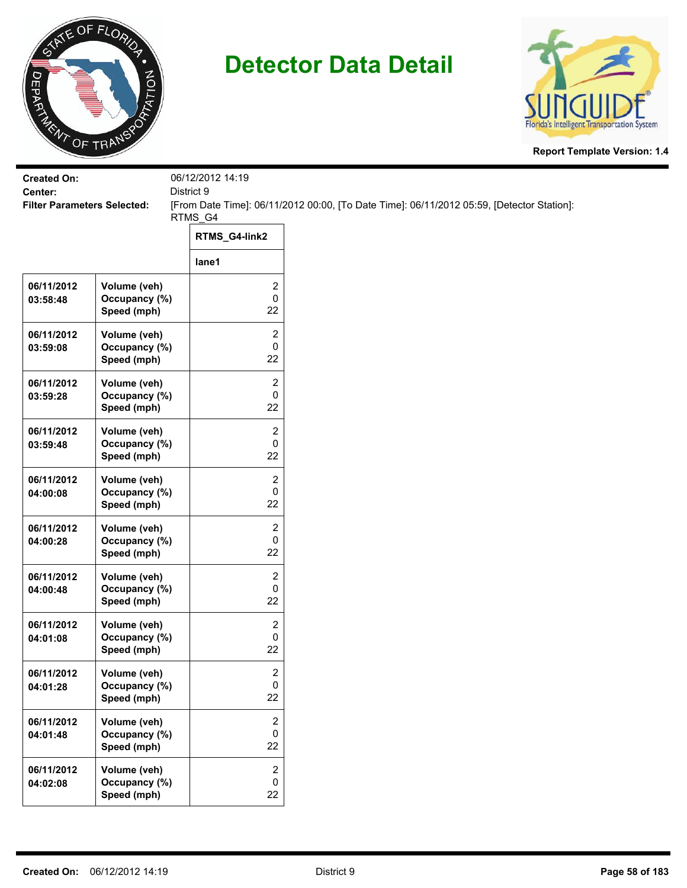# Detector Data Detail

**Report Template Version: 1.4**

**Created On:** 06/12/2012 14:19
**Center:** District 9
**Filter Parameters Selected:** [From Date Time]: 06/11/2012 00:00, [To Date Time]: 06/11/2012 05:59, [Detector Station]: RTMS_G4

| | | RTMS_G4-link2 |
|---|---|---|
| | | lane1 |
| 06/11/2012 03:58:48 | Volume (veh)<br>Occupancy (%)<br>Speed (mph) | 2<br>0<br>22 |
| 06/11/2012 03:59:08 | Volume (veh)<br>Occupancy (%)<br>Speed (mph) | 2<br>0<br>22 |
| 06/11/2012 03:59:28 | Volume (veh)<br>Occupancy (%)<br>Speed (mph) | 2<br>0<br>22 |
| 06/11/2012 03:59:48 | Volume (veh)<br>Occupancy (%)<br>Speed (mph) | 2<br>0<br>22 |
| 06/11/2012 04:00:08 | Volume (veh)<br>Occupancy (%)<br>Speed (mph) | 2<br>0<br>22 |
| 06/11/2012 04:00:28 | Volume (veh)<br>Occupancy (%)<br>Speed (mph) | 2<br>0<br>22 |
| 06/11/2012 04:00:48 | Volume (veh)<br>Occupancy (%)<br>Speed (mph) | 2<br>0<br>22 |
| 06/11/2012 04:01:08 | Volume (veh)<br>Occupancy (%)<br>Speed (mph) | 2<br>0<br>22 |
| 06/11/2012 04:01:28 | Volume (veh)<br>Occupancy (%)<br>Speed (mph) | 2<br>0<br>22 |
| 06/11/2012 04:01:48 | Volume (veh)<br>Occupancy (%)<br>Speed (mph) | 2<br>0<br>22 |
| 06/11/2012 04:02:08 | Volume (veh)<br>Occupancy (%)<br>Speed (mph) | 2<br>0<br>22 |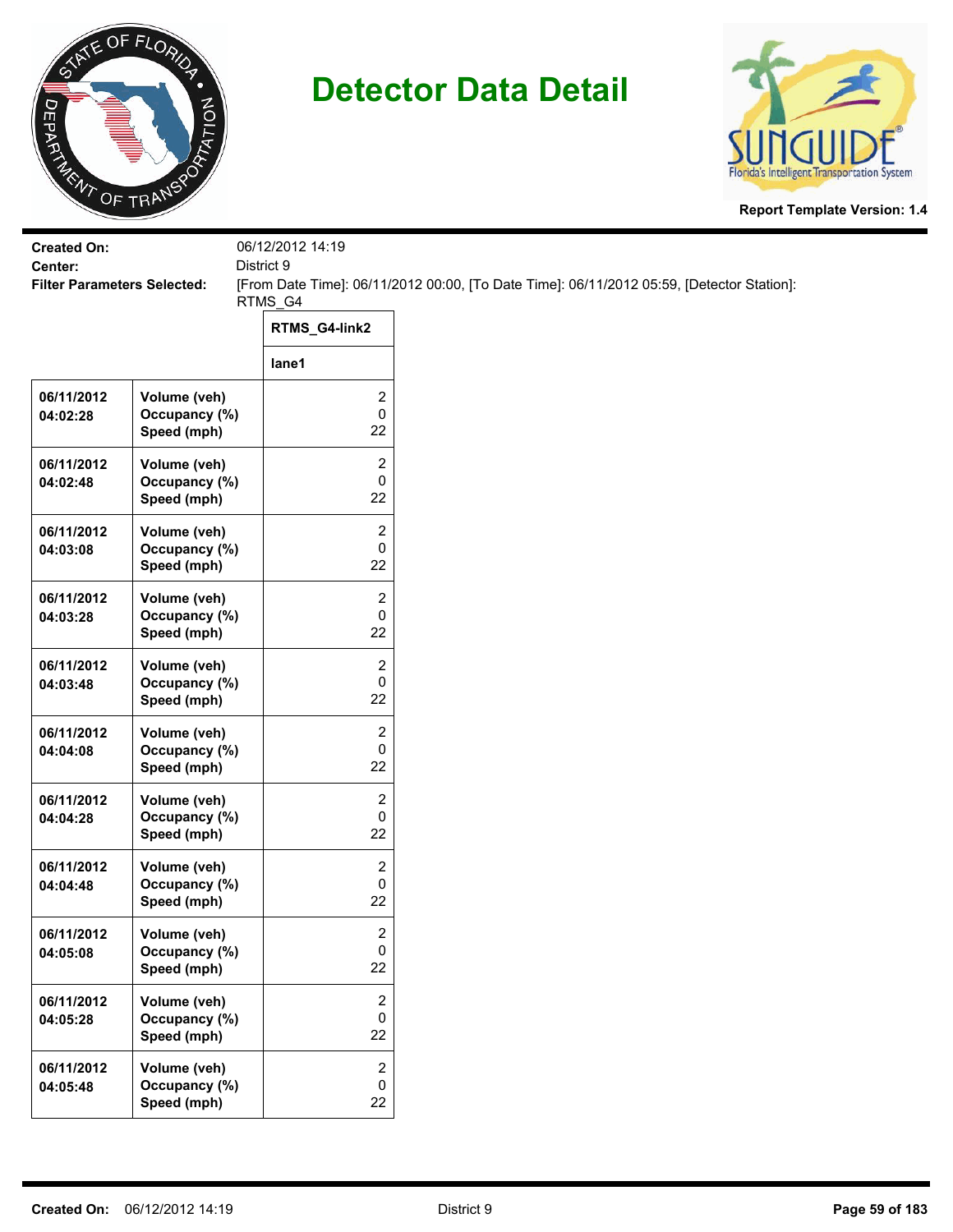# Detector Data Detail

**Report Template Version: 1.4**

**Created On:** 06/12/2012 14:19
**Center:** District 9
**Filter Parameters Selected:** [From Date Time]: 06/11/2012 00:00, [To Date Time]: 06/11/2012 05:59, [Detector Station]: RTMS_G4

| | | RTMS_G4-link2 |
|---|---|---|
| | | lane1 |
| 06/11/2012 04:02:28 | Volume (veh)<br>Occupancy (%)<br>Speed (mph) | 2<br>0<br>22 |
| 06/11/2012 04:02:48 | Volume (veh)<br>Occupancy (%)<br>Speed (mph) | 2<br>0<br>22 |
| 06/11/2012 04:03:08 | Volume (veh)<br>Occupancy (%)<br>Speed (mph) | 2<br>0<br>22 |
| 06/11/2012 04:03:28 | Volume (veh)<br>Occupancy (%)<br>Speed (mph) | 2<br>0<br>22 |
| 06/11/2012 04:03:48 | Volume (veh)<br>Occupancy (%)<br>Speed (mph) | 2<br>0<br>22 |
| 06/11/2012 04:04:08 | Volume (veh)<br>Occupancy (%)<br>Speed (mph) | 2<br>0<br>22 |
| 06/11/2012 04:04:28 | Volume (veh)<br>Occupancy (%)<br>Speed (mph) | 2<br>0<br>22 |
| 06/11/2012 04:04:48 | Volume (veh)<br>Occupancy (%)<br>Speed (mph) | 2<br>0<br>22 |
| 06/11/2012 04:05:08 | Volume (veh)<br>Occupancy (%)<br>Speed (mph) | 2<br>0<br>22 |
| 06/11/2012 04:05:28 | Volume (veh)<br>Occupancy (%)<br>Speed (mph) | 2<br>0<br>22 |
| 06/11/2012 04:05:48 | Volume (veh)<br>Occupancy (%)<br>Speed (mph) | 2<br>0<br>22 |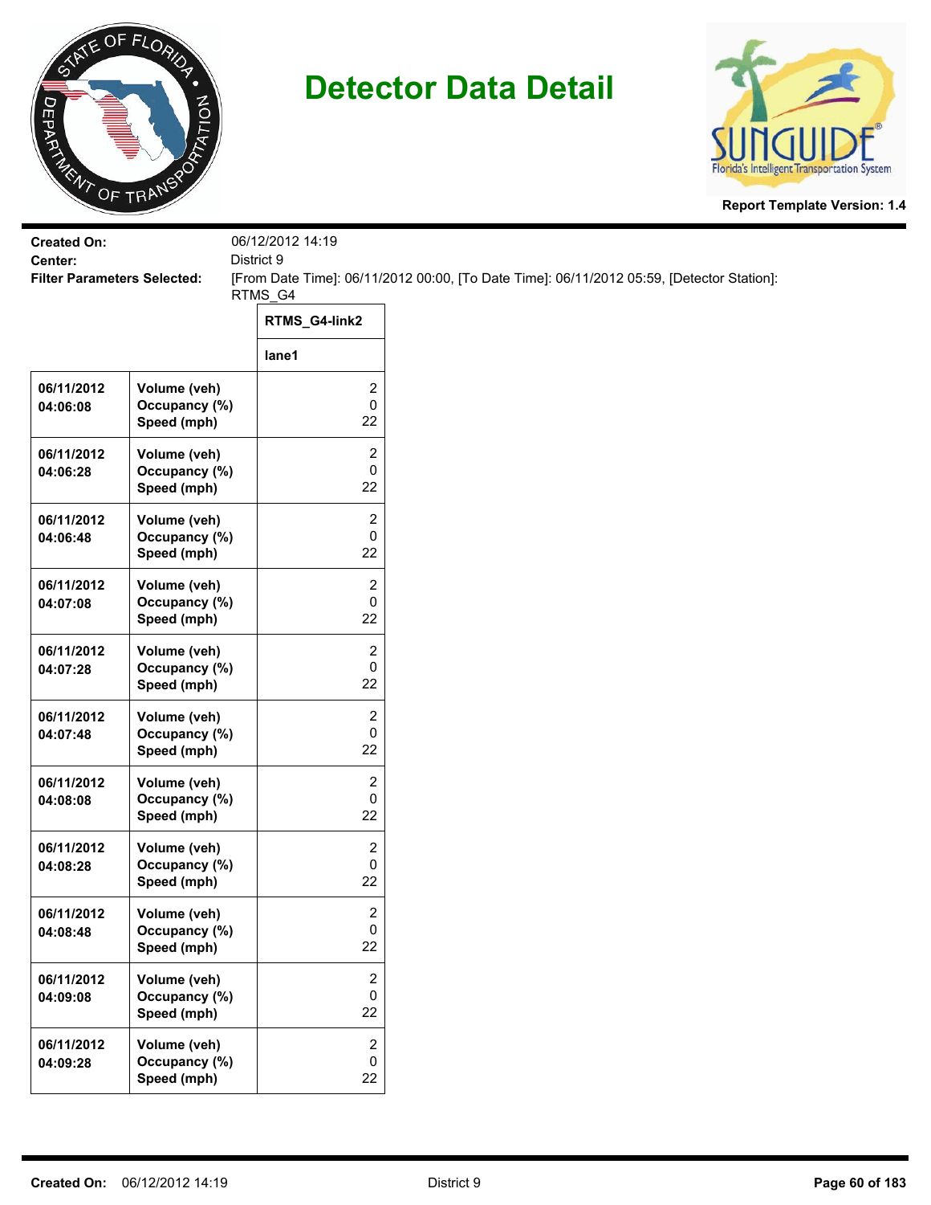# Detector Data Detail

**Report Template Version: 1.4**

**Created On:** 06/12/2012 14:19
**Center:** District 9
**Filter Parameters Selected:** [From Date Time]: 06/11/2012 00:00, [To Date Time]: 06/11/2012 05:59, [Detector Station]: RTMS_G4

| | | RTMS_G4-link2 |
|---|---|---|
| | | lane1 |
| 06/11/2012 04:06:08 | Volume (veh)<br>Occupancy (%)<br>Speed (mph) | 2<br>0<br>22 |
| 06/11/2012 04:06:28 | Volume (veh)<br>Occupancy (%)<br>Speed (mph) | 2<br>0<br>22 |
| 06/11/2012 04:06:48 | Volume (veh)<br>Occupancy (%)<br>Speed (mph) | 2<br>0<br>22 |
| 06/11/2012 04:07:08 | Volume (veh)<br>Occupancy (%)<br>Speed (mph) | 2<br>0<br>22 |
| 06/11/2012 04:07:28 | Volume (veh)<br>Occupancy (%)<br>Speed (mph) | 2<br>0<br>22 |
| 06/11/2012 04:07:48 | Volume (veh)<br>Occupancy (%)<br>Speed (mph) | 2<br>0<br>22 |
| 06/11/2012 04:08:08 | Volume (veh)<br>Occupancy (%)<br>Speed (mph) | 2<br>0<br>22 |
| 06/11/2012 04:08:28 | Volume (veh)<br>Occupancy (%)<br>Speed (mph) | 2<br>0<br>22 |
| 06/11/2012 04:08:48 | Volume (veh)<br>Occupancy (%)<br>Speed (mph) | 2<br>0<br>22 |
| 06/11/2012 04:09:08 | Volume (veh)<br>Occupancy (%)<br>Speed (mph) | 2<br>0<br>22 |
| 06/11/2012 04:09:28 | Volume (veh)<br>Occupancy (%)<br>Speed (mph) | 2<br>0<br>22 |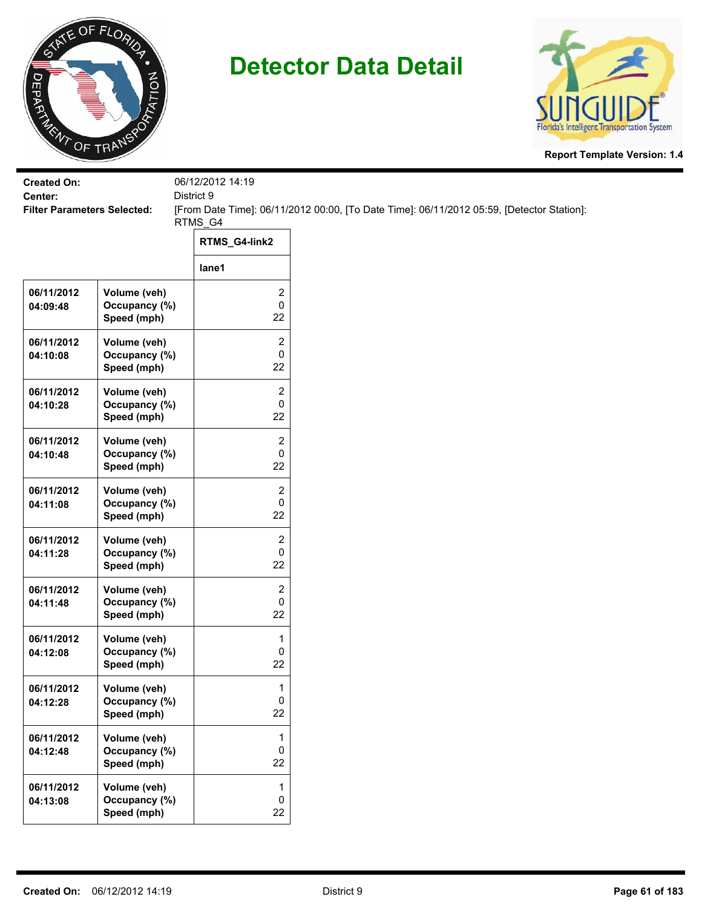# Detector Data Detail

Report Template Version: 1.4

**Created On:** 06/12/2012 14:19

**Center:** District 9

**Filter Parameters Selected:** [From Date Time]: 06/11/2012 00:00, [To Date Time]: 06/11/2012 05:59, [Detector Station]: RTMS_G4

| | | RTMS_G4-link2 |
|---|---|---|
| | | lane1 |
| 06/11/2012 04:09:48 | Volume (veh)<br>Occupancy (%)<br>Speed (mph) | 2<br>0<br>22 |
| 06/11/2012 04:10:08 | Volume (veh)<br>Occupancy (%)<br>Speed (mph) | 2<br>0<br>22 |
| 06/11/2012 04:10:28 | Volume (veh)<br>Occupancy (%)<br>Speed (mph) | 2<br>0<br>22 |
| 06/11/2012 04:10:48 | Volume (veh)<br>Occupancy (%)<br>Speed (mph) | 2<br>0<br>22 |
| 06/11/2012 04:11:08 | Volume (veh)<br>Occupancy (%)<br>Speed (mph) | 2<br>0<br>22 |
| 06/11/2012 04:11:28 | Volume (veh)<br>Occupancy (%)<br>Speed (mph) | 2<br>0<br>22 |
| 06/11/2012 04:11:48 | Volume (veh)<br>Occupancy (%)<br>Speed (mph) | 2<br>0<br>22 |
| 06/11/2012 04:12:08 | Volume (veh)<br>Occupancy (%)<br>Speed (mph) | 1<br>0<br>22 |
| 06/11/2012 04:12:28 | Volume (veh)<br>Occupancy (%)<br>Speed (mph) | 1<br>0<br>22 |
| 06/11/2012 04:12:48 | Volume (veh)<br>Occupancy (%)<br>Speed (mph) | 1<br>0<br>22 |
| 06/11/2012 04:13:08 | Volume (veh)<br>Occupancy (%)<br>Speed (mph) | 1<br>0<br>22 |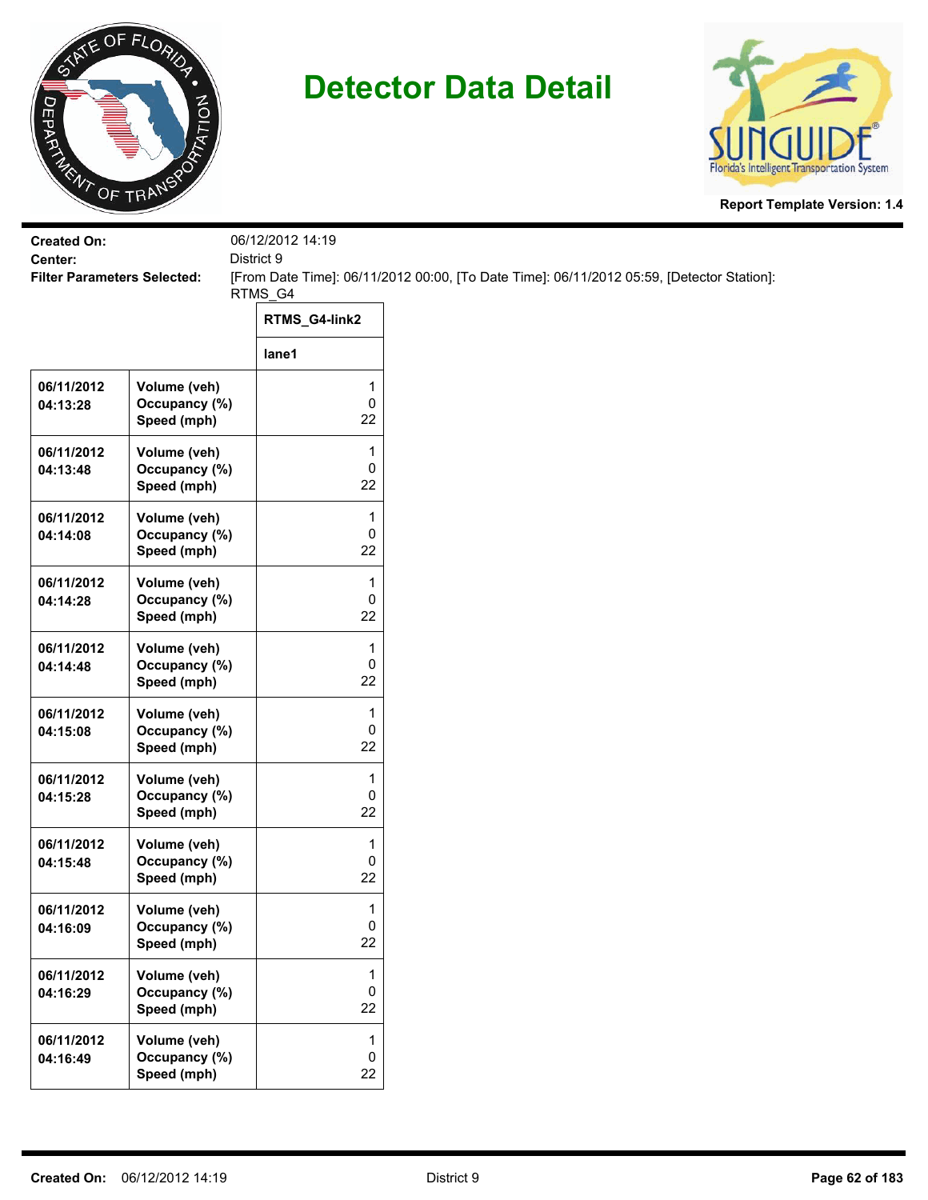# Detector Data Detail

**Report Template Version: 1.4**

**Created On:** 06/12/2012 14:19
**Center:** District 9
**Filter Parameters Selected:** [From Date Time]: 06/11/2012 00:00, [To Date Time]: 06/11/2012 05:59, [Detector Station]: RTMS_G4

| | | RTMS_G4-link2 |
|---|---|---|
| | | lane1 |
| 06/11/2012 04:13:28 | Volume (veh)<br>Occupancy (%)<br>Speed (mph) | 1<br>0<br>22 |
| 06/11/2012 04:13:48 | Volume (veh)<br>Occupancy (%)<br>Speed (mph) | 1<br>0<br>22 |
| 06/11/2012 04:14:08 | Volume (veh)<br>Occupancy (%)<br>Speed (mph) | 1<br>0<br>22 |
| 06/11/2012 04:14:28 | Volume (veh)<br>Occupancy (%)<br>Speed (mph) | 1<br>0<br>22 |
| 06/11/2012 04:14:48 | Volume (veh)<br>Occupancy (%)<br>Speed (mph) | 1<br>0<br>22 |
| 06/11/2012 04:15:08 | Volume (veh)<br>Occupancy (%)<br>Speed (mph) | 1<br>0<br>22 |
| 06/11/2012 04:15:28 | Volume (veh)<br>Occupancy (%)<br>Speed (mph) | 1<br>0<br>22 |
| 06/11/2012 04:15:48 | Volume (veh)<br>Occupancy (%)<br>Speed (mph) | 1<br>0<br>22 |
| 06/11/2012 04:16:09 | Volume (veh)<br>Occupancy (%)<br>Speed (mph) | 1<br>0<br>22 |
| 06/11/2012 04:16:29 | Volume (veh)<br>Occupancy (%)<br>Speed (mph) | 1<br>0<br>22 |
| 06/11/2012 04:16:49 | Volume (veh)<br>Occupancy (%)<br>Speed (mph) | 1<br>0<br>22 |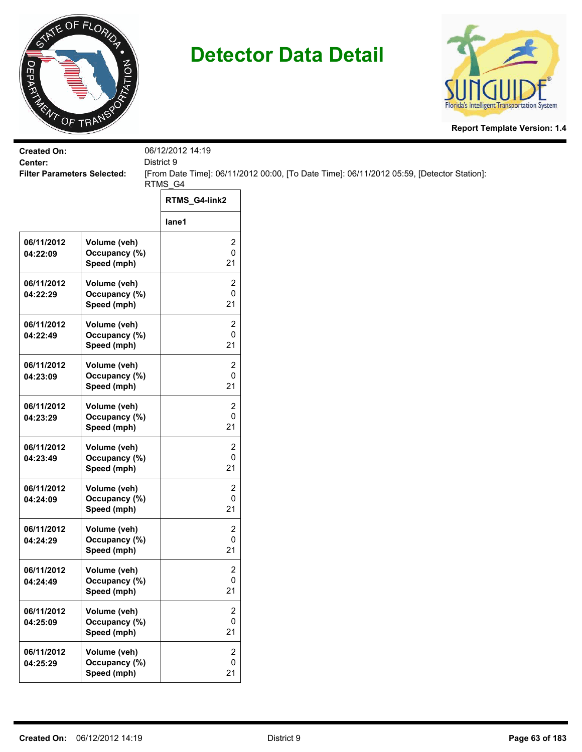# Detector Data Detail

**Report Template Version: 1.4**

**Created On:** 06/12/2012 14:19
**Center:** District 9
**Filter Parameters Selected:** [From Date Time]: 06/11/2012 00:00, [To Date Time]: 06/11/2012 05:59, [Detector Station]: RTMS_G4

| | | RTMS_G4-link2 |
|---|---|---|
| | | lane1 |
| 06/11/2012 04:22:09 | Volume (veh)<br>Occupancy (%)<br>Speed (mph) | 2<br>0<br>21 |
| 06/11/2012 04:22:29 | Volume (veh)<br>Occupancy (%)<br>Speed (mph) | 2<br>0<br>21 |
| 06/11/2012 04:22:49 | Volume (veh)<br>Occupancy (%)<br>Speed (mph) | 2<br>0<br>21 |
| 06/11/2012 04:23:09 | Volume (veh)<br>Occupancy (%)<br>Speed (mph) | 2<br>0<br>21 |
| 06/11/2012 04:23:29 | Volume (veh)<br>Occupancy (%)<br>Speed (mph) | 2<br>0<br>21 |
| 06/11/2012 04:23:49 | Volume (veh)<br>Occupancy (%)<br>Speed (mph) | 2<br>0<br>21 |
| 06/11/2012 04:24:09 | Volume (veh)<br>Occupancy (%)<br>Speed (mph) | 2<br>0<br>21 |
| 06/11/2012 04:24:29 | Volume (veh)<br>Occupancy (%)<br>Speed (mph) | 2<br>0<br>21 |
| 06/11/2012 04:24:49 | Volume (veh)<br>Occupancy (%)<br>Speed (mph) | 2<br>0<br>21 |
| 06/11/2012 04:25:09 | Volume (veh)<br>Occupancy (%)<br>Speed (mph) | 2<br>0<br>21 |
| 06/11/2012 04:25:29 | Volume (veh)<br>Occupancy (%)<br>Speed (mph) | 2<br>0<br>21 |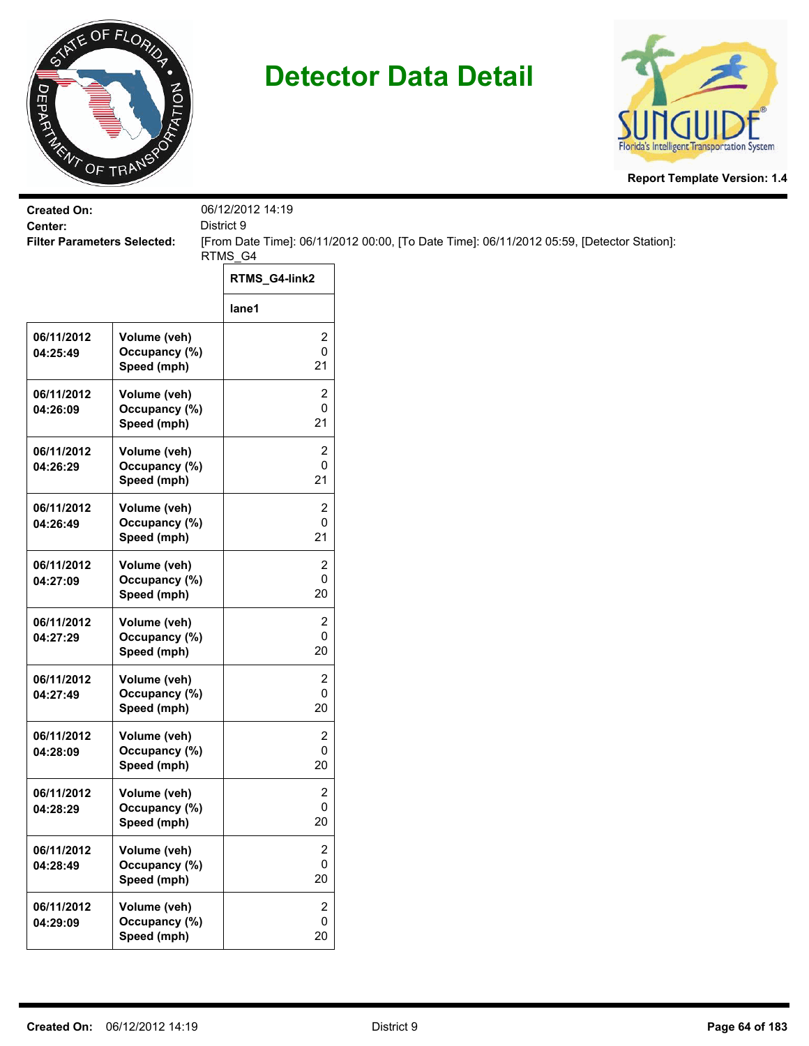# Detector Data Detail

**Report Template Version: 1.4**

**Created On:** 06/12/2012 14:19
**Center:** District 9
**Filter Parameters Selected:** [From Date Time]: 06/11/2012 00:00, [To Date Time]: 06/11/2012 05:59, [Detector Station]: RTMS_G4

| | | RTMS_G4-link2 |
|---|---|---|
| | | lane1 |
| 06/11/2012 04:25:49 | Volume (veh)<br>Occupancy (%)<br>Speed (mph) | 2<br>0<br>21 |
| 06/11/2012 04:26:09 | Volume (veh)<br>Occupancy (%)<br>Speed (mph) | 2<br>0<br>21 |
| 06/11/2012 04:26:29 | Volume (veh)<br>Occupancy (%)<br>Speed (mph) | 2<br>0<br>21 |
| 06/11/2012 04:26:49 | Volume (veh)<br>Occupancy (%)<br>Speed (mph) | 2<br>0<br>21 |
| 06/11/2012 04:27:09 | Volume (veh)<br>Occupancy (%)<br>Speed (mph) | 2<br>0<br>20 |
| 06/11/2012 04:27:29 | Volume (veh)<br>Occupancy (%)<br>Speed (mph) | 2<br>0<br>20 |
| 06/11/2012 04:27:49 | Volume (veh)<br>Occupancy (%)<br>Speed (mph) | 2<br>0<br>20 |
| 06/11/2012 04:28:09 | Volume (veh)<br>Occupancy (%)<br>Speed (mph) | 2<br>0<br>20 |
| 06/11/2012 04:28:29 | Volume (veh)<br>Occupancy (%)<br>Speed (mph) | 2<br>0<br>20 |
| 06/11/2012 04:28:49 | Volume (veh)<br>Occupancy (%)<br>Speed (mph) | 2<br>0<br>20 |
| 06/11/2012 04:29:09 | Volume (veh)<br>Occupancy (%)<br>Speed (mph) | 2<br>0<br>20 |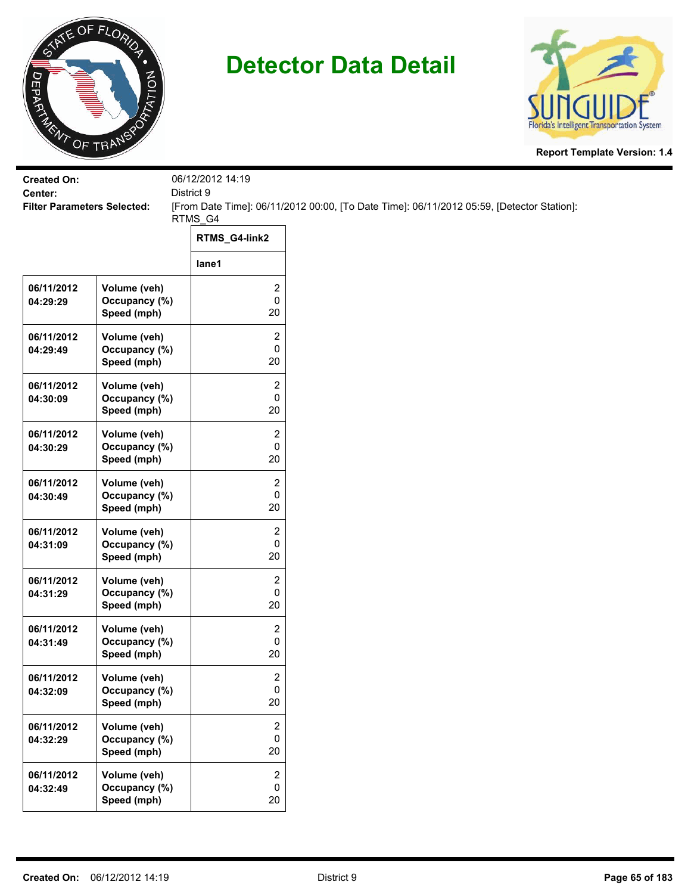# Detector Data Detail

**Report Template Version: 1.4**

**Created On:** 06/12/2012 14:19
**Center:** District 9
**Filter Parameters Selected:** [From Date Time]: 06/11/2012 00:00, [To Date Time]: 06/11/2012 05:59, [Detector Station]: RTMS_G4

| | | RTMS_G4-link2 |
|---|---|---|
| | | lane1 |
| 06/11/2012 04:29:29 | Volume (veh)<br>Occupancy (%)<br>Speed (mph) | 2<br>0<br>20 |
| 06/11/2012 04:29:49 | Volume (veh)<br>Occupancy (%)<br>Speed (mph) | 2<br>0<br>20 |
| 06/11/2012 04:30:09 | Volume (veh)<br>Occupancy (%)<br>Speed (mph) | 2<br>0<br>20 |
| 06/11/2012 04:30:29 | Volume (veh)<br>Occupancy (%)<br>Speed (mph) | 2<br>0<br>20 |
| 06/11/2012 04:30:49 | Volume (veh)<br>Occupancy (%)<br>Speed (mph) | 2<br>0<br>20 |
| 06/11/2012 04:31:09 | Volume (veh)<br>Occupancy (%)<br>Speed (mph) | 2<br>0<br>20 |
| 06/11/2012 04:31:29 | Volume (veh)<br>Occupancy (%)<br>Speed (mph) | 2<br>0<br>20 |
| 06/11/2012 04:31:49 | Volume (veh)<br>Occupancy (%)<br>Speed (mph) | 2<br>0<br>20 |
| 06/11/2012 04:32:09 | Volume (veh)<br>Occupancy (%)<br>Speed (mph) | 2<br>0<br>20 |
| 06/11/2012 04:32:29 | Volume (veh)<br>Occupancy (%)<br>Speed (mph) | 2<br>0<br>20 |
| 06/11/2012 04:32:49 | Volume (veh)<br>Occupancy (%)<br>Speed (mph) | 2<br>0<br>20 |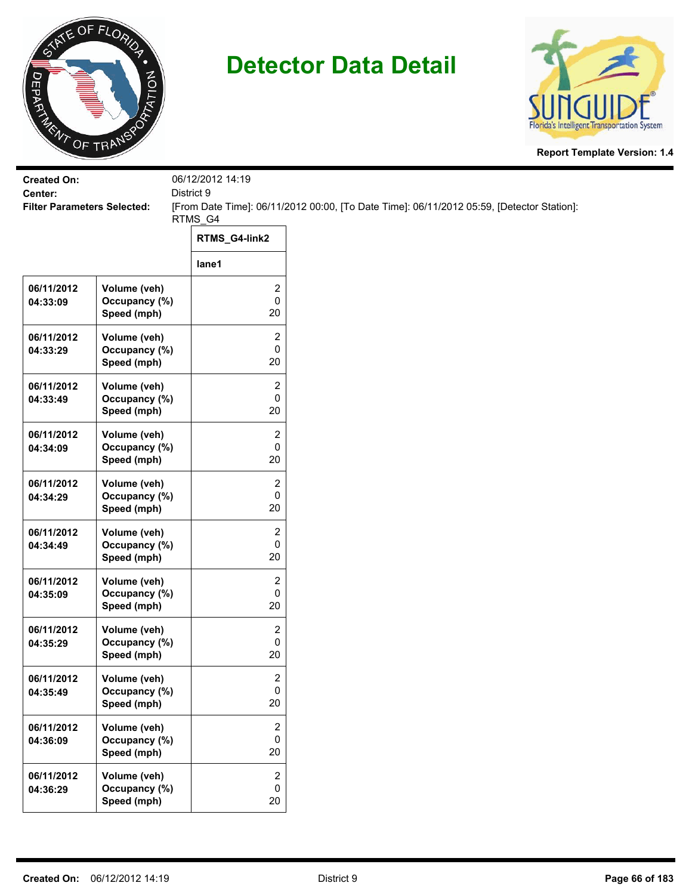# Detector Data Detail

**Report Template Version: 1.4**

**Created On:** 06/12/2012 14:19
**Center:** District 9
**Filter Parameters Selected:** [From Date Time]: 06/11/2012 00:00, [To Date Time]: 06/11/2012 05:59, [Detector Station]: RTMS_G4

| | | RTMS_G4-link2 |
|---|---|---|
| | | lane1 |
| 06/11/2012 04:33:09 | Volume (veh)<br>Occupancy (%)<br>Speed (mph) | 2<br>0<br>20 |
| 06/11/2012 04:33:29 | Volume (veh)<br>Occupancy (%)<br>Speed (mph) | 2<br>0<br>20 |
| 06/11/2012 04:33:49 | Volume (veh)<br>Occupancy (%)<br>Speed (mph) | 2<br>0<br>20 |
| 06/11/2012 04:34:09 | Volume (veh)<br>Occupancy (%)<br>Speed (mph) | 2<br>0<br>20 |
| 06/11/2012 04:34:29 | Volume (veh)<br>Occupancy (%)<br>Speed (mph) | 2<br>0<br>20 |
| 06/11/2012 04:34:49 | Volume (veh)<br>Occupancy (%)<br>Speed (mph) | 2<br>0<br>20 |
| 06/11/2012 04:35:09 | Volume (veh)<br>Occupancy (%)<br>Speed (mph) | 2<br>0<br>20 |
| 06/11/2012 04:35:29 | Volume (veh)<br>Occupancy (%)<br>Speed (mph) | 2<br>0<br>20 |
| 06/11/2012 04:35:49 | Volume (veh)<br>Occupancy (%)<br>Speed (mph) | 2<br>0<br>20 |
| 06/11/2012 04:36:09 | Volume (veh)<br>Occupancy (%)<br>Speed (mph) | 2<br>0<br>20 |
| 06/11/2012 04:36:29 | Volume (veh)<br>Occupancy (%)<br>Speed (mph) | 2<br>0<br>20 |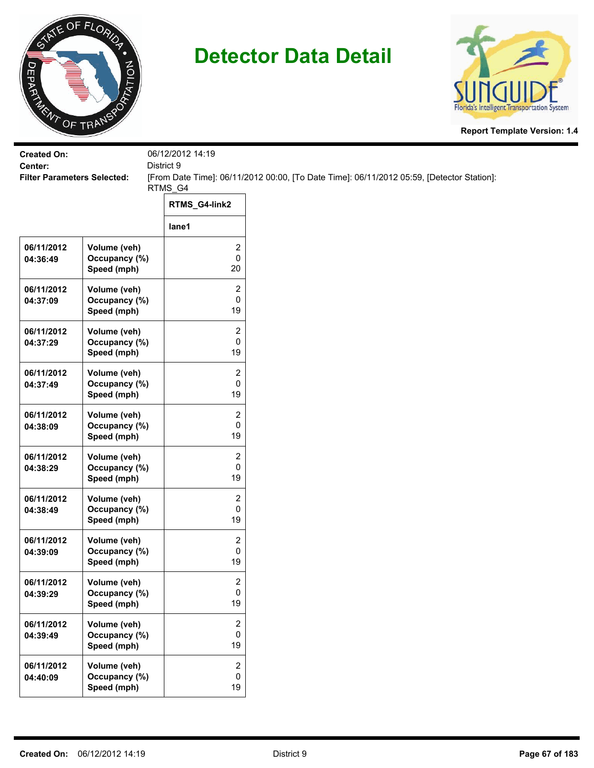# Detector Data Detail

**Report Template Version: 1.4**

**Created On:** 06/12/2012 14:19
**Center:** District 9
**Filter Parameters Selected:** [From Date Time]: 06/11/2012 00:00, [To Date Time]: 06/11/2012 05:59, [Detector Station]: RTMS_G4

| | | RTMS_G4-link2 |
|---|---|---|
| | | lane1 |
| 06/11/2012 04:36:49 | Volume (veh)<br>Occupancy (%)<br>Speed (mph) | 2<br>0<br>20 |
| 06/11/2012 04:37:09 | Volume (veh)<br>Occupancy (%)<br>Speed (mph) | 2<br>0<br>19 |
| 06/11/2012 04:37:29 | Volume (veh)<br>Occupancy (%)<br>Speed (mph) | 2<br>0<br>19 |
| 06/11/2012 04:37:49 | Volume (veh)<br>Occupancy (%)<br>Speed (mph) | 2<br>0<br>19 |
| 06/11/2012 04:38:09 | Volume (veh)<br>Occupancy (%)<br>Speed (mph) | 2<br>0<br>19 |
| 06/11/2012 04:38:29 | Volume (veh)<br>Occupancy (%)<br>Speed (mph) | 2<br>0<br>19 |
| 06/11/2012 04:38:49 | Volume (veh)<br>Occupancy (%)<br>Speed (mph) | 2<br>0<br>19 |
| 06/11/2012 04:39:09 | Volume (veh)<br>Occupancy (%)<br>Speed (mph) | 2<br>0<br>19 |
| 06/11/2012 04:39:29 | Volume (veh)<br>Occupancy (%)<br>Speed (mph) | 2<br>0<br>19 |
| 06/11/2012 04:39:49 | Volume (veh)<br>Occupancy (%)<br>Speed (mph) | 2<br>0<br>19 |
| 06/11/2012 04:40:09 | Volume (veh)<br>Occupancy (%)<br>Speed (mph) | 2<br>0<br>19 |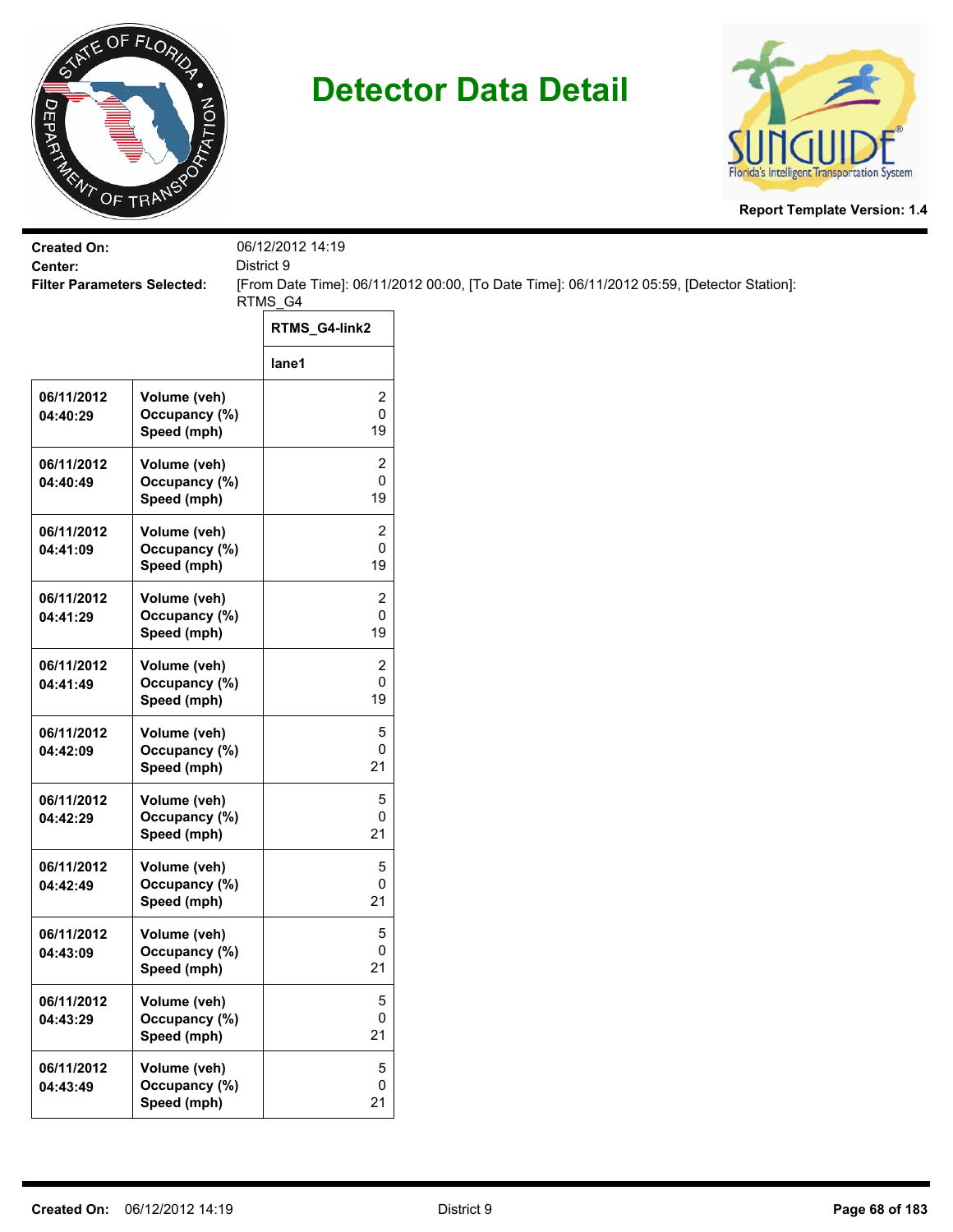# Detector Data Detail

**Report Template Version: 1.4**

**Created On:** 06/12/2012 14:19
**Center:** District 9
**Filter Parameters Selected:** [From Date Time]: 06/11/2012 00:00, [To Date Time]: 06/11/2012 05:59, [Detector Station]: RTMS_G4

| | | RTMS_G4-link2 |
|---|---|---|
| | | lane1 |
| 06/11/2012 04:40:29 | Volume (veh)<br>Occupancy (%)<br>Speed (mph) | 2<br>0<br>19 |
| 06/11/2012 04:40:49 | Volume (veh)<br>Occupancy (%)<br>Speed (mph) | 2<br>0<br>19 |
| 06/11/2012 04:41:09 | Volume (veh)<br>Occupancy (%)<br>Speed (mph) | 2<br>0<br>19 |
| 06/11/2012 04:41:29 | Volume (veh)<br>Occupancy (%)<br>Speed (mph) | 2<br>0<br>19 |
| 06/11/2012 04:41:49 | Volume (veh)<br>Occupancy (%)<br>Speed (mph) | 2<br>0<br>19 |
| 06/11/2012 04:42:09 | Volume (veh)<br>Occupancy (%)<br>Speed (mph) | 5<br>0<br>21 |
| 06/11/2012 04:42:29 | Volume (veh)<br>Occupancy (%)<br>Speed (mph) | 5<br>0<br>21 |
| 06/11/2012 04:42:49 | Volume (veh)<br>Occupancy (%)<br>Speed (mph) | 5<br>0<br>21 |
| 06/11/2012 04:43:09 | Volume (veh)<br>Occupancy (%)<br>Speed (mph) | 5<br>0<br>21 |
| 06/11/2012 04:43:29 | Volume (veh)<br>Occupancy (%)<br>Speed (mph) | 5<br>0<br>21 |
| 06/11/2012 04:43:49 | Volume (veh)<br>Occupancy (%)<br>Speed (mph) | 5<br>0<br>21 |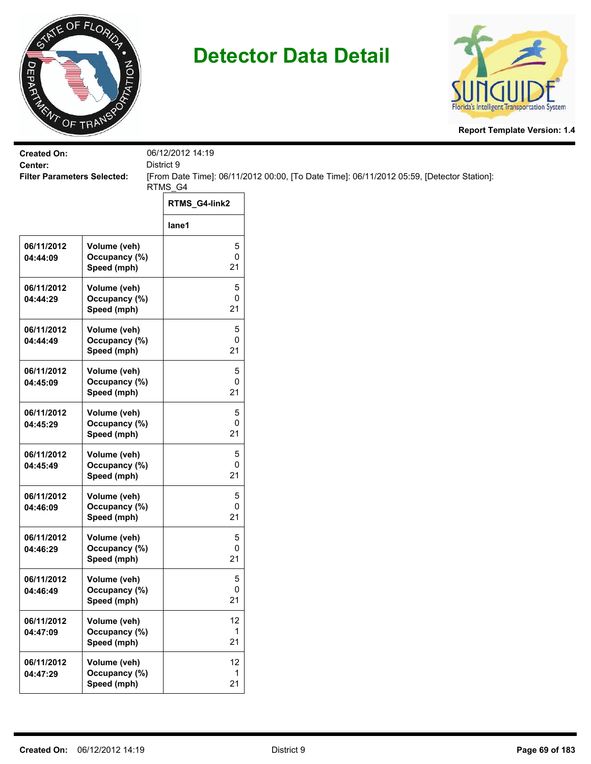# Detector Data Detail

**Report Template Version: 1.4**

**Created On:** 06/12/2012 14:19
**Center:** District 9
**Filter Parameters Selected:** [From Date Time]: 06/11/2012 00:00, [To Date Time]: 06/11/2012 05:59, [Detector Station]: RTMS_G4

| | | RTMS_G4-link2 |
|---|---|---|
| | | lane1 |
| 06/11/2012 04:44:09 | Volume (veh)<br>Occupancy (%)<br>Speed (mph) | 5<br>0<br>21 |
| 06/11/2012 04:44:29 | Volume (veh)<br>Occupancy (%)<br>Speed (mph) | 5<br>0<br>21 |
| 06/11/2012 04:44:49 | Volume (veh)<br>Occupancy (%)<br>Speed (mph) | 5<br>0<br>21 |
| 06/11/2012 04:45:09 | Volume (veh)<br>Occupancy (%)<br>Speed (mph) | 5<br>0<br>21 |
| 06/11/2012 04:45:29 | Volume (veh)<br>Occupancy (%)<br>Speed (mph) | 5<br>0<br>21 |
| 06/11/2012 04:45:49 | Volume (veh)<br>Occupancy (%)<br>Speed (mph) | 5<br>0<br>21 |
| 06/11/2012 04:46:09 | Volume (veh)<br>Occupancy (%)<br>Speed (mph) | 5<br>0<br>21 |
| 06/11/2012 04:46:29 | Volume (veh)<br>Occupancy (%)<br>Speed (mph) | 5<br>0<br>21 |
| 06/11/2012 04:46:49 | Volume (veh)<br>Occupancy (%)<br>Speed (mph) | 5<br>0<br>21 |
| 06/11/2012 04:47:09 | Volume (veh)<br>Occupancy (%)<br>Speed (mph) | 12<br>1<br>21 |
| 06/11/2012 04:47:29 | Volume (veh)<br>Occupancy (%)<br>Speed (mph) | 12<br>1<br>21 |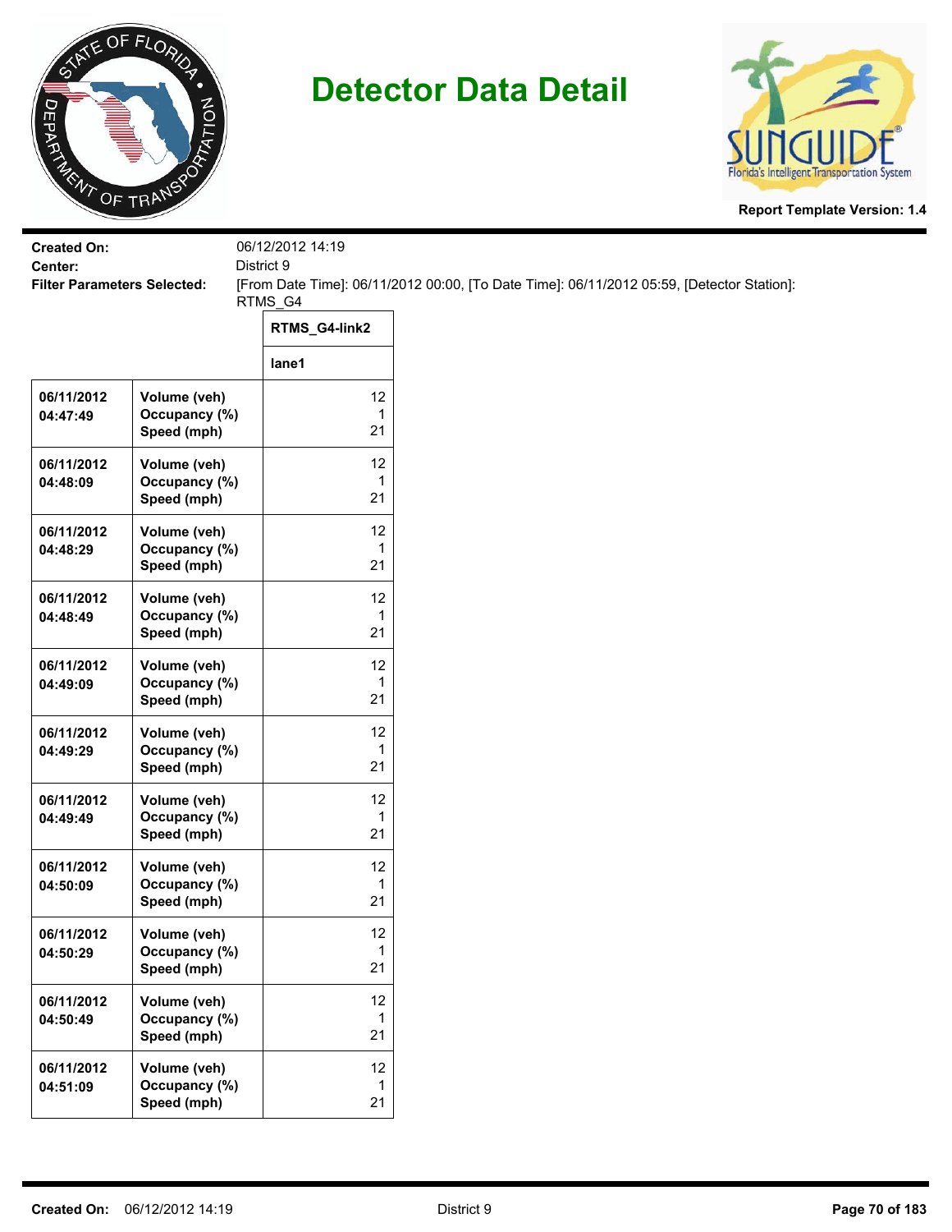# Detector Data Detail

Report Template Version: 1.4

**Created On:** 06/12/2012 14:19
**Center:** District 9
**Filter Parameters Selected:** [From Date Time]: 06/11/2012 00:00, [To Date Time]: 06/11/2012 05:59, [Detector Station]: RTMS_G4

| | | RTMS_G4-link2 |
|---|---|---|
| | | lane1 |
| 06/11/2012 04:47:49 | Volume (veh)<br>Occupancy (%)<br>Speed (mph) | 12<br>1<br>21 |
| 06/11/2012 04:48:09 | Volume (veh)<br>Occupancy (%)<br>Speed (mph) | 12<br>1<br>21 |
| 06/11/2012 04:48:29 | Volume (veh)<br>Occupancy (%)<br>Speed (mph) | 12<br>1<br>21 |
| 06/11/2012 04:48:49 | Volume (veh)<br>Occupancy (%)<br>Speed (mph) | 12<br>1<br>21 |
| 06/11/2012 04:49:09 | Volume (veh)<br>Occupancy (%)<br>Speed (mph) | 12<br>1<br>21 |
| 06/11/2012 04:49:29 | Volume (veh)<br>Occupancy (%)<br>Speed (mph) | 12<br>1<br>21 |
| 06/11/2012 04:49:49 | Volume (veh)<br>Occupancy (%)<br>Speed (mph) | 12<br>1<br>21 |
| 06/11/2012 04:50:09 | Volume (veh)<br>Occupancy (%)<br>Speed (mph) | 12<br>1<br>21 |
| 06/11/2012 04:50:29 | Volume (veh)<br>Occupancy (%)<br>Speed (mph) | 12<br>1<br>21 |
| 06/11/2012 04:50:49 | Volume (veh)<br>Occupancy (%)<br>Speed (mph) | 12<br>1<br>21 |
| 06/11/2012 04:51:09 | Volume (veh)<br>Occupancy (%)<br>Speed (mph) | 12<br>1<br>21 |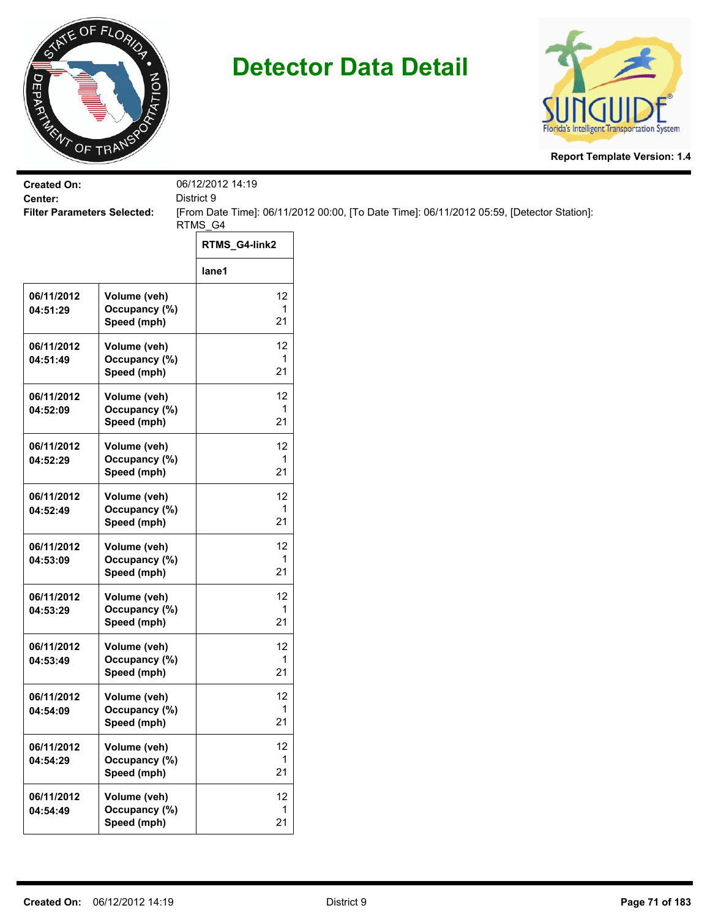# Detector Data Detail

**Report Template Version: 1.4**

**Created On:** 06/12/2012 14:19

**Center:** District 9

**Filter Parameters Selected:** [From Date Time]: 06/11/2012 00:00, [To Date Time]: 06/11/2012 05:59, [Detector Station]: RTMS_G4

| | | RTMS_G4-link2 |
|---|---|---|
| | | lane1 |
| 06/11/2012 04:51:29 | Volume (veh)<br>Occupancy (%)<br>Speed (mph) | 12<br>1<br>21 |
| 06/11/2012 04:51:49 | Volume (veh)<br>Occupancy (%)<br>Speed (mph) | 12<br>1<br>21 |
| 06/11/2012 04:52:09 | Volume (veh)<br>Occupancy (%)<br>Speed (mph) | 12<br>1<br>21 |
| 06/11/2012 04:52:29 | Volume (veh)<br>Occupancy (%)<br>Speed (mph) | 12<br>1<br>21 |
| 06/11/2012 04:52:49 | Volume (veh)<br>Occupancy (%)<br>Speed (mph) | 12<br>1<br>21 |
| 06/11/2012 04:53:09 | Volume (veh)<br>Occupancy (%)<br>Speed (mph) | 12<br>1<br>21 |
| 06/11/2012 04:53:29 | Volume (veh)<br>Occupancy (%)<br>Speed (mph) | 12<br>1<br>21 |
| 06/11/2012 04:53:49 | Volume (veh)<br>Occupancy (%)<br>Speed (mph) | 12<br>1<br>21 |
| 06/11/2012 04:54:09 | Volume (veh)<br>Occupancy (%)<br>Speed (mph) | 12<br>1<br>21 |
| 06/11/2012 04:54:29 | Volume (veh)<br>Occupancy (%)<br>Speed (mph) | 12<br>1<br>21 |
| 06/11/2012 04:54:49 | Volume (veh)<br>Occupancy (%)<br>Speed (mph) | 12<br>1<br>21 |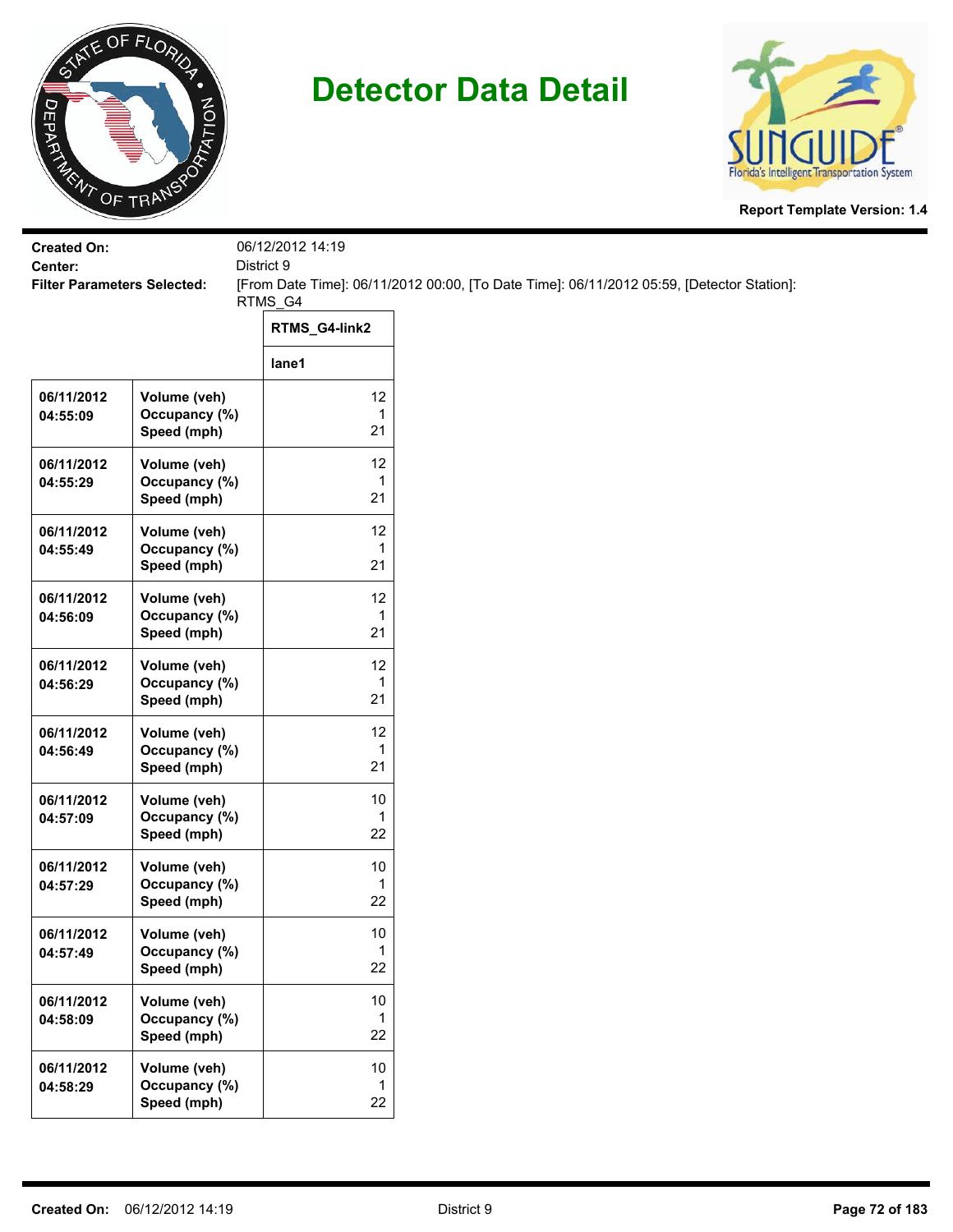# Detector Data Detail

**Report Template Version: 1.4**

**Created On:** 06/12/2012 14:19
**Center:** District 9
**Filter Parameters Selected:** [From Date Time]: 06/11/2012 00:00, [To Date Time]: 06/11/2012 05:59, [Detector Station]: RTMS_G4

| | | RTMS_G4-link2 |
|---|---|---|
| | | lane1 |
| 06/11/2012 04:55:09 | Volume (veh) | 12 |
| | Occupancy (%) | 1 |
| | Speed (mph) | 21 |
| 06/11/2012 04:55:29 | Volume (veh) | 12 |
| | Occupancy (%) | 1 |
| | Speed (mph) | 21 |
| 06/11/2012 04:55:49 | Volume (veh) | 12 |
| | Occupancy (%) | 1 |
| | Speed (mph) | 21 |
| 06/11/2012 04:56:09 | Volume (veh) | 12 |
| | Occupancy (%) | 1 |
| | Speed (mph) | 21 |
| 06/11/2012 04:56:29 | Volume (veh) | 12 |
| | Occupancy (%) | 1 |
| | Speed (mph) | 21 |
| 06/11/2012 04:56:49 | Volume (veh) | 12 |
| | Occupancy (%) | 1 |
| | Speed (mph) | 21 |
| 06/11/2012 04:57:09 | Volume (veh) | 10 |
| | Occupancy (%) | 1 |
| | Speed (mph) | 22 |
| 06/11/2012 04:57:29 | Volume (veh) | 10 |
| | Occupancy (%) | 1 |
| | Speed (mph) | 22 |
| 06/11/2012 04:57:49 | Volume (veh) | 10 |
| | Occupancy (%) | 1 |
| | Speed (mph) | 22 |
| 06/11/2012 04:58:09 | Volume (veh) | 10 |
| | Occupancy (%) | 1 |
| | Speed (mph) | 22 |
| 06/11/2012 04:58:29 | Volume (veh) | 10 |
| | Occupancy (%) | 1 |
| | Speed (mph) | 22 |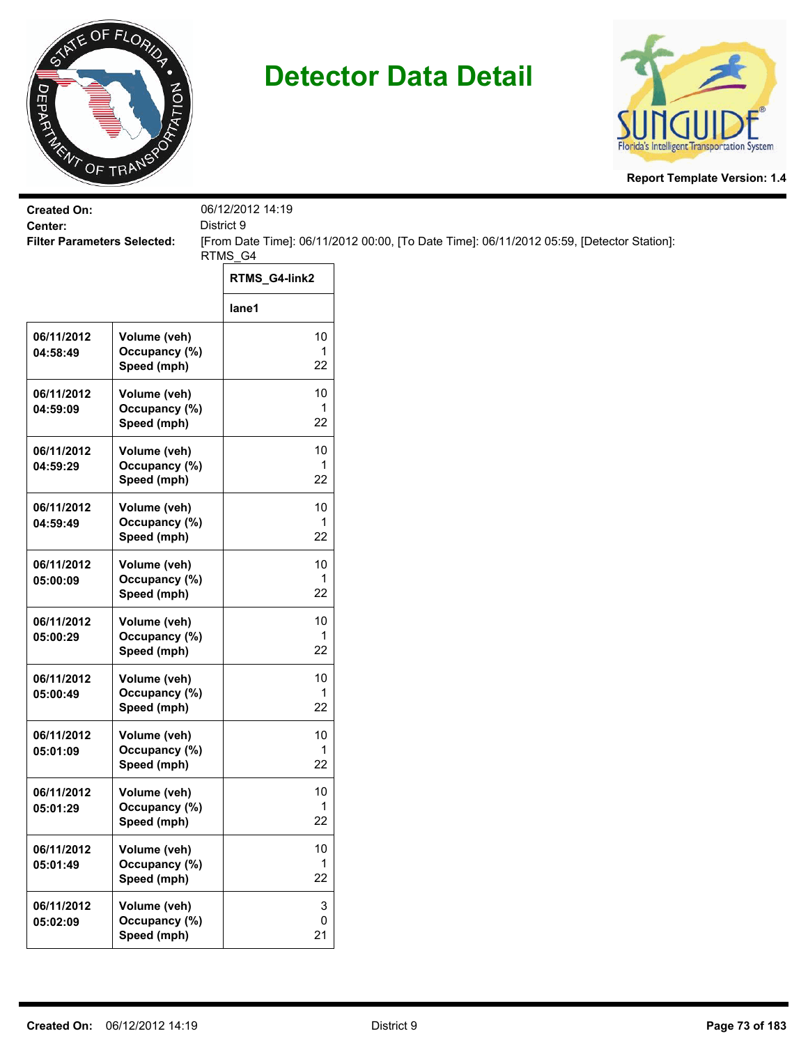# Detector Data Detail

**Report Template Version: 1.4**

**Created On:** 06/12/2012 14:19
**Center:** District 9
**Filter Parameters Selected:** [From Date Time]: 06/11/2012 00:00, [To Date Time]: 06/11/2012 05:59, [Detector Station]: RTMS_G4

| | | RTMS_G4-link2 |
|---|---|---|
| | | lane1 |
| 06/11/2012 04:58:49 | Volume (veh)<br>Occupancy (%)<br>Speed (mph) | 10<br>1<br>22 |
| 06/11/2012 04:59:09 | Volume (veh)<br>Occupancy (%)<br>Speed (mph) | 10<br>1<br>22 |
| 06/11/2012 04:59:29 | Volume (veh)<br>Occupancy (%)<br>Speed (mph) | 10<br>1<br>22 |
| 06/11/2012 04:59:49 | Volume (veh)<br>Occupancy (%)<br>Speed (mph) | 10<br>1<br>22 |
| 06/11/2012 05:00:09 | Volume (veh)<br>Occupancy (%)<br>Speed (mph) | 10<br>1<br>22 |
| 06/11/2012 05:00:29 | Volume (veh)<br>Occupancy (%)<br>Speed (mph) | 10<br>1<br>22 |
| 06/11/2012 05:00:49 | Volume (veh)<br>Occupancy (%)<br>Speed (mph) | 10<br>1<br>22 |
| 06/11/2012 05:01:09 | Volume (veh)<br>Occupancy (%)<br>Speed (mph) | 10<br>1<br>22 |
| 06/11/2012 05:01:29 | Volume (veh)<br>Occupancy (%)<br>Speed (mph) | 10<br>1<br>22 |
| 06/11/2012 05:01:49 | Volume (veh)<br>Occupancy (%)<br>Speed (mph) | 10<br>1<br>22 |
| 06/11/2012 05:02:09 | Volume (veh)<br>Occupancy (%)<br>Speed (mph) | 3<br>0<br>21 |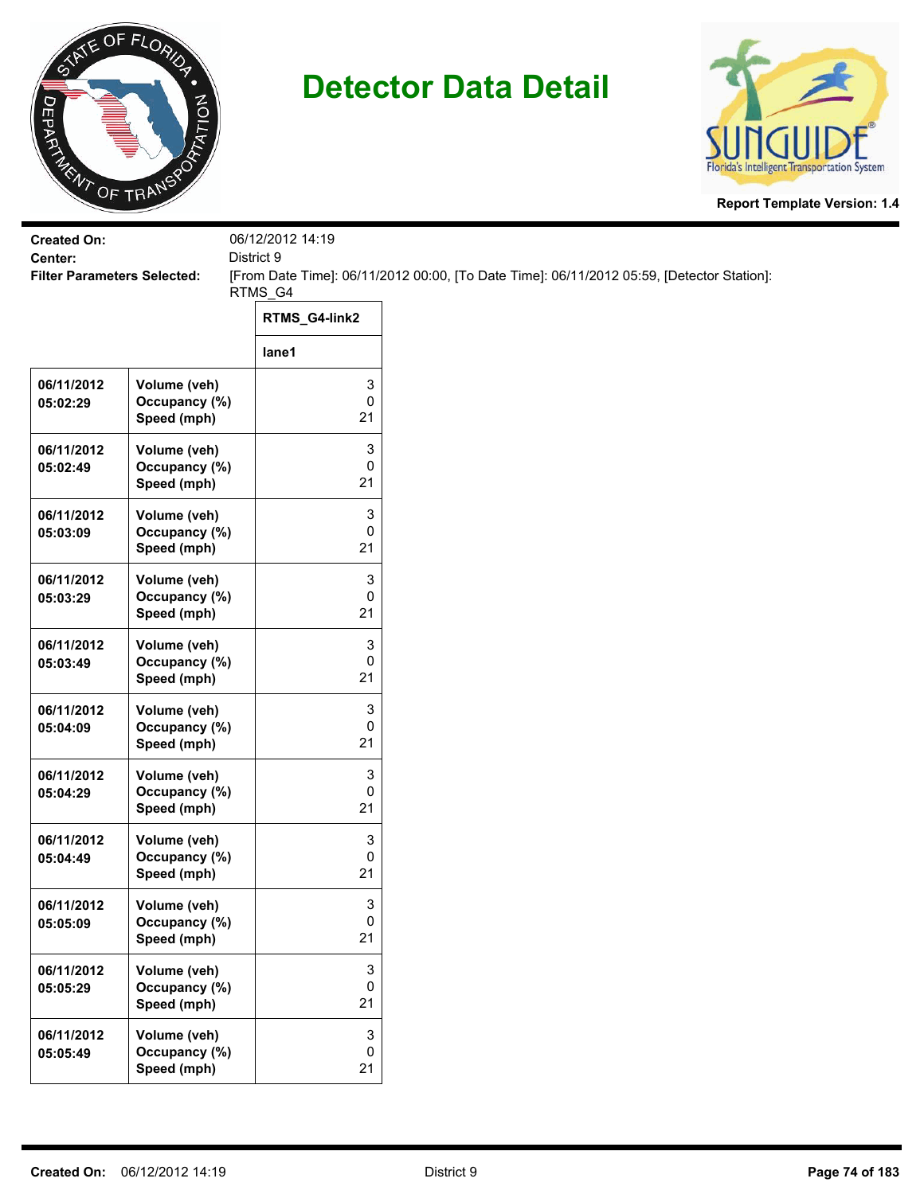# Detector Data Detail

**Report Template Version: 1.4**

**Created On:** 06/12/2012 14:19
**Center:** District 9
**Filter Parameters Selected:** [From Date Time]: 06/11/2012 00:00, [To Date Time]: 06/11/2012 05:59, [Detector Station]: RTMS_G4

| | | RTMS_G4-link2 |
|---|---|---|
| | | lane1 |
| 06/11/2012 05:02:29 | Volume (veh)<br>Occupancy (%)<br>Speed (mph) | 3<br>0<br>21 |
| 06/11/2012 05:02:49 | Volume (veh)<br>Occupancy (%)<br>Speed (mph) | 3<br>0<br>21 |
| 06/11/2012 05:03:09 | Volume (veh)<br>Occupancy (%)<br>Speed (mph) | 3<br>0<br>21 |
| 06/11/2012 05:03:29 | Volume (veh)<br>Occupancy (%)<br>Speed (mph) | 3<br>0<br>21 |
| 06/11/2012 05:03:49 | Volume (veh)<br>Occupancy (%)<br>Speed (mph) | 3<br>0<br>21 |
| 06/11/2012 05:04:09 | Volume (veh)<br>Occupancy (%)<br>Speed (mph) | 3<br>0<br>21 |
| 06/11/2012 05:04:29 | Volume (veh)<br>Occupancy (%)<br>Speed (mph) | 3<br>0<br>21 |
| 06/11/2012 05:04:49 | Volume (veh)<br>Occupancy (%)<br>Speed (mph) | 3<br>0<br>21 |
| 06/11/2012 05:05:09 | Volume (veh)<br>Occupancy (%)<br>Speed (mph) | 3<br>0<br>21 |
| 06/11/2012 05:05:29 | Volume (veh)<br>Occupancy (%)<br>Speed (mph) | 3<br>0<br>21 |
| 06/11/2012 05:05:49 | Volume (veh)<br>Occupancy (%)<br>Speed (mph) | 3<br>0<br>21 |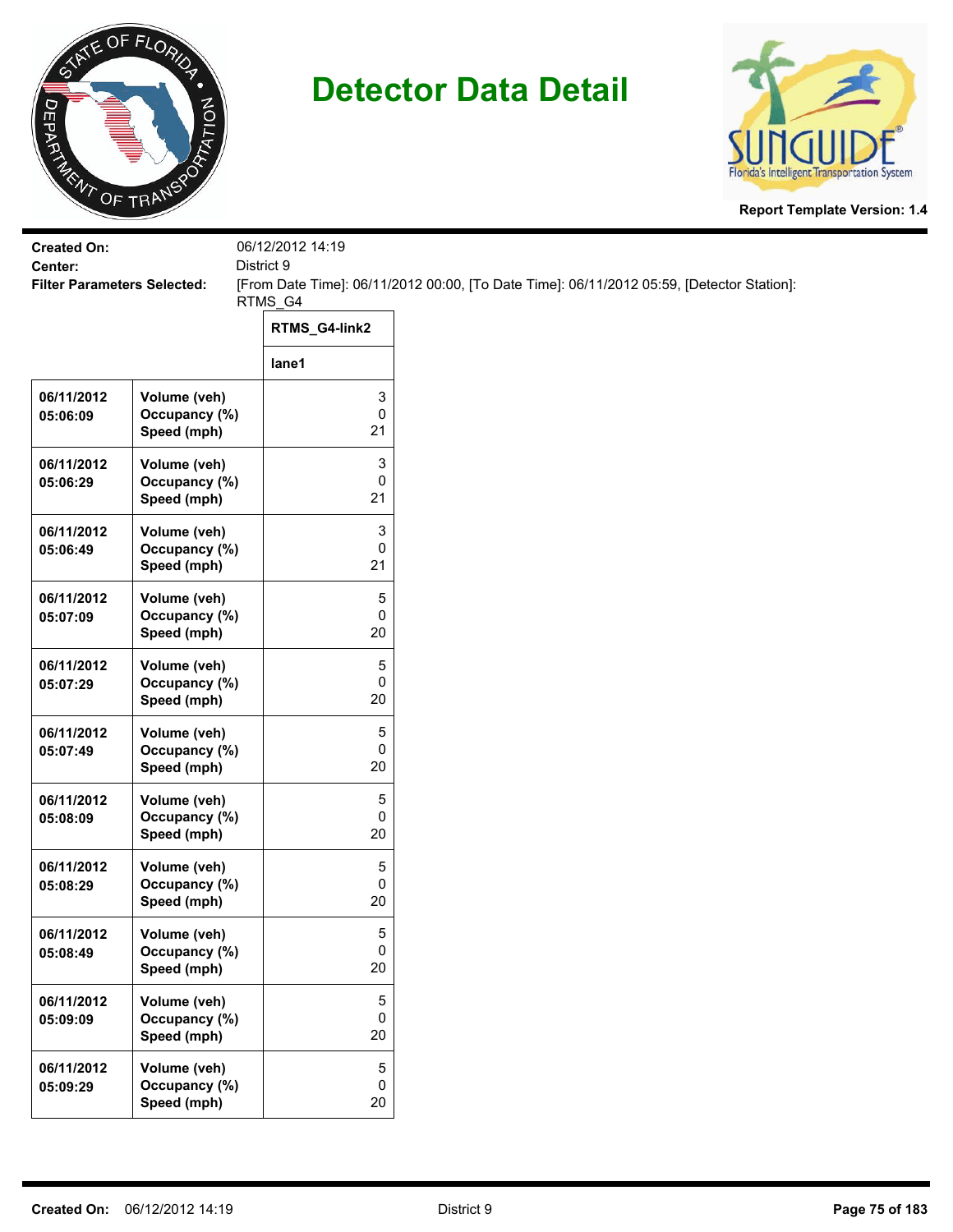# Detector Data Detail

**Report Template Version: 1.4**

**Created On:** 06/12/2012 14:19
**Center:** District 9
**Filter Parameters Selected:** [From Date Time]: 06/11/2012 00:00, [To Date Time]: 06/11/2012 05:59, [Detector Station]: RTMS_G4

| | | RTMS_G4-link2 |
|---|---|---|
| | | lane1 |
| 06/11/2012 05:06:09 | Volume (veh)<br>Occupancy (%)<br>Speed (mph) | 3<br>0<br>21 |
| 06/11/2012 05:06:29 | Volume (veh)<br>Occupancy (%)<br>Speed (mph) | 3<br>0<br>21 |
| 06/11/2012 05:06:49 | Volume (veh)<br>Occupancy (%)<br>Speed (mph) | 3<br>0<br>21 |
| 06/11/2012 05:07:09 | Volume (veh)<br>Occupancy (%)<br>Speed (mph) | 5<br>0<br>20 |
| 06/11/2012 05:07:29 | Volume (veh)<br>Occupancy (%)<br>Speed (mph) | 5<br>0<br>20 |
| 06/11/2012 05:07:49 | Volume (veh)<br>Occupancy (%)<br>Speed (mph) | 5<br>0<br>20 |
| 06/11/2012 05:08:09 | Volume (veh)<br>Occupancy (%)<br>Speed (mph) | 5<br>0<br>20 |
| 06/11/2012 05:08:29 | Volume (veh)<br>Occupancy (%)<br>Speed (mph) | 5<br>0<br>20 |
| 06/11/2012 05:08:49 | Volume (veh)<br>Occupancy (%)<br>Speed (mph) | 5<br>0<br>20 |
| 06/11/2012 05:09:09 | Volume (veh)<br>Occupancy (%)<br>Speed (mph) | 5<br>0<br>20 |
| 06/11/2012 05:09:29 | Volume (veh)<br>Occupancy (%)<br>Speed (mph) | 5<br>0<br>20 |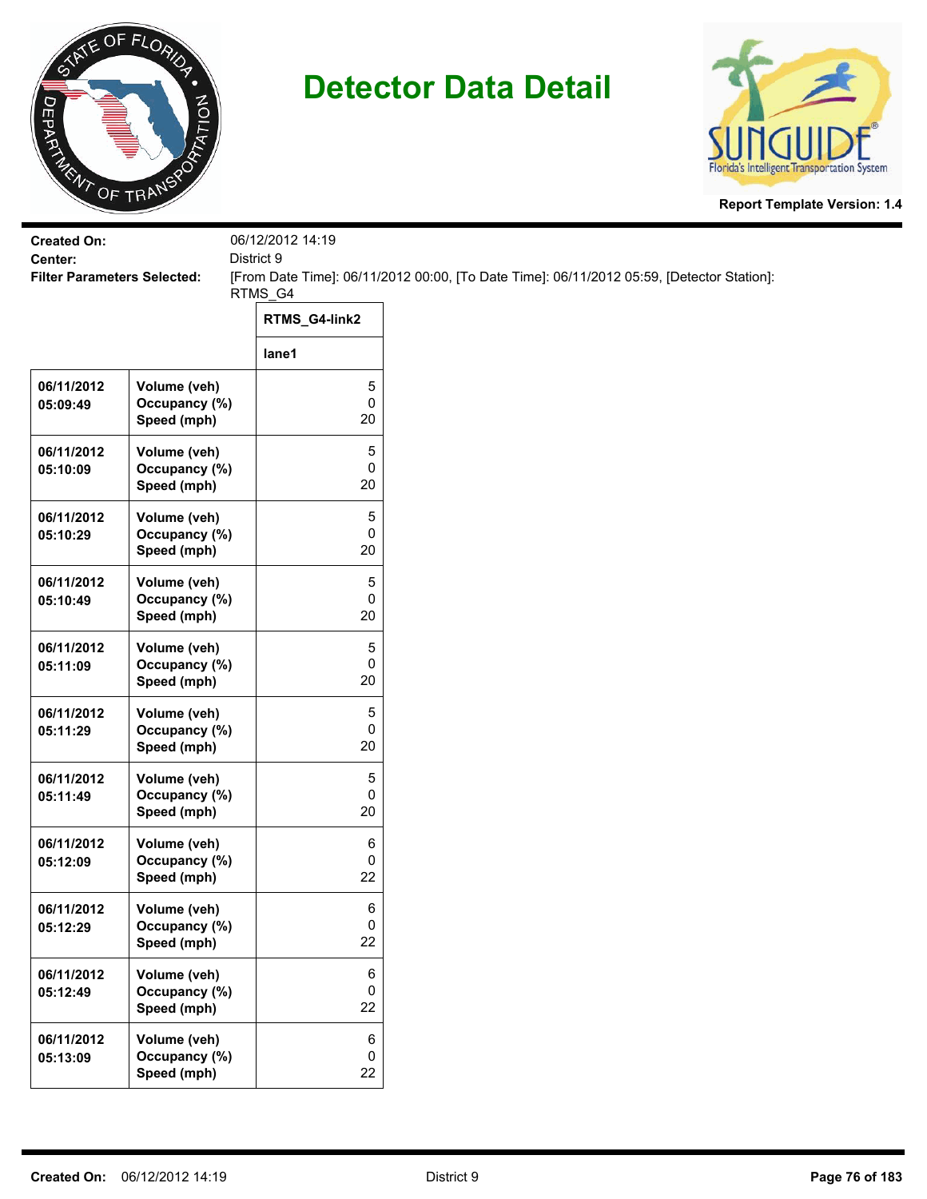# Detector Data Detail

**Report Template Version: 1.4**

**Created On:** 06/12/2012 14:19
**Center:** District 9
**Filter Parameters Selected:** [From Date Time]: 06/11/2012 00:00, [To Date Time]: 06/11/2012 05:59, [Detector Station]: RTMS_G4

| | | RTMS_G4-link2 |
|---|---|---|
| | | lane1 |
| 06/11/2012 05:09:49 | Volume (veh)<br>Occupancy (%)<br>Speed (mph) | 5<br>0<br>20 |
| 06/11/2012 05:10:09 | Volume (veh)<br>Occupancy (%)<br>Speed (mph) | 5<br>0<br>20 |
| 06/11/2012 05:10:29 | Volume (veh)<br>Occupancy (%)<br>Speed (mph) | 5<br>0<br>20 |
| 06/11/2012 05:10:49 | Volume (veh)<br>Occupancy (%)<br>Speed (mph) | 5<br>0<br>20 |
| 06/11/2012 05:11:09 | Volume (veh)<br>Occupancy (%)<br>Speed (mph) | 5<br>0<br>20 |
| 06/11/2012 05:11:29 | Volume (veh)<br>Occupancy (%)<br>Speed (mph) | 5<br>0<br>20 |
| 06/11/2012 05:11:49 | Volume (veh)<br>Occupancy (%)<br>Speed (mph) | 5<br>0<br>20 |
| 06/11/2012 05:12:09 | Volume (veh)<br>Occupancy (%)<br>Speed (mph) | 6<br>0<br>22 |
| 06/11/2012 05:12:29 | Volume (veh)<br>Occupancy (%)<br>Speed (mph) | 6<br>0<br>22 |
| 06/11/2012 05:12:49 | Volume (veh)<br>Occupancy (%)<br>Speed (mph) | 6<br>0<br>22 |
| 06/11/2012 05:13:09 | Volume (veh)<br>Occupancy (%)<br>Speed (mph) | 6<br>0<br>22 |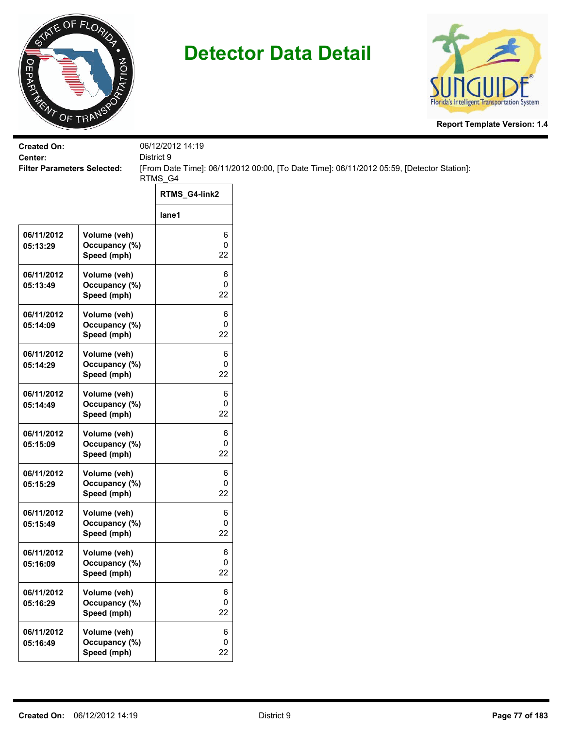# Detector Data Detail

**Report Template Version: 1.4**

**Created On:** 06/12/2012 14:19
**Center:** District 9
**Filter Parameters Selected:** [From Date Time]: 06/11/2012 00:00, [To Date Time]: 06/11/2012 05:59, [Detector Station]: RTMS_G4

| | | RTMS_G4-link2 |
|---|---|---|
| | | lane1 |
| 06/11/2012 05:13:29 | Volume (veh)<br>Occupancy (%)<br>Speed (mph) | 6<br>0<br>22 |
| 06/11/2012 05:13:49 | Volume (veh)<br>Occupancy (%)<br>Speed (mph) | 6<br>0<br>22 |
| 06/11/2012 05:14:09 | Volume (veh)<br>Occupancy (%)<br>Speed (mph) | 6<br>0<br>22 |
| 06/11/2012 05:14:29 | Volume (veh)<br>Occupancy (%)<br>Speed (mph) | 6<br>0<br>22 |
| 06/11/2012 05:14:49 | Volume (veh)<br>Occupancy (%)<br>Speed (mph) | 6<br>0<br>22 |
| 06/11/2012 05:15:09 | Volume (veh)<br>Occupancy (%)<br>Speed (mph) | 6<br>0<br>22 |
| 06/11/2012 05:15:29 | Volume (veh)<br>Occupancy (%)<br>Speed (mph) | 6<br>0<br>22 |
| 06/11/2012 05:15:49 | Volume (veh)<br>Occupancy (%)<br>Speed (mph) | 6<br>0<br>22 |
| 06/11/2012 05:16:09 | Volume (veh)<br>Occupancy (%)<br>Speed (mph) | 6<br>0<br>22 |
| 06/11/2012 05:16:29 | Volume (veh)<br>Occupancy (%)<br>Speed (mph) | 6<br>0<br>22 |
| 06/11/2012 05:16:49 | Volume (veh)<br>Occupancy (%)<br>Speed (mph) | 6<br>0<br>22 |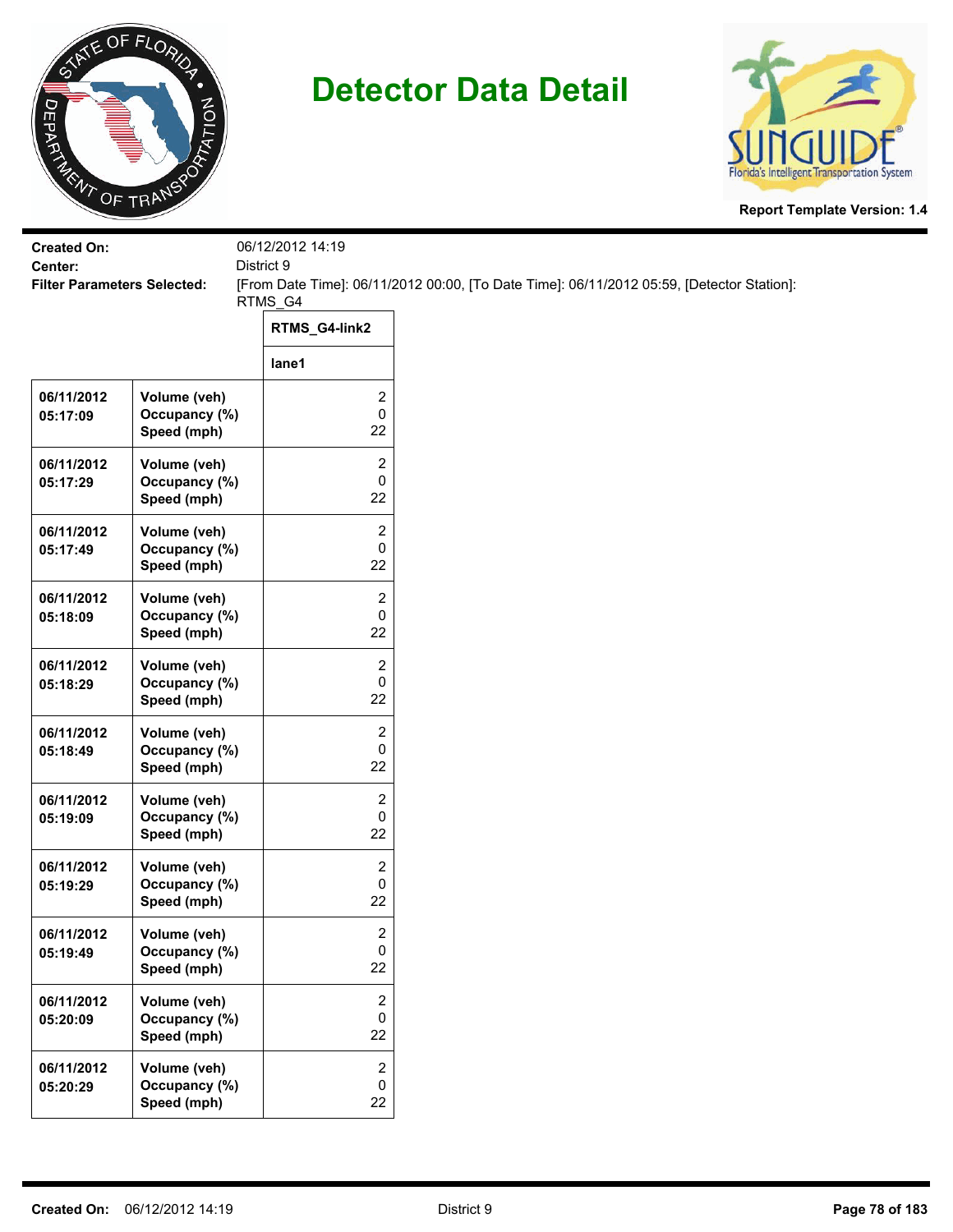# Detector Data Detail

**Report Template Version: 1.4**

**Created On:** 06/12/2012 14:19
**Center:** District 9
**Filter Parameters Selected:** [From Date Time]: 06/11/2012 00:00, [To Date Time]: 06/11/2012 05:59, [Detector Station]: RTMS_G4

| | | RTMS_G4-link2 |
|---|---|---|
| | | lane1 |
| 06/11/2012 05:17:09 | Volume (veh)<br>Occupancy (%)<br>Speed (mph) | 2<br>0<br>22 |
| 06/11/2012 05:17:29 | Volume (veh)<br>Occupancy (%)<br>Speed (mph) | 2<br>0<br>22 |
| 06/11/2012 05:17:49 | Volume (veh)<br>Occupancy (%)<br>Speed (mph) | 2<br>0<br>22 |
| 06/11/2012 05:18:09 | Volume (veh)<br>Occupancy (%)<br>Speed (mph) | 2<br>0<br>22 |
| 06/11/2012 05:18:29 | Volume (veh)<br>Occupancy (%)<br>Speed (mph) | 2<br>0<br>22 |
| 06/11/2012 05:18:49 | Volume (veh)<br>Occupancy (%)<br>Speed (mph) | 2<br>0<br>22 |
| 06/11/2012 05:19:09 | Volume (veh)<br>Occupancy (%)<br>Speed (mph) | 2<br>0<br>22 |
| 06/11/2012 05:19:29 | Volume (veh)<br>Occupancy (%)<br>Speed (mph) | 2<br>0<br>22 |
| 06/11/2012 05:19:49 | Volume (veh)<br>Occupancy (%)<br>Speed (mph) | 2<br>0<br>22 |
| 06/11/2012 05:20:09 | Volume (veh)<br>Occupancy (%)<br>Speed (mph) | 2<br>0<br>22 |
| 06/11/2012 05:20:29 | Volume (veh)<br>Occupancy (%)<br>Speed (mph) | 2<br>0<br>22 |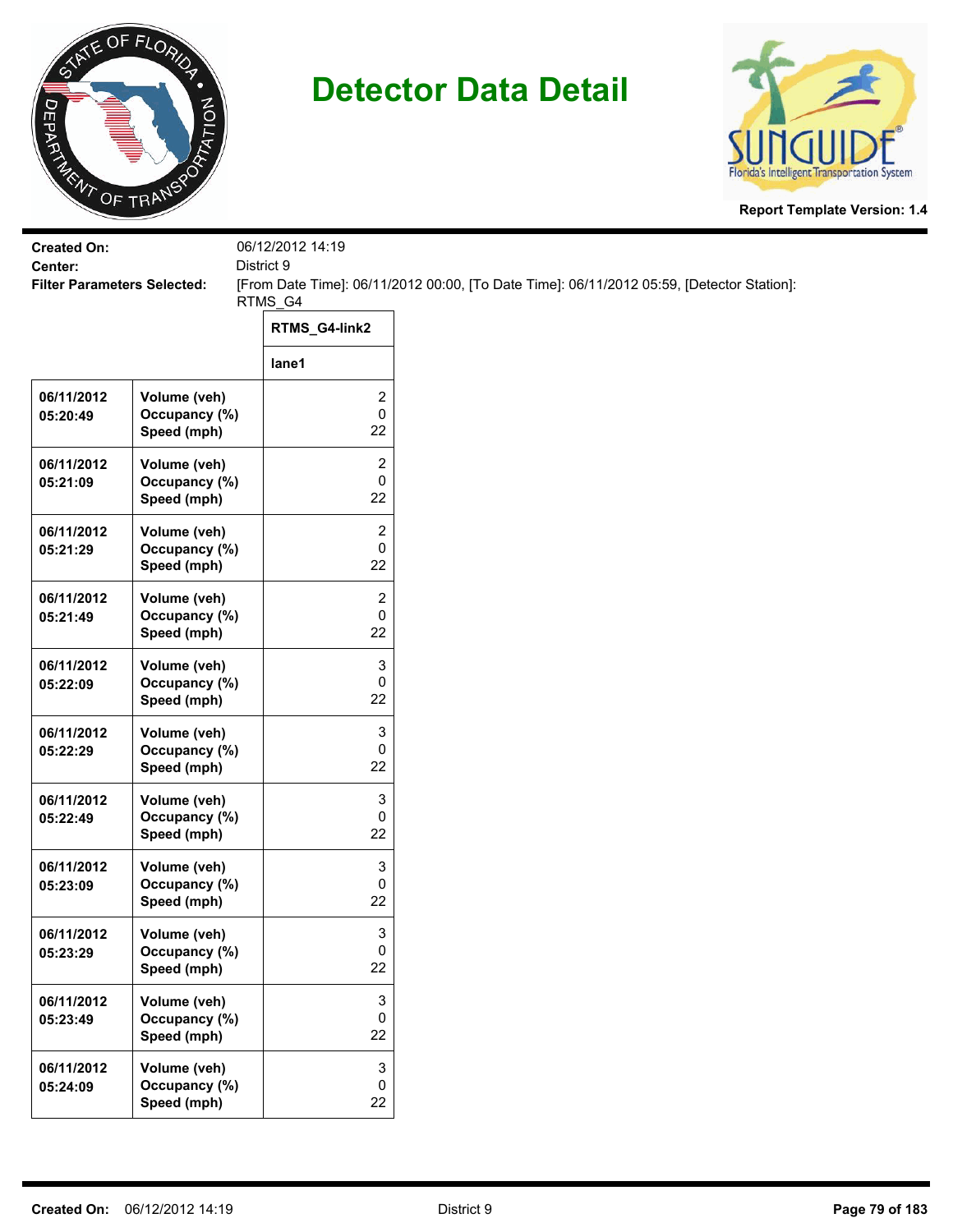# Detector Data Detail

**Report Template Version: 1.4**

**Created On:** 06/12/2012 14:19
**Center:** District 9
**Filter Parameters Selected:** [From Date Time]: 06/11/2012 00:00, [To Date Time]: 06/11/2012 05:59, [Detector Station]: RTMS_G4

| | | RTMS_G4-link2 |
|---|---|---|
| | | lane1 |
| 06/11/2012 05:20:49 | Volume (veh)<br>Occupancy (%)<br>Speed (mph) | 2<br>0<br>22 |
| 06/11/2012 05:21:09 | Volume (veh)<br>Occupancy (%)<br>Speed (mph) | 2<br>0<br>22 |
| 06/11/2012 05:21:29 | Volume (veh)<br>Occupancy (%)<br>Speed (mph) | 2<br>0<br>22 |
| 06/11/2012 05:21:49 | Volume (veh)<br>Occupancy (%)<br>Speed (mph) | 2<br>0<br>22 |
| 06/11/2012 05:22:09 | Volume (veh)<br>Occupancy (%)<br>Speed (mph) | 3<br>0<br>22 |
| 06/11/2012 05:22:29 | Volume (veh)<br>Occupancy (%)<br>Speed (mph) | 3<br>0<br>22 |
| 06/11/2012 05:22:49 | Volume (veh)<br>Occupancy (%)<br>Speed (mph) | 3<br>0<br>22 |
| 06/11/2012 05:23:09 | Volume (veh)<br>Occupancy (%)<br>Speed (mph) | 3<br>0<br>22 |
| 06/11/2012 05:23:29 | Volume (veh)<br>Occupancy (%)<br>Speed (mph) | 3<br>0<br>22 |
| 06/11/2012 05:23:49 | Volume (veh)<br>Occupancy (%)<br>Speed (mph) | 3<br>0<br>22 |
| 06/11/2012 05:24:09 | Volume (veh)<br>Occupancy (%)<br>Speed (mph) | 3<br>0<br>22 |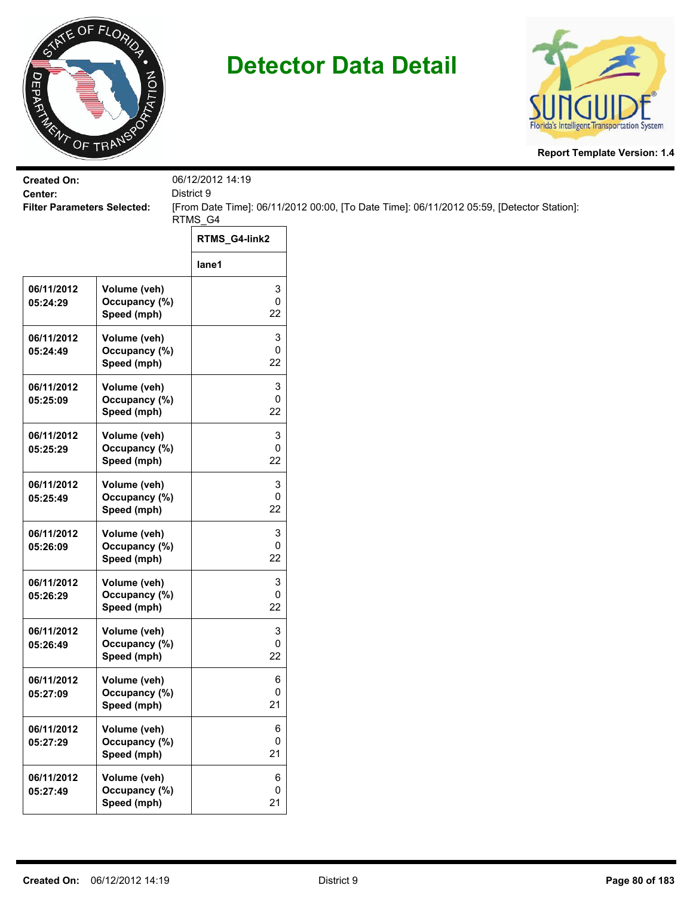# Detector Data Detail

**Report Template Version: 1.4**

**Created On:** 06/12/2012 14:19
**Center:** District 9
**Filter Parameters Selected:** [From Date Time]: 06/11/2012 00:00, [To Date Time]: 06/11/2012 05:59, [Detector Station]: RTMS_G4

| | | RTMS_G4-link2 |
|---|---|---|
| | | lane1 |
| 06/11/2012 05:24:29 | Volume (veh)<br>Occupancy (%)<br>Speed (mph) | 3<br>0<br>22 |
| 06/11/2012 05:24:49 | Volume (veh)<br>Occupancy (%)<br>Speed (mph) | 3<br>0<br>22 |
| 06/11/2012 05:25:09 | Volume (veh)<br>Occupancy (%)<br>Speed (mph) | 3<br>0<br>22 |
| 06/11/2012 05:25:29 | Volume (veh)<br>Occupancy (%)<br>Speed (mph) | 3<br>0<br>22 |
| 06/11/2012 05:25:49 | Volume (veh)<br>Occupancy (%)<br>Speed (mph) | 3<br>0<br>22 |
| 06/11/2012 05:26:09 | Volume (veh)<br>Occupancy (%)<br>Speed (mph) | 3<br>0<br>22 |
| 06/11/2012 05:26:29 | Volume (veh)<br>Occupancy (%)<br>Speed (mph) | 3<br>0<br>22 |
| 06/11/2012 05:26:49 | Volume (veh)<br>Occupancy (%)<br>Speed (mph) | 3<br>0<br>22 |
| 06/11/2012 05:27:09 | Volume (veh)<br>Occupancy (%)<br>Speed (mph) | 6<br>0<br>21 |
| 06/11/2012 05:27:29 | Volume (veh)<br>Occupancy (%)<br>Speed (mph) | 6<br>0<br>21 |
| 06/11/2012 05:27:49 | Volume (veh)<br>Occupancy (%)<br>Speed (mph) | 6<br>0<br>21 |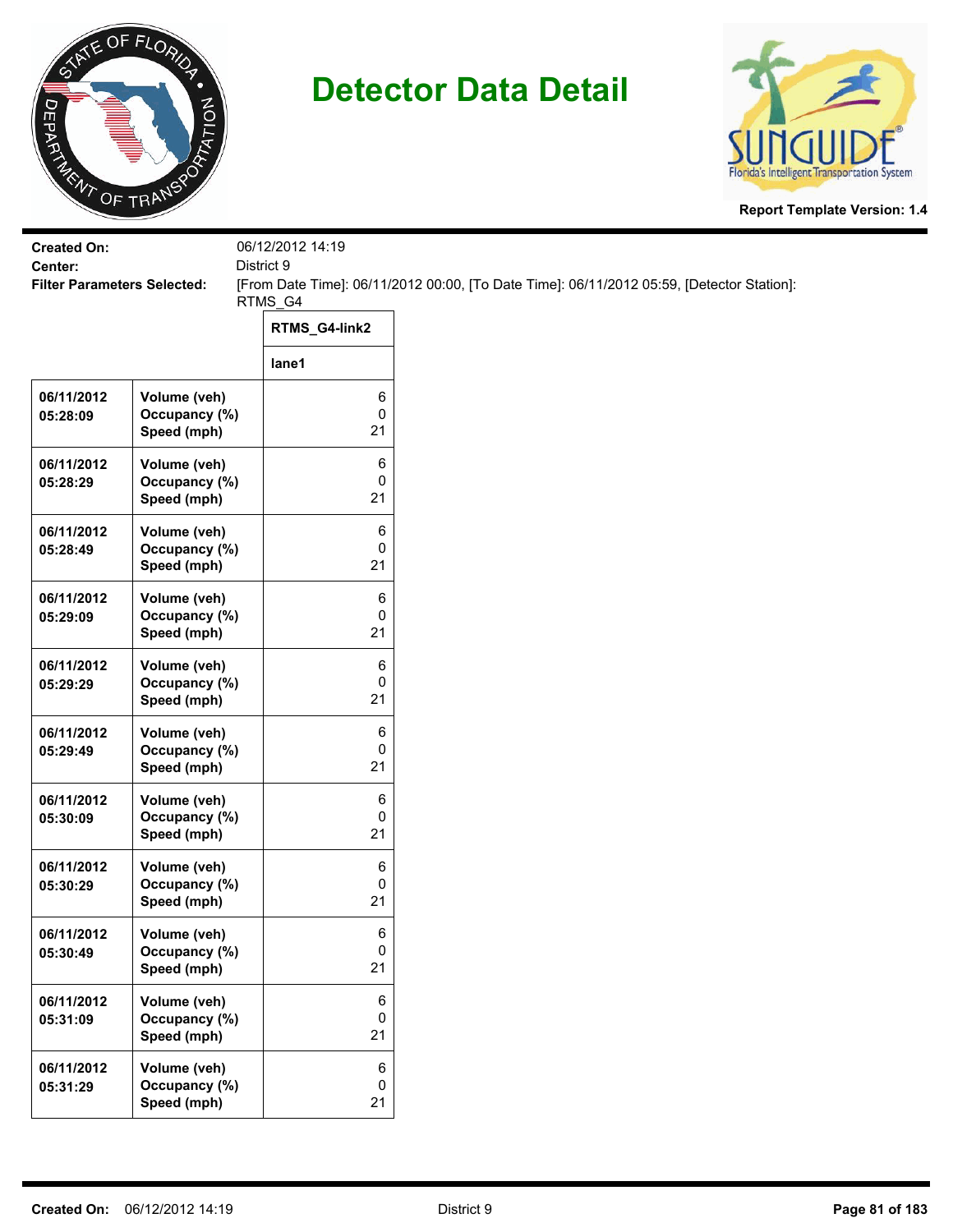# Detector Data Detail

Report Template Version: 1.4

**Created On:** 06/12/2012 14:19
**Center:** District 9
**Filter Parameters Selected:** [From Date Time]: 06/11/2012 00:00, [To Date Time]: 06/11/2012 05:59, [Detector Station]: RTMS_G4

| | | RTMS_G4-link2 |
|---|---|---|
| | | lane1 |
| 06/11/2012 05:28:09 | Volume (veh)<br>Occupancy (%)<br>Speed (mph) | 6<br>0<br>21 |
| 06/11/2012 05:28:29 | Volume (veh)<br>Occupancy (%)<br>Speed (mph) | 6<br>0<br>21 |
| 06/11/2012 05:28:49 | Volume (veh)<br>Occupancy (%)<br>Speed (mph) | 6<br>0<br>21 |
| 06/11/2012 05:29:09 | Volume (veh)<br>Occupancy (%)<br>Speed (mph) | 6<br>0<br>21 |
| 06/11/2012 05:29:29 | Volume (veh)<br>Occupancy (%)<br>Speed (mph) | 6<br>0<br>21 |
| 06/11/2012 05:29:49 | Volume (veh)<br>Occupancy (%)<br>Speed (mph) | 6<br>0<br>21 |
| 06/11/2012 05:30:09 | Volume (veh)<br>Occupancy (%)<br>Speed (mph) | 6<br>0<br>21 |
| 06/11/2012 05:30:29 | Volume (veh)<br>Occupancy (%)<br>Speed (mph) | 6<br>0<br>21 |
| 06/11/2012 05:30:49 | Volume (veh)<br>Occupancy (%)<br>Speed (mph) | 6<br>0<br>21 |
| 06/11/2012 05:31:09 | Volume (veh)<br>Occupancy (%)<br>Speed (mph) | 6<br>0<br>21 |
| 06/11/2012 05:31:29 | Volume (veh)<br>Occupancy (%)<br>Speed (mph) | 6<br>0<br>21 |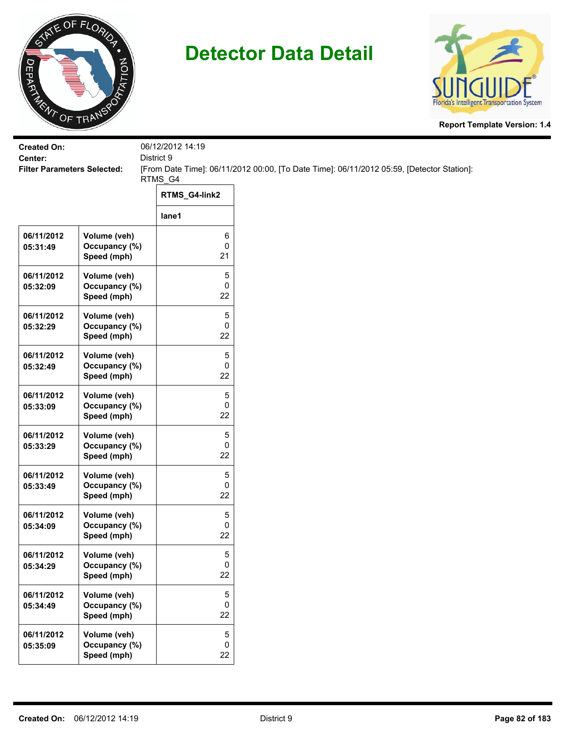# Detector Data Detail

Report Template Version: 1.4

**Created On:** 06/12/2012 14:19
**Center:** District 9
**Filter Parameters Selected:** [From Date Time]: 06/11/2012 00:00, [To Date Time]: 06/11/2012 05:59, [Detector Station]: RTMS_G4

| | | RTMS_G4-link2 |
|---|---|---|
| | | lane1 |
| 06/11/2012 05:31:49 | Volume (veh)<br>Occupancy (%)<br>Speed (mph) | 6<br>0<br>21 |
| 06/11/2012 05:32:09 | Volume (veh)<br>Occupancy (%)<br>Speed (mph) | 5<br>0<br>22 |
| 06/11/2012 05:32:29 | Volume (veh)<br>Occupancy (%)<br>Speed (mph) | 5<br>0<br>22 |
| 06/11/2012 05:32:49 | Volume (veh)<br>Occupancy (%)<br>Speed (mph) | 5<br>0<br>22 |
| 06/11/2012 05:33:09 | Volume (veh)<br>Occupancy (%)<br>Speed (mph) | 5<br>0<br>22 |
| 06/11/2012 05:33:29 | Volume (veh)<br>Occupancy (%)<br>Speed (mph) | 5<br>0<br>22 |
| 06/11/2012 05:33:49 | Volume (veh)<br>Occupancy (%)<br>Speed (mph) | 5<br>0<br>22 |
| 06/11/2012 05:34:09 | Volume (veh)<br>Occupancy (%)<br>Speed (mph) | 5<br>0<br>22 |
| 06/11/2012 05:34:29 | Volume (veh)<br>Occupancy (%)<br>Speed (mph) | 5<br>0<br>22 |
| 06/11/2012 05:34:49 | Volume (veh)<br>Occupancy (%)<br>Speed (mph) | 5<br>0<br>22 |
| 06/11/2012 05:35:09 | Volume (veh)<br>Occupancy (%)<br>Speed (mph) | 5<br>0<br>22 |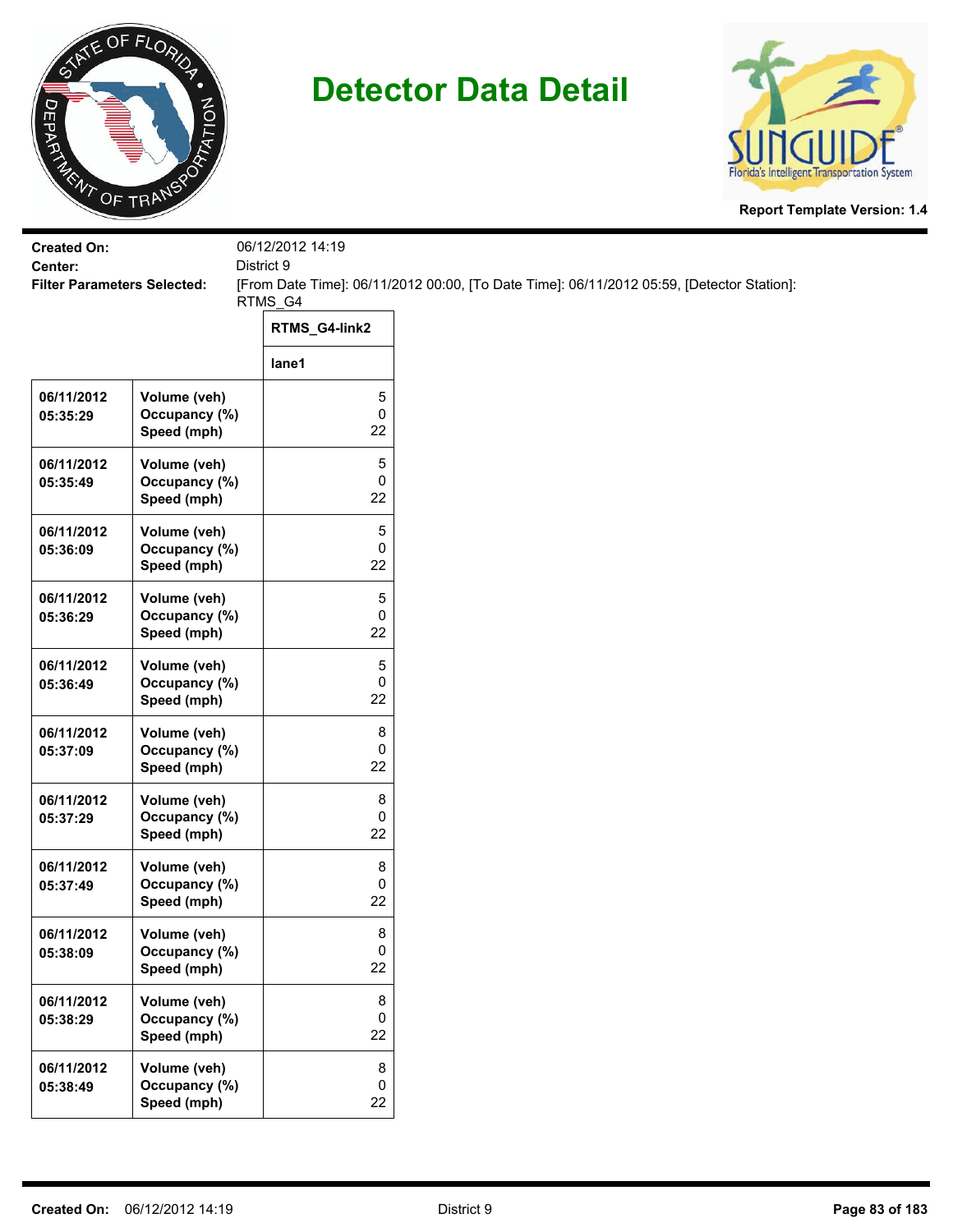# Detector Data Detail

Report Template Version: 1.4

**Created On:** 06/12/2012 14:19
**Center:** District 9
**Filter Parameters Selected:** [From Date Time]: 06/11/2012 00:00, [To Date Time]: 06/11/2012 05:59, [Detector Station]: RTMS_G4

| | | RTMS_G4-link2 |
|---|---|---|
| | | lane1 |
| 06/11/2012 05:35:29 | Volume (veh)<br>Occupancy (%)<br>Speed (mph) | 5<br>0<br>22 |
| 06/11/2012 05:35:49 | Volume (veh)<br>Occupancy (%)<br>Speed (mph) | 5<br>0<br>22 |
| 06/11/2012 05:36:09 | Volume (veh)<br>Occupancy (%)<br>Speed (mph) | 5<br>0<br>22 |
| 06/11/2012 05:36:29 | Volume (veh)<br>Occupancy (%)<br>Speed (mph) | 5<br>0<br>22 |
| 06/11/2012 05:36:49 | Volume (veh)<br>Occupancy (%)<br>Speed (mph) | 5<br>0<br>22 |
| 06/11/2012 05:37:09 | Volume (veh)<br>Occupancy (%)<br>Speed (mph) | 8<br>0<br>22 |
| 06/11/2012 05:37:29 | Volume (veh)<br>Occupancy (%)<br>Speed (mph) | 8<br>0<br>22 |
| 06/11/2012 05:37:49 | Volume (veh)<br>Occupancy (%)<br>Speed (mph) | 8<br>0<br>22 |
| 06/11/2012 05:38:09 | Volume (veh)<br>Occupancy (%)<br>Speed (mph) | 8<br>0<br>22 |
| 06/11/2012 05:38:29 | Volume (veh)<br>Occupancy (%)<br>Speed (mph) | 8<br>0<br>22 |
| 06/11/2012 05:38:49 | Volume (veh)<br>Occupancy (%)<br>Speed (mph) | 8<br>0<br>22 |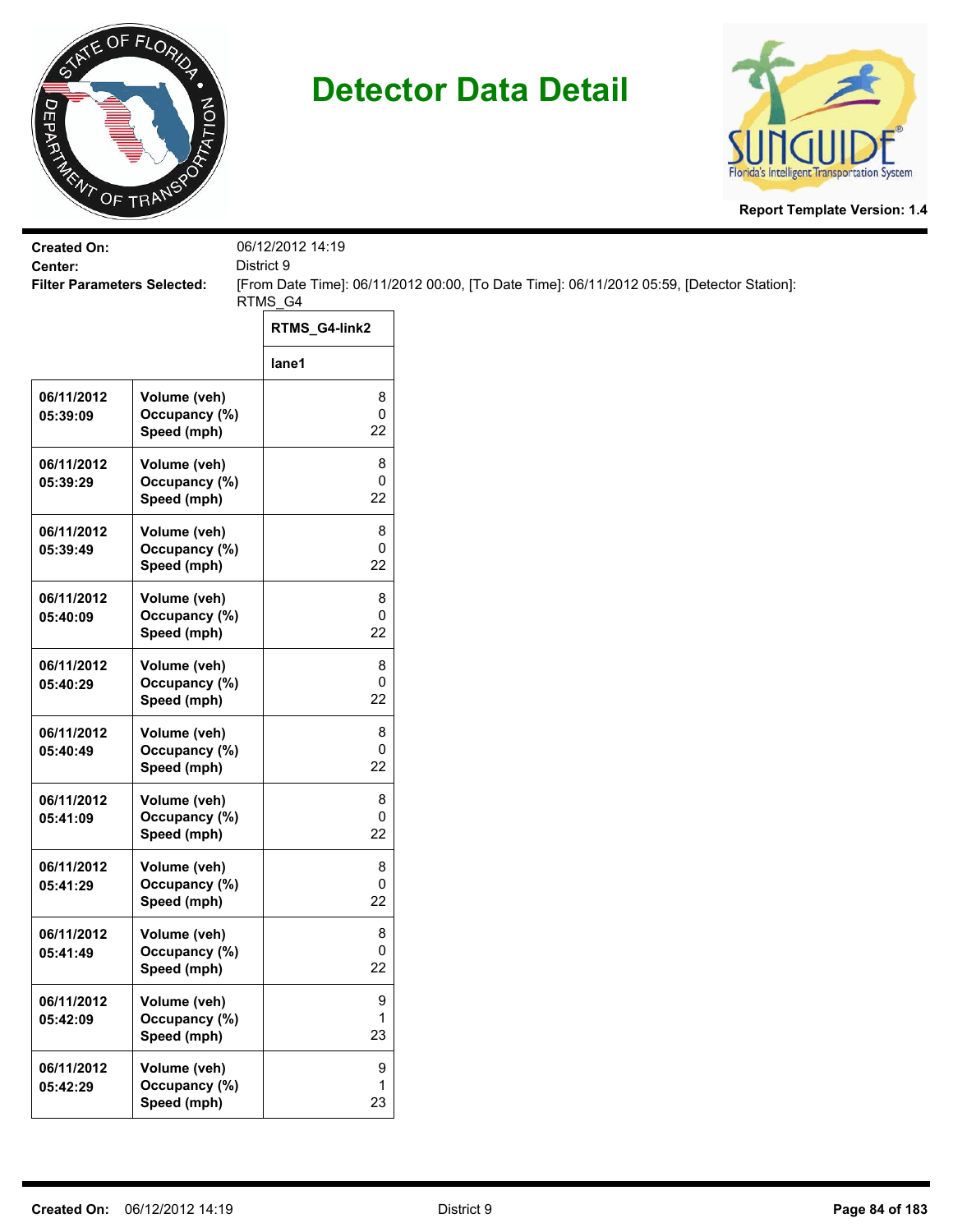# Detector Data Detail

**Report Template Version: 1.4**

**Created On:** 06/12/2012 14:19
**Center:** District 9
**Filter Parameters Selected:** [From Date Time]: 06/11/2012 00:00, [To Date Time]: 06/11/2012 05:59, [Detector Station]: RTMS_G4

| | | RTMS_G4-link2 |
|---|---|---|
| | | lane1 |
| 06/11/2012 05:39:09 | Volume (veh)<br>Occupancy (%)<br>Speed (mph) | 8<br>0<br>22 |
| 06/11/2012 05:39:29 | Volume (veh)<br>Occupancy (%)<br>Speed (mph) | 8<br>0<br>22 |
| 06/11/2012 05:39:49 | Volume (veh)<br>Occupancy (%)<br>Speed (mph) | 8<br>0<br>22 |
| 06/11/2012 05:40:09 | Volume (veh)<br>Occupancy (%)<br>Speed (mph) | 8<br>0<br>22 |
| 06/11/2012 05:40:29 | Volume (veh)<br>Occupancy (%)<br>Speed (mph) | 8<br>0<br>22 |
| 06/11/2012 05:40:49 | Volume (veh)<br>Occupancy (%)<br>Speed (mph) | 8<br>0<br>22 |
| 06/11/2012 05:41:09 | Volume (veh)<br>Occupancy (%)<br>Speed (mph) | 8<br>0<br>22 |
| 06/11/2012 05:41:29 | Volume (veh)<br>Occupancy (%)<br>Speed (mph) | 8<br>0<br>22 |
| 06/11/2012 05:41:49 | Volume (veh)<br>Occupancy (%)<br>Speed (mph) | 8<br>0<br>22 |
| 06/11/2012 05:42:09 | Volume (veh)<br>Occupancy (%)<br>Speed (mph) | 9<br>1<br>23 |
| 06/11/2012 05:42:29 | Volume (veh)<br>Occupancy (%)<br>Speed (mph) | 9<br>1<br>23 |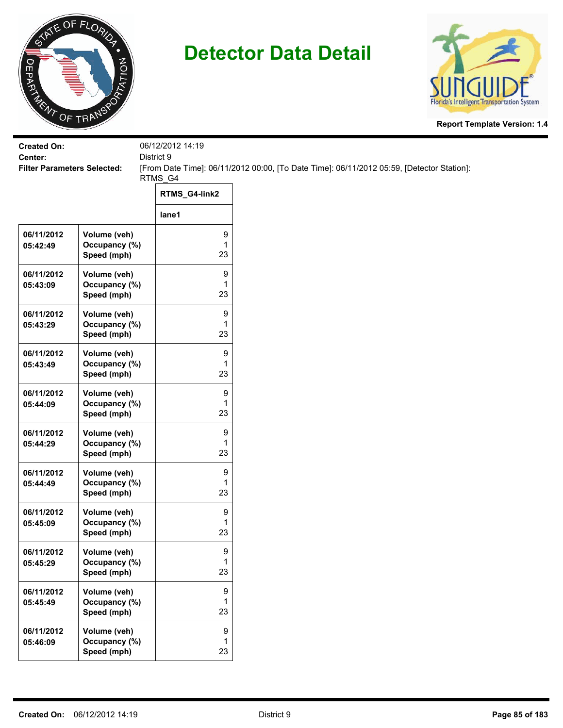# Detector Data Detail

Report Template Version: 1.4

**Created On:** 06/12/2012 14:19
**Center:** District 9
**Filter Parameters Selected:** [From Date Time]: 06/11/2012 00:00, [To Date Time]: 06/11/2012 05:59, [Detector Station]: RTMS_G4

| | | RTMS_G4-link2 |
|---|---|---|
| | | lane1 |
| 06/11/2012 05:42:49 | Volume (veh)<br>Occupancy (%)<br>Speed (mph) | 9<br>1<br>23 |
| 06/11/2012 05:43:09 | Volume (veh)<br>Occupancy (%)<br>Speed (mph) | 9<br>1<br>23 |
| 06/11/2012 05:43:29 | Volume (veh)<br>Occupancy (%)<br>Speed (mph) | 9<br>1<br>23 |
| 06/11/2012 05:43:49 | Volume (veh)<br>Occupancy (%)<br>Speed (mph) | 9<br>1<br>23 |
| 06/11/2012 05:44:09 | Volume (veh)<br>Occupancy (%)<br>Speed (mph) | 9<br>1<br>23 |
| 06/11/2012 05:44:29 | Volume (veh)<br>Occupancy (%)<br>Speed (mph) | 9<br>1<br>23 |
| 06/11/2012 05:44:49 | Volume (veh)<br>Occupancy (%)<br>Speed (mph) | 9<br>1<br>23 |
| 06/11/2012 05:45:09 | Volume (veh)<br>Occupancy (%)<br>Speed (mph) | 9<br>1<br>23 |
| 06/11/2012 05:45:29 | Volume (veh)<br>Occupancy (%)<br>Speed (mph) | 9<br>1<br>23 |
| 06/11/2012 05:45:49 | Volume (veh)<br>Occupancy (%)<br>Speed (mph) | 9<br>1<br>23 |
| 06/11/2012 05:46:09 | Volume (veh)<br>Occupancy (%)<br>Speed (mph) | 9<br>1<br>23 |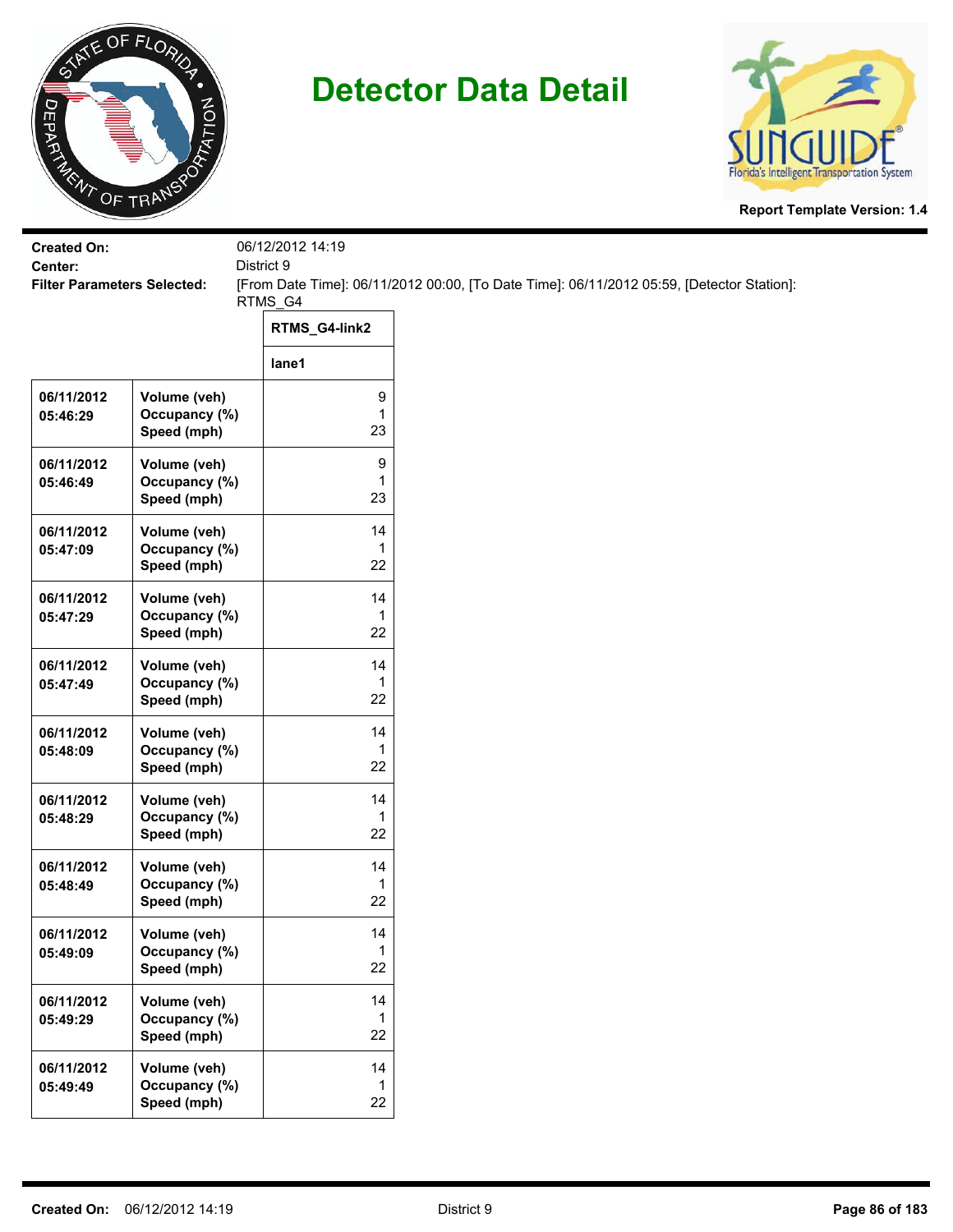# Detector Data Detail

**Report Template Version: 1.4**

**Created On:** 06/12/2012 14:19
**Center:** District 9
**Filter Parameters Selected:** [From Date Time]: 06/11/2012 00:00, [To Date Time]: 06/11/2012 05:59, [Detector Station]: RTMS_G4

| | | RTMS_G4-link2 |
|---|---|---|
| | | lane1 |
| 06/11/2012 05:46:29 | Volume (veh)<br>Occupancy (%)<br>Speed (mph) | 9<br>1<br>23 |
| 06/11/2012 05:46:49 | Volume (veh)<br>Occupancy (%)<br>Speed (mph) | 9<br>1<br>23 |
| 06/11/2012 05:47:09 | Volume (veh)<br>Occupancy (%)<br>Speed (mph) | 14<br>1<br>22 |
| 06/11/2012 05:47:29 | Volume (veh)<br>Occupancy (%)<br>Speed (mph) | 14<br>1<br>22 |
| 06/11/2012 05:47:49 | Volume (veh)<br>Occupancy (%)<br>Speed (mph) | 14<br>1<br>22 |
| 06/11/2012 05:48:09 | Volume (veh)<br>Occupancy (%)<br>Speed (mph) | 14<br>1<br>22 |
| 06/11/2012 05:48:29 | Volume (veh)<br>Occupancy (%)<br>Speed (mph) | 14<br>1<br>22 |
| 06/11/2012 05:48:49 | Volume (veh)<br>Occupancy (%)<br>Speed (mph) | 14<br>1<br>22 |
| 06/11/2012 05:49:09 | Volume (veh)<br>Occupancy (%)<br>Speed (mph) | 14<br>1<br>22 |
| 06/11/2012 05:49:29 | Volume (veh)<br>Occupancy (%)<br>Speed (mph) | 14<br>1<br>22 |
| 06/11/2012 05:49:49 | Volume (veh)<br>Occupancy (%)<br>Speed (mph) | 14<br>1<br>22 |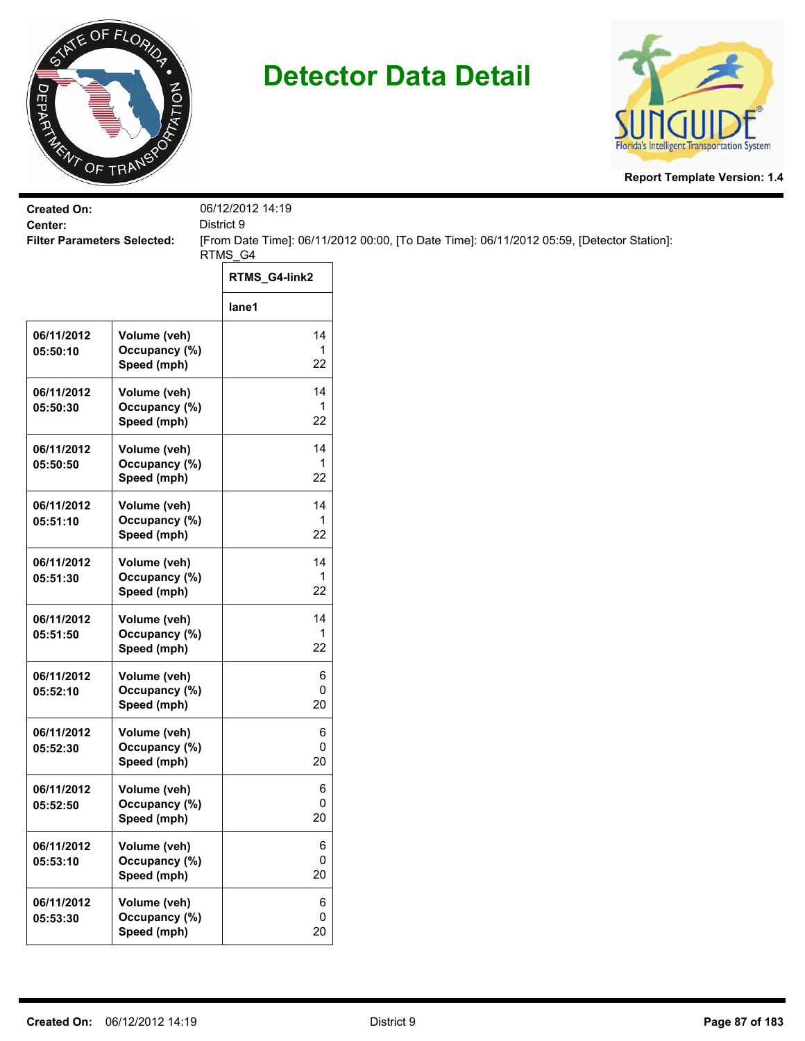# Detector Data Detail

**Report Template Version: 1.4**

**Created On:** 06/12/2012 14:19
**Center:** District 9
**Filter Parameters Selected:** [From Date Time]: 06/11/2012 00:00, [To Date Time]: 06/11/2012 05:59, [Detector Station]: RTMS_G4

| | | RTMS_G4-link2 |
|---|---|---|
| | | lane1 |
| 06/11/2012 05:50:10 | Volume (veh)<br>Occupancy (%)<br>Speed (mph) | 14<br>1<br>22 |
| 06/11/2012 05:50:30 | Volume (veh)<br>Occupancy (%)<br>Speed (mph) | 14<br>1<br>22 |
| 06/11/2012 05:50:50 | Volume (veh)<br>Occupancy (%)<br>Speed (mph) | 14<br>1<br>22 |
| 06/11/2012 05:51:10 | Volume (veh)<br>Occupancy (%)<br>Speed (mph) | 14<br>1<br>22 |
| 06/11/2012 05:51:30 | Volume (veh)<br>Occupancy (%)<br>Speed (mph) | 14<br>1<br>22 |
| 06/11/2012 05:51:50 | Volume (veh)<br>Occupancy (%)<br>Speed (mph) | 14<br>1<br>22 |
| 06/11/2012 05:52:10 | Volume (veh)<br>Occupancy (%)<br>Speed (mph) | 6<br>0<br>20 |
| 06/11/2012 05:52:30 | Volume (veh)<br>Occupancy (%)<br>Speed (mph) | 6<br>0<br>20 |
| 06/11/2012 05:52:50 | Volume (veh)<br>Occupancy (%)<br>Speed (mph) | 6<br>0<br>20 |
| 06/11/2012 05:53:10 | Volume (veh)<br>Occupancy (%)<br>Speed (mph) | 6<br>0<br>20 |
| 06/11/2012 05:53:30 | Volume (veh)<br>Occupancy (%)<br>Speed (mph) | 6<br>0<br>20 |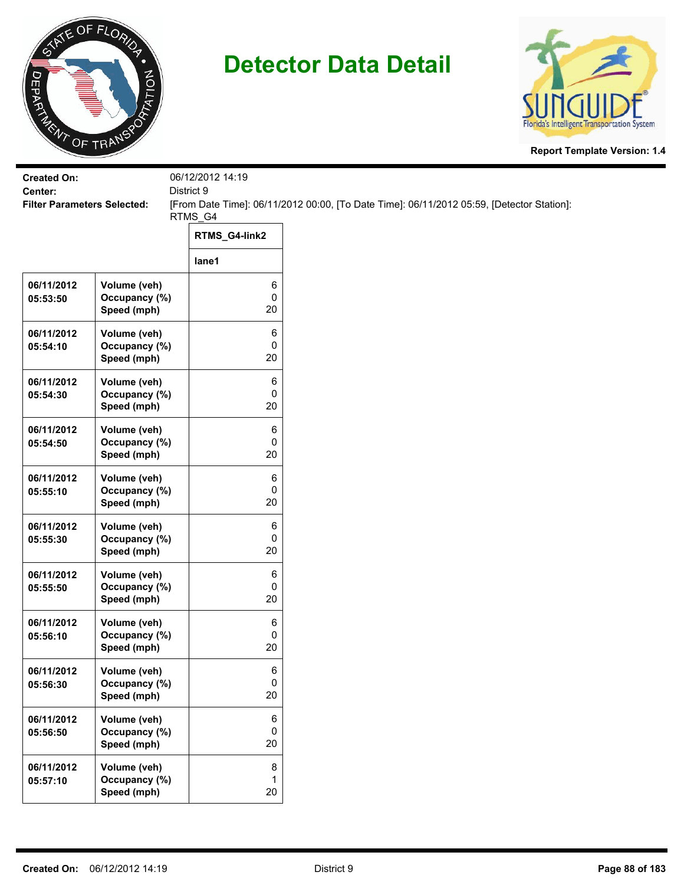# Detector Data Detail

**Report Template Version: 1.4**

**Created On:** 06/12/2012 14:19
**Center:** District 9
**Filter Parameters Selected:** [From Date Time]: 06/11/2012 00:00, [To Date Time]: 06/11/2012 05:59, [Detector Station]: RTMS_G4

| | | RTMS_G4-link2 |
|---|---|---|
| | | lane1 |
| 06/11/2012 05:53:50 | Volume (veh)<br>Occupancy (%)<br>Speed (mph) | 6<br>0<br>20 |
| 06/11/2012 05:54:10 | Volume (veh)<br>Occupancy (%)<br>Speed (mph) | 6<br>0<br>20 |
| 06/11/2012 05:54:30 | Volume (veh)<br>Occupancy (%)<br>Speed (mph) | 6<br>0<br>20 |
| 06/11/2012 05:54:50 | Volume (veh)<br>Occupancy (%)<br>Speed (mph) | 6<br>0<br>20 |
| 06/11/2012 05:55:10 | Volume (veh)<br>Occupancy (%)<br>Speed (mph) | 6<br>0<br>20 |
| 06/11/2012 05:55:30 | Volume (veh)<br>Occupancy (%)<br>Speed (mph) | 6<br>0<br>20 |
| 06/11/2012 05:55:50 | Volume (veh)<br>Occupancy (%)<br>Speed (mph) | 6<br>0<br>20 |
| 06/11/2012 05:56:10 | Volume (veh)<br>Occupancy (%)<br>Speed (mph) | 6<br>0<br>20 |
| 06/11/2012 05:56:30 | Volume (veh)<br>Occupancy (%)<br>Speed (mph) | 6<br>0<br>20 |
| 06/11/2012 05:56:50 | Volume (veh)<br>Occupancy (%)<br>Speed (mph) | 6<br>0<br>20 |
| 06/11/2012 05:57:10 | Volume (veh)<br>Occupancy (%)<br>Speed (mph) | 8<br>1<br>20 |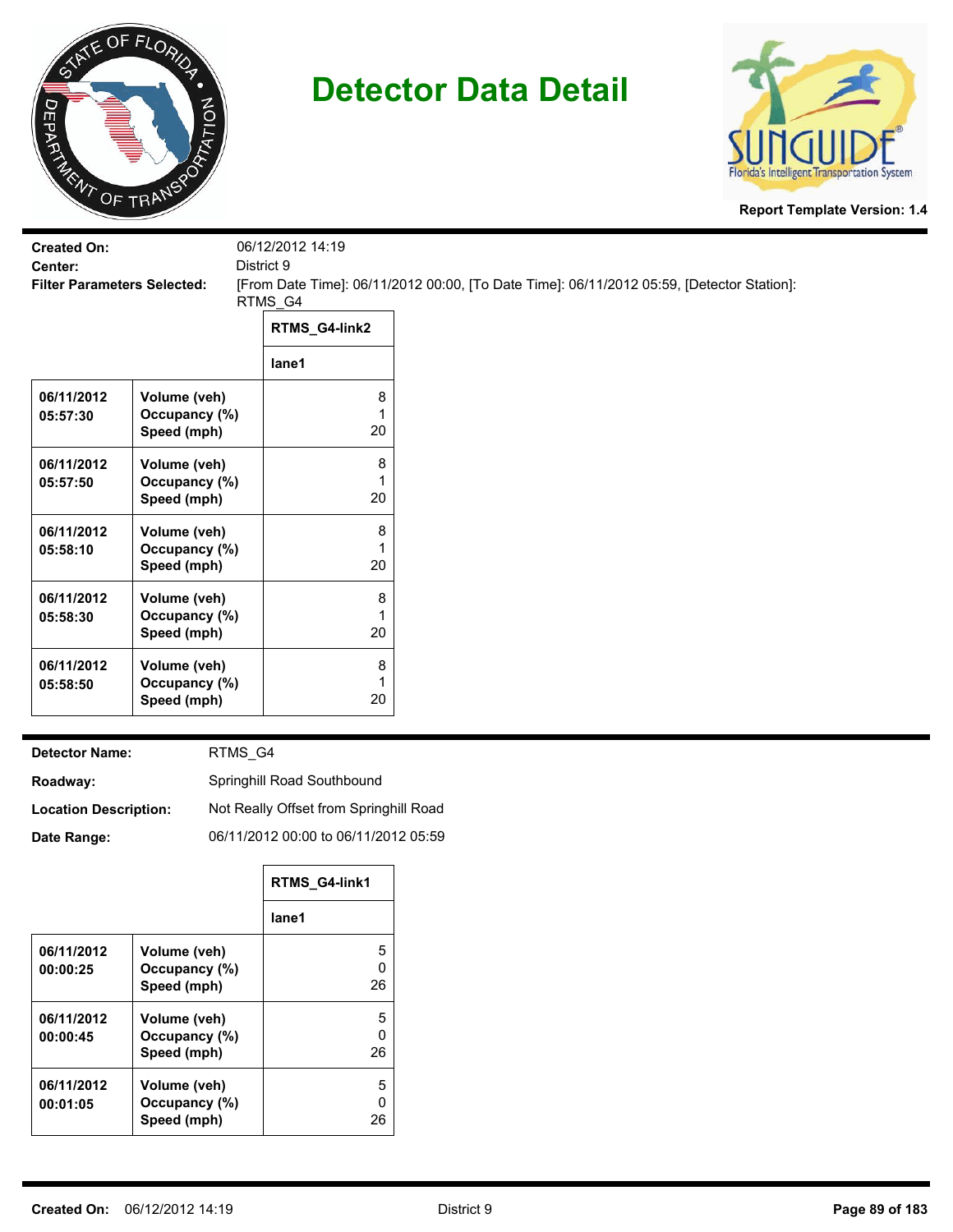# Detector Data Detail

**Report Template Version: 1.4**

**Created On:** 06/12/2012 14:19
**Center:** District 9
**Filter Parameters Selected:** [From Date Time]: 06/11/2012 00:00, [To Date Time]: 06/11/2012 05:59, [Detector Station]: RTMS_G4

| | | RTMS_G4-link2 |
|---|---|---|
| | | lane1 |
| 06/11/2012 05:57:30 | Volume (veh)<br>Occupancy (%)<br>Speed (mph) | 8<br>1<br>20 |
| 06/11/2012 05:57:50 | Volume (veh)<br>Occupancy (%)<br>Speed (mph) | 8<br>1<br>20 |
| 06/11/2012 05:58:10 | Volume (veh)<br>Occupancy (%)<br>Speed (mph) | 8<br>1<br>20 |
| 06/11/2012 05:58:30 | Volume (veh)<br>Occupancy (%)<br>Speed (mph) | 8<br>1<br>20 |
| 06/11/2012 05:58:50 | Volume (veh)<br>Occupancy (%)<br>Speed (mph) | 8<br>1<br>20 |

**Detector Name:** RTMS_G4
**Roadway:** Springhill Road Southbound
**Location Description:** Not Really Offset from Springhill Road
**Date Range:** 06/11/2012 00:00 to 06/11/2012 05:59

| | | RTMS_G4-link1 |
|---|---|---|
| | | lane1 |
| 06/11/2012 00:00:25 | Volume (veh)<br>Occupancy (%)<br>Speed (mph) | 5<br>0<br>26 |
| 06/11/2012 00:00:45 | Volume (veh)<br>Occupancy (%)<br>Speed (mph) | 5<br>0<br>26 |
| 06/11/2012 00:01:05 | Volume (veh)<br>Occupancy (%)<br>Speed (mph) | 5<br>0<br>26 |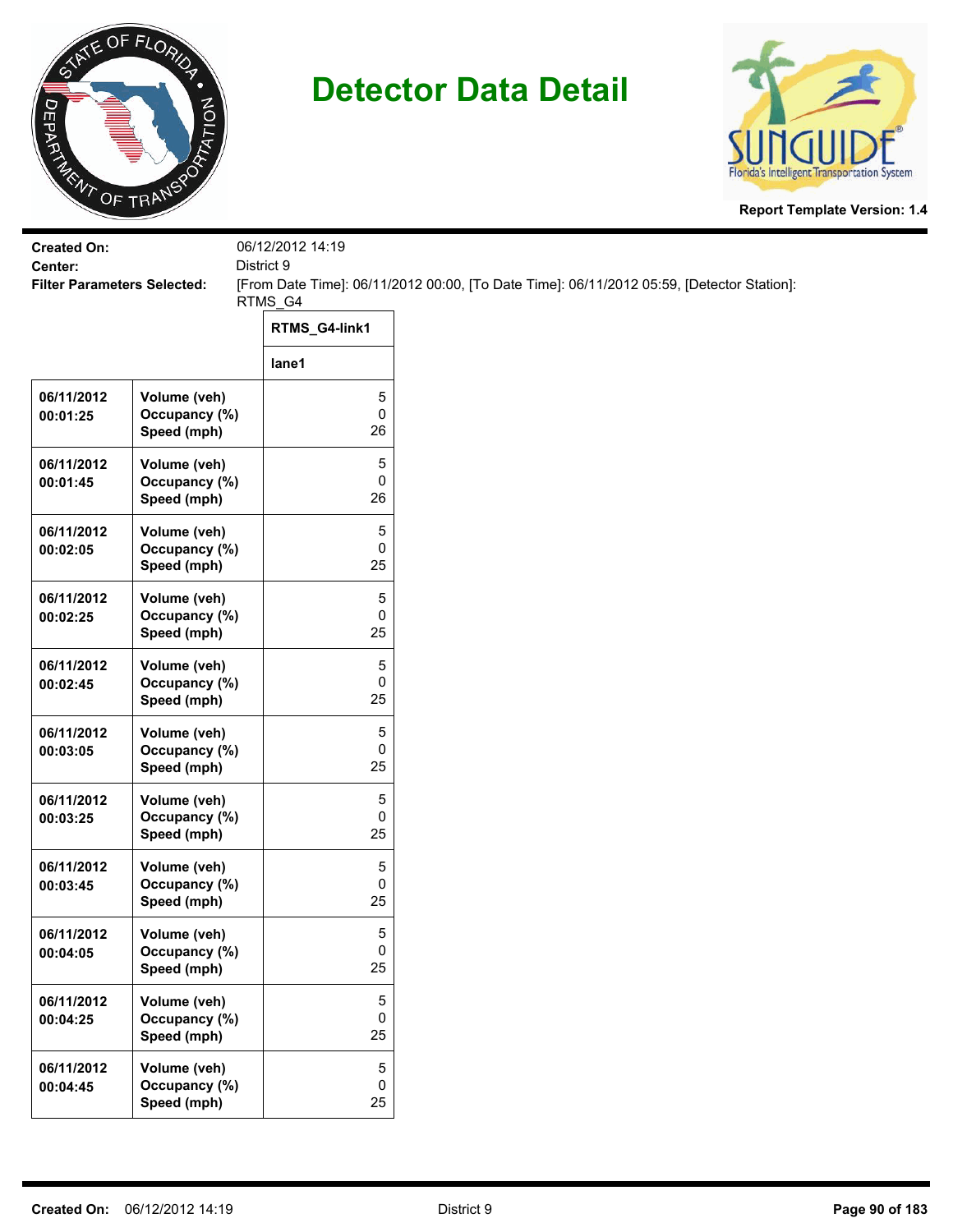# Detector Data Detail

**Report Template Version: 1.4**

**Created On:** 06/12/2012 14:19
**Center:** District 9
**Filter Parameters Selected:** [From Date Time]: 06/11/2012 00:00, [To Date Time]: 06/11/2012 05:59, [Detector Station]: RTMS_G4

| | | RTMS_G4-link1 |
|---|---|---|
| | | lane1 |
| 06/11/2012 00:01:25 | Volume (veh)<br>Occupancy (%)<br>Speed (mph) | 5<br>0<br>26 |
| 06/11/2012 00:01:45 | Volume (veh)<br>Occupancy (%)<br>Speed (mph) | 5<br>0<br>26 |
| 06/11/2012 00:02:05 | Volume (veh)<br>Occupancy (%)<br>Speed (mph) | 5<br>0<br>25 |
| 06/11/2012 00:02:25 | Volume (veh)<br>Occupancy (%)<br>Speed (mph) | 5<br>0<br>25 |
| 06/11/2012 00:02:45 | Volume (veh)<br>Occupancy (%)<br>Speed (mph) | 5<br>0<br>25 |
| 06/11/2012 00:03:05 | Volume (veh)<br>Occupancy (%)<br>Speed (mph) | 5<br>0<br>25 |
| 06/11/2012 00:03:25 | Volume (veh)<br>Occupancy (%)<br>Speed (mph) | 5<br>0<br>25 |
| 06/11/2012 00:03:45 | Volume (veh)<br>Occupancy (%)<br>Speed (mph) | 5<br>0<br>25 |
| 06/11/2012 00:04:05 | Volume (veh)<br>Occupancy (%)<br>Speed (mph) | 5<br>0<br>25 |
| 06/11/2012 00:04:25 | Volume (veh)<br>Occupancy (%)<br>Speed (mph) | 5<br>0<br>25 |
| 06/11/2012 00:04:45 | Volume (veh)<br>Occupancy (%)<br>Speed (mph) | 5<br>0<br>25 |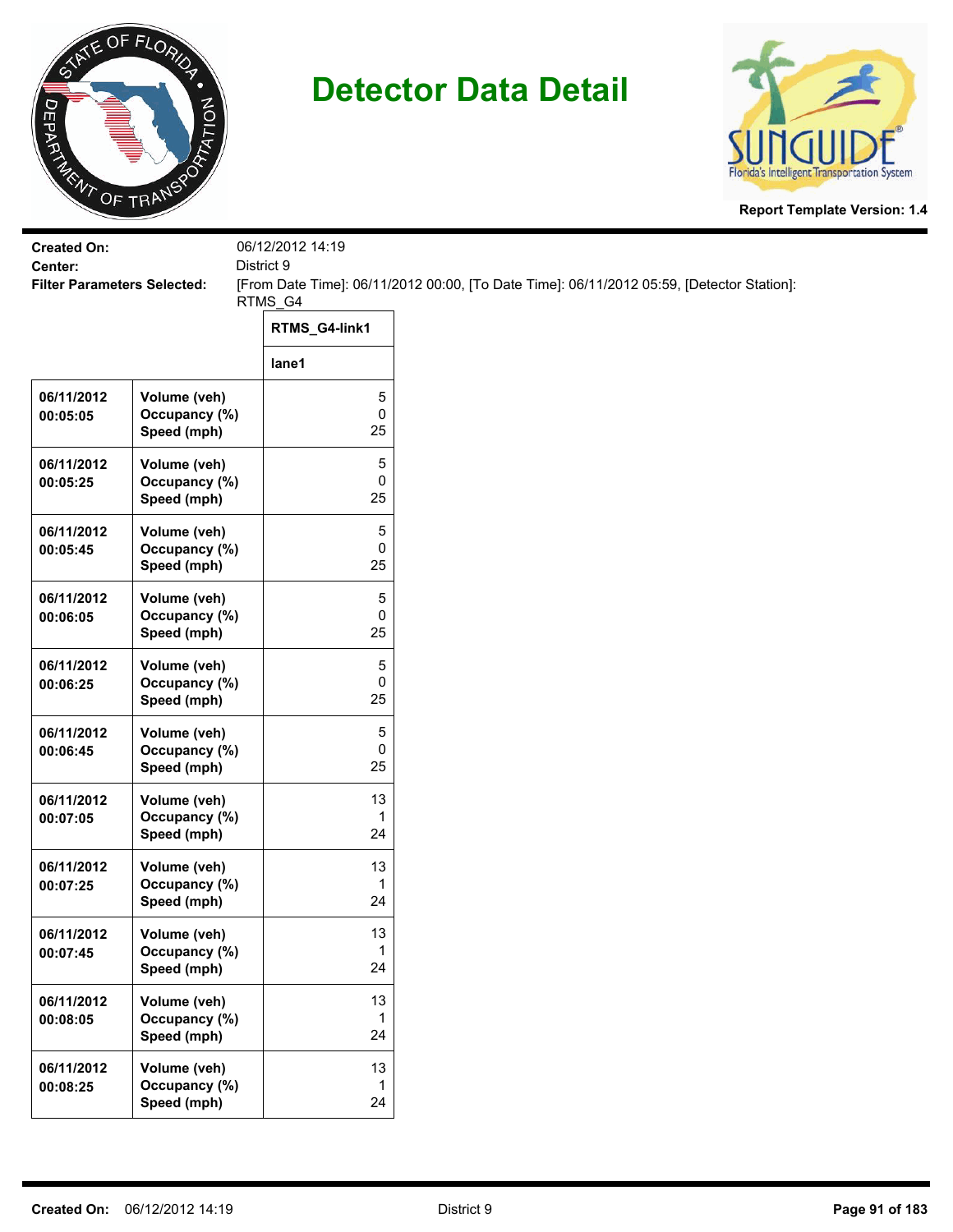# Detector Data Detail

**Report Template Version: 1.4**

**Created On:** 06/12/2012 14:19
**Center:** District 9
**Filter Parameters Selected:** [From Date Time]: 06/11/2012 00:00, [To Date Time]: 06/11/2012 05:59, [Detector Station]: RTMS_G4

| | | RTMS_G4-link1 |
|---|---|---|
| | | lane1 |
| 06/11/2012 00:05:05 | Volume (veh)<br>Occupancy (%)<br>Speed (mph) | 5<br>0<br>25 |
| 06/11/2012 00:05:25 | Volume (veh)<br>Occupancy (%)<br>Speed (mph) | 5<br>0<br>25 |
| 06/11/2012 00:05:45 | Volume (veh)<br>Occupancy (%)<br>Speed (mph) | 5<br>0<br>25 |
| 06/11/2012 00:06:05 | Volume (veh)<br>Occupancy (%)<br>Speed (mph) | 5<br>0<br>25 |
| 06/11/2012 00:06:25 | Volume (veh)<br>Occupancy (%)<br>Speed (mph) | 5<br>0<br>25 |
| 06/11/2012 00:06:45 | Volume (veh)<br>Occupancy (%)<br>Speed (mph) | 5<br>0<br>25 |
| 06/11/2012 00:07:05 | Volume (veh)<br>Occupancy (%)<br>Speed (mph) | 13<br>1<br>24 |
| 06/11/2012 00:07:25 | Volume (veh)<br>Occupancy (%)<br>Speed (mph) | 13<br>1<br>24 |
| 06/11/2012 00:07:45 | Volume (veh)<br>Occupancy (%)<br>Speed (mph) | 13<br>1<br>24 |
| 06/11/2012 00:08:05 | Volume (veh)<br>Occupancy (%)<br>Speed (mph) | 13<br>1<br>24 |
| 06/11/2012 00:08:25 | Volume (veh)<br>Occupancy (%)<br>Speed (mph) | 13<br>1<br>24 |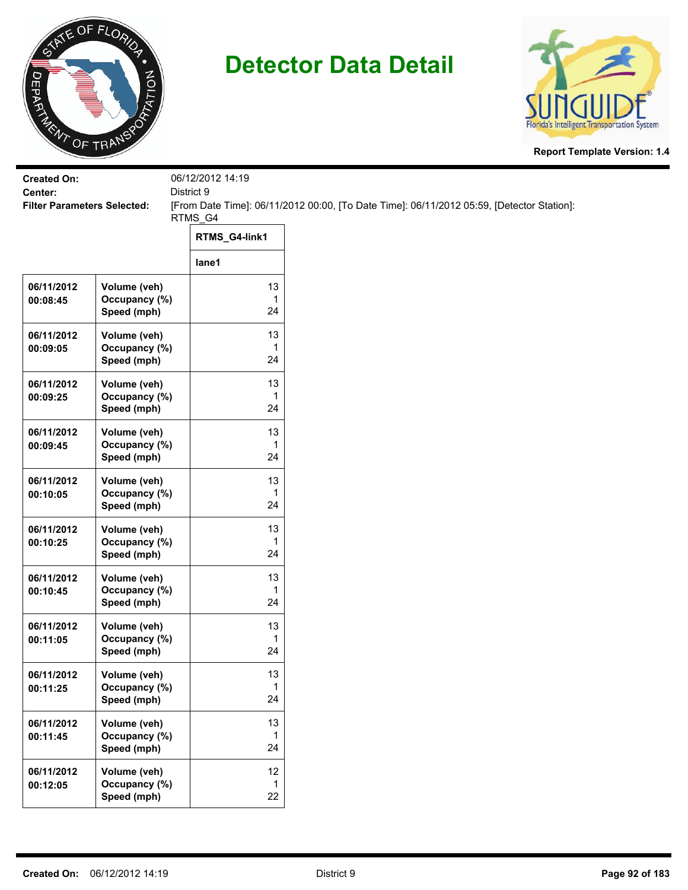# Detector Data Detail

Report Template Version: 1.4

**Created On:** 06/12/2012 14:19
**Center:** District 9
**Filter Parameters Selected:** [From Date Time]: 06/11/2012 00:00, [To Date Time]: 06/11/2012 05:59, [Detector Station]: RTMS_G4

| | | RTMS_G4-link1 |
|---|---|---|
| | | lane1 |
| 06/11/2012 00:08:45 | Volume (veh)<br>Occupancy (%)<br>Speed (mph) | 13<br>1<br>24 |
| 06/11/2012 00:09:05 | Volume (veh)<br>Occupancy (%)<br>Speed (mph) | 13<br>1<br>24 |
| 06/11/2012 00:09:25 | Volume (veh)<br>Occupancy (%)<br>Speed (mph) | 13<br>1<br>24 |
| 06/11/2012 00:09:45 | Volume (veh)<br>Occupancy (%)<br>Speed (mph) | 13<br>1<br>24 |
| 06/11/2012 00:10:05 | Volume (veh)<br>Occupancy (%)<br>Speed (mph) | 13<br>1<br>24 |
| 06/11/2012 00:10:25 | Volume (veh)<br>Occupancy (%)<br>Speed (mph) | 13<br>1<br>24 |
| 06/11/2012 00:10:45 | Volume (veh)<br>Occupancy (%)<br>Speed (mph) | 13<br>1<br>24 |
| 06/11/2012 00:11:05 | Volume (veh)<br>Occupancy (%)<br>Speed (mph) | 13<br>1<br>24 |
| 06/11/2012 00:11:25 | Volume (veh)<br>Occupancy (%)<br>Speed (mph) | 13<br>1<br>24 |
| 06/11/2012 00:11:45 | Volume (veh)<br>Occupancy (%)<br>Speed (mph) | 13<br>1<br>24 |
| 06/11/2012 00:12:05 | Volume (veh)<br>Occupancy (%)<br>Speed (mph) | 12<br>1<br>22 |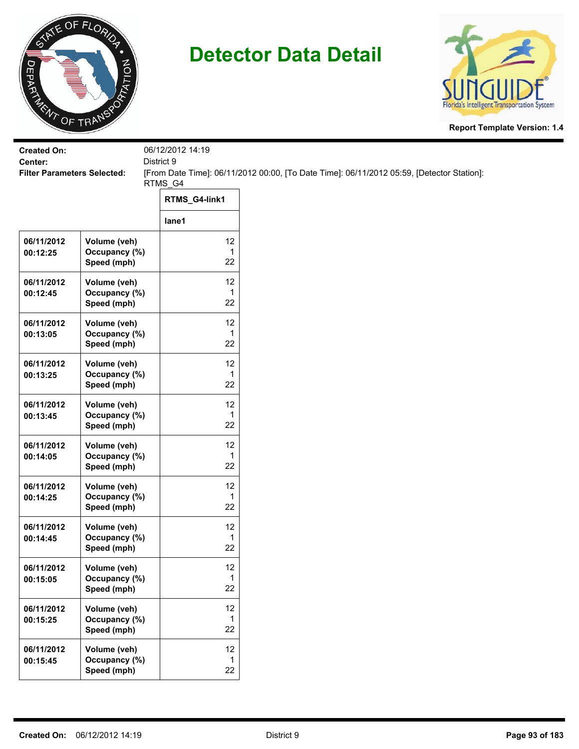# Detector Data Detail

Report Template Version: 1.4

**Created On:** 06/12/2012 14:19
**Center:** District 9
**Filter Parameters Selected:** [From Date Time]: 06/11/2012 00:00, [To Date Time]: 06/11/2012 05:59, [Detector Station]: RTMS_G4

| | | RTMS_G4-link1 |
|---|---|---|
| | | lane1 |
| 06/11/2012 00:12:25 | Volume (veh)<br>Occupancy (%)<br>Speed (mph) | 12<br>1<br>22 |
| 06/11/2012 00:12:45 | Volume (veh)<br>Occupancy (%)<br>Speed (mph) | 12<br>1<br>22 |
| 06/11/2012 00:13:05 | Volume (veh)<br>Occupancy (%)<br>Speed (mph) | 12<br>1<br>22 |
| 06/11/2012 00:13:25 | Volume (veh)<br>Occupancy (%)<br>Speed (mph) | 12<br>1<br>22 |
| 06/11/2012 00:13:45 | Volume (veh)<br>Occupancy (%)<br>Speed (mph) | 12<br>1<br>22 |
| 06/11/2012 00:14:05 | Volume (veh)<br>Occupancy (%)<br>Speed (mph) | 12<br>1<br>22 |
| 06/11/2012 00:14:25 | Volume (veh)<br>Occupancy (%)<br>Speed (mph) | 12<br>1<br>22 |
| 06/11/2012 00:14:45 | Volume (veh)<br>Occupancy (%)<br>Speed (mph) | 12<br>1<br>22 |
| 06/11/2012 00:15:05 | Volume (veh)<br>Occupancy (%)<br>Speed (mph) | 12<br>1<br>22 |
| 06/11/2012 00:15:25 | Volume (veh)<br>Occupancy (%)<br>Speed (mph) | 12<br>1<br>22 |
| 06/11/2012 00:15:45 | Volume (veh)<br>Occupancy (%)<br>Speed (mph) | 12<br>1<br>22 |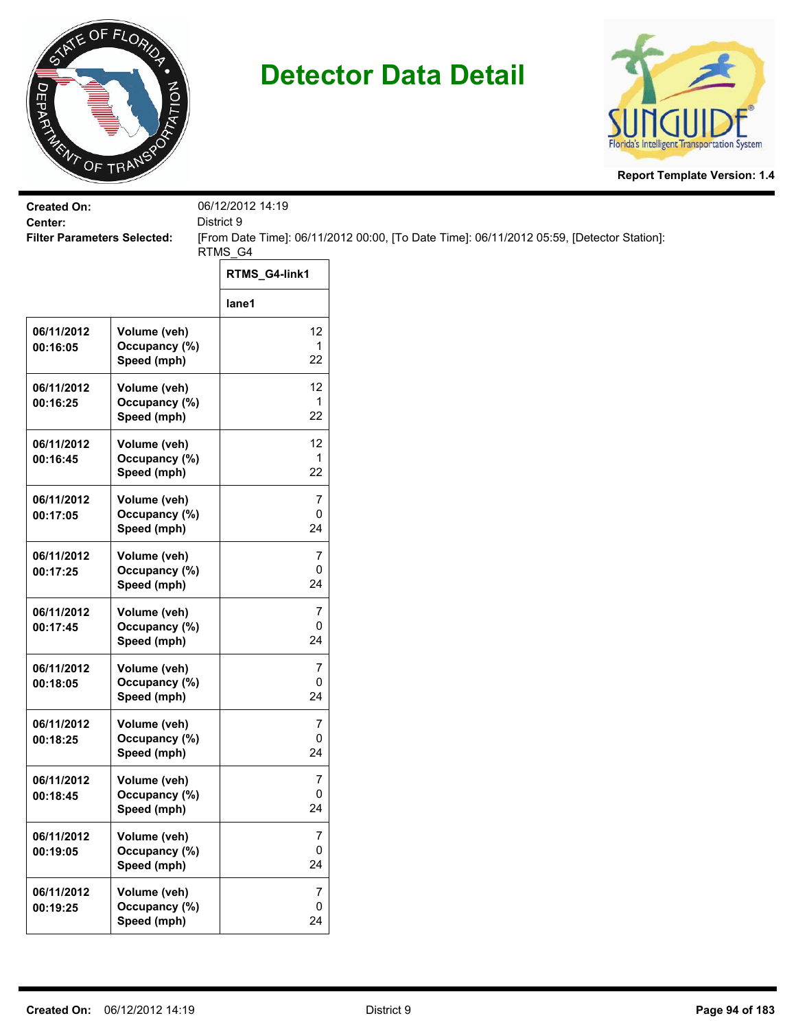# Detector Data Detail

**Report Template Version: 1.4**

**Created On:** 06/12/2012 14:19
**Center:** District 9
**Filter Parameters Selected:** [From Date Time]: 06/11/2012 00:00, [To Date Time]: 06/11/2012 05:59, [Detector Station]: RTMS_G4

| | | RTMS_G4-link1 |
|---|---|---|
| | | lane1 |
| 06/11/2012 00:16:05 | Volume (veh)<br>Occupancy (%)<br>Speed (mph) | 12<br>1<br>22 |
| 06/11/2012 00:16:25 | Volume (veh)<br>Occupancy (%)<br>Speed (mph) | 12<br>1<br>22 |
| 06/11/2012 00:16:45 | Volume (veh)<br>Occupancy (%)<br>Speed (mph) | 12<br>1<br>22 |
| 06/11/2012 00:17:05 | Volume (veh)<br>Occupancy (%)<br>Speed (mph) | 7<br>0<br>24 |
| 06/11/2012 00:17:25 | Volume (veh)<br>Occupancy (%)<br>Speed (mph) | 7<br>0<br>24 |
| 06/11/2012 00:17:45 | Volume (veh)<br>Occupancy (%)<br>Speed (mph) | 7<br>0<br>24 |
| 06/11/2012 00:18:05 | Volume (veh)<br>Occupancy (%)<br>Speed (mph) | 7<br>0<br>24 |
| 06/11/2012 00:18:25 | Volume (veh)<br>Occupancy (%)<br>Speed (mph) | 7<br>0<br>24 |
| 06/11/2012 00:18:45 | Volume (veh)<br>Occupancy (%)<br>Speed (mph) | 7<br>0<br>24 |
| 06/11/2012 00:19:05 | Volume (veh)<br>Occupancy (%)<br>Speed (mph) | 7<br>0<br>24 |
| 06/11/2012 00:19:25 | Volume (veh)<br>Occupancy (%)<br>Speed (mph) | 7<br>0<br>24 |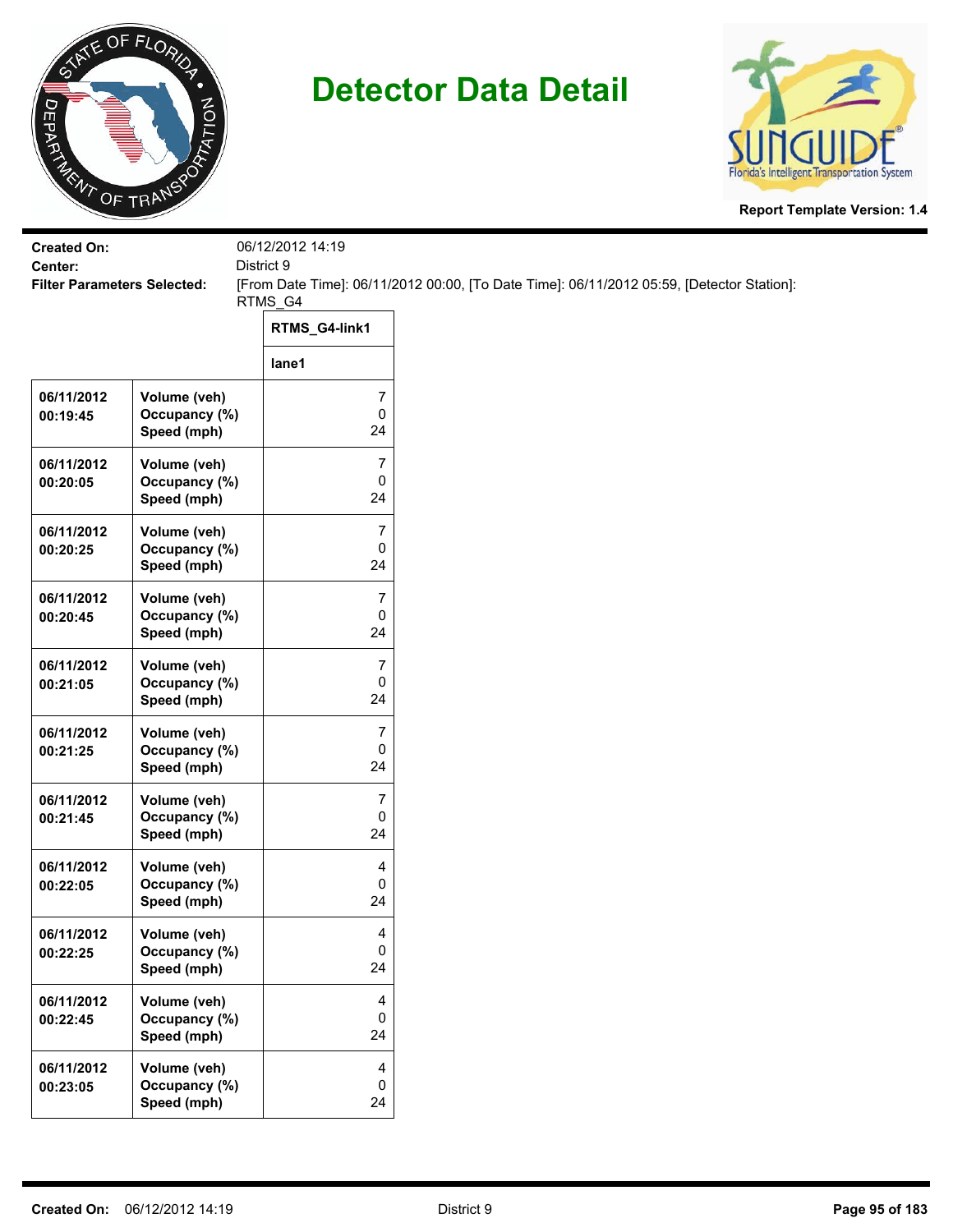# Detector Data Detail

**Report Template Version: 1.4**

**Created On:** 06/12/2012 14:19

**Center:** District 9

**Filter Parameters Selected:** [From Date Time]: 06/11/2012 00:00, [To Date Time]: 06/11/2012 05:59, [Detector Station]: RTMS_G4

| | | RTMS_G4-link1 |
|---|---|---|
| | | lane1 |
| 06/11/2012 00:19:45 | Volume (veh)<br>Occupancy (%)<br>Speed (mph) | 7<br>0<br>24 |
| 06/11/2012 00:20:05 | Volume (veh)<br>Occupancy (%)<br>Speed (mph) | 7<br>0<br>24 |
| 06/11/2012 00:20:25 | Volume (veh)<br>Occupancy (%)<br>Speed (mph) | 7<br>0<br>24 |
| 06/11/2012 00:20:45 | Volume (veh)<br>Occupancy (%)<br>Speed (mph) | 7<br>0<br>24 |
| 06/11/2012 00:21:05 | Volume (veh)<br>Occupancy (%)<br>Speed (mph) | 7<br>0<br>24 |
| 06/11/2012 00:21:25 | Volume (veh)<br>Occupancy (%)<br>Speed (mph) | 7<br>0<br>24 |
| 06/11/2012 00:21:45 | Volume (veh)<br>Occupancy (%)<br>Speed (mph) | 7<br>0<br>24 |
| 06/11/2012 00:22:05 | Volume (veh)<br>Occupancy (%)<br>Speed (mph) | 4<br>0<br>24 |
| 06/11/2012 00:22:25 | Volume (veh)<br>Occupancy (%)<br>Speed (mph) | 4<br>0<br>24 |
| 06/11/2012 00:22:45 | Volume (veh)<br>Occupancy (%)<br>Speed (mph) | 4<br>0<br>24 |
| 06/11/2012 00:23:05 | Volume (veh)<br>Occupancy (%)<br>Speed (mph) | 4<br>0<br>24 |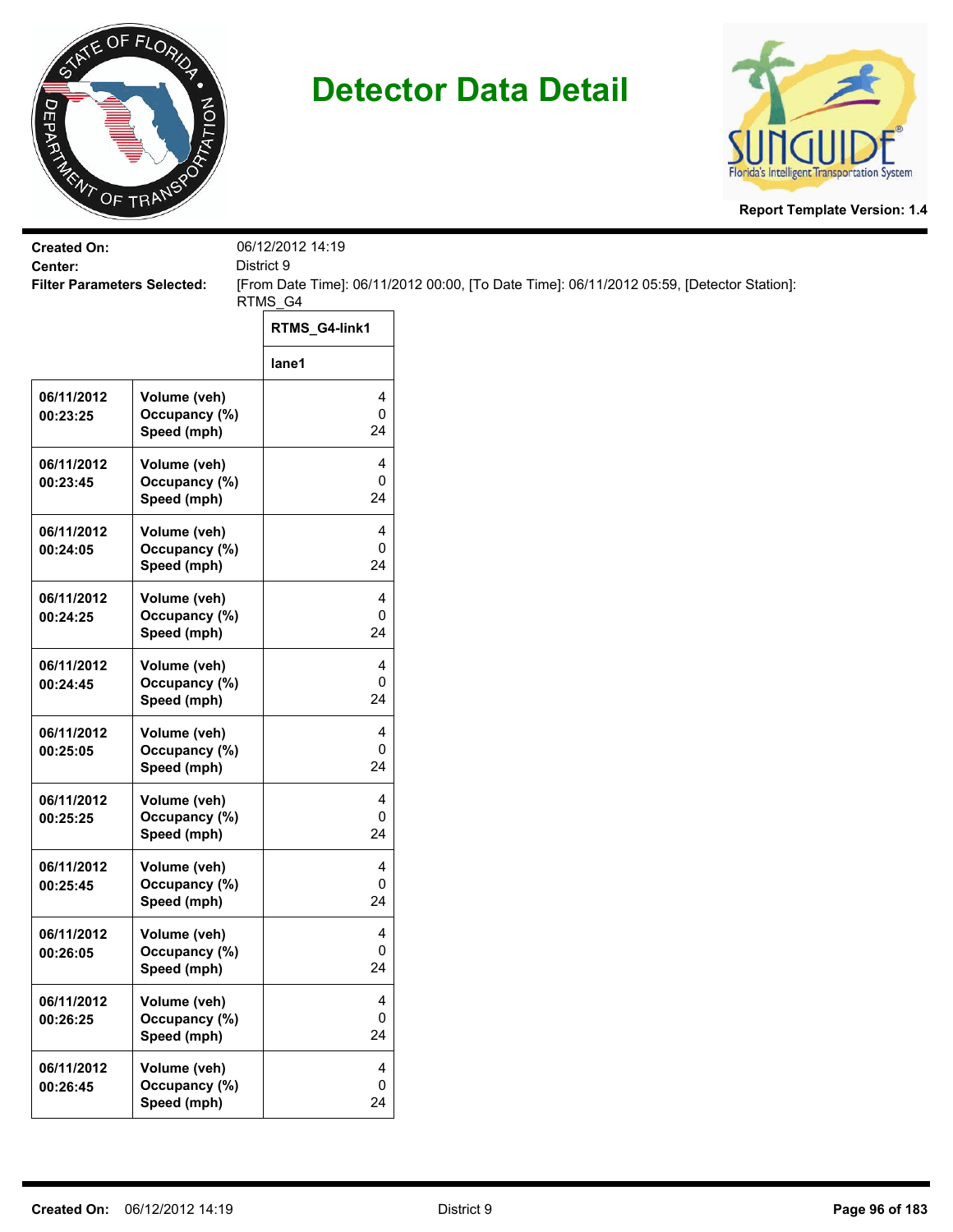# Detector Data Detail

**Report Template Version: 1.4**

**Created On:** 06/12/2012 14:19
**Center:** District 9
**Filter Parameters Selected:** [From Date Time]: 06/11/2012 00:00, [To Date Time]: 06/11/2012 05:59, [Detector Station]: RTMS_G4

| | | RTMS_G4-link1 |
|---|---|---|
| | | lane1 |
| 06/11/2012 00:23:25 | Volume (veh)<br>Occupancy (%)<br>Speed (mph) | 4<br>0<br>24 |
| 06/11/2012 00:23:45 | Volume (veh)<br>Occupancy (%)<br>Speed (mph) | 4<br>0<br>24 |
| 06/11/2012 00:24:05 | Volume (veh)<br>Occupancy (%)<br>Speed (mph) | 4<br>0<br>24 |
| 06/11/2012 00:24:25 | Volume (veh)<br>Occupancy (%)<br>Speed (mph) | 4<br>0<br>24 |
| 06/11/2012 00:24:45 | Volume (veh)<br>Occupancy (%)<br>Speed (mph) | 4<br>0<br>24 |
| 06/11/2012 00:25:05 | Volume (veh)<br>Occupancy (%)<br>Speed (mph) | 4<br>0<br>24 |
| 06/11/2012 00:25:25 | Volume (veh)<br>Occupancy (%)<br>Speed (mph) | 4<br>0<br>24 |
| 06/11/2012 00:25:45 | Volume (veh)<br>Occupancy (%)<br>Speed (mph) | 4<br>0<br>24 |
| 06/11/2012 00:26:05 | Volume (veh)<br>Occupancy (%)<br>Speed (mph) | 4<br>0<br>24 |
| 06/11/2012 00:26:25 | Volume (veh)<br>Occupancy (%)<br>Speed (mph) | 4<br>0<br>24 |
| 06/11/2012 00:26:45 | Volume (veh)<br>Occupancy (%)<br>Speed (mph) | 4<br>0<br>24 |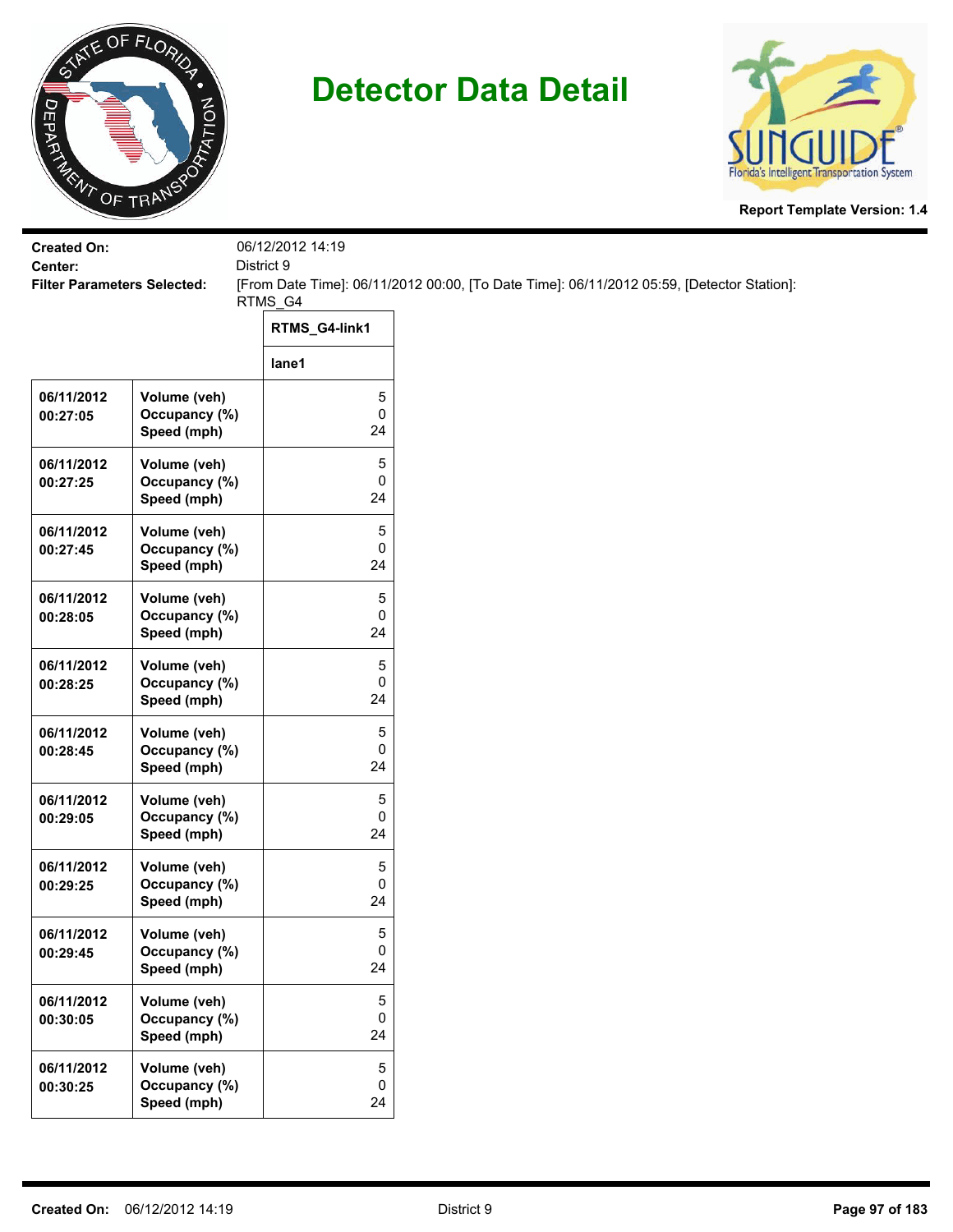# Detector Data Detail

**Report Template Version: 1.4**

**Created On:** 06/12/2012 14:19
**Center:** District 9
**Filter Parameters Selected:** [From Date Time]: 06/11/2012 00:00, [To Date Time]: 06/11/2012 05:59, [Detector Station]: RTMS_G4

| | | RTMS_G4-link1 |
|---|---|---|
| | | lane1 |
| 06/11/2012 00:27:05 | Volume (veh)<br>Occupancy (%)<br>Speed (mph) | 5<br>0<br>24 |
| 06/11/2012 00:27:25 | Volume (veh)<br>Occupancy (%)<br>Speed (mph) | 5<br>0<br>24 |
| 06/11/2012 00:27:45 | Volume (veh)<br>Occupancy (%)<br>Speed (mph) | 5<br>0<br>24 |
| 06/11/2012 00:28:05 | Volume (veh)<br>Occupancy (%)<br>Speed (mph) | 5<br>0<br>24 |
| 06/11/2012 00:28:25 | Volume (veh)<br>Occupancy (%)<br>Speed (mph) | 5<br>0<br>24 |
| 06/11/2012 00:28:45 | Volume (veh)<br>Occupancy (%)<br>Speed (mph) | 5<br>0<br>24 |
| 06/11/2012 00:29:05 | Volume (veh)<br>Occupancy (%)<br>Speed (mph) | 5<br>0<br>24 |
| 06/11/2012 00:29:25 | Volume (veh)<br>Occupancy (%)<br>Speed (mph) | 5<br>0<br>24 |
| 06/11/2012 00:29:45 | Volume (veh)<br>Occupancy (%)<br>Speed (mph) | 5<br>0<br>24 |
| 06/11/2012 00:30:05 | Volume (veh)<br>Occupancy (%)<br>Speed (mph) | 5<br>0<br>24 |
| 06/11/2012 00:30:25 | Volume (veh)<br>Occupancy (%)<br>Speed (mph) | 5<br>0<br>24 |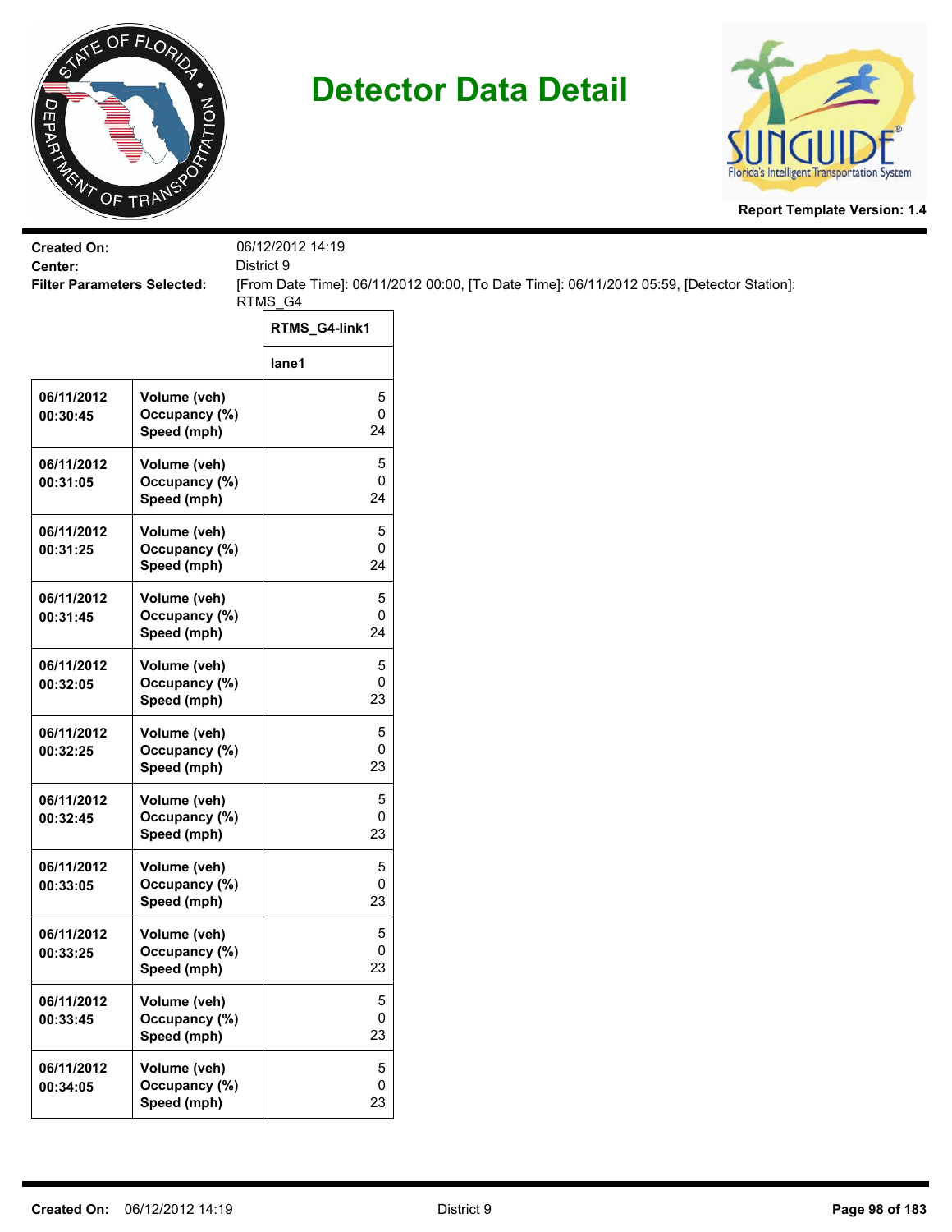# Detector Data Detail

**Report Template Version: 1.4**

**Created On:** 06/12/2012 14:19
**Center:** District 9
**Filter Parameters Selected:** [From Date Time]: 06/11/2012 00:00, [To Date Time]: 06/11/2012 05:59, [Detector Station]: RTMS_G4

| | | RTMS_G4-link1 |
|---|---|---|
| | | lane1 |
| 06/11/2012 00:30:45 | Volume (veh)<br>Occupancy (%)<br>Speed (mph) | 5<br>0<br>24 |
| 06/11/2012 00:31:05 | Volume (veh)<br>Occupancy (%)<br>Speed (mph) | 5<br>0<br>24 |
| 06/11/2012 00:31:25 | Volume (veh)<br>Occupancy (%)<br>Speed (mph) | 5<br>0<br>24 |
| 06/11/2012 00:31:45 | Volume (veh)<br>Occupancy (%)<br>Speed (mph) | 5<br>0<br>24 |
| 06/11/2012 00:32:05 | Volume (veh)<br>Occupancy (%)<br>Speed (mph) | 5<br>0<br>23 |
| 06/11/2012 00:32:25 | Volume (veh)<br>Occupancy (%)<br>Speed (mph) | 5<br>0<br>23 |
| 06/11/2012 00:32:45 | Volume (veh)<br>Occupancy (%)<br>Speed (mph) | 5<br>0<br>23 |
| 06/11/2012 00:33:05 | Volume (veh)<br>Occupancy (%)<br>Speed (mph) | 5<br>0<br>23 |
| 06/11/2012 00:33:25 | Volume (veh)<br>Occupancy (%)<br>Speed (mph) | 5<br>0<br>23 |
| 06/11/2012 00:33:45 | Volume (veh)<br>Occupancy (%)<br>Speed (mph) | 5<br>0<br>23 |
| 06/11/2012 00:34:05 | Volume (veh)<br>Occupancy (%)<br>Speed (mph) | 5<br>0<br>23 |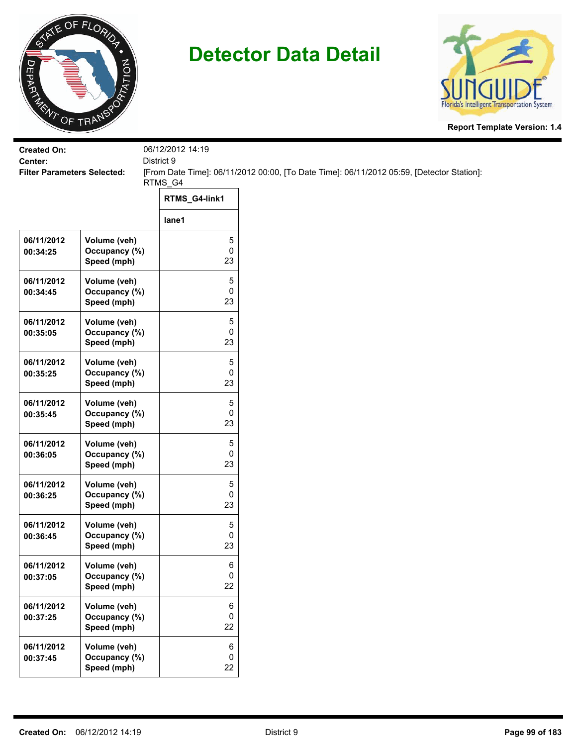# Detector Data Detail

**Report Template Version: 1.4**

**Created On:** 06/12/2012 14:19
**Center:** District 9
**Filter Parameters Selected:** [From Date Time]: 06/11/2012 00:00, [To Date Time]: 06/11/2012 05:59, [Detector Station]: RTMS_G4

| | | RTMS_G4-link1 |
|---|---|---|
| | | lane1 |
| 06/11/2012 00:34:25 | Volume (veh)<br>Occupancy (%)<br>Speed (mph) | 5<br>0<br>23 |
| 06/11/2012 00:34:45 | Volume (veh)<br>Occupancy (%)<br>Speed (mph) | 5<br>0<br>23 |
| 06/11/2012 00:35:05 | Volume (veh)<br>Occupancy (%)<br>Speed (mph) | 5<br>0<br>23 |
| 06/11/2012 00:35:25 | Volume (veh)<br>Occupancy (%)<br>Speed (mph) | 5<br>0<br>23 |
| 06/11/2012 00:35:45 | Volume (veh)<br>Occupancy (%)<br>Speed (mph) | 5<br>0<br>23 |
| 06/11/2012 00:36:05 | Volume (veh)<br>Occupancy (%)<br>Speed (mph) | 5<br>0<br>23 |
| 06/11/2012 00:36:25 | Volume (veh)<br>Occupancy (%)<br>Speed (mph) | 5<br>0<br>23 |
| 06/11/2012 00:36:45 | Volume (veh)<br>Occupancy (%)<br>Speed (mph) | 5<br>0<br>23 |
| 06/11/2012 00:37:05 | Volume (veh)<br>Occupancy (%)<br>Speed (mph) | 6<br>0<br>22 |
| 06/11/2012 00:37:25 | Volume (veh)<br>Occupancy (%)<br>Speed (mph) | 6<br>0<br>22 |
| 06/11/2012 00:37:45 | Volume (veh)<br>Occupancy (%)<br>Speed (mph) | 6<br>0<br>22 |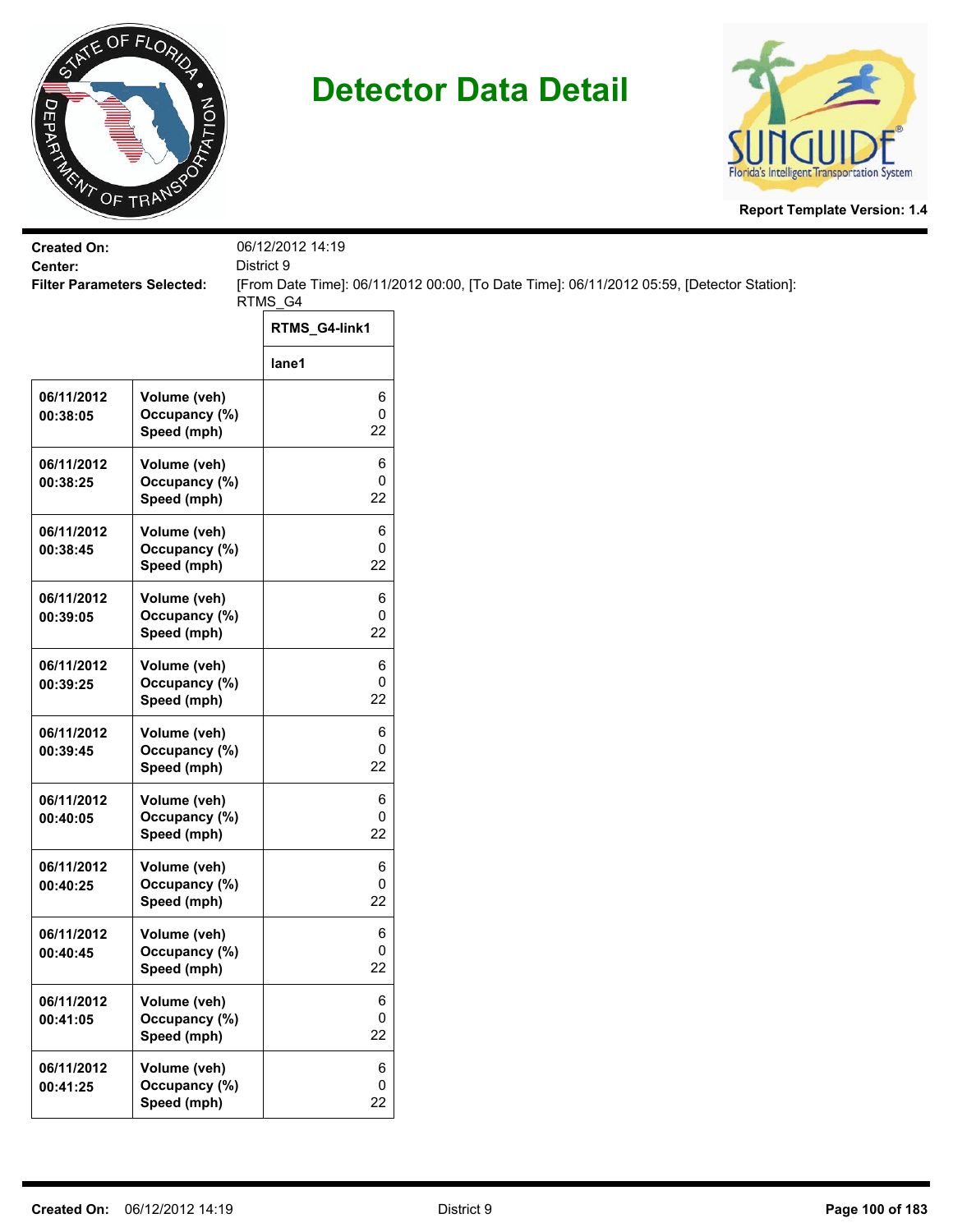# Detector Data Detail

**Report Template Version: 1.4**

**Created On:** 06/12/2012 14:19
**Center:** District 9
**Filter Parameters Selected:** [From Date Time]: 06/11/2012 00:00, [To Date Time]: 06/11/2012 05:59, [Detector Station]: RTMS_G4

| | | RTMS_G4-link1 |
|---|---|---|
| | | lane1 |
| 06/11/2012 00:38:05 | Volume (veh)<br>Occupancy (%)<br>Speed (mph) | 6<br>0<br>22 |
| 06/11/2012 00:38:25 | Volume (veh)<br>Occupancy (%)<br>Speed (mph) | 6<br>0<br>22 |
| 06/11/2012 00:38:45 | Volume (veh)<br>Occupancy (%)<br>Speed (mph) | 6<br>0<br>22 |
| 06/11/2012 00:39:05 | Volume (veh)<br>Occupancy (%)<br>Speed (mph) | 6<br>0<br>22 |
| 06/11/2012 00:39:25 | Volume (veh)<br>Occupancy (%)<br>Speed (mph) | 6<br>0<br>22 |
| 06/11/2012 00:39:45 | Volume (veh)<br>Occupancy (%)<br>Speed (mph) | 6<br>0<br>22 |
| 06/11/2012 00:40:05 | Volume (veh)<br>Occupancy (%)<br>Speed (mph) | 6<br>0<br>22 |
| 06/11/2012 00:40:25 | Volume (veh)<br>Occupancy (%)<br>Speed (mph) | 6<br>0<br>22 |
| 06/11/2012 00:40:45 | Volume (veh)<br>Occupancy (%)<br>Speed (mph) | 6<br>0<br>22 |
| 06/11/2012 00:41:05 | Volume (veh)<br>Occupancy (%)<br>Speed (mph) | 6<br>0<br>22 |
| 06/11/2012 00:41:25 | Volume (veh)<br>Occupancy (%)<br>Speed (mph) | 6<br>0<br>22 |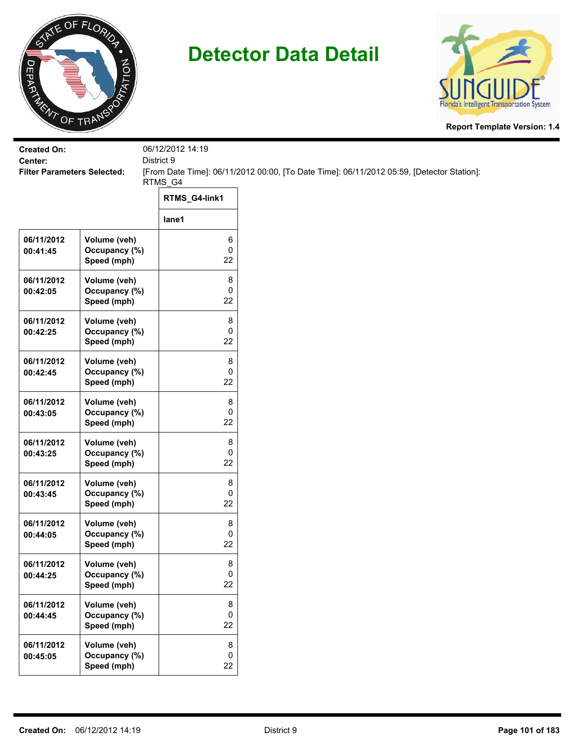# Detector Data Detail

Report Template Version: 1.4

**Created On:** 06/12/2012 14:19
**Center:** District 9
**Filter Parameters Selected:** [From Date Time]: 06/11/2012 00:00, [To Date Time]: 06/11/2012 05:59, [Detector Station]: RTMS_G4

| | | RTMS_G4-link1 |
|---|---|---|
| | | lane1 |
| 06/11/2012 00:41:45 | Volume (veh)<br>Occupancy (%)<br>Speed (mph) | 6<br>0<br>22 |
| 06/11/2012 00:42:05 | Volume (veh)<br>Occupancy (%)<br>Speed (mph) | 8<br>0<br>22 |
| 06/11/2012 00:42:25 | Volume (veh)<br>Occupancy (%)<br>Speed (mph) | 8<br>0<br>22 |
| 06/11/2012 00:42:45 | Volume (veh)<br>Occupancy (%)<br>Speed (mph) | 8<br>0<br>22 |
| 06/11/2012 00:43:05 | Volume (veh)<br>Occupancy (%)<br>Speed (mph) | 8<br>0<br>22 |
| 06/11/2012 00:43:25 | Volume (veh)<br>Occupancy (%)<br>Speed (mph) | 8<br>0<br>22 |
| 06/11/2012 00:43:45 | Volume (veh)<br>Occupancy (%)<br>Speed (mph) | 8<br>0<br>22 |
| 06/11/2012 00:44:05 | Volume (veh)<br>Occupancy (%)<br>Speed (mph) | 8<br>0<br>22 |
| 06/11/2012 00:44:25 | Volume (veh)<br>Occupancy (%)<br>Speed (mph) | 8<br>0<br>22 |
| 06/11/2012 00:44:45 | Volume (veh)<br>Occupancy (%)<br>Speed (mph) | 8<br>0<br>22 |
| 06/11/2012 00:45:05 | Volume (veh)<br>Occupancy (%)<br>Speed (mph) | 8<br>0<br>22 |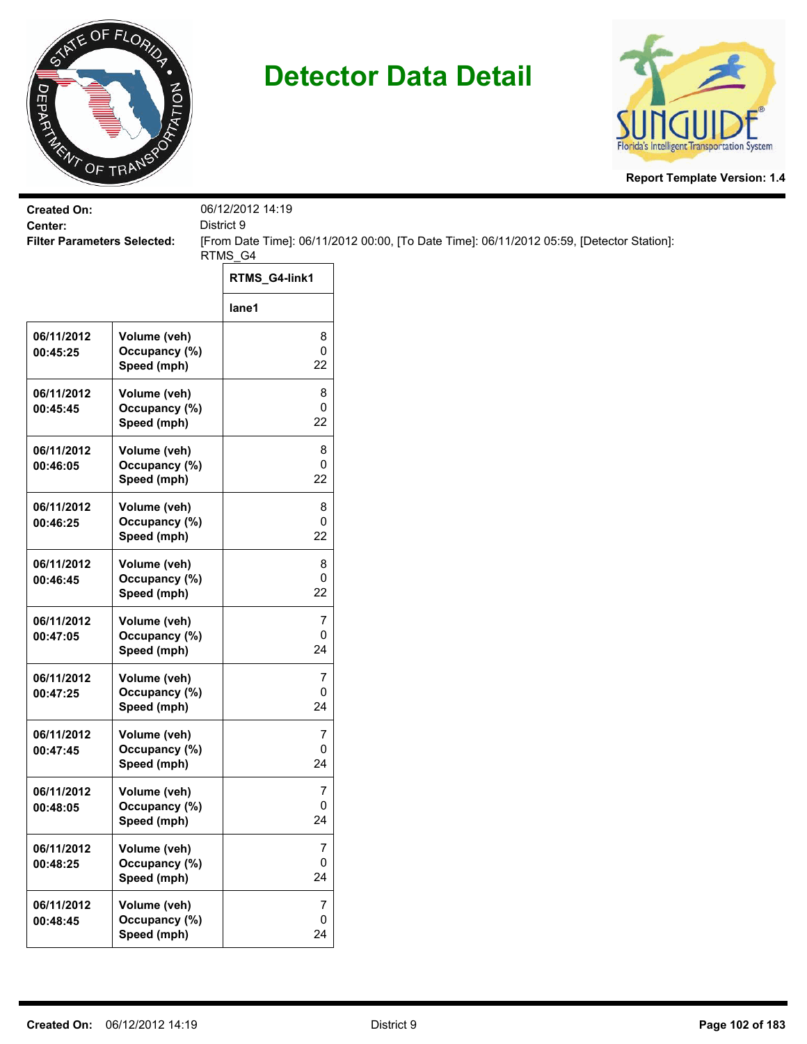# Detector Data Detail

**Report Template Version: 1.4**

**Created On:** 06/12/2012 14:19
**Center:** District 9
**Filter Parameters Selected:** [From Date Time]: 06/11/2012 00:00, [To Date Time]: 06/11/2012 05:59, [Detector Station]: RTMS_G4

| | | RTMS_G4-link1 |
|---|---|---|
| | | lane1 |
| 06/11/2012 00:45:25 | Volume (veh)<br>Occupancy (%)<br>Speed (mph) | 8<br>0<br>22 |
| 06/11/2012 00:45:45 | Volume (veh)<br>Occupancy (%)<br>Speed (mph) | 8<br>0<br>22 |
| 06/11/2012 00:46:05 | Volume (veh)<br>Occupancy (%)<br>Speed (mph) | 8<br>0<br>22 |
| 06/11/2012 00:46:25 | Volume (veh)<br>Occupancy (%)<br>Speed (mph) | 8<br>0<br>22 |
| 06/11/2012 00:46:45 | Volume (veh)<br>Occupancy (%)<br>Speed (mph) | 8<br>0<br>22 |
| 06/11/2012 00:47:05 | Volume (veh)<br>Occupancy (%)<br>Speed (mph) | 7<br>0<br>24 |
| 06/11/2012 00:47:25 | Volume (veh)<br>Occupancy (%)<br>Speed (mph) | 7<br>0<br>24 |
| 06/11/2012 00:47:45 | Volume (veh)<br>Occupancy (%)<br>Speed (mph) | 7<br>0<br>24 |
| 06/11/2012 00:48:05 | Volume (veh)<br>Occupancy (%)<br>Speed (mph) | 7<br>0<br>24 |
| 06/11/2012 00:48:25 | Volume (veh)<br>Occupancy (%)<br>Speed (mph) | 7<br>0<br>24 |
| 06/11/2012 00:48:45 | Volume (veh)<br>Occupancy (%)<br>Speed (mph) | 7<br>0<br>24 |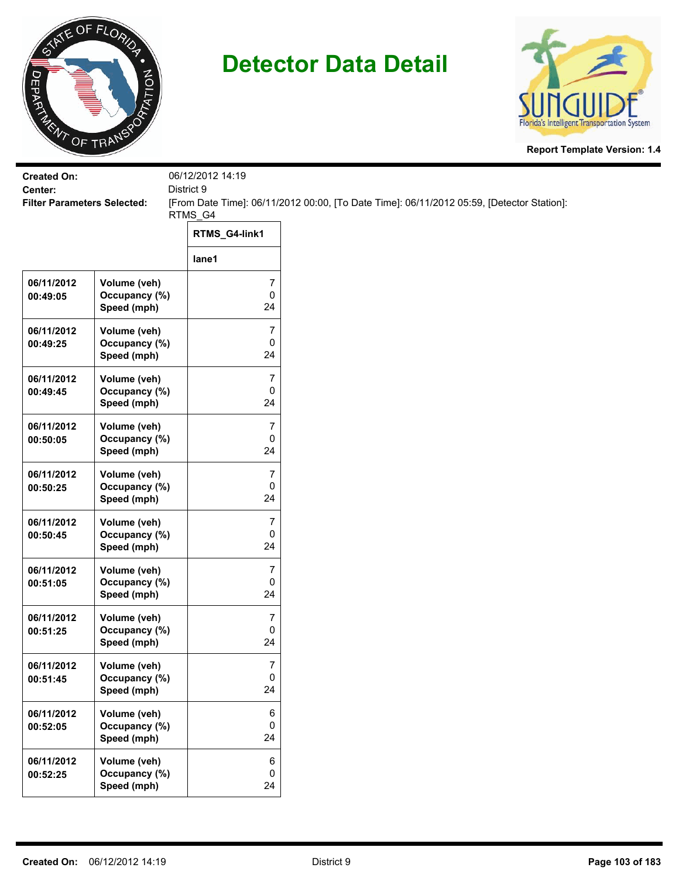# Detector Data Detail

**Report Template Version: 1.4**

**Created On:** 06/12/2012 14:19
**Center:** District 9
**Filter Parameters Selected:** [From Date Time]: 06/11/2012 00:00, [To Date Time]: 06/11/2012 05:59, [Detector Station]: RTMS_G4

| | | RTMS_G4-link1 |
|---|---|---|
| | | lane1 |
| 06/11/2012 00:49:05 | Volume (veh)<br>Occupancy (%)<br>Speed (mph) | 7<br>0<br>24 |
| 06/11/2012 00:49:25 | Volume (veh)<br>Occupancy (%)<br>Speed (mph) | 7<br>0<br>24 |
| 06/11/2012 00:49:45 | Volume (veh)<br>Occupancy (%)<br>Speed (mph) | 7<br>0<br>24 |
| 06/11/2012 00:50:05 | Volume (veh)<br>Occupancy (%)<br>Speed (mph) | 7<br>0<br>24 |
| 06/11/2012 00:50:25 | Volume (veh)<br>Occupancy (%)<br>Speed (mph) | 7<br>0<br>24 |
| 06/11/2012 00:50:45 | Volume (veh)<br>Occupancy (%)<br>Speed (mph) | 7<br>0<br>24 |
| 06/11/2012 00:51:05 | Volume (veh)<br>Occupancy (%)<br>Speed (mph) | 7<br>0<br>24 |
| 06/11/2012 00:51:25 | Volume (veh)<br>Occupancy (%)<br>Speed (mph) | 7<br>0<br>24 |
| 06/11/2012 00:51:45 | Volume (veh)<br>Occupancy (%)<br>Speed (mph) | 7<br>0<br>24 |
| 06/11/2012 00:52:05 | Volume (veh)<br>Occupancy (%)<br>Speed (mph) | 6<br>0<br>24 |
| 06/11/2012 00:52:25 | Volume (veh)<br>Occupancy (%)<br>Speed (mph) | 6<br>0<br>24 |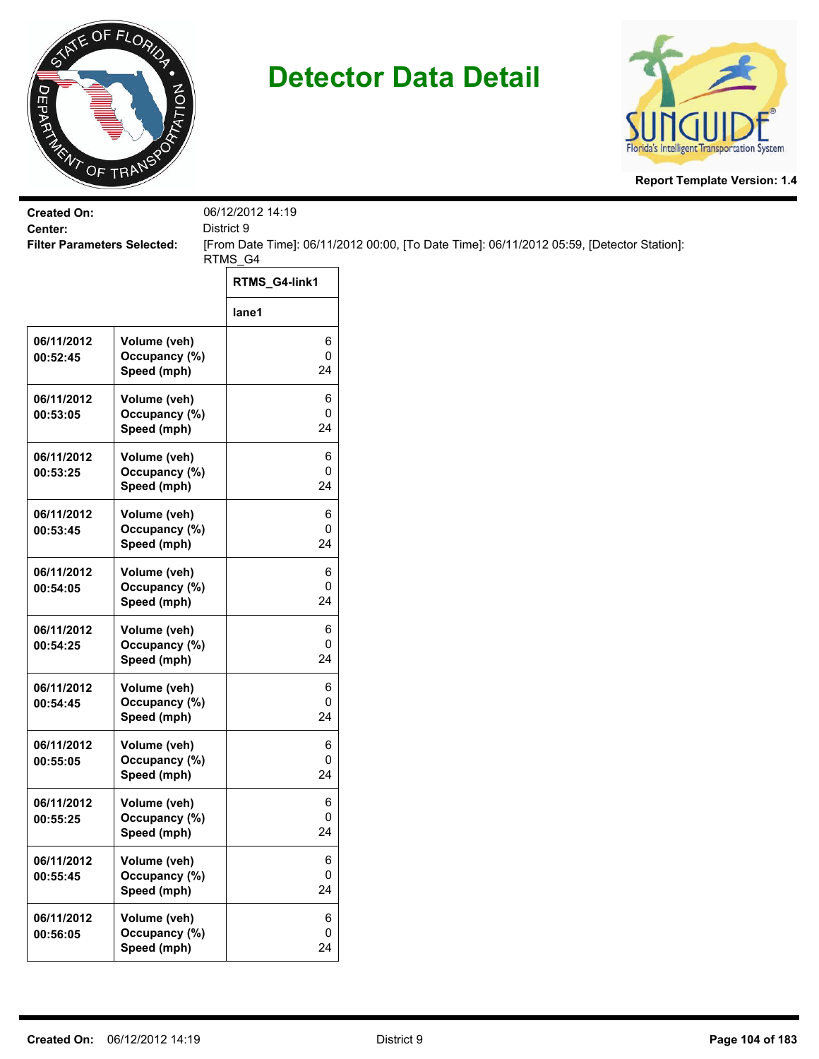# Detector Data Detail

**Report Template Version: 1.4**

**Created On:** 06/12/2012 14:19
**Center:** District 9
**Filter Parameters Selected:** [From Date Time]: 06/11/2012 00:00, [To Date Time]: 06/11/2012 05:59, [Detector Station]: RTMS_G4

| | | RTMS_G4-link1 |
|---|---|---|
| | | lane1 |
| 06/11/2012 00:52:45 | Volume (veh)<br>Occupancy (%)<br>Speed (mph) | 6<br>0<br>24 |
| 06/11/2012 00:53:05 | Volume (veh)<br>Occupancy (%)<br>Speed (mph) | 6<br>0<br>24 |
| 06/11/2012 00:53:25 | Volume (veh)<br>Occupancy (%)<br>Speed (mph) | 6<br>0<br>24 |
| 06/11/2012 00:53:45 | Volume (veh)<br>Occupancy (%)<br>Speed (mph) | 6<br>0<br>24 |
| 06/11/2012 00:54:05 | Volume (veh)<br>Occupancy (%)<br>Speed (mph) | 6<br>0<br>24 |
| 06/11/2012 00:54:25 | Volume (veh)<br>Occupancy (%)<br>Speed (mph) | 6<br>0<br>24 |
| 06/11/2012 00:54:45 | Volume (veh)<br>Occupancy (%)<br>Speed (mph) | 6<br>0<br>24 |
| 06/11/2012 00:55:05 | Volume (veh)<br>Occupancy (%)<br>Speed (mph) | 6<br>0<br>24 |
| 06/11/2012 00:55:25 | Volume (veh)<br>Occupancy (%)<br>Speed (mph) | 6<br>0<br>24 |
| 06/11/2012 00:55:45 | Volume (veh)<br>Occupancy (%)<br>Speed (mph) | 6<br>0<br>24 |
| 06/11/2012 00:56:05 | Volume (veh)<br>Occupancy (%)<br>Speed (mph) | 6<br>0<br>24 |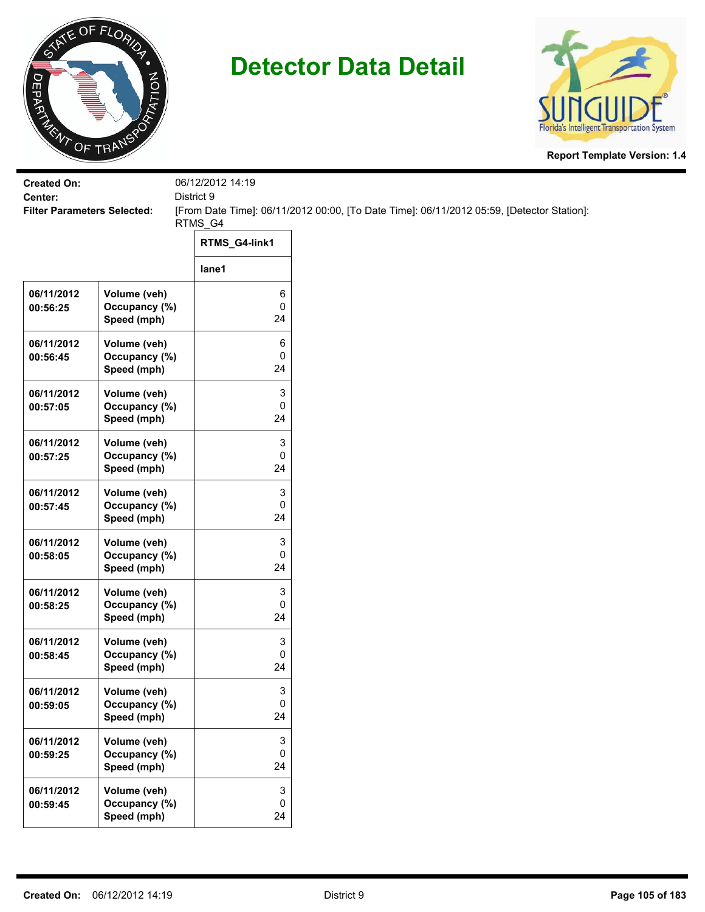# Detector Data Detail

**Report Template Version: 1.4**

**Created On:** 06/12/2012 14:19
**Center:** District 9
**Filter Parameters Selected:** [From Date Time]: 06/11/2012 00:00, [To Date Time]: 06/11/2012 05:59, [Detector Station]: RTMS_G4

| | | RTMS_G4-link1 |
|---|---|---|
| | | lane1 |
| **06/11/2012 00:56:25** | **Volume (veh)**<br>**Occupancy (%)**<br>**Speed (mph)** | 6<br>0<br>24 |
| **06/11/2012 00:56:45** | **Volume (veh)**<br>**Occupancy (%)**<br>**Speed (mph)** | 6<br>0<br>24 |
| **06/11/2012 00:57:05** | **Volume (veh)**<br>**Occupancy (%)**<br>**Speed (mph)** | 3<br>0<br>24 |
| **06/11/2012 00:57:25** | **Volume (veh)**<br>**Occupancy (%)**<br>**Speed (mph)** | 3<br>0<br>24 |
| **06/11/2012 00:57:45** | **Volume (veh)**<br>**Occupancy (%)**<br>**Speed (mph)** | 3<br>0<br>24 |
| **06/11/2012 00:58:05** | **Volume (veh)**<br>**Occupancy (%)**<br>**Speed (mph)** | 3<br>0<br>24 |
| **06/11/2012 00:58:25** | **Volume (veh)**<br>**Occupancy (%)**<br>**Speed (mph)** | 3<br>0<br>24 |
| **06/11/2012 00:58:45** | **Volume (veh)**<br>**Occupancy (%)**<br>**Speed (mph)** | 3<br>0<br>24 |
| **06/11/2012 00:59:05** | **Volume (veh)**<br>**Occupancy (%)**<br>**Speed (mph)** | 3<br>0<br>24 |
| **06/11/2012 00:59:25** | **Volume (veh)**<br>**Occupancy (%)**<br>**Speed (mph)** | 3<br>0<br>24 |
| **06/11/2012 00:59:45** | **Volume (veh)**<br>**Occupancy (%)**<br>**Speed (mph)** | 3<br>0<br>24 |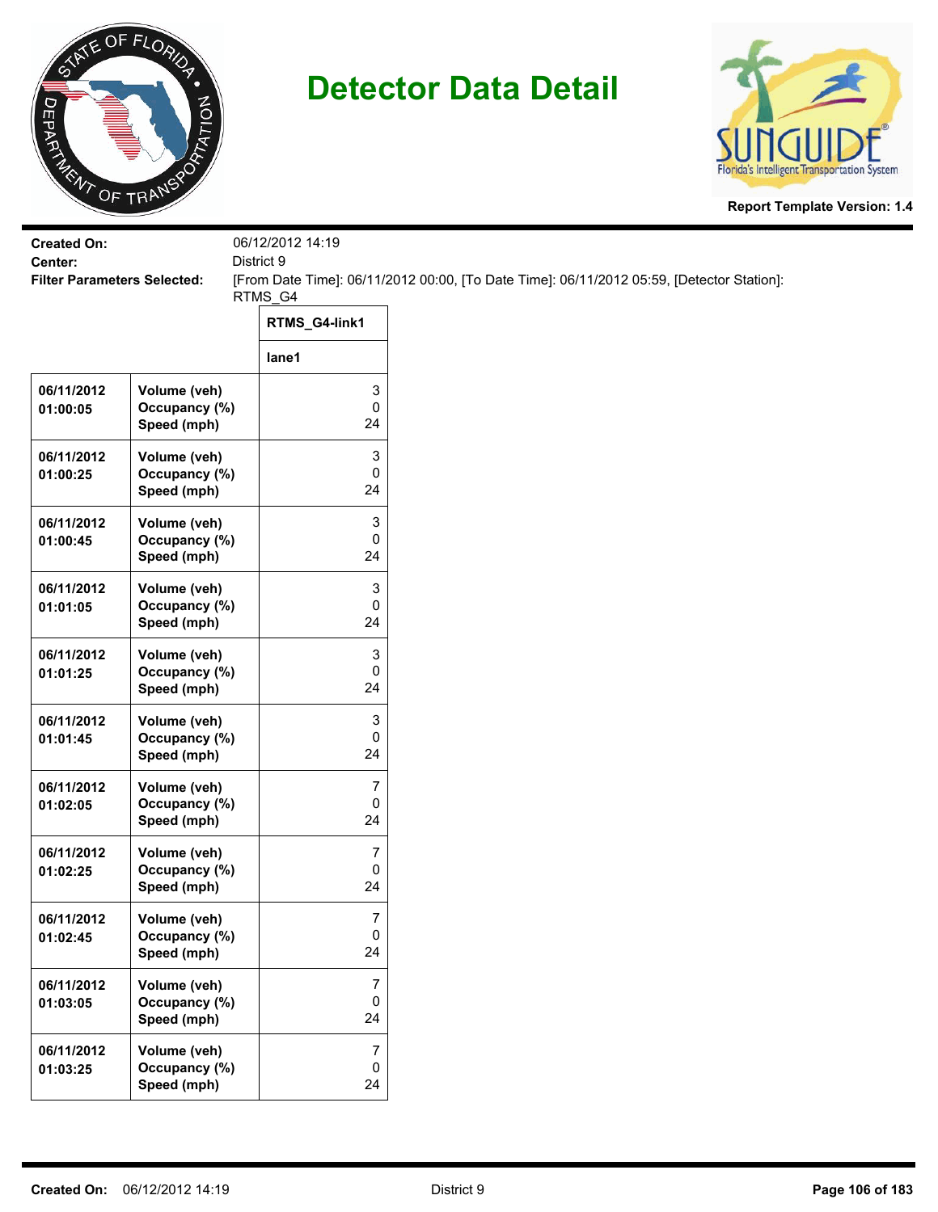# Detector Data Detail

Report Template Version: 1.4

**Created On:** 06/12/2012 14:19
**Center:** District 9
**Filter Parameters Selected:** [From Date Time]: 06/11/2012 00:00, [To Date Time]: 06/11/2012 05:59, [Detector Station]: RTMS_G4

| | | RTMS_G4-link1 |
|---|---|---|
| | | lane1 |
| 06/11/2012 01:00:05 | Volume (veh)<br>Occupancy (%)<br>Speed (mph) | 3<br>0<br>24 |
| 06/11/2012 01:00:25 | Volume (veh)<br>Occupancy (%)<br>Speed (mph) | 3<br>0<br>24 |
| 06/11/2012 01:00:45 | Volume (veh)<br>Occupancy (%)<br>Speed (mph) | 3<br>0<br>24 |
| 06/11/2012 01:01:05 | Volume (veh)<br>Occupancy (%)<br>Speed (mph) | 3<br>0<br>24 |
| 06/11/2012 01:01:25 | Volume (veh)<br>Occupancy (%)<br>Speed (mph) | 3<br>0<br>24 |
| 06/11/2012 01:01:45 | Volume (veh)<br>Occupancy (%)<br>Speed (mph) | 3<br>0<br>24 |
| 06/11/2012 01:02:05 | Volume (veh)<br>Occupancy (%)<br>Speed (mph) | 7<br>0<br>24 |
| 06/11/2012 01:02:25 | Volume (veh)<br>Occupancy (%)<br>Speed (mph) | 7<br>0<br>24 |
| 06/11/2012 01:02:45 | Volume (veh)<br>Occupancy (%)<br>Speed (mph) | 7<br>0<br>24 |
| 06/11/2012 01:03:05 | Volume (veh)<br>Occupancy (%)<br>Speed (mph) | 7<br>0<br>24 |
| 06/11/2012 01:03:25 | Volume (veh)<br>Occupancy (%)<br>Speed (mph) | 7<br>0<br>24 |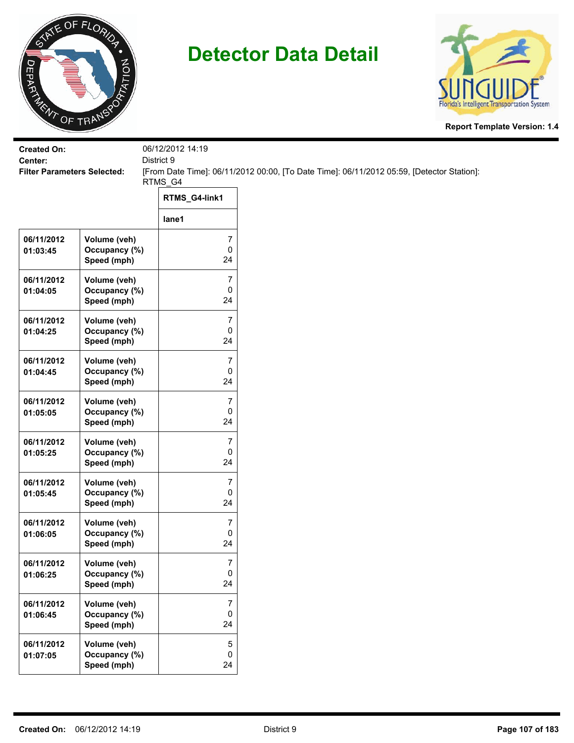# Detector Data Detail

**Report Template Version: 1.4**

**Created On:** 06/12/2012 14:19
**Center:** District 9
**Filter Parameters Selected:** [From Date Time]: 06/11/2012 00:00, [To Date Time]: 06/11/2012 05:59, [Detector Station]: RTMS_G4

| | | RTMS_G4-link1 |
|---|---|---|
| | | lane1 |
| 06/11/2012 01:03:45 | Volume (veh)<br>Occupancy (%)<br>Speed (mph) | 7<br>0<br>24 |
| 06/11/2012 01:04:05 | Volume (veh)<br>Occupancy (%)<br>Speed (mph) | 7<br>0<br>24 |
| 06/11/2012 01:04:25 | Volume (veh)<br>Occupancy (%)<br>Speed (mph) | 7<br>0<br>24 |
| 06/11/2012 01:04:45 | Volume (veh)<br>Occupancy (%)<br>Speed (mph) | 7<br>0<br>24 |
| 06/11/2012 01:05:05 | Volume (veh)<br>Occupancy (%)<br>Speed (mph) | 7<br>0<br>24 |
| 06/11/2012 01:05:25 | Volume (veh)<br>Occupancy (%)<br>Speed (mph) | 7<br>0<br>24 |
| 06/11/2012 01:05:45 | Volume (veh)<br>Occupancy (%)<br>Speed (mph) | 7<br>0<br>24 |
| 06/11/2012 01:06:05 | Volume (veh)<br>Occupancy (%)<br>Speed (mph) | 7<br>0<br>24 |
| 06/11/2012 01:06:25 | Volume (veh)<br>Occupancy (%)<br>Speed (mph) | 7<br>0<br>24 |
| 06/11/2012 01:06:45 | Volume (veh)<br>Occupancy (%)<br>Speed (mph) | 7<br>0<br>24 |
| 06/11/2012 01:07:05 | Volume (veh)<br>Occupancy (%)<br>Speed (mph) | 5<br>0<br>24 |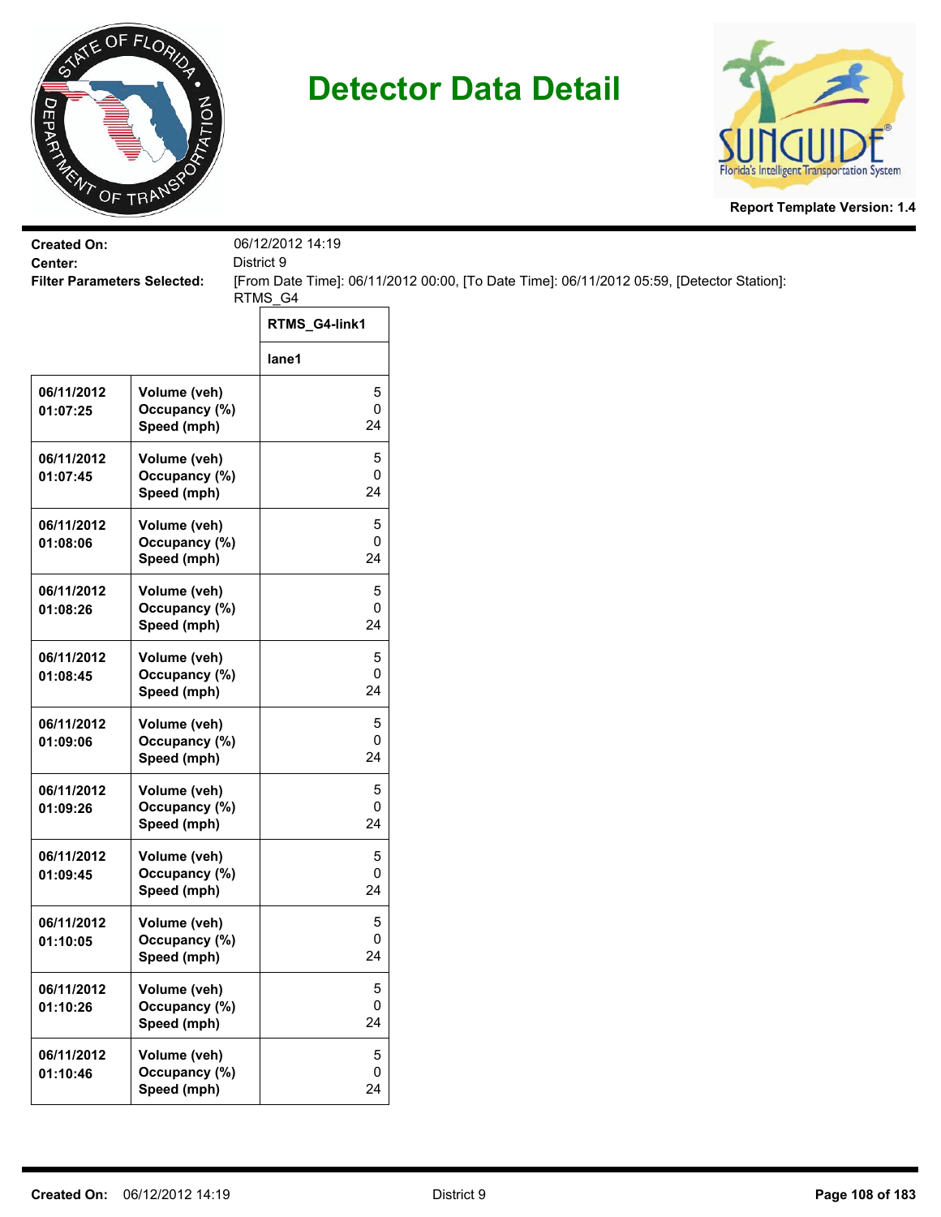# Detector Data Detail

**Report Template Version: 1.4**

**Created On:** 06/12/2012 14:19

**Center:** District 9

**Filter Parameters Selected:** [From Date Time]: 06/11/2012 00:00, [To Date Time]: 06/11/2012 05:59, [Detector Station]: RTMS_G4

| | | RTMS_G4-link1 |
|---|---|---|
| | | lane1 |
| 06/11/2012 01:07:25 | Volume (veh)<br>Occupancy (%)<br>Speed (mph) | 5<br>0<br>24 |
| 06/11/2012 01:07:45 | Volume (veh)<br>Occupancy (%)<br>Speed (mph) | 5<br>0<br>24 |
| 06/11/2012 01:08:06 | Volume (veh)<br>Occupancy (%)<br>Speed (mph) | 5<br>0<br>24 |
| 06/11/2012 01:08:26 | Volume (veh)<br>Occupancy (%)<br>Speed (mph) | 5<br>0<br>24 |
| 06/11/2012 01:08:45 | Volume (veh)<br>Occupancy (%)<br>Speed (mph) | 5<br>0<br>24 |
| 06/11/2012 01:09:06 | Volume (veh)<br>Occupancy (%)<br>Speed (mph) | 5<br>0<br>24 |
| 06/11/2012 01:09:26 | Volume (veh)<br>Occupancy (%)<br>Speed (mph) | 5<br>0<br>24 |
| 06/11/2012 01:09:45 | Volume (veh)<br>Occupancy (%)<br>Speed (mph) | 5<br>0<br>24 |
| 06/11/2012 01:10:05 | Volume (veh)<br>Occupancy (%)<br>Speed (mph) | 5<br>0<br>24 |
| 06/11/2012 01:10:26 | Volume (veh)<br>Occupancy (%)<br>Speed (mph) | 5<br>0<br>24 |
| 06/11/2012 01:10:46 | Volume (veh)<br>Occupancy (%)<br>Speed (mph) | 5<br>0<br>24 |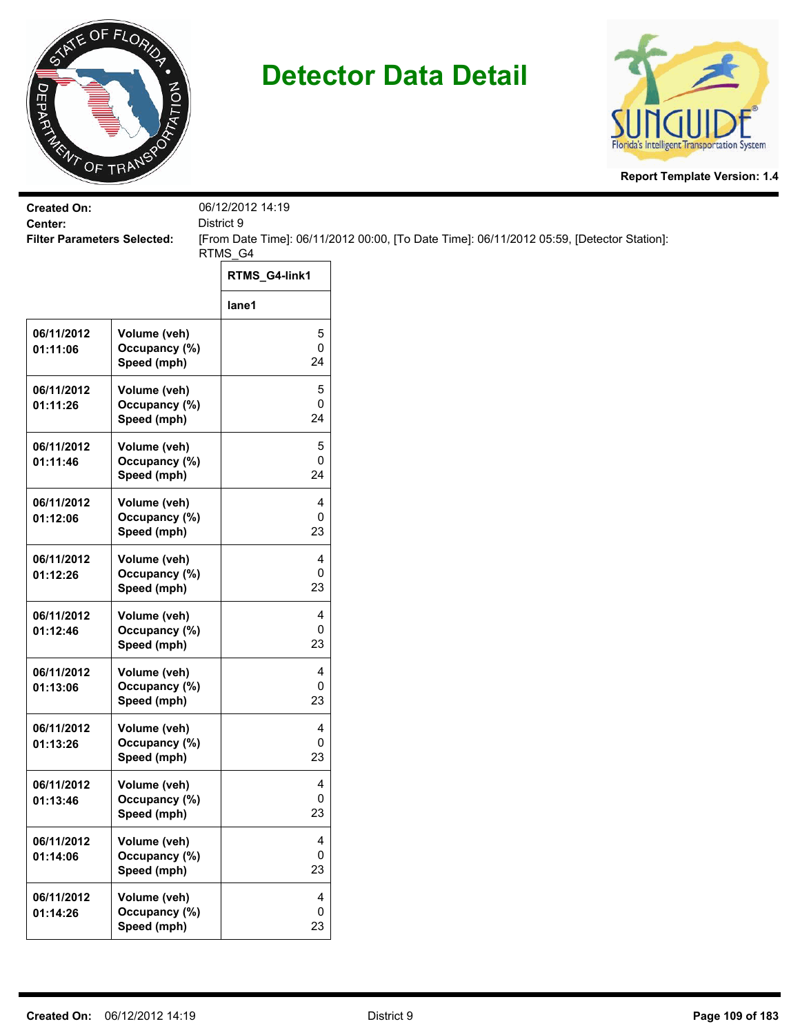# Detector Data Detail

**Report Template Version: 1.4**

**Created On:** 06/12/2012 14:19
**Center:** District 9
**Filter Parameters Selected:** [From Date Time]: 06/11/2012 00:00, [To Date Time]: 06/11/2012 05:59, [Detector Station]: RTMS_G4

| | | RTMS_G4-link1 |
|---|---|---|
| | | lane1 |
| 06/11/2012 01:11:06 | Volume (veh) | 5 |
| | Occupancy (%) | 0 |
| | Speed (mph) | 24 |
| 06/11/2012 01:11:26 | Volume (veh) | 5 |
| | Occupancy (%) | 0 |
| | Speed (mph) | 24 |
| 06/11/2012 01:11:46 | Volume (veh) | 5 |
| | Occupancy (%) | 0 |
| | Speed (mph) | 24 |
| 06/11/2012 01:12:06 | Volume (veh) | 4 |
| | Occupancy (%) | 0 |
| | Speed (mph) | 23 |
| 06/11/2012 01:12:26 | Volume (veh) | 4 |
| | Occupancy (%) | 0 |
| | Speed (mph) | 23 |
| 06/11/2012 01:12:46 | Volume (veh) | 4 |
| | Occupancy (%) | 0 |
| | Speed (mph) | 23 |
| 06/11/2012 01:13:06 | Volume (veh) | 4 |
| | Occupancy (%) | 0 |
| | Speed (mph) | 23 |
| 06/11/2012 01:13:26 | Volume (veh) | 4 |
| | Occupancy (%) | 0 |
| | Speed (mph) | 23 |
| 06/11/2012 01:13:46 | Volume (veh) | 4 |
| | Occupancy (%) | 0 |
| | Speed (mph) | 23 |
| 06/11/2012 01:14:06 | Volume (veh) | 4 |
| | Occupancy (%) | 0 |
| | Speed (mph) | 23 |
| 06/11/2012 01:14:26 | Volume (veh) | 4 |
| | Occupancy (%) | 0 |
| | Speed (mph) | 23 |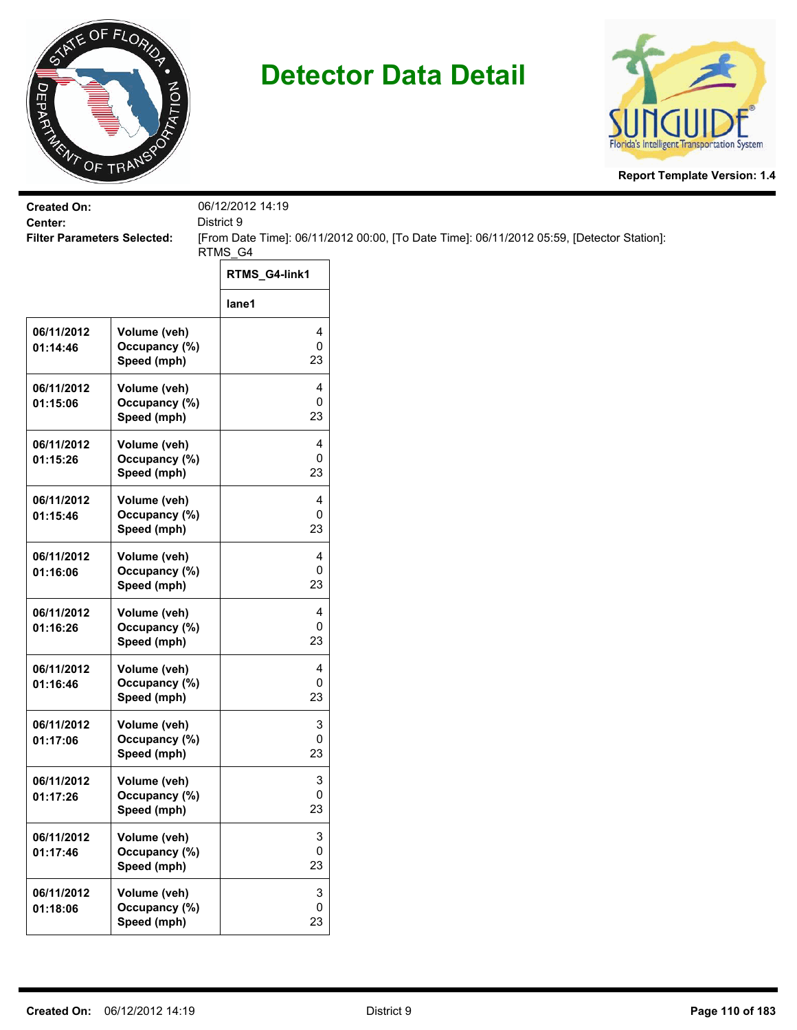# Detector Data Detail

Report Template Version: 1.4

**Created On:** 06/12/2012 14:19
**Center:** District 9
**Filter Parameters Selected:** [From Date Time]: 06/11/2012 00:00, [To Date Time]: 06/11/2012 05:59, [Detector Station]: RTMS_G4

| | | RTMS_G4-link1 |
|---|---|---|
| | | lane1 |
| 06/11/2012 01:14:46 | Volume (veh)<br>Occupancy (%)<br>Speed (mph) | 4<br>0<br>23 |
| 06/11/2012 01:15:06 | Volume (veh)<br>Occupancy (%)<br>Speed (mph) | 4<br>0<br>23 |
| 06/11/2012 01:15:26 | Volume (veh)<br>Occupancy (%)<br>Speed (mph) | 4<br>0<br>23 |
| 06/11/2012 01:15:46 | Volume (veh)<br>Occupancy (%)<br>Speed (mph) | 4<br>0<br>23 |
| 06/11/2012 01:16:06 | Volume (veh)<br>Occupancy (%)<br>Speed (mph) | 4<br>0<br>23 |
| 06/11/2012 01:16:26 | Volume (veh)<br>Occupancy (%)<br>Speed (mph) | 4<br>0<br>23 |
| 06/11/2012 01:16:46 | Volume (veh)<br>Occupancy (%)<br>Speed (mph) | 4<br>0<br>23 |
| 06/11/2012 01:17:06 | Volume (veh)<br>Occupancy (%)<br>Speed (mph) | 3<br>0<br>23 |
| 06/11/2012 01:17:26 | Volume (veh)<br>Occupancy (%)<br>Speed (mph) | 3<br>0<br>23 |
| 06/11/2012 01:17:46 | Volume (veh)<br>Occupancy (%)<br>Speed (mph) | 3<br>0<br>23 |
| 06/11/2012 01:18:06 | Volume (veh)<br>Occupancy (%)<br>Speed (mph) | 3<br>0<br>23 |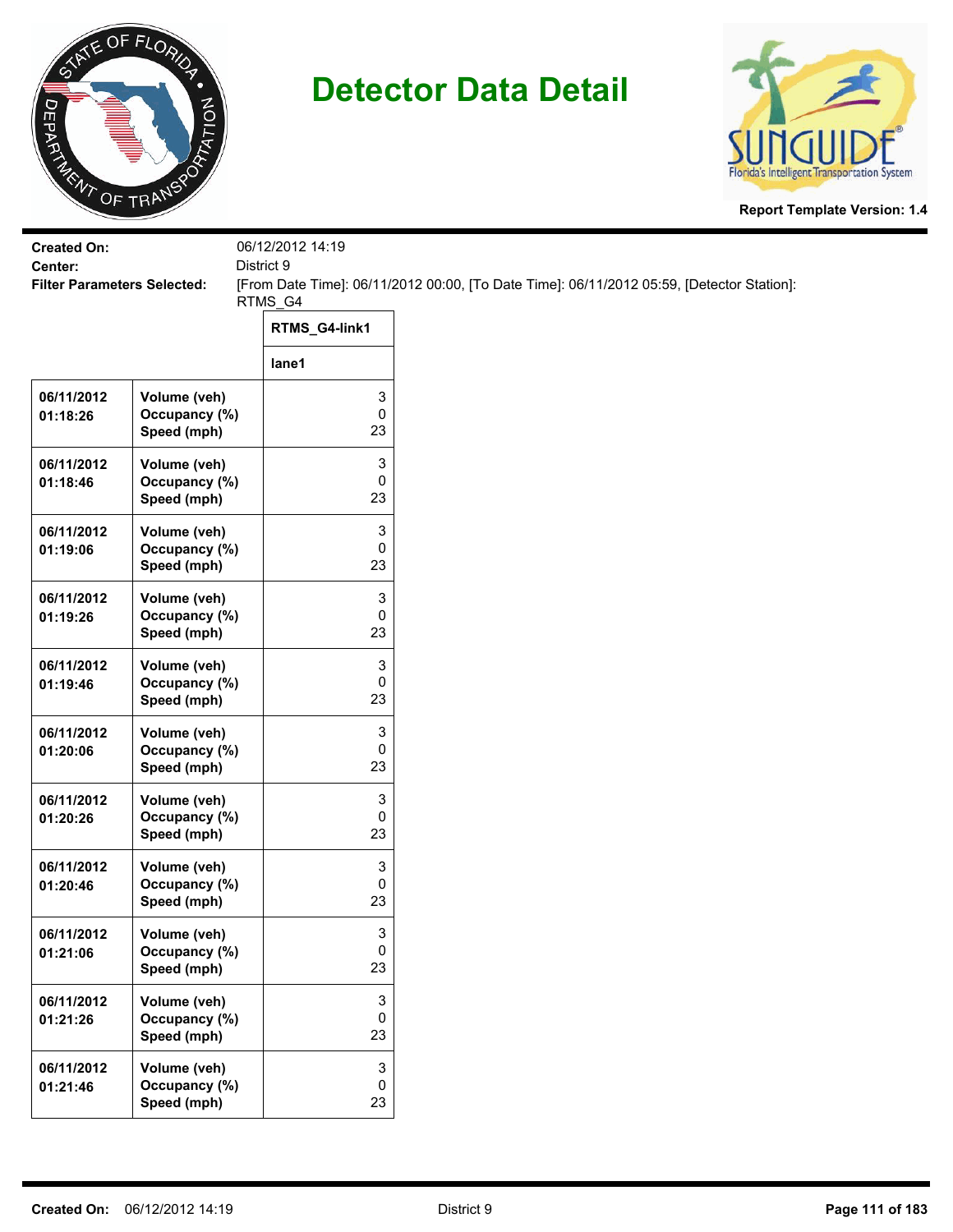# Detector Data Detail

**Report Template Version: 1.4**

**Created On:** 06/12/2012 14:19
**Center:** District 9
**Filter Parameters Selected:** [From Date Time]: 06/11/2012 00:00, [To Date Time]: 06/11/2012 05:59, [Detector Station]: RTMS_G4

| | | RTMS_G4-link1 |
|---|---|---|
| | | lane1 |
| 06/11/2012 01:18:26 | Volume (veh)<br>Occupancy (%)<br>Speed (mph) | 3<br>0<br>23 |
| 06/11/2012 01:18:46 | Volume (veh)<br>Occupancy (%)<br>Speed (mph) | 3<br>0<br>23 |
| 06/11/2012 01:19:06 | Volume (veh)<br>Occupancy (%)<br>Speed (mph) | 3<br>0<br>23 |
| 06/11/2012 01:19:26 | Volume (veh)<br>Occupancy (%)<br>Speed (mph) | 3<br>0<br>23 |
| 06/11/2012 01:19:46 | Volume (veh)<br>Occupancy (%)<br>Speed (mph) | 3<br>0<br>23 |
| 06/11/2012 01:20:06 | Volume (veh)<br>Occupancy (%)<br>Speed (mph) | 3<br>0<br>23 |
| 06/11/2012 01:20:26 | Volume (veh)<br>Occupancy (%)<br>Speed (mph) | 3<br>0<br>23 |
| 06/11/2012 01:20:46 | Volume (veh)<br>Occupancy (%)<br>Speed (mph) | 3<br>0<br>23 |
| 06/11/2012 01:21:06 | Volume (veh)<br>Occupancy (%)<br>Speed (mph) | 3<br>0<br>23 |
| 06/11/2012 01:21:26 | Volume (veh)<br>Occupancy (%)<br>Speed (mph) | 3<br>0<br>23 |
| 06/11/2012 01:21:46 | Volume (veh)<br>Occupancy (%)<br>Speed (mph) | 3<br>0<br>23 |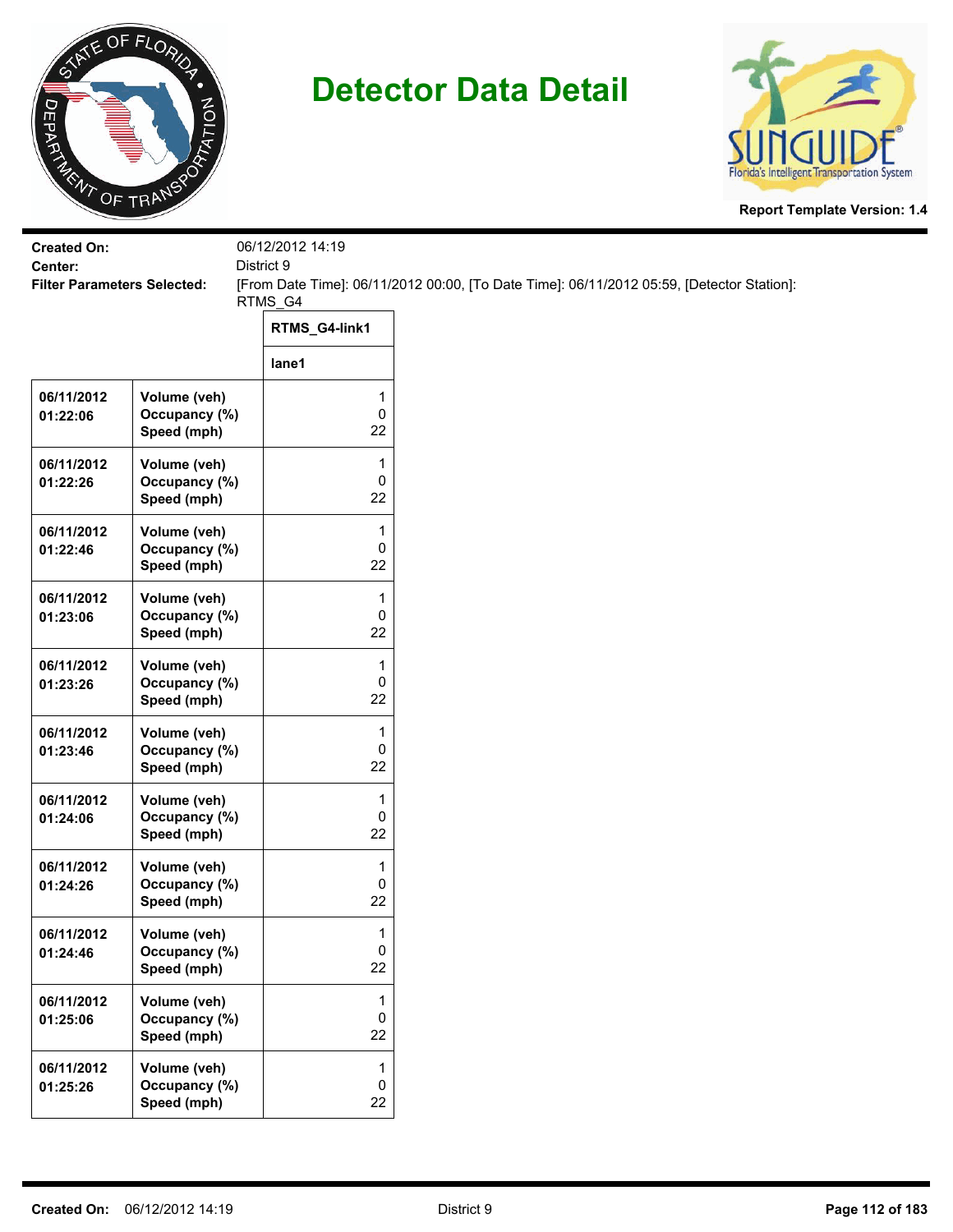# Detector Data Detail

**Report Template Version: 1.4**

**Created On:** 06/12/2012 14:19
**Center:** District 9
**Filter Parameters Selected:** [From Date Time]: 06/11/2012 00:00, [To Date Time]: 06/11/2012 05:59, [Detector Station]: RTMS_G4

| | | RTMS_G4-link1 |
|---|---|---|
| | | lane1 |
| 06/11/2012 01:22:06 | Volume (veh)<br>Occupancy (%)<br>Speed (mph) | 1<br>0<br>22 |
| 06/11/2012 01:22:26 | Volume (veh)<br>Occupancy (%)<br>Speed (mph) | 1<br>0<br>22 |
| 06/11/2012 01:22:46 | Volume (veh)<br>Occupancy (%)<br>Speed (mph) | 1<br>0<br>22 |
| 06/11/2012 01:23:06 | Volume (veh)<br>Occupancy (%)<br>Speed (mph) | 1<br>0<br>22 |
| 06/11/2012 01:23:26 | Volume (veh)<br>Occupancy (%)<br>Speed (mph) | 1<br>0<br>22 |
| 06/11/2012 01:23:46 | Volume (veh)<br>Occupancy (%)<br>Speed (mph) | 1<br>0<br>22 |
| 06/11/2012 01:24:06 | Volume (veh)<br>Occupancy (%)<br>Speed (mph) | 1<br>0<br>22 |
| 06/11/2012 01:24:26 | Volume (veh)<br>Occupancy (%)<br>Speed (mph) | 1<br>0<br>22 |
| 06/11/2012 01:24:46 | Volume (veh)<br>Occupancy (%)<br>Speed (mph) | 1<br>0<br>22 |
| 06/11/2012 01:25:06 | Volume (veh)<br>Occupancy (%)<br>Speed (mph) | 1<br>0<br>22 |
| 06/11/2012 01:25:26 | Volume (veh)<br>Occupancy (%)<br>Speed (mph) | 1<br>0<br>22 |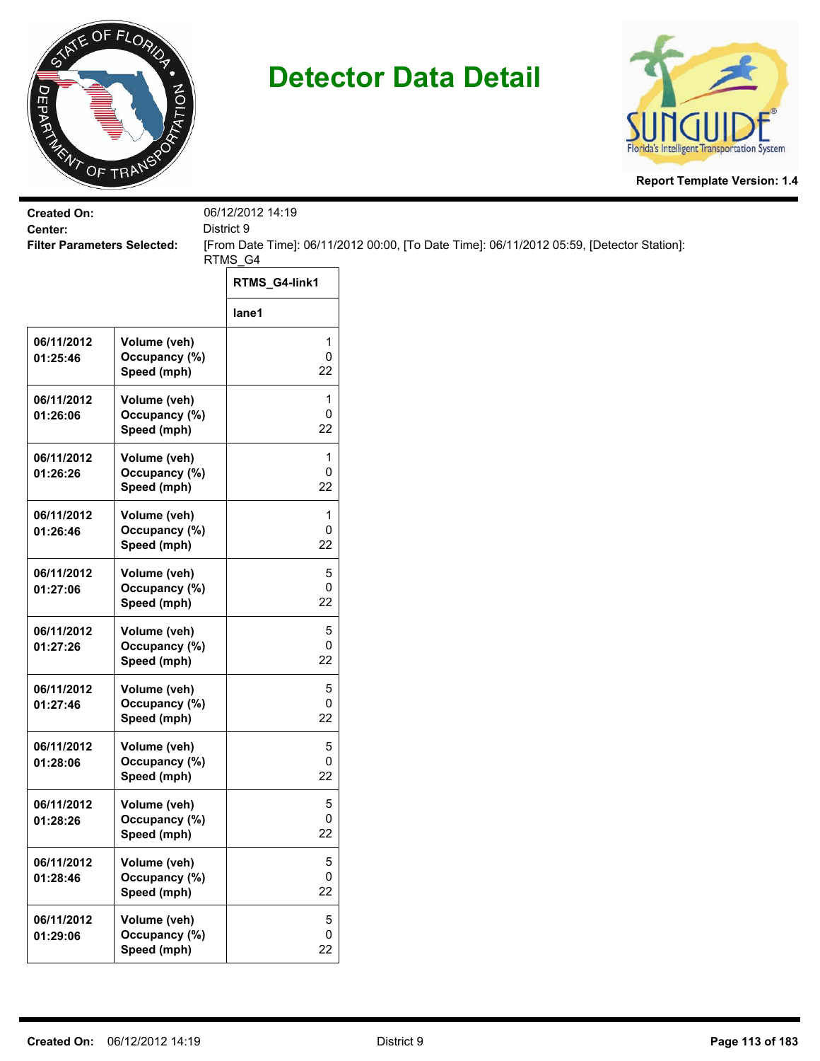# Detector Data Detail

Report Template Version: 1.4

**Created On:** 06/12/2012 14:19
**Center:** District 9
**Filter Parameters Selected:** [From Date Time]: 06/11/2012 00:00, [To Date Time]: 06/11/2012 05:59, [Detector Station]: RTMS_G4

| | | RTMS_G4-link1 |
|---|---|---|
| | | lane1 |
| 06/11/2012 01:25:46 | Volume (veh)<br>Occupancy (%)<br>Speed (mph) | 1<br>0<br>22 |
| 06/11/2012 01:26:06 | Volume (veh)<br>Occupancy (%)<br>Speed (mph) | 1<br>0<br>22 |
| 06/11/2012 01:26:26 | Volume (veh)<br>Occupancy (%)<br>Speed (mph) | 1<br>0<br>22 |
| 06/11/2012 01:26:46 | Volume (veh)<br>Occupancy (%)<br>Speed (mph) | 1<br>0<br>22 |
| 06/11/2012 01:27:06 | Volume (veh)<br>Occupancy (%)<br>Speed (mph) | 5<br>0<br>22 |
| 06/11/2012 01:27:26 | Volume (veh)<br>Occupancy (%)<br>Speed (mph) | 5<br>0<br>22 |
| 06/11/2012 01:27:46 | Volume (veh)<br>Occupancy (%)<br>Speed (mph) | 5<br>0<br>22 |
| 06/11/2012 01:28:06 | Volume (veh)<br>Occupancy (%)<br>Speed (mph) | 5<br>0<br>22 |
| 06/11/2012 01:28:26 | Volume (veh)<br>Occupancy (%)<br>Speed (mph) | 5<br>0<br>22 |
| 06/11/2012 01:28:46 | Volume (veh)<br>Occupancy (%)<br>Speed (mph) | 5<br>0<br>22 |
| 06/11/2012 01:29:06 | Volume (veh)<br>Occupancy (%)<br>Speed (mph) | 5<br>0<br>22 |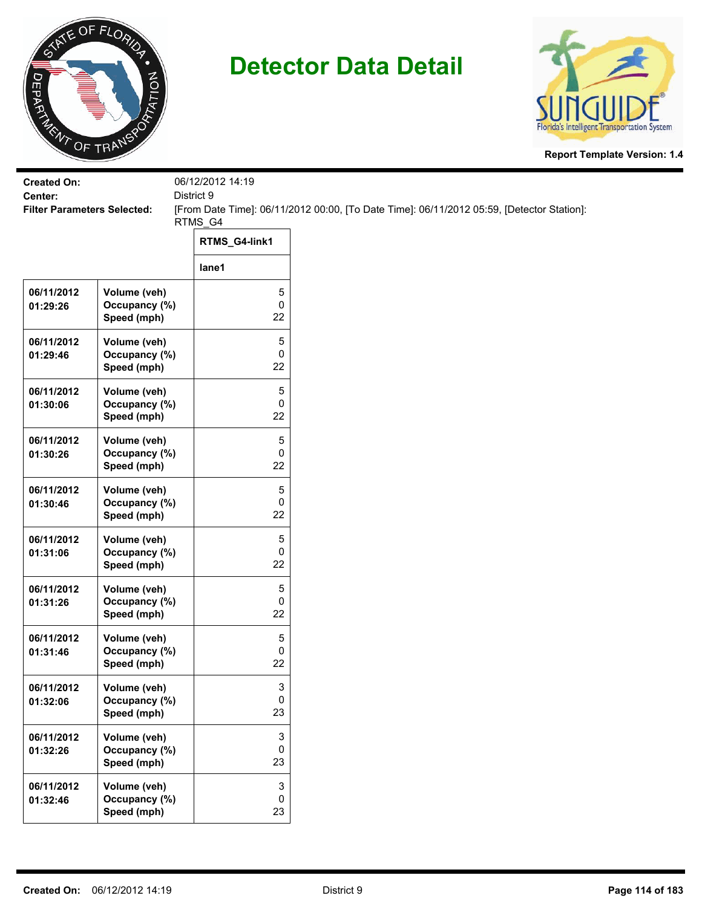# Detector Data Detail

Report Template Version: 1.4

**Created On:** 06/12/2012 14:19
**Center:** District 9
**Filter Parameters Selected:** [From Date Time]: 06/11/2012 00:00, [To Date Time]: 06/11/2012 05:59, [Detector Station]: RTMS_G4

| | | RTMS_G4-link1 |
|---|---|---|
| | | lane1 |
| 06/11/2012 01:29:26 | Volume (veh)<br>Occupancy (%)<br>Speed (mph) | 5<br>0<br>22 |
| 06/11/2012 01:29:46 | Volume (veh)<br>Occupancy (%)<br>Speed (mph) | 5<br>0<br>22 |
| 06/11/2012 01:30:06 | Volume (veh)<br>Occupancy (%)<br>Speed (mph) | 5<br>0<br>22 |
| 06/11/2012 01:30:26 | Volume (veh)<br>Occupancy (%)<br>Speed (mph) | 5<br>0<br>22 |
| 06/11/2012 01:30:46 | Volume (veh)<br>Occupancy (%)<br>Speed (mph) | 5<br>0<br>22 |
| 06/11/2012 01:31:06 | Volume (veh)<br>Occupancy (%)<br>Speed (mph) | 5<br>0<br>22 |
| 06/11/2012 01:31:26 | Volume (veh)<br>Occupancy (%)<br>Speed (mph) | 5<br>0<br>22 |
| 06/11/2012 01:31:46 | Volume (veh)<br>Occupancy (%)<br>Speed (mph) | 5<br>0<br>22 |
| 06/11/2012 01:32:06 | Volume (veh)<br>Occupancy (%)<br>Speed (mph) | 3<br>0<br>23 |
| 06/11/2012 01:32:26 | Volume (veh)<br>Occupancy (%)<br>Speed (mph) | 3<br>0<br>23 |
| 06/11/2012 01:32:46 | Volume (veh)<br>Occupancy (%)<br>Speed (mph) | 3<br>0<br>23 |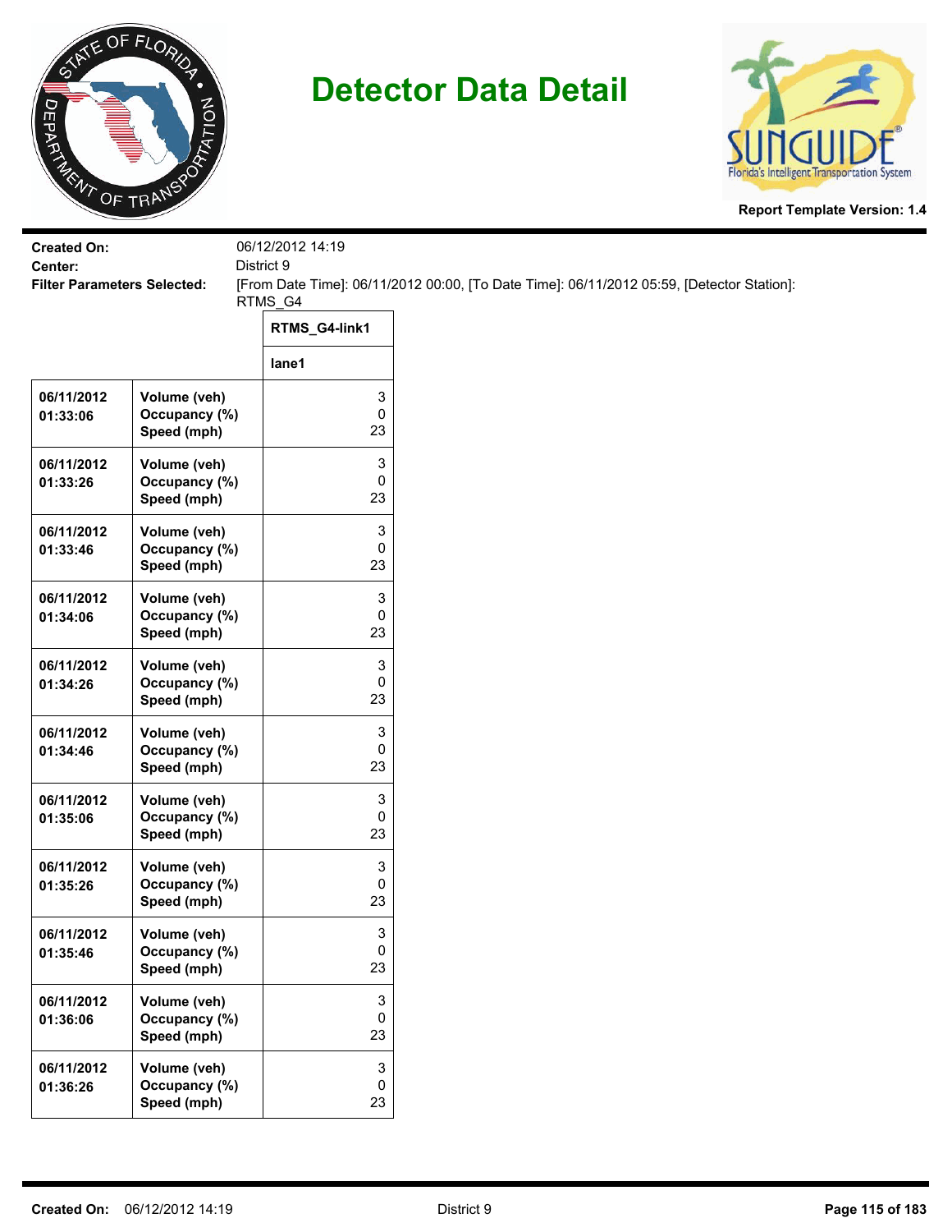# Detector Data Detail

**Report Template Version: 1.4**

**Created On:** 06/12/2012 14:19
**Center:** District 9
**Filter Parameters Selected:** [From Date Time]: 06/11/2012 00:00, [To Date Time]: 06/11/2012 05:59, [Detector Station]: RTMS_G4

| | | RTMS_G4-link1 |
|---|---|---|
| | | lane1 |
| 06/11/2012 01:33:06 | Volume (veh)<br>Occupancy (%)<br>Speed (mph) | 3<br>0<br>23 |
| 06/11/2012 01:33:26 | Volume (veh)<br>Occupancy (%)<br>Speed (mph) | 3<br>0<br>23 |
| 06/11/2012 01:33:46 | Volume (veh)<br>Occupancy (%)<br>Speed (mph) | 3<br>0<br>23 |
| 06/11/2012 01:34:06 | Volume (veh)<br>Occupancy (%)<br>Speed (mph) | 3<br>0<br>23 |
| 06/11/2012 01:34:26 | Volume (veh)<br>Occupancy (%)<br>Speed (mph) | 3<br>0<br>23 |
| 06/11/2012 01:34:46 | Volume (veh)<br>Occupancy (%)<br>Speed (mph) | 3<br>0<br>23 |
| 06/11/2012 01:35:06 | Volume (veh)<br>Occupancy (%)<br>Speed (mph) | 3<br>0<br>23 |
| 06/11/2012 01:35:26 | Volume (veh)<br>Occupancy (%)<br>Speed (mph) | 3<br>0<br>23 |
| 06/11/2012 01:35:46 | Volume (veh)<br>Occupancy (%)<br>Speed (mph) | 3<br>0<br>23 |
| 06/11/2012 01:36:06 | Volume (veh)<br>Occupancy (%)<br>Speed (mph) | 3<br>0<br>23 |
| 06/11/2012 01:36:26 | Volume (veh)<br>Occupancy (%)<br>Speed (mph) | 3<br>0<br>23 |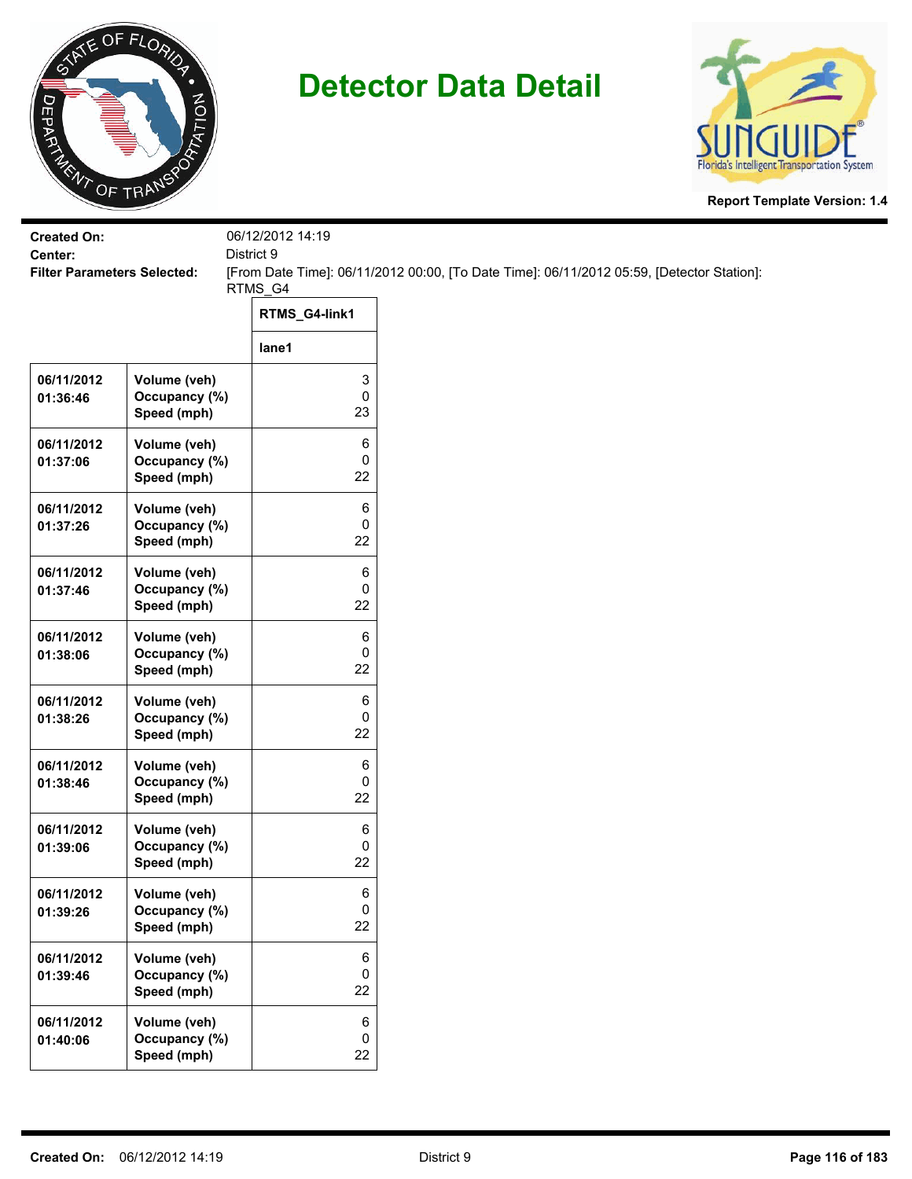# Detector Data Detail

**Report Template Version: 1.4**

**Created On:** 06/12/2012 14:19
**Center:** District 9
**Filter Parameters Selected:** [From Date Time]: 06/11/2012 00:00, [To Date Time]: 06/11/2012 05:59, [Detector Station]: RTMS_G4

| | | RTMS_G4-link1 |
|---|---|---|
| | | lane1 |
| 06/11/2012 01:36:46 | Volume (veh)<br>Occupancy (%)<br>Speed (mph) | 3<br>0<br>23 |
| 06/11/2012 01:37:06 | Volume (veh)<br>Occupancy (%)<br>Speed (mph) | 6<br>0<br>22 |
| 06/11/2012 01:37:26 | Volume (veh)<br>Occupancy (%)<br>Speed (mph) | 6<br>0<br>22 |
| 06/11/2012 01:37:46 | Volume (veh)<br>Occupancy (%)<br>Speed (mph) | 6<br>0<br>22 |
| 06/11/2012 01:38:06 | Volume (veh)<br>Occupancy (%)<br>Speed (mph) | 6<br>0<br>22 |
| 06/11/2012 01:38:26 | Volume (veh)<br>Occupancy (%)<br>Speed (mph) | 6<br>0<br>22 |
| 06/11/2012 01:38:46 | Volume (veh)<br>Occupancy (%)<br>Speed (mph) | 6<br>0<br>22 |
| 06/11/2012 01:39:06 | Volume (veh)<br>Occupancy (%)<br>Speed (mph) | 6<br>0<br>22 |
| 06/11/2012 01:39:26 | Volume (veh)<br>Occupancy (%)<br>Speed (mph) | 6<br>0<br>22 |
| 06/11/2012 01:39:46 | Volume (veh)<br>Occupancy (%)<br>Speed (mph) | 6<br>0<br>22 |
| 06/11/2012 01:40:06 | Volume (veh)<br>Occupancy (%)<br>Speed (mph) | 6<br>0<br>22 |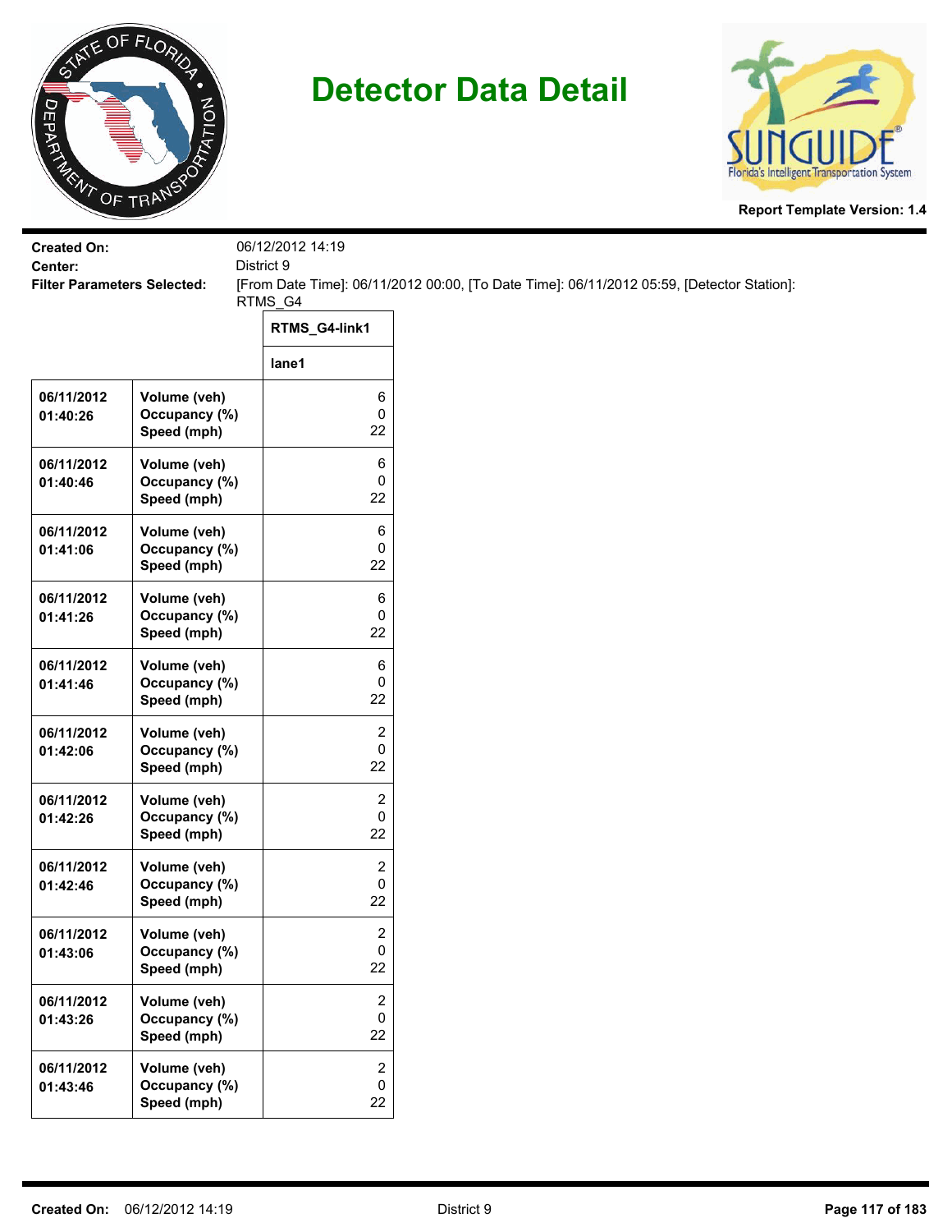# Detector Data Detail

**Report Template Version: 1.4**

**Created On:** 06/12/2012 14:19
**Center:** District 9
**Filter Parameters Selected:** [From Date Time]: 06/11/2012 00:00, [To Date Time]: 06/11/2012 05:59, [Detector Station]: RTMS_G4

| | | RTMS_G4-link1 |
|---|---|---|
| | | lane1 |
| **06/11/2012 01:40:26** | **Volume (veh)**<br>**Occupancy (%)**<br>**Speed (mph)** | 6<br>0<br>22 |
| **06/11/2012 01:40:46** | **Volume (veh)**<br>**Occupancy (%)**<br>**Speed (mph)** | 6<br>0<br>22 |
| **06/11/2012 01:41:06** | **Volume (veh)**<br>**Occupancy (%)**<br>**Speed (mph)** | 6<br>0<br>22 |
| **06/11/2012 01:41:26** | **Volume (veh)**<br>**Occupancy (%)**<br>**Speed (mph)** | 6<br>0<br>22 |
| **06/11/2012 01:41:46** | **Volume (veh)**<br>**Occupancy (%)**<br>**Speed (mph)** | 6<br>0<br>22 |
| **06/11/2012 01:42:06** | **Volume (veh)**<br>**Occupancy (%)**<br>**Speed (mph)** | 2<br>0<br>22 |
| **06/11/2012 01:42:26** | **Volume (veh)**<br>**Occupancy (%)**<br>**Speed (mph)** | 2<br>0<br>22 |
| **06/11/2012 01:42:46** | **Volume (veh)**<br>**Occupancy (%)**<br>**Speed (mph)** | 2<br>0<br>22 |
| **06/11/2012 01:43:06** | **Volume (veh)**<br>**Occupancy (%)**<br>**Speed (mph)** | 2<br>0<br>22 |
| **06/11/2012 01:43:26** | **Volume (veh)**<br>**Occupancy (%)**<br>**Speed (mph)** | 2<br>0<br>22 |
| **06/11/2012 01:43:46** | **Volume (veh)**<br>**Occupancy (%)**<br>**Speed (mph)** | 2<br>0<br>22 |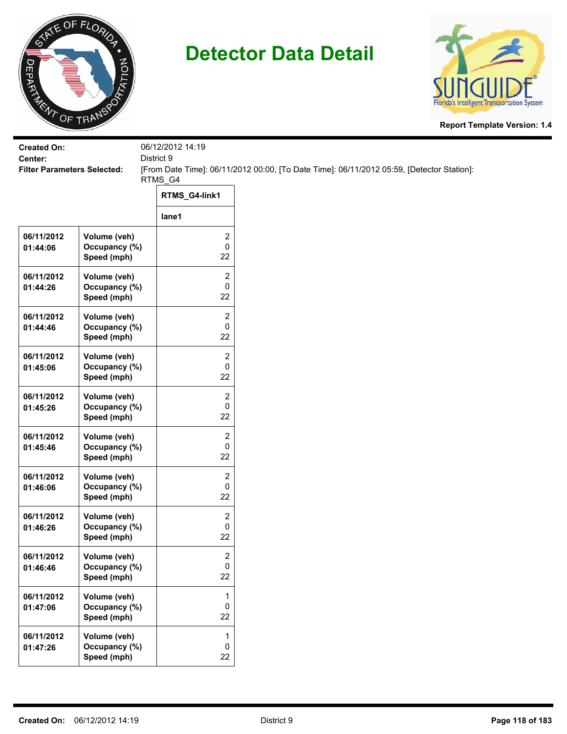# Detector Data Detail

**Report Template Version: 1.4**

**Created On:** 06/12/2012 14:19
**Center:** District 9
**Filter Parameters Selected:** [From Date Time]: 06/11/2012 00:00, [To Date Time]: 06/11/2012 05:59, [Detector Station]: RTMS_G4

| | | RTMS_G4-link1 |
|---|---|---|
| | | lane1 |
| 06/11/2012 01:44:06 | Volume (veh)<br>Occupancy (%)<br>Speed (mph) | 2<br>0<br>22 |
| 06/11/2012 01:44:26 | Volume (veh)<br>Occupancy (%)<br>Speed (mph) | 2<br>0<br>22 |
| 06/11/2012 01:44:46 | Volume (veh)<br>Occupancy (%)<br>Speed (mph) | 2<br>0<br>22 |
| 06/11/2012 01:45:06 | Volume (veh)<br>Occupancy (%)<br>Speed (mph) | 2<br>0<br>22 |
| 06/11/2012 01:45:26 | Volume (veh)<br>Occupancy (%)<br>Speed (mph) | 2<br>0<br>22 |
| 06/11/2012 01:45:46 | Volume (veh)<br>Occupancy (%)<br>Speed (mph) | 2<br>0<br>22 |
| 06/11/2012 01:46:06 | Volume (veh)<br>Occupancy (%)<br>Speed (mph) | 2<br>0<br>22 |
| 06/11/2012 01:46:26 | Volume (veh)<br>Occupancy (%)<br>Speed (mph) | 2<br>0<br>22 |
| 06/11/2012 01:46:46 | Volume (veh)<br>Occupancy (%)<br>Speed (mph) | 2<br>0<br>22 |
| 06/11/2012 01:47:06 | Volume (veh)<br>Occupancy (%)<br>Speed (mph) | 1<br>0<br>22 |
| 06/11/2012 01:47:26 | Volume (veh)<br>Occupancy (%)<br>Speed (mph) | 1<br>0<br>22 |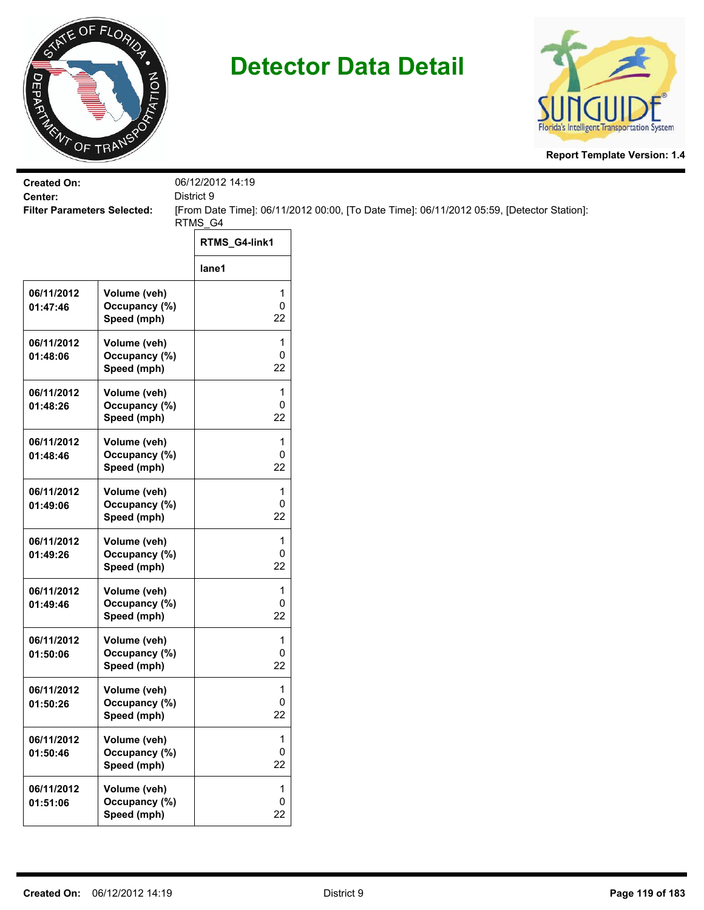# Detector Data Detail

**Report Template Version: 1.4**

**Created On:** 06/12/2012 14:19
**Center:** District 9
**Filter Parameters Selected:** [From Date Time]: 06/11/2012 00:00, [To Date Time]: 06/11/2012 05:59, [Detector Station]: RTMS_G4

| | | RTMS_G4-link1 |
|---|---|---|
| | | lane1 |
| 06/11/2012 01:47:46 | Volume (veh)<br>Occupancy (%)<br>Speed (mph) | 1<br>0<br>22 |
| 06/11/2012 01:48:06 | Volume (veh)<br>Occupancy (%)<br>Speed (mph) | 1<br>0<br>22 |
| 06/11/2012 01:48:26 | Volume (veh)<br>Occupancy (%)<br>Speed (mph) | 1<br>0<br>22 |
| 06/11/2012 01:48:46 | Volume (veh)<br>Occupancy (%)<br>Speed (mph) | 1<br>0<br>22 |
| 06/11/2012 01:49:06 | Volume (veh)<br>Occupancy (%)<br>Speed (mph) | 1<br>0<br>22 |
| 06/11/2012 01:49:26 | Volume (veh)<br>Occupancy (%)<br>Speed (mph) | 1<br>0<br>22 |
| 06/11/2012 01:49:46 | Volume (veh)<br>Occupancy (%)<br>Speed (mph) | 1<br>0<br>22 |
| 06/11/2012 01:50:06 | Volume (veh)<br>Occupancy (%)<br>Speed (mph) | 1<br>0<br>22 |
| 06/11/2012 01:50:26 | Volume (veh)<br>Occupancy (%)<br>Speed (mph) | 1<br>0<br>22 |
| 06/11/2012 01:50:46 | Volume (veh)<br>Occupancy (%)<br>Speed (mph) | 1<br>0<br>22 |
| 06/11/2012 01:51:06 | Volume (veh)<br>Occupancy (%)<br>Speed (mph) | 1<br>0<br>22 |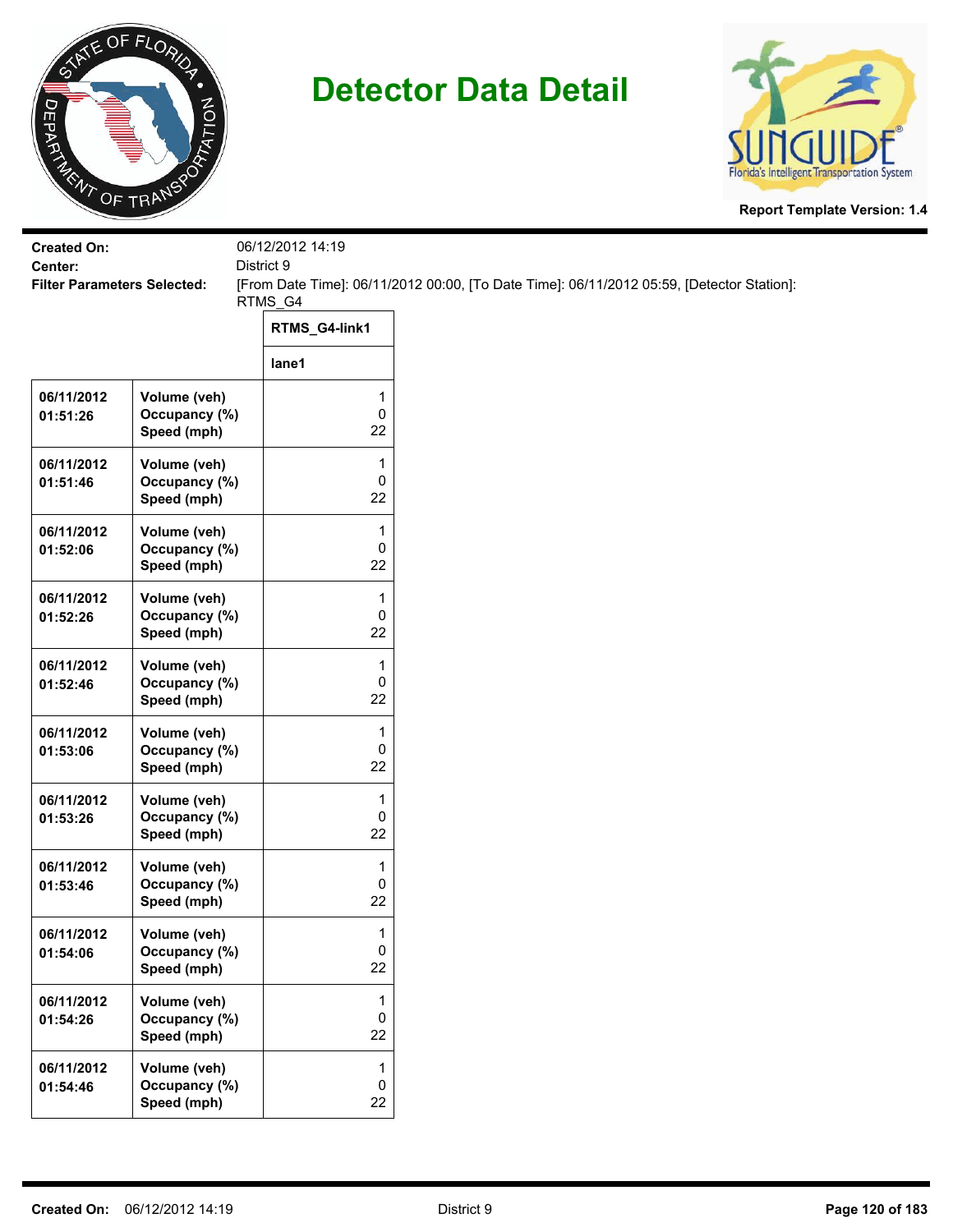# Detector Data Detail

**Report Template Version: 1.4**

**Created On:** 06/12/2012 14:19
**Center:** District 9
**Filter Parameters Selected:** [From Date Time]: 06/11/2012 00:00, [To Date Time]: 06/11/2012 05:59, [Detector Station]: RTMS_G4

| | | RTMS_G4-link1 |
|---|---|---|
| | | lane1 |
| 06/11/2012 01:51:26 | Volume (veh)<br>Occupancy (%)<br>Speed (mph) | 1<br>0<br>22 |
| 06/11/2012 01:51:46 | Volume (veh)<br>Occupancy (%)<br>Speed (mph) | 1<br>0<br>22 |
| 06/11/2012 01:52:06 | Volume (veh)<br>Occupancy (%)<br>Speed (mph) | 1<br>0<br>22 |
| 06/11/2012 01:52:26 | Volume (veh)<br>Occupancy (%)<br>Speed (mph) | 1<br>0<br>22 |
| 06/11/2012 01:52:46 | Volume (veh)<br>Occupancy (%)<br>Speed (mph) | 1<br>0<br>22 |
| 06/11/2012 01:53:06 | Volume (veh)<br>Occupancy (%)<br>Speed (mph) | 1<br>0<br>22 |
| 06/11/2012 01:53:26 | Volume (veh)<br>Occupancy (%)<br>Speed (mph) | 1<br>0<br>22 |
| 06/11/2012 01:53:46 | Volume (veh)<br>Occupancy (%)<br>Speed (mph) | 1<br>0<br>22 |
| 06/11/2012 01:54:06 | Volume (veh)<br>Occupancy (%)<br>Speed (mph) | 1<br>0<br>22 |
| 06/11/2012 01:54:26 | Volume (veh)<br>Occupancy (%)<br>Speed (mph) | 1<br>0<br>22 |
| 06/11/2012 01:54:46 | Volume (veh)<br>Occupancy (%)<br>Speed (mph) | 1<br>0<br>22 |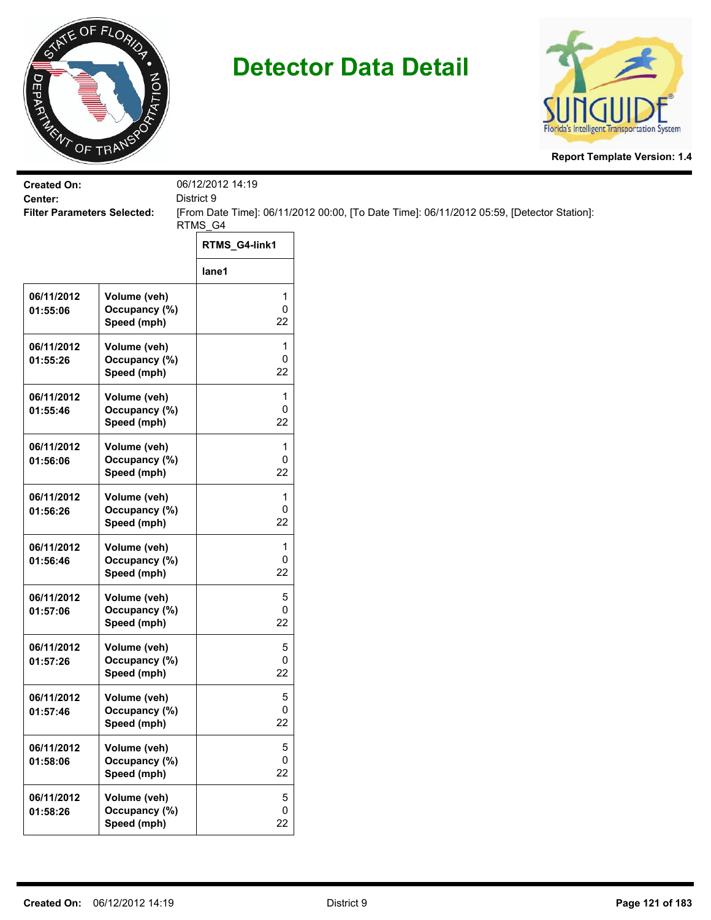# Detector Data Detail

Report Template Version: 1.4

**Created On:** 06/12/2012 14:19
**Center:** District 9
**Filter Parameters Selected:** [From Date Time]: 06/11/2012 00:00, [To Date Time]: 06/11/2012 05:59, [Detector Station]: RTMS_G4

| | | RTMS_G4-link1 |
|---|---|---|
| | | lane1 |
| 06/11/2012 01:55:06 | Volume (veh)<br>Occupancy (%)<br>Speed (mph) | 1<br>0<br>22 |
| 06/11/2012 01:55:26 | Volume (veh)<br>Occupancy (%)<br>Speed (mph) | 1<br>0<br>22 |
| 06/11/2012 01:55:46 | Volume (veh)<br>Occupancy (%)<br>Speed (mph) | 1<br>0<br>22 |
| 06/11/2012 01:56:06 | Volume (veh)<br>Occupancy (%)<br>Speed (mph) | 1<br>0<br>22 |
| 06/11/2012 01:56:26 | Volume (veh)<br>Occupancy (%)<br>Speed (mph) | 1<br>0<br>22 |
| 06/11/2012 01:56:46 | Volume (veh)<br>Occupancy (%)<br>Speed (mph) | 1<br>0<br>22 |
| 06/11/2012 01:57:06 | Volume (veh)<br>Occupancy (%)<br>Speed (mph) | 5<br>0<br>22 |
| 06/11/2012 01:57:26 | Volume (veh)<br>Occupancy (%)<br>Speed (mph) | 5<br>0<br>22 |
| 06/11/2012 01:57:46 | Volume (veh)<br>Occupancy (%)<br>Speed (mph) | 5<br>0<br>22 |
| 06/11/2012 01:58:06 | Volume (veh)<br>Occupancy (%)<br>Speed (mph) | 5<br>0<br>22 |
| 06/11/2012 01:58:26 | Volume (veh)<br>Occupancy (%)<br>Speed (mph) | 5<br>0<br>22 |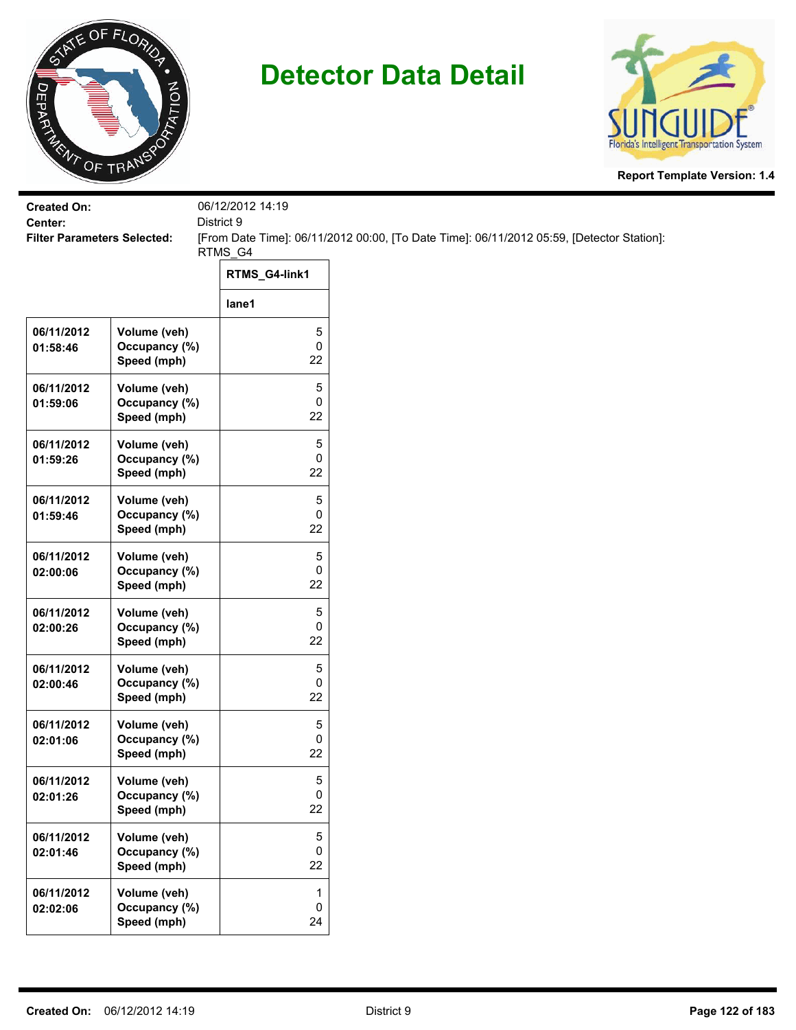# Detector Data Detail

Report Template Version: 1.4

**Created On:** 06/12/2012 14:19
**Center:** District 9
**Filter Parameters Selected:** [From Date Time]: 06/11/2012 00:00, [To Date Time]: 06/11/2012 05:59, [Detector Station]: RTMS_G4

| | | RTMS_G4-link1 |
|---|---|---|
| | | lane1 |
| 06/11/2012 01:58:46 | Volume (veh)<br>Occupancy (%)<br>Speed (mph) | 5<br>0<br>22 |
| 06/11/2012 01:59:06 | Volume (veh)<br>Occupancy (%)<br>Speed (mph) | 5<br>0<br>22 |
| 06/11/2012 01:59:26 | Volume (veh)<br>Occupancy (%)<br>Speed (mph) | 5<br>0<br>22 |
| 06/11/2012 01:59:46 | Volume (veh)<br>Occupancy (%)<br>Speed (mph) | 5<br>0<br>22 |
| 06/11/2012 02:00:06 | Volume (veh)<br>Occupancy (%)<br>Speed (mph) | 5<br>0<br>22 |
| 06/11/2012 02:00:26 | Volume (veh)<br>Occupancy (%)<br>Speed (mph) | 5<br>0<br>22 |
| 06/11/2012 02:00:46 | Volume (veh)<br>Occupancy (%)<br>Speed (mph) | 5<br>0<br>22 |
| 06/11/2012 02:01:06 | Volume (veh)<br>Occupancy (%)<br>Speed (mph) | 5<br>0<br>22 |
| 06/11/2012 02:01:26 | Volume (veh)<br>Occupancy (%)<br>Speed (mph) | 5<br>0<br>22 |
| 06/11/2012 02:01:46 | Volume (veh)<br>Occupancy (%)<br>Speed (mph) | 5<br>0<br>22 |
| 06/11/2012 02:02:06 | Volume (veh)<br>Occupancy (%)<br>Speed (mph) | 1<br>0<br>24 |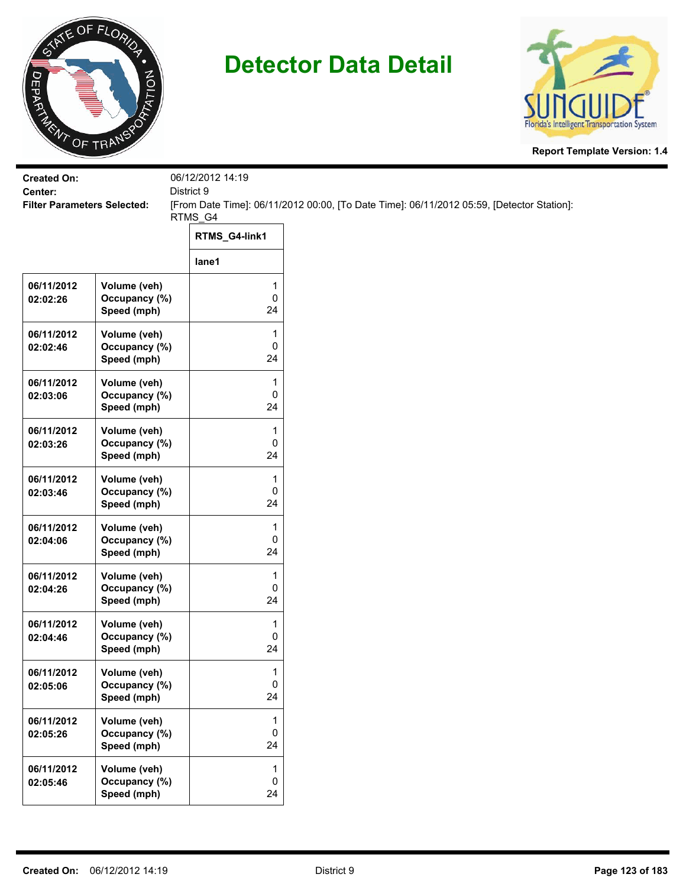# Detector Data Detail

**Report Template Version: 1.4**

**Created On:** 06/12/2012 14:19
**Center:** District 9
**Filter Parameters Selected:** [From Date Time]: 06/11/2012 00:00, [To Date Time]: 06/11/2012 05:59, [Detector Station]: RTMS_G4

| | | RTMS_G4-link1 |
|---|---|---|
| | | lane1 |
| 06/11/2012 02:02:26 | Volume (veh)<br>Occupancy (%)<br>Speed (mph) | 1<br>0<br>24 |
| 06/11/2012 02:02:46 | Volume (veh)<br>Occupancy (%)<br>Speed (mph) | 1<br>0<br>24 |
| 06/11/2012 02:03:06 | Volume (veh)<br>Occupancy (%)<br>Speed (mph) | 1<br>0<br>24 |
| 06/11/2012 02:03:26 | Volume (veh)<br>Occupancy (%)<br>Speed (mph) | 1<br>0<br>24 |
| 06/11/2012 02:03:46 | Volume (veh)<br>Occupancy (%)<br>Speed (mph) | 1<br>0<br>24 |
| 06/11/2012 02:04:06 | Volume (veh)<br>Occupancy (%)<br>Speed (mph) | 1<br>0<br>24 |
| 06/11/2012 02:04:26 | Volume (veh)<br>Occupancy (%)<br>Speed (mph) | 1<br>0<br>24 |
| 06/11/2012 02:04:46 | Volume (veh)<br>Occupancy (%)<br>Speed (mph) | 1<br>0<br>24 |
| 06/11/2012 02:05:06 | Volume (veh)<br>Occupancy (%)<br>Speed (mph) | 1<br>0<br>24 |
| 06/11/2012 02:05:26 | Volume (veh)<br>Occupancy (%)<br>Speed (mph) | 1<br>0<br>24 |
| 06/11/2012 02:05:46 | Volume (veh)<br>Occupancy (%)<br>Speed (mph) | 1<br>0<br>24 |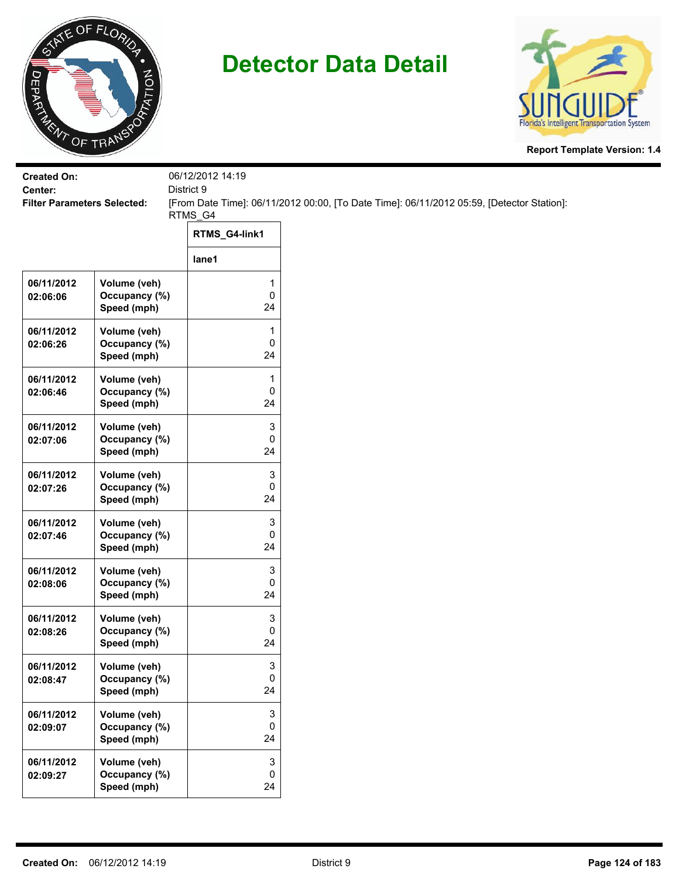# Detector Data Detail

**Report Template Version: 1.4**

**Created On:** 06/12/2012 14:19
**Center:** District 9
**Filter Parameters Selected:** [From Date Time]: 06/11/2012 00:00, [To Date Time]: 06/11/2012 05:59, [Detector Station]: RTMS_G4

| | | RTMS_G4-link1 |
|---|---|---|
| | | lane1 |
| 06/11/2012 02:06:06 | Volume (veh)<br>Occupancy (%)<br>Speed (mph) | 1<br>0<br>24 |
| 06/11/2012 02:06:26 | Volume (veh)<br>Occupancy (%)<br>Speed (mph) | 1<br>0<br>24 |
| 06/11/2012 02:06:46 | Volume (veh)<br>Occupancy (%)<br>Speed (mph) | 1<br>0<br>24 |
| 06/11/2012 02:07:06 | Volume (veh)<br>Occupancy (%)<br>Speed (mph) | 3<br>0<br>24 |
| 06/11/2012 02:07:26 | Volume (veh)<br>Occupancy (%)<br>Speed (mph) | 3<br>0<br>24 |
| 06/11/2012 02:07:46 | Volume (veh)<br>Occupancy (%)<br>Speed (mph) | 3<br>0<br>24 |
| 06/11/2012 02:08:06 | Volume (veh)<br>Occupancy (%)<br>Speed (mph) | 3<br>0<br>24 |
| 06/11/2012 02:08:26 | Volume (veh)<br>Occupancy (%)<br>Speed (mph) | 3<br>0<br>24 |
| 06/11/2012 02:08:47 | Volume (veh)<br>Occupancy (%)<br>Speed (mph) | 3<br>0<br>24 |
| 06/11/2012 02:09:07 | Volume (veh)<br>Occupancy (%)<br>Speed (mph) | 3<br>0<br>24 |
| 06/11/2012 02:09:27 | Volume (veh)<br>Occupancy (%)<br>Speed (mph) | 3<br>0<br>24 |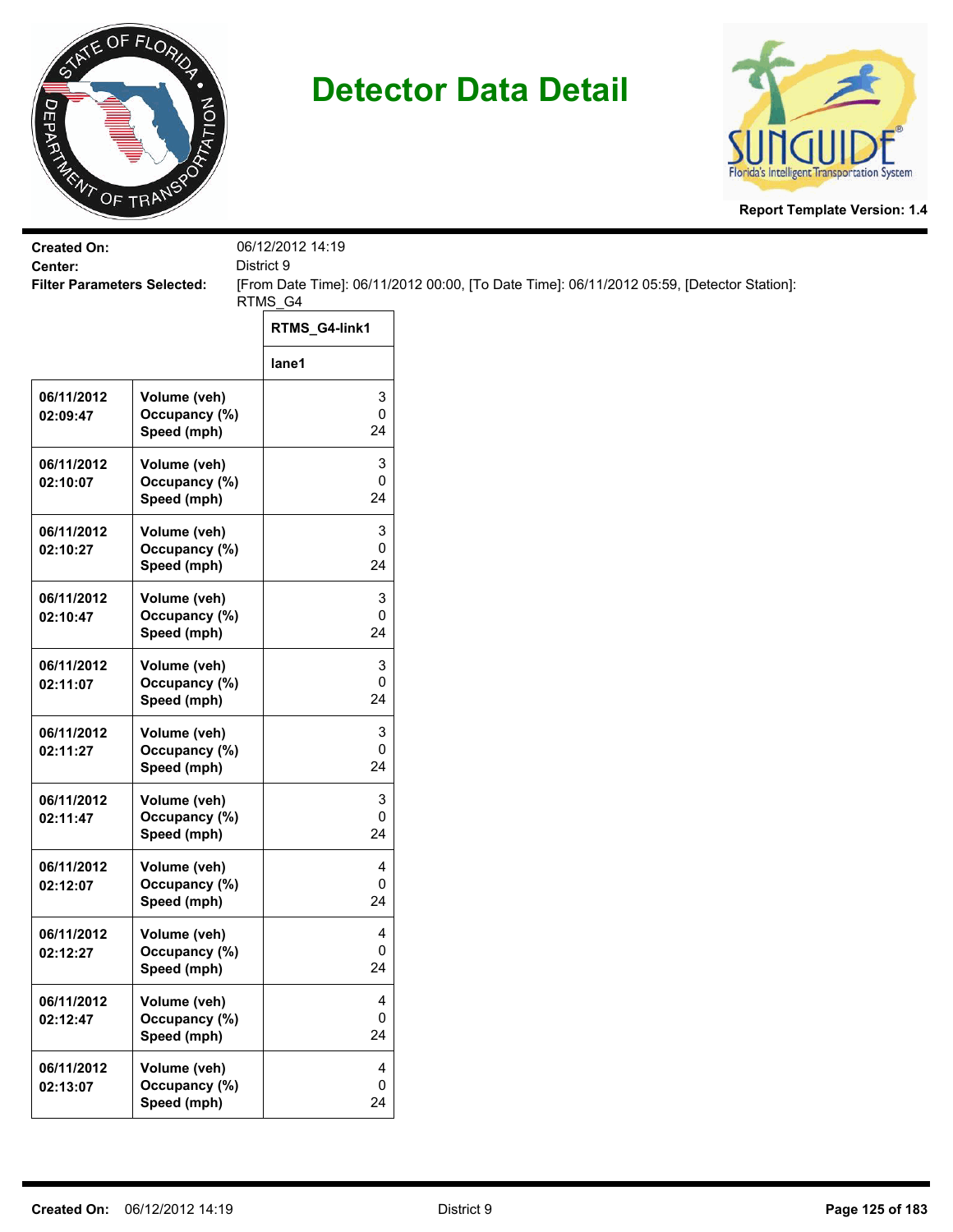# Detector Data Detail

**Report Template Version: 1.4**

**Created On:** 06/12/2012 14:19
**Center:** District 9
**Filter Parameters Selected:** [From Date Time]: 06/11/2012 00:00, [To Date Time]: 06/11/2012 05:59, [Detector Station]: RTMS_G4

| | | RTMS_G4-link1 |
|---|---|---|
| | | lane1 |
| 06/11/2012 02:09:47 | Volume (veh)<br>Occupancy (%)<br>Speed (mph) | 3<br>0<br>24 |
| 06/11/2012 02:10:07 | Volume (veh)<br>Occupancy (%)<br>Speed (mph) | 3<br>0<br>24 |
| 06/11/2012 02:10:27 | Volume (veh)<br>Occupancy (%)<br>Speed (mph) | 3<br>0<br>24 |
| 06/11/2012 02:10:47 | Volume (veh)<br>Occupancy (%)<br>Speed (mph) | 3<br>0<br>24 |
| 06/11/2012 02:11:07 | Volume (veh)<br>Occupancy (%)<br>Speed (mph) | 3<br>0<br>24 |
| 06/11/2012 02:11:27 | Volume (veh)<br>Occupancy (%)<br>Speed (mph) | 3<br>0<br>24 |
| 06/11/2012 02:11:47 | Volume (veh)<br>Occupancy (%)<br>Speed (mph) | 3<br>0<br>24 |
| 06/11/2012 02:12:07 | Volume (veh)<br>Occupancy (%)<br>Speed (mph) | 4<br>0<br>24 |
| 06/11/2012 02:12:27 | Volume (veh)<br>Occupancy (%)<br>Speed (mph) | 4<br>0<br>24 |
| 06/11/2012 02:12:47 | Volume (veh)<br>Occupancy (%)<br>Speed (mph) | 4<br>0<br>24 |
| 06/11/2012 02:13:07 | Volume (veh)<br>Occupancy (%)<br>Speed (mph) | 4<br>0<br>24 |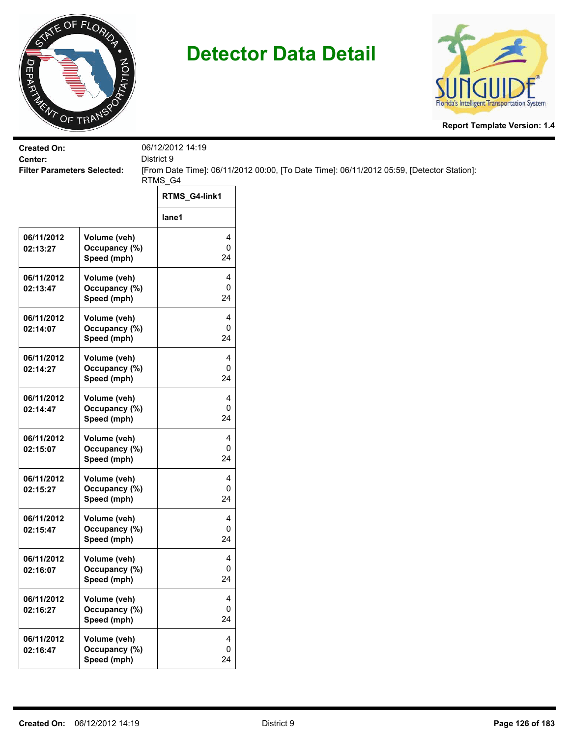# Detector Data Detail

Report Template Version: 1.4

**Created On:** 06/12/2012 14:19
**Center:** District 9
**Filter Parameters Selected:** [From Date Time]: 06/11/2012 00:00, [To Date Time]: 06/11/2012 05:59, [Detector Station]: RTMS_G4

| | | RTMS_G4-link1 |
|---|---|---|
| | | lane1 |
| 06/11/2012 02:13:27 | Volume (veh)<br>Occupancy (%)<br>Speed (mph) | 4<br>0<br>24 |
| 06/11/2012 02:13:47 | Volume (veh)<br>Occupancy (%)<br>Speed (mph) | 4<br>0<br>24 |
| 06/11/2012 02:14:07 | Volume (veh)<br>Occupancy (%)<br>Speed (mph) | 4<br>0<br>24 |
| 06/11/2012 02:14:27 | Volume (veh)<br>Occupancy (%)<br>Speed (mph) | 4<br>0<br>24 |
| 06/11/2012 02:14:47 | Volume (veh)<br>Occupancy (%)<br>Speed (mph) | 4<br>0<br>24 |
| 06/11/2012 02:15:07 | Volume (veh)<br>Occupancy (%)<br>Speed (mph) | 4<br>0<br>24 |
| 06/11/2012 02:15:27 | Volume (veh)<br>Occupancy (%)<br>Speed (mph) | 4<br>0<br>24 |
| 06/11/2012 02:15:47 | Volume (veh)<br>Occupancy (%)<br>Speed (mph) | 4<br>0<br>24 |
| 06/11/2012 02:16:07 | Volume (veh)<br>Occupancy (%)<br>Speed (mph) | 4<br>0<br>24 |
| 06/11/2012 02:16:27 | Volume (veh)<br>Occupancy (%)<br>Speed (mph) | 4<br>0<br>24 |
| 06/11/2012 02:16:47 | Volume (veh)<br>Occupancy (%)<br>Speed (mph) | 4<br>0<br>24 |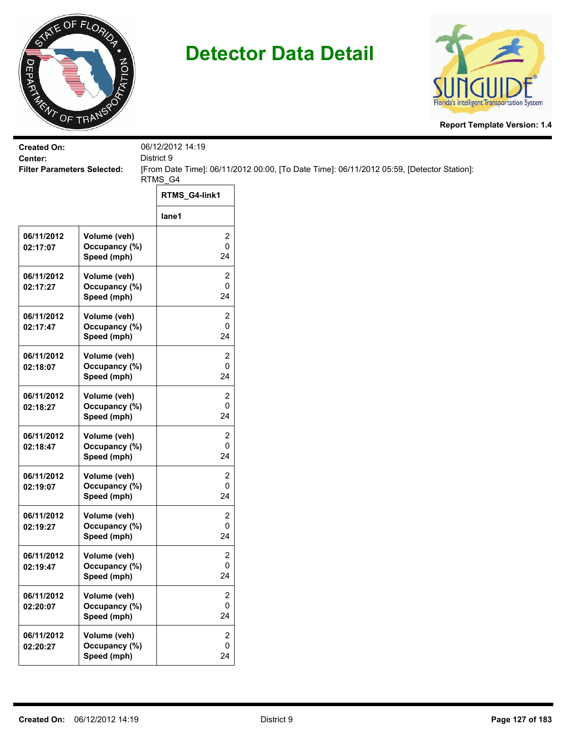# Detector Data Detail

**Report Template Version: 1.4**

**Created On:** 06/12/2012 14:19
**Center:** District 9
**Filter Parameters Selected:** [From Date Time]: 06/11/2012 00:00, [To Date Time]: 06/11/2012 05:59, [Detector Station]: RTMS_G4

| | | RTMS_G4-link1 |
|---|---|---|
| | | lane1 |
| 06/11/2012 02:17:07 | Volume (veh)<br>Occupancy (%)<br>Speed (mph) | 2<br>0<br>24 |
| 06/11/2012 02:17:27 | Volume (veh)<br>Occupancy (%)<br>Speed (mph) | 2<br>0<br>24 |
| 06/11/2012 02:17:47 | Volume (veh)<br>Occupancy (%)<br>Speed (mph) | 2<br>0<br>24 |
| 06/11/2012 02:18:07 | Volume (veh)<br>Occupancy (%)<br>Speed (mph) | 2<br>0<br>24 |
| 06/11/2012 02:18:27 | Volume (veh)<br>Occupancy (%)<br>Speed (mph) | 2<br>0<br>24 |
| 06/11/2012 02:18:47 | Volume (veh)<br>Occupancy (%)<br>Speed (mph) | 2<br>0<br>24 |
| 06/11/2012 02:19:07 | Volume (veh)<br>Occupancy (%)<br>Speed (mph) | 2<br>0<br>24 |
| 06/11/2012 02:19:27 | Volume (veh)<br>Occupancy (%)<br>Speed (mph) | 2<br>0<br>24 |
| 06/11/2012 02:19:47 | Volume (veh)<br>Occupancy (%)<br>Speed (mph) | 2<br>0<br>24 |
| 06/11/2012 02:20:07 | Volume (veh)<br>Occupancy (%)<br>Speed (mph) | 2<br>0<br>24 |
| 06/11/2012 02:20:27 | Volume (veh)<br>Occupancy (%)<br>Speed (mph) | 2<br>0<br>24 |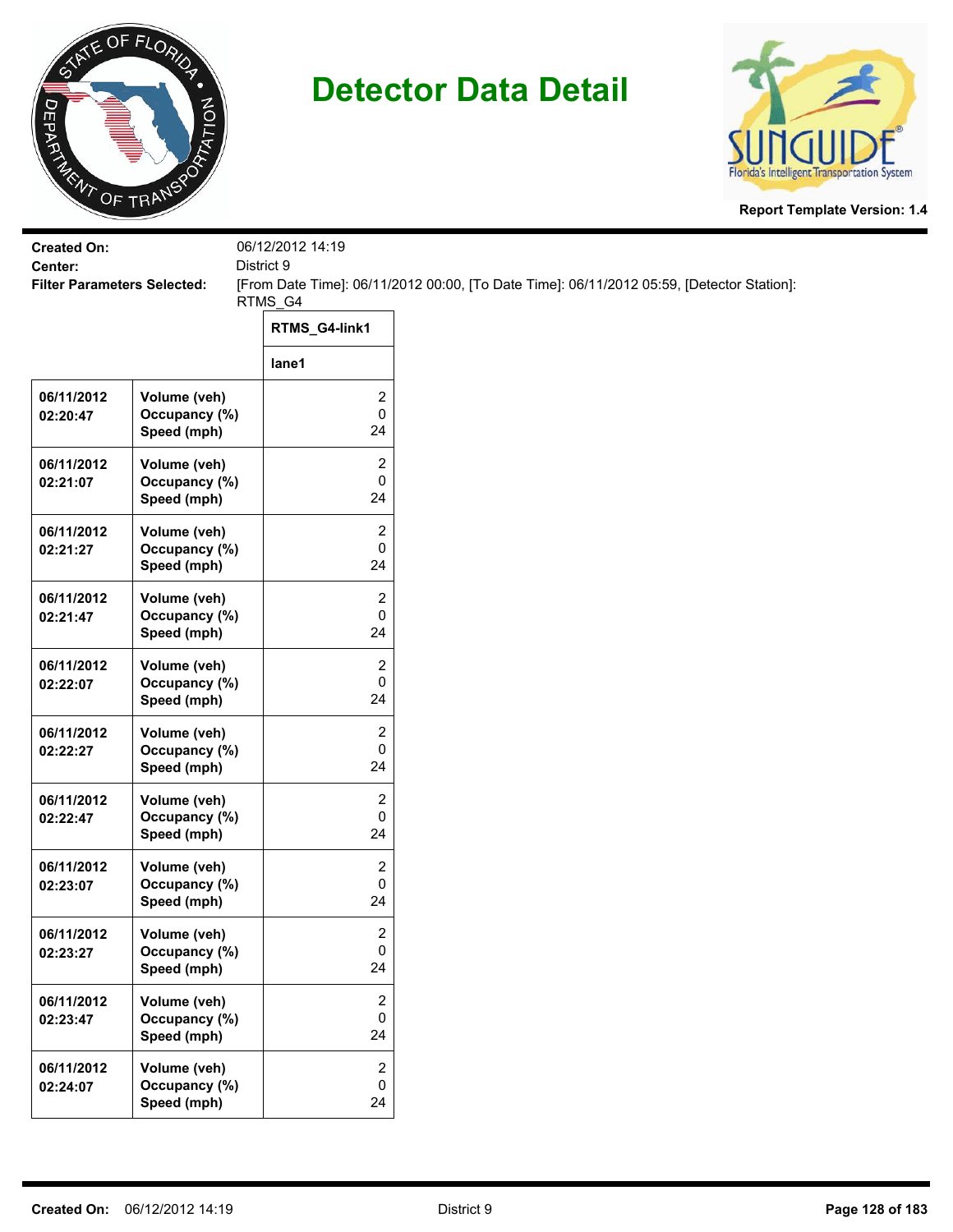# Detector Data Detail

**Report Template Version: 1.4**

**Created On:** 06/12/2012 14:19

**Center:** District 9

**Filter Parameters Selected:** [From Date Time]: 06/11/2012 00:00, [To Date Time]: 06/11/2012 05:59, [Detector Station]: RTMS_G4

| | | RTMS_G4-link1 |
|---|---|---|
| | | lane1 |
| 06/11/2012 02:20:47 | Volume (veh)<br>Occupancy (%)<br>Speed (mph) | 2<br>0<br>24 |
| 06/11/2012 02:21:07 | Volume (veh)<br>Occupancy (%)<br>Speed (mph) | 2<br>0<br>24 |
| 06/11/2012 02:21:27 | Volume (veh)<br>Occupancy (%)<br>Speed (mph) | 2<br>0<br>24 |
| 06/11/2012 02:21:47 | Volume (veh)<br>Occupancy (%)<br>Speed (mph) | 2<br>0<br>24 |
| 06/11/2012 02:22:07 | Volume (veh)<br>Occupancy (%)<br>Speed (mph) | 2<br>0<br>24 |
| 06/11/2012 02:22:27 | Volume (veh)<br>Occupancy (%)<br>Speed (mph) | 2<br>0<br>24 |
| 06/11/2012 02:22:47 | Volume (veh)<br>Occupancy (%)<br>Speed (mph) | 2<br>0<br>24 |
| 06/11/2012 02:23:07 | Volume (veh)<br>Occupancy (%)<br>Speed (mph) | 2<br>0<br>24 |
| 06/11/2012 02:23:27 | Volume (veh)<br>Occupancy (%)<br>Speed (mph) | 2<br>0<br>24 |
| 06/11/2012 02:23:47 | Volume (veh)<br>Occupancy (%)<br>Speed (mph) | 2<br>0<br>24 |
| 06/11/2012 02:24:07 | Volume (veh)<br>Occupancy (%)<br>Speed (mph) | 2<br>0<br>24 |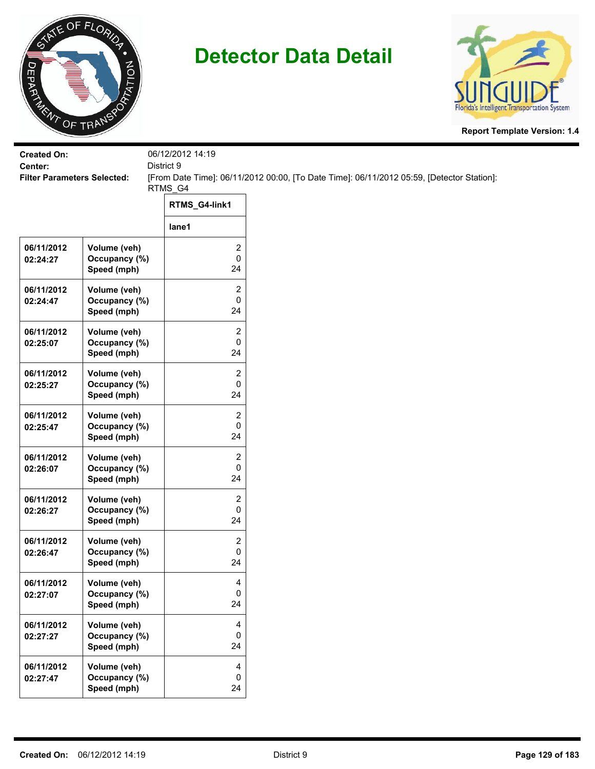# Detector Data Detail

**Report Template Version: 1.4**

**Created On:** 06/12/2012 14:19

**Center:** District 9

**Filter Parameters Selected:** [From Date Time]: 06/11/2012 00:00, [To Date Time]: 06/11/2012 05:59, [Detector Station]: RTMS_G4

| | | RTMS_G4-link1 |
|---|---|---|
| | | lane1 |
| 06/11/2012 02:24:27 | Volume (veh)<br>Occupancy (%)<br>Speed (mph) | 2<br>0<br>24 |
| 06/11/2012 02:24:47 | Volume (veh)<br>Occupancy (%)<br>Speed (mph) | 2<br>0<br>24 |
| 06/11/2012 02:25:07 | Volume (veh)<br>Occupancy (%)<br>Speed (mph) | 2<br>0<br>24 |
| 06/11/2012 02:25:27 | Volume (veh)<br>Occupancy (%)<br>Speed (mph) | 2<br>0<br>24 |
| 06/11/2012 02:25:47 | Volume (veh)<br>Occupancy (%)<br>Speed (mph) | 2<br>0<br>24 |
| 06/11/2012 02:26:07 | Volume (veh)<br>Occupancy (%)<br>Speed (mph) | 2<br>0<br>24 |
| 06/11/2012 02:26:27 | Volume (veh)<br>Occupancy (%)<br>Speed (mph) | 2<br>0<br>24 |
| 06/11/2012 02:26:47 | Volume (veh)<br>Occupancy (%)<br>Speed (mph) | 2<br>0<br>24 |
| 06/11/2012 02:27:07 | Volume (veh)<br>Occupancy (%)<br>Speed (mph) | 4<br>0<br>24 |
| 06/11/2012 02:27:27 | Volume (veh)<br>Occupancy (%)<br>Speed (mph) | 4<br>0<br>24 |
| 06/11/2012 02:27:47 | Volume (veh)<br>Occupancy (%)<br>Speed (mph) | 4<br>0<br>24 |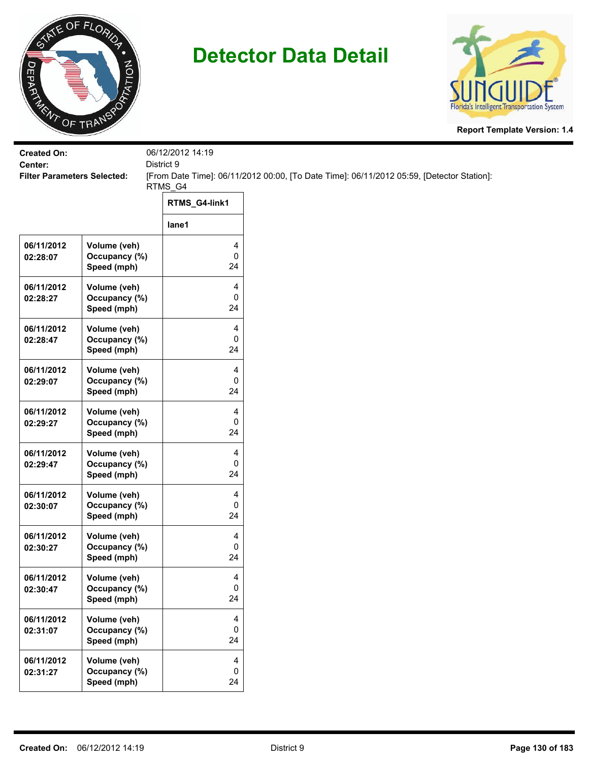# Detector Data Detail

**Report Template Version: 1.4**

**Created On:** 06/12/2012 14:19

**Center:** District 9

**Filter Parameters Selected:** [From Date Time]: 06/11/2012 00:00, [To Date Time]: 06/11/2012 05:59, [Detector Station]: RTMS_G4

| | | RTMS_G4-link1 |
|---|---|---|
| | | lane1 |
| 06/11/2012 02:28:07 | Volume (veh)<br>Occupancy (%)<br>Speed (mph) | 4<br>0<br>24 |
| 06/11/2012 02:28:27 | Volume (veh)<br>Occupancy (%)<br>Speed (mph) | 4<br>0<br>24 |
| 06/11/2012 02:28:47 | Volume (veh)<br>Occupancy (%)<br>Speed (mph) | 4<br>0<br>24 |
| 06/11/2012 02:29:07 | Volume (veh)<br>Occupancy (%)<br>Speed (mph) | 4<br>0<br>24 |
| 06/11/2012 02:29:27 | Volume (veh)<br>Occupancy (%)<br>Speed (mph) | 4<br>0<br>24 |
| 06/11/2012 02:29:47 | Volume (veh)<br>Occupancy (%)<br>Speed (mph) | 4<br>0<br>24 |
| 06/11/2012 02:30:07 | Volume (veh)<br>Occupancy (%)<br>Speed (mph) | 4<br>0<br>24 |
| 06/11/2012 02:30:27 | Volume (veh)<br>Occupancy (%)<br>Speed (mph) | 4<br>0<br>24 |
| 06/11/2012 02:30:47 | Volume (veh)<br>Occupancy (%)<br>Speed (mph) | 4<br>0<br>24 |
| 06/11/2012 02:31:07 | Volume (veh)<br>Occupancy (%)<br>Speed (mph) | 4<br>0<br>24 |
| 06/11/2012 02:31:27 | Volume (veh)<br>Occupancy (%)<br>Speed (mph) | 4<br>0<br>24 |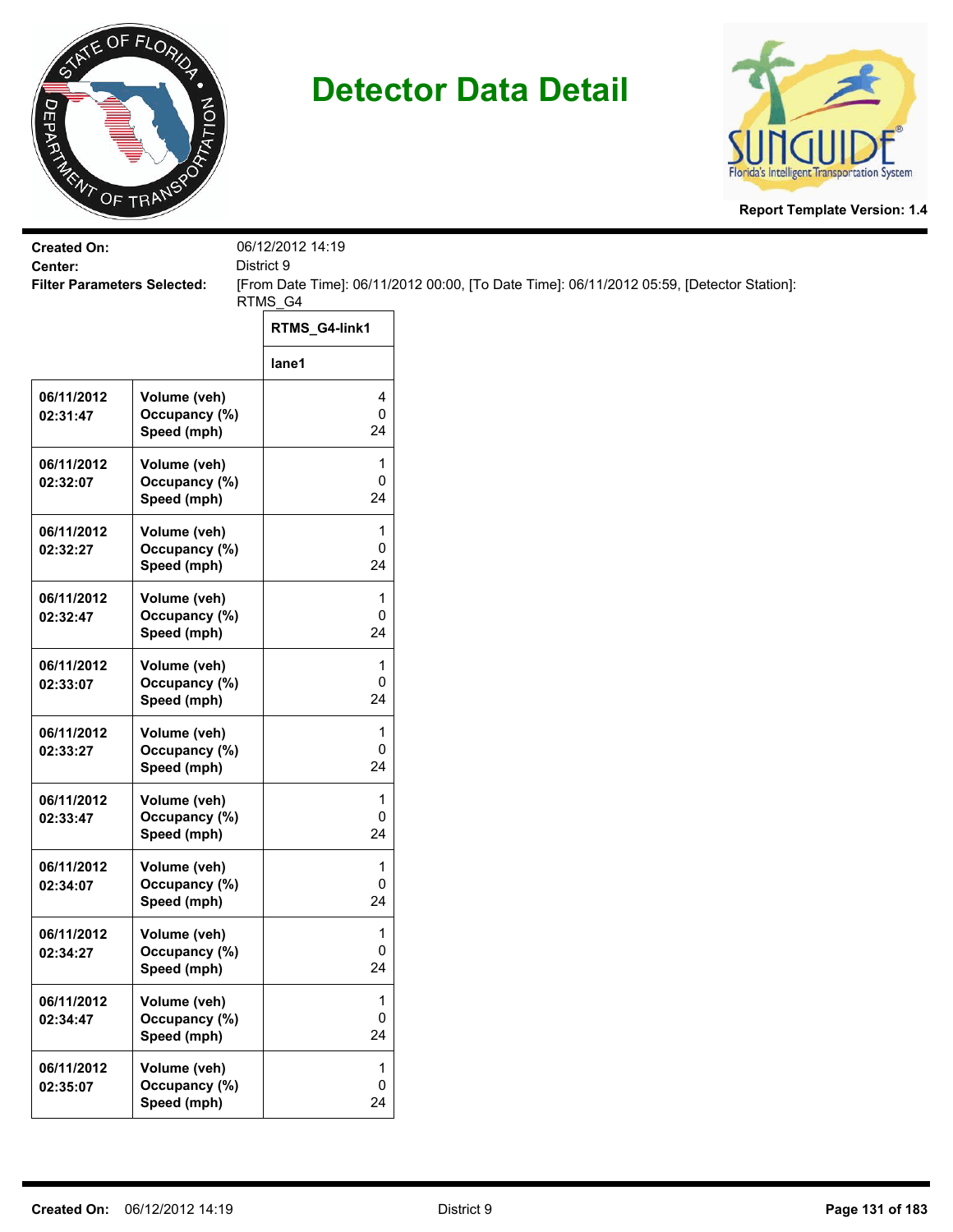# Detector Data Detail

**Report Template Version: 1.4**

**Created On:** 06/12/2012 14:19
**Center:** District 9
**Filter Parameters Selected:** [From Date Time]: 06/11/2012 00:00, [To Date Time]: 06/11/2012 05:59, [Detector Station]: RTMS_G4

| | | RTMS_G4-link1 |
|---|---|---|
| | | lane1 |
| 06/11/2012 02:31:47 | Volume (veh)<br>Occupancy (%)<br>Speed (mph) | 4<br>0<br>24 |
| 06/11/2012 02:32:07 | Volume (veh)<br>Occupancy (%)<br>Speed (mph) | 1<br>0<br>24 |
| 06/11/2012 02:32:27 | Volume (veh)<br>Occupancy (%)<br>Speed (mph) | 1<br>0<br>24 |
| 06/11/2012 02:32:47 | Volume (veh)<br>Occupancy (%)<br>Speed (mph) | 1<br>0<br>24 |
| 06/11/2012 02:33:07 | Volume (veh)<br>Occupancy (%)<br>Speed (mph) | 1<br>0<br>24 |
| 06/11/2012 02:33:27 | Volume (veh)<br>Occupancy (%)<br>Speed (mph) | 1<br>0<br>24 |
| 06/11/2012 02:33:47 | Volume (veh)<br>Occupancy (%)<br>Speed (mph) | 1<br>0<br>24 |
| 06/11/2012 02:34:07 | Volume (veh)<br>Occupancy (%)<br>Speed (mph) | 1<br>0<br>24 |
| 06/11/2012 02:34:27 | Volume (veh)<br>Occupancy (%)<br>Speed (mph) | 1<br>0<br>24 |
| 06/11/2012 02:34:47 | Volume (veh)<br>Occupancy (%)<br>Speed (mph) | 1<br>0<br>24 |
| 06/11/2012 02:35:07 | Volume (veh)<br>Occupancy (%)<br>Speed (mph) | 1<br>0<br>24 |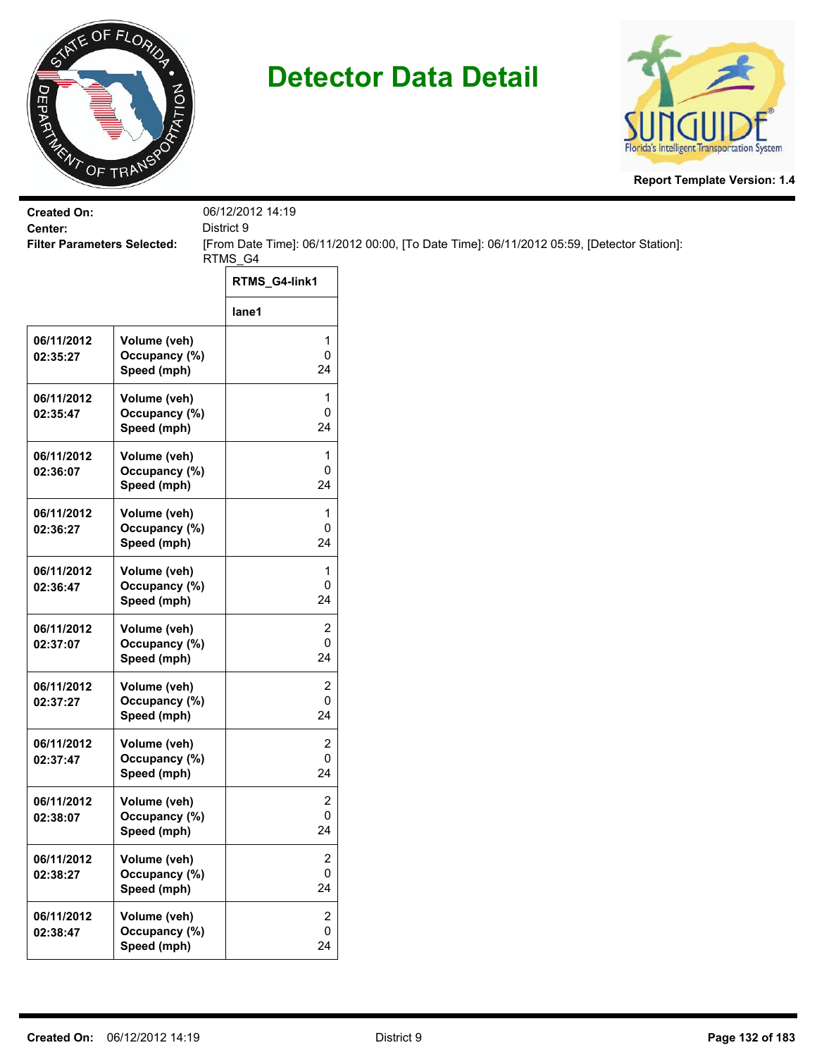# Detector Data Detail

**Report Template Version: 1.4**

**Created On:** 06/12/2012 14:19
**Center:** District 9
**Filter Parameters Selected:** [From Date Time]: 06/11/2012 00:00, [To Date Time]: 06/11/2012 05:59, [Detector Station]: RTMS_G4

| | | RTMS_G4-link1 |
|---|---|---|
| | | lane1 |
| 06/11/2012 02:35:27 | Volume (veh)<br>Occupancy (%)<br>Speed (mph) | 1<br>0<br>24 |
| 06/11/2012 02:35:47 | Volume (veh)<br>Occupancy (%)<br>Speed (mph) | 1<br>0<br>24 |
| 06/11/2012 02:36:07 | Volume (veh)<br>Occupancy (%)<br>Speed (mph) | 1<br>0<br>24 |
| 06/11/2012 02:36:27 | Volume (veh)<br>Occupancy (%)<br>Speed (mph) | 1<br>0<br>24 |
| 06/11/2012 02:36:47 | Volume (veh)<br>Occupancy (%)<br>Speed (mph) | 1<br>0<br>24 |
| 06/11/2012 02:37:07 | Volume (veh)<br>Occupancy (%)<br>Speed (mph) | 2<br>0<br>24 |
| 06/11/2012 02:37:27 | Volume (veh)<br>Occupancy (%)<br>Speed (mph) | 2<br>0<br>24 |
| 06/11/2012 02:37:47 | Volume (veh)<br>Occupancy (%)<br>Speed (mph) | 2<br>0<br>24 |
| 06/11/2012 02:38:07 | Volume (veh)<br>Occupancy (%)<br>Speed (mph) | 2<br>0<br>24 |
| 06/11/2012 02:38:27 | Volume (veh)<br>Occupancy (%)<br>Speed (mph) | 2<br>0<br>24 |
| 06/11/2012 02:38:47 | Volume (veh)<br>Occupancy (%)<br>Speed (mph) | 2<br>0<br>24 |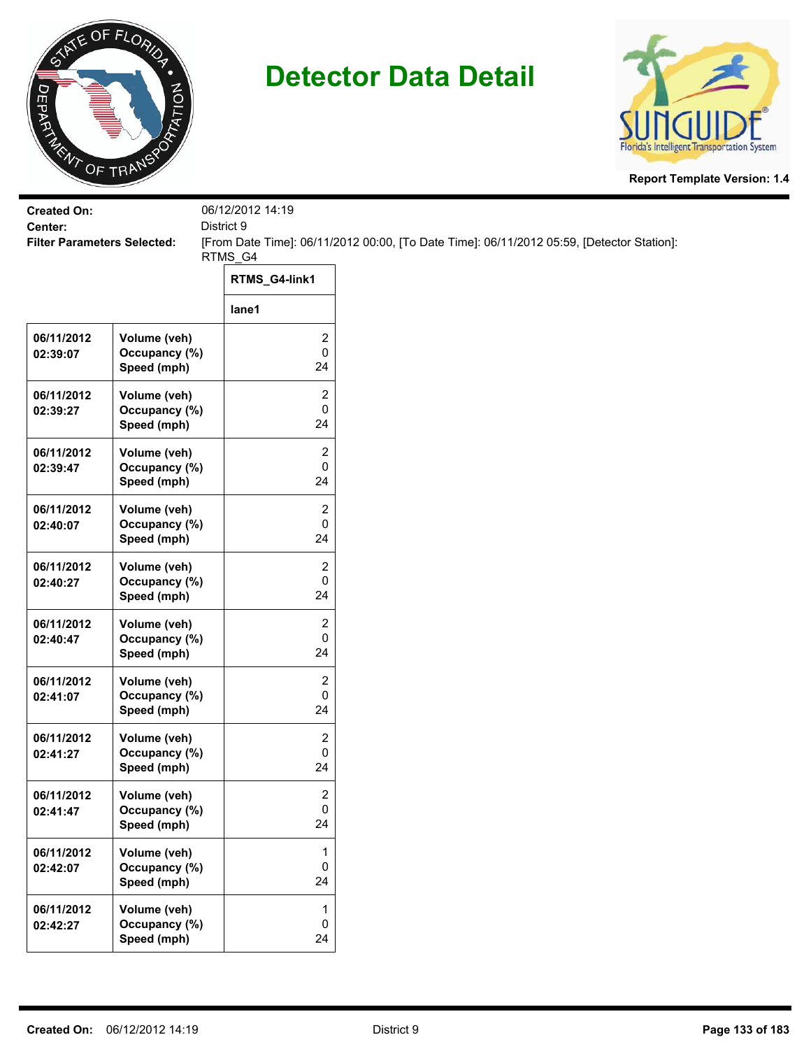# Detector Data Detail

**Report Template Version: 1.4**

**Created On:** 06/12/2012 14:19

**Center:** District 9

**Filter Parameters Selected:** [From Date Time]: 06/11/2012 00:00, [To Date Time]: 06/11/2012 05:59, [Detector Station]: RTMS_G4

| | | RTMS_G4-link1 |
|---|---|---|
| | | lane1 |
| 06/11/2012 02:39:07 | Volume (veh)<br>Occupancy (%)<br>Speed (mph) | 2<br>0<br>24 |
| 06/11/2012 02:39:27 | Volume (veh)<br>Occupancy (%)<br>Speed (mph) | 2<br>0<br>24 |
| 06/11/2012 02:39:47 | Volume (veh)<br>Occupancy (%)<br>Speed (mph) | 2<br>0<br>24 |
| 06/11/2012 02:40:07 | Volume (veh)<br>Occupancy (%)<br>Speed (mph) | 2<br>0<br>24 |
| 06/11/2012 02:40:27 | Volume (veh)<br>Occupancy (%)<br>Speed (mph) | 2<br>0<br>24 |
| 06/11/2012 02:40:47 | Volume (veh)<br>Occupancy (%)<br>Speed (mph) | 2<br>0<br>24 |
| 06/11/2012 02:41:07 | Volume (veh)<br>Occupancy (%)<br>Speed (mph) | 2<br>0<br>24 |
| 06/11/2012 02:41:27 | Volume (veh)<br>Occupancy (%)<br>Speed (mph) | 2<br>0<br>24 |
| 06/11/2012 02:41:47 | Volume (veh)<br>Occupancy (%)<br>Speed (mph) | 2<br>0<br>24 |
| 06/11/2012 02:42:07 | Volume (veh)<br>Occupancy (%)<br>Speed (mph) | 1<br>0<br>24 |
| 06/11/2012 02:42:27 | Volume (veh)<br>Occupancy (%)<br>Speed (mph) | 1<br>0<br>24 |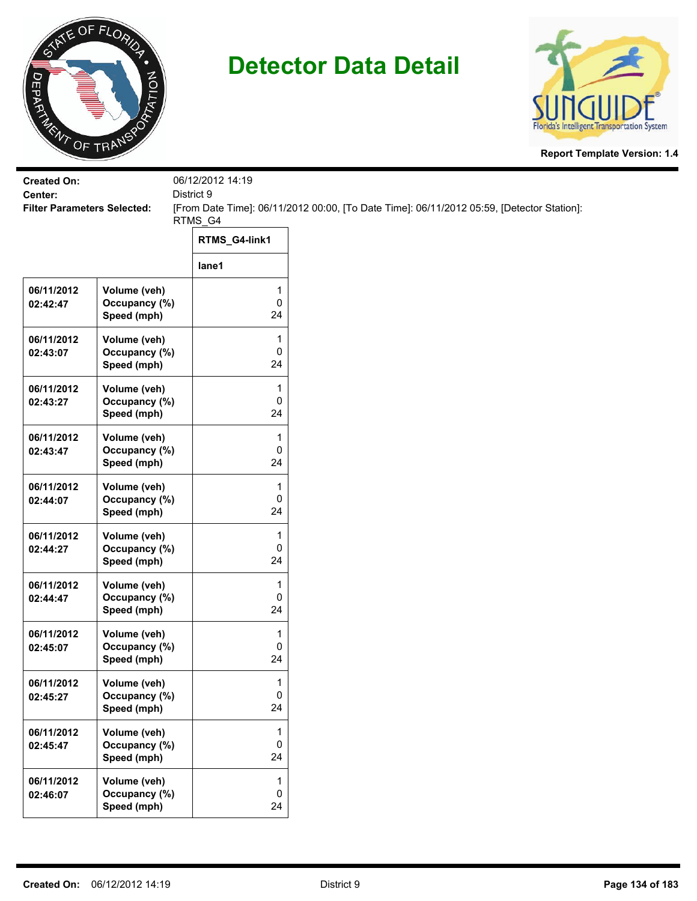# Detector Data Detail

**Report Template Version: 1.4**

**Created On:** 06/12/2012 14:19

**Center:** District 9

**Filter Parameters Selected:** [From Date Time]: 06/11/2012 00:00, [To Date Time]: 06/11/2012 05:59, [Detector Station]: RTMS_G4

| | | RTMS_G4-link1 |
|---|---|---|
| | | lane1 |
| 06/11/2012 02:42:47 | Volume (veh)<br>Occupancy (%)<br>Speed (mph) | 1<br>0<br>24 |
| 06/11/2012 02:43:07 | Volume (veh)<br>Occupancy (%)<br>Speed (mph) | 1<br>0<br>24 |
| 06/11/2012 02:43:27 | Volume (veh)<br>Occupancy (%)<br>Speed (mph) | 1<br>0<br>24 |
| 06/11/2012 02:43:47 | Volume (veh)<br>Occupancy (%)<br>Speed (mph) | 1<br>0<br>24 |
| 06/11/2012 02:44:07 | Volume (veh)<br>Occupancy (%)<br>Speed (mph) | 1<br>0<br>24 |
| 06/11/2012 02:44:27 | Volume (veh)<br>Occupancy (%)<br>Speed (mph) | 1<br>0<br>24 |
| 06/11/2012 02:44:47 | Volume (veh)<br>Occupancy (%)<br>Speed (mph) | 1<br>0<br>24 |
| 06/11/2012 02:45:07 | Volume (veh)<br>Occupancy (%)<br>Speed (mph) | 1<br>0<br>24 |
| 06/11/2012 02:45:27 | Volume (veh)<br>Occupancy (%)<br>Speed (mph) | 1<br>0<br>24 |
| 06/11/2012 02:45:47 | Volume (veh)<br>Occupancy (%)<br>Speed (mph) | 1<br>0<br>24 |
| 06/11/2012 02:46:07 | Volume (veh)<br>Occupancy (%)<br>Speed (mph) | 1<br>0<br>24 |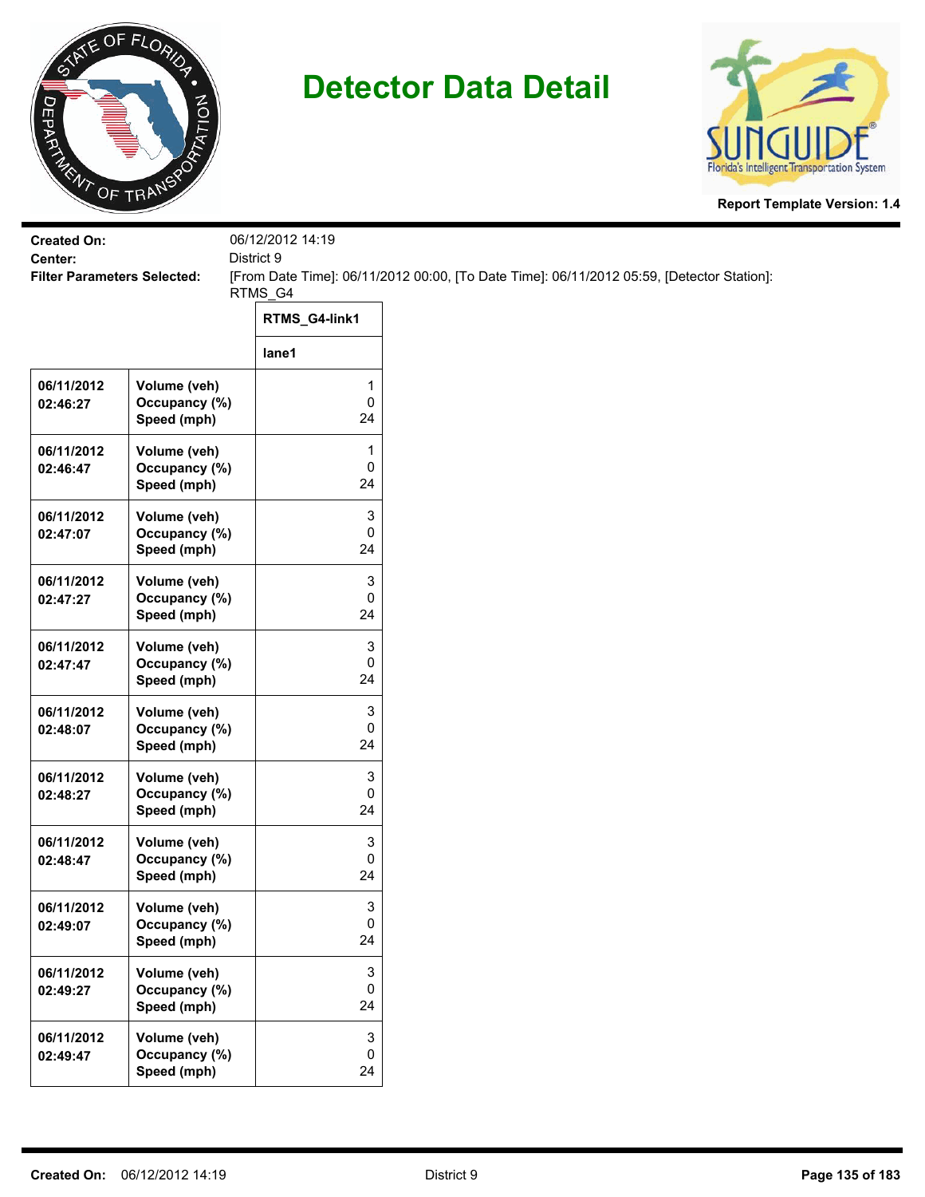# Detector Data Detail

**Report Template Version: 1.4**

**Created On:** 06/12/2012 14:19
**Center:** District 9
**Filter Parameters Selected:** [From Date Time]: 06/11/2012 00:00, [To Date Time]: 06/11/2012 05:59, [Detector Station]: RTMS_G4

| | | RTMS_G4-link1 |
|---|---|---|
| | | lane1 |
| 06/11/2012 02:46:27 | Volume (veh)<br>Occupancy (%)<br>Speed (mph) | 1<br>0<br>24 |
| 06/11/2012 02:46:47 | Volume (veh)<br>Occupancy (%)<br>Speed (mph) | 1<br>0<br>24 |
| 06/11/2012 02:47:07 | Volume (veh)<br>Occupancy (%)<br>Speed (mph) | 3<br>0<br>24 |
| 06/11/2012 02:47:27 | Volume (veh)<br>Occupancy (%)<br>Speed (mph) | 3<br>0<br>24 |
| 06/11/2012 02:47:47 | Volume (veh)<br>Occupancy (%)<br>Speed (mph) | 3<br>0<br>24 |
| 06/11/2012 02:48:07 | Volume (veh)<br>Occupancy (%)<br>Speed (mph) | 3<br>0<br>24 |
| 06/11/2012 02:48:27 | Volume (veh)<br>Occupancy (%)<br>Speed (mph) | 3<br>0<br>24 |
| 06/11/2012 02:48:47 | Volume (veh)<br>Occupancy (%)<br>Speed (mph) | 3<br>0<br>24 |
| 06/11/2012 02:49:07 | Volume (veh)<br>Occupancy (%)<br>Speed (mph) | 3<br>0<br>24 |
| 06/11/2012 02:49:27 | Volume (veh)<br>Occupancy (%)<br>Speed (mph) | 3<br>0<br>24 |
| 06/11/2012 02:49:47 | Volume (veh)<br>Occupancy (%)<br>Speed (mph) | 3<br>0<br>24 |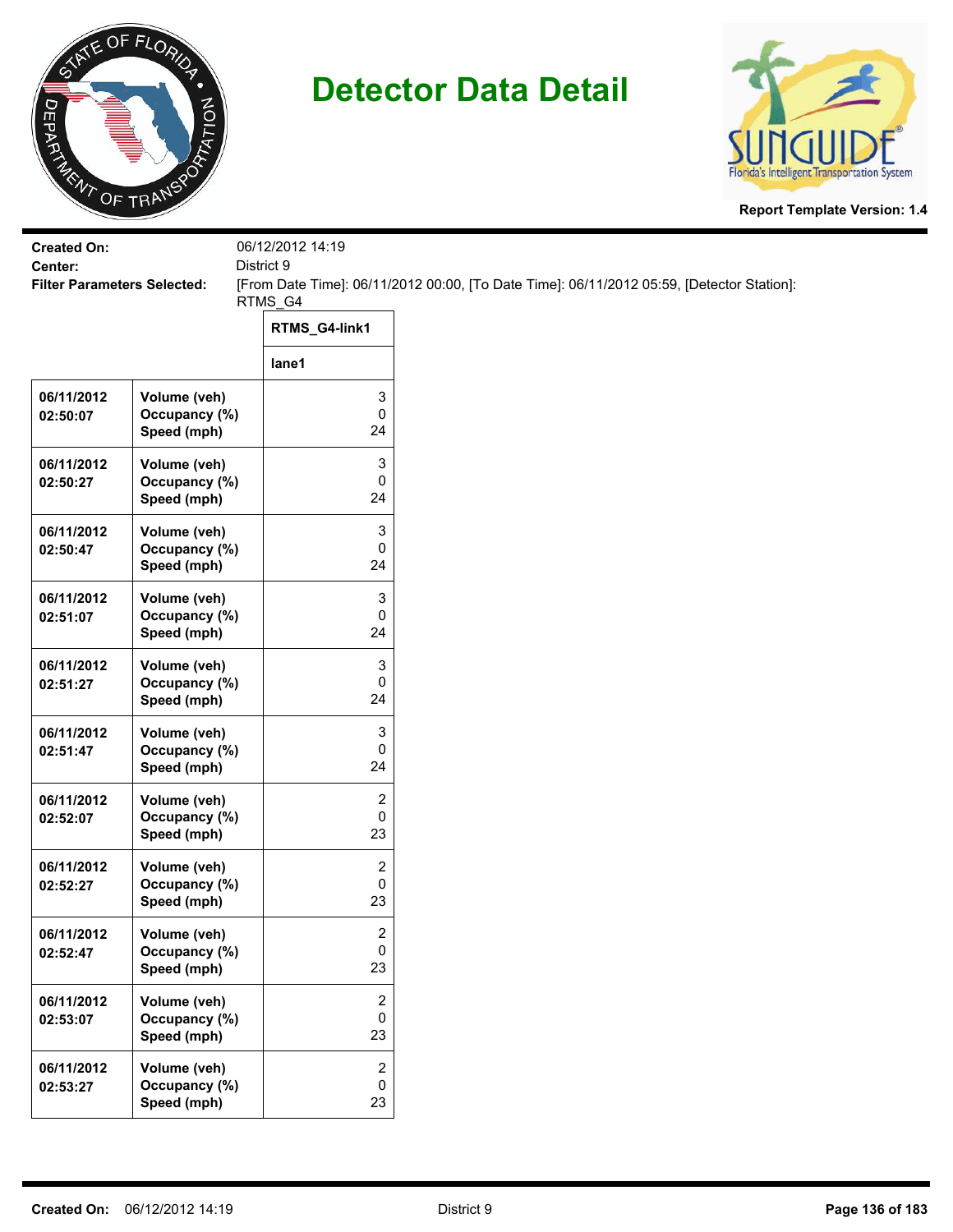# Detector Data Detail

**Report Template Version: 1.4**

**Created On:** 06/12/2012 14:19

**Center:** District 9

**Filter Parameters Selected:** [From Date Time]: 06/11/2012 00:00, [To Date Time]: 06/11/2012 05:59, [Detector Station]: RTMS_G4

| | | RTMS_G4-link1 |
|---|---|---|
| | | lane1 |
| 06/11/2012 02:50:07 | Volume (veh)<br>Occupancy (%)<br>Speed (mph) | 3<br>0<br>24 |
| 06/11/2012 02:50:27 | Volume (veh)<br>Occupancy (%)<br>Speed (mph) | 3<br>0<br>24 |
| 06/11/2012 02:50:47 | Volume (veh)<br>Occupancy (%)<br>Speed (mph) | 3<br>0<br>24 |
| 06/11/2012 02:51:07 | Volume (veh)<br>Occupancy (%)<br>Speed (mph) | 3<br>0<br>24 |
| 06/11/2012 02:51:27 | Volume (veh)<br>Occupancy (%)<br>Speed (mph) | 3<br>0<br>24 |
| 06/11/2012 02:51:47 | Volume (veh)<br>Occupancy (%)<br>Speed (mph) | 3<br>0<br>24 |
| 06/11/2012 02:52:07 | Volume (veh)<br>Occupancy (%)<br>Speed (mph) | 2<br>0<br>23 |
| 06/11/2012 02:52:27 | Volume (veh)<br>Occupancy (%)<br>Speed (mph) | 2<br>0<br>23 |
| 06/11/2012 02:52:47 | Volume (veh)<br>Occupancy (%)<br>Speed (mph) | 2<br>0<br>23 |
| 06/11/2012 02:53:07 | Volume (veh)<br>Occupancy (%)<br>Speed (mph) | 2<br>0<br>23 |
| 06/11/2012 02:53:27 | Volume (veh)<br>Occupancy (%)<br>Speed (mph) | 2<br>0<br>23 |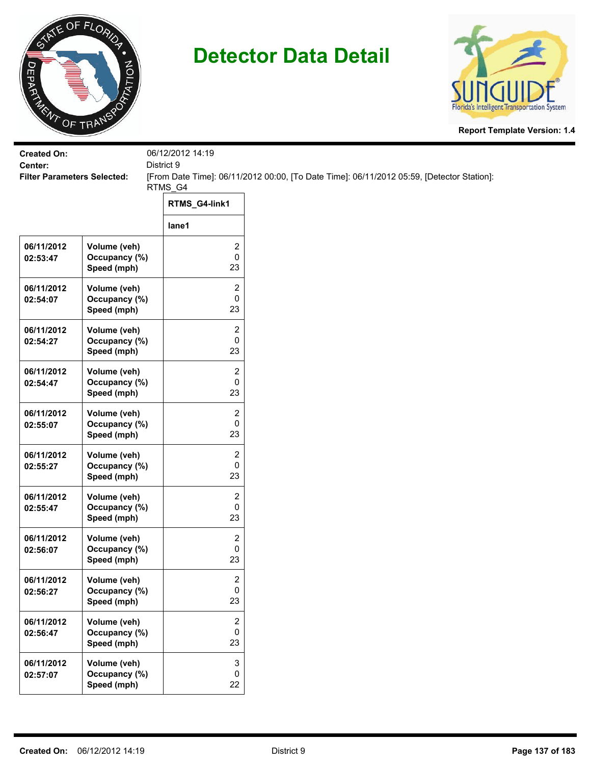# Detector Data Detail

**Report Template Version: 1.4**

**Created On:** 06/12/2012 14:19
**Center:** District 9
**Filter Parameters Selected:** [From Date Time]: 06/11/2012 00:00, [To Date Time]: 06/11/2012 05:59, [Detector Station]: RTMS_G4

| | | RTMS_G4-link1 |
|---|---|---|
| | | lane1 |
| 06/11/2012 02:53:47 | Volume (veh)<br>Occupancy (%)<br>Speed (mph) | 2<br>0<br>23 |
| 06/11/2012 02:54:07 | Volume (veh)<br>Occupancy (%)<br>Speed (mph) | 2<br>0<br>23 |
| 06/11/2012 02:54:27 | Volume (veh)<br>Occupancy (%)<br>Speed (mph) | 2<br>0<br>23 |
| 06/11/2012 02:54:47 | Volume (veh)<br>Occupancy (%)<br>Speed (mph) | 2<br>0<br>23 |
| 06/11/2012 02:55:07 | Volume (veh)<br>Occupancy (%)<br>Speed (mph) | 2<br>0<br>23 |
| 06/11/2012 02:55:27 | Volume (veh)<br>Occupancy (%)<br>Speed (mph) | 2<br>0<br>23 |
| 06/11/2012 02:55:47 | Volume (veh)<br>Occupancy (%)<br>Speed (mph) | 2<br>0<br>23 |
| 06/11/2012 02:56:07 | Volume (veh)<br>Occupancy (%)<br>Speed (mph) | 2<br>0<br>23 |
| 06/11/2012 02:56:27 | Volume (veh)<br>Occupancy (%)<br>Speed (mph) | 2<br>0<br>23 |
| 06/11/2012 02:56:47 | Volume (veh)<br>Occupancy (%)<br>Speed (mph) | 2<br>0<br>23 |
| 06/11/2012 02:57:07 | Volume (veh)<br>Occupancy (%)<br>Speed (mph) | 3<br>0<br>22 |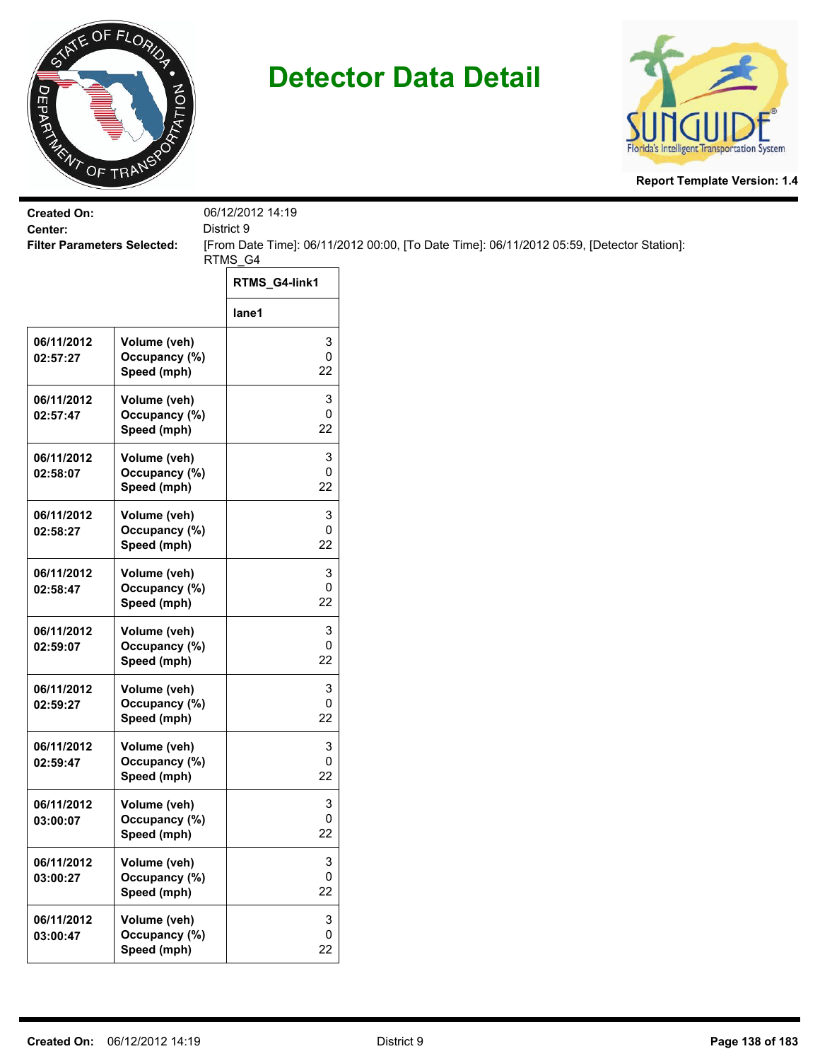# Detector Data Detail

**Report Template Version: 1.4**

**Created On:** 06/12/2012 14:19
**Center:** District 9
**Filter Parameters Selected:** [From Date Time]: 06/11/2012 00:00, [To Date Time]: 06/11/2012 05:59, [Detector Station]: RTMS_G4

| | | RTMS_G4-link1 |
|---|---|---|
| | | lane1 |
| 06/11/2012 02:57:27 | Volume (veh)<br>Occupancy (%)<br>Speed (mph) | 3<br>0<br>22 |
| 06/11/2012 02:57:47 | Volume (veh)<br>Occupancy (%)<br>Speed (mph) | 3<br>0<br>22 |
| 06/11/2012 02:58:07 | Volume (veh)<br>Occupancy (%)<br>Speed (mph) | 3<br>0<br>22 |
| 06/11/2012 02:58:27 | Volume (veh)<br>Occupancy (%)<br>Speed (mph) | 3<br>0<br>22 |
| 06/11/2012 02:58:47 | Volume (veh)<br>Occupancy (%)<br>Speed (mph) | 3<br>0<br>22 |
| 06/11/2012 02:59:07 | Volume (veh)<br>Occupancy (%)<br>Speed (mph) | 3<br>0<br>22 |
| 06/11/2012 02:59:27 | Volume (veh)<br>Occupancy (%)<br>Speed (mph) | 3<br>0<br>22 |
| 06/11/2012 02:59:47 | Volume (veh)<br>Occupancy (%)<br>Speed (mph) | 3<br>0<br>22 |
| 06/11/2012 03:00:07 | Volume (veh)<br>Occupancy (%)<br>Speed (mph) | 3<br>0<br>22 |
| 06/11/2012 03:00:27 | Volume (veh)<br>Occupancy (%)<br>Speed (mph) | 3<br>0<br>22 |
| 06/11/2012 03:00:47 | Volume (veh)<br>Occupancy (%)<br>Speed (mph) | 3<br>0<br>22 |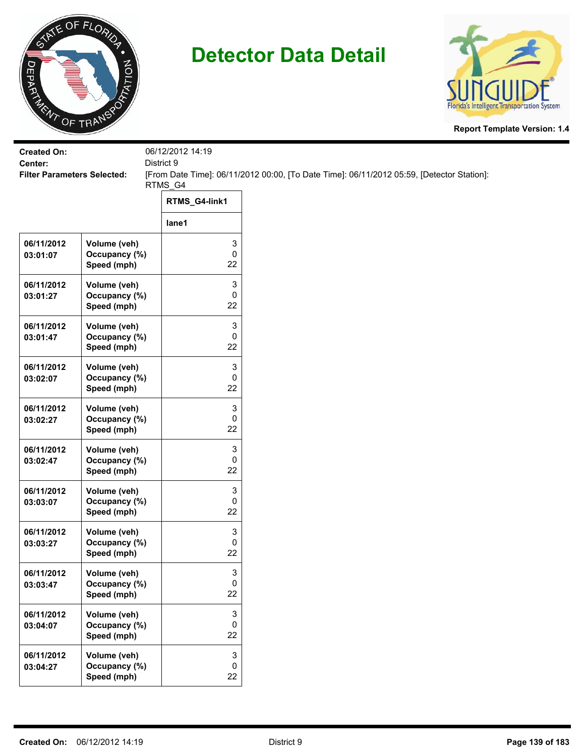# Detector Data Detail

**Report Template Version: 1.4**

**Created On:** 06/12/2012 14:19
**Center:** District 9
**Filter Parameters Selected:** [From Date Time]: 06/11/2012 00:00, [To Date Time]: 06/11/2012 05:59, [Detector Station]: RTMS_G4

| | | RTMS_G4-link1 |
|---|---|---|
| | | lane1 |
| 06/11/2012 03:01:07 | Volume (veh)<br>Occupancy (%)<br>Speed (mph) | 3<br>0<br>22 |
| 06/11/2012 03:01:27 | Volume (veh)<br>Occupancy (%)<br>Speed (mph) | 3<br>0<br>22 |
| 06/11/2012 03:01:47 | Volume (veh)<br>Occupancy (%)<br>Speed (mph) | 3<br>0<br>22 |
| 06/11/2012 03:02:07 | Volume (veh)<br>Occupancy (%)<br>Speed (mph) | 3<br>0<br>22 |
| 06/11/2012 03:02:27 | Volume (veh)<br>Occupancy (%)<br>Speed (mph) | 3<br>0<br>22 |
| 06/11/2012 03:02:47 | Volume (veh)<br>Occupancy (%)<br>Speed (mph) | 3<br>0<br>22 |
| 06/11/2012 03:03:07 | Volume (veh)<br>Occupancy (%)<br>Speed (mph) | 3<br>0<br>22 |
| 06/11/2012 03:03:27 | Volume (veh)<br>Occupancy (%)<br>Speed (mph) | 3<br>0<br>22 |
| 06/11/2012 03:03:47 | Volume (veh)<br>Occupancy (%)<br>Speed (mph) | 3<br>0<br>22 |
| 06/11/2012 03:04:07 | Volume (veh)<br>Occupancy (%)<br>Speed (mph) | 3<br>0<br>22 |
| 06/11/2012 03:04:27 | Volume (veh)<br>Occupancy (%)<br>Speed (mph) | 3<br>0<br>22 |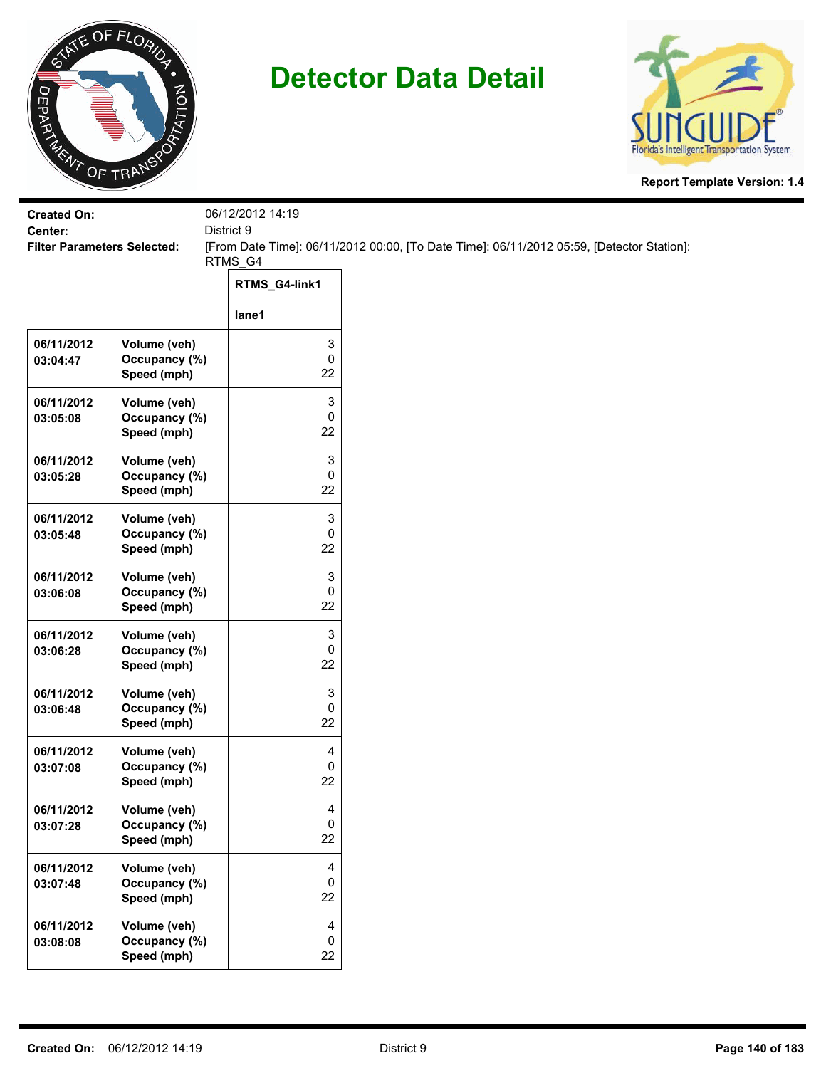# Detector Data Detail

**Report Template Version: 1.4**

**Created On:** 06/12/2012 14:19

**Center:** District 9

**Filter Parameters Selected:** [From Date Time]: 06/11/2012 00:00, [To Date Time]: 06/11/2012 05:59, [Detector Station]: RTMS_G4

| | | RTMS_G4-link1 |
|---|---|---|
| | | lane1 |
| 06/11/2012 03:04:47 | Volume (veh)<br>Occupancy (%)<br>Speed (mph) | 3<br>0<br>22 |
| 06/11/2012 03:05:08 | Volume (veh)<br>Occupancy (%)<br>Speed (mph) | 3<br>0<br>22 |
| 06/11/2012 03:05:28 | Volume (veh)<br>Occupancy (%)<br>Speed (mph) | 3<br>0<br>22 |
| 06/11/2012 03:05:48 | Volume (veh)<br>Occupancy (%)<br>Speed (mph) | 3<br>0<br>22 |
| 06/11/2012 03:06:08 | Volume (veh)<br>Occupancy (%)<br>Speed (mph) | 3<br>0<br>22 |
| 06/11/2012 03:06:28 | Volume (veh)<br>Occupancy (%)<br>Speed (mph) | 3<br>0<br>22 |
| 06/11/2012 03:06:48 | Volume (veh)<br>Occupancy (%)<br>Speed (mph) | 3<br>0<br>22 |
| 06/11/2012 03:07:08 | Volume (veh)<br>Occupancy (%)<br>Speed (mph) | 4<br>0<br>22 |
| 06/11/2012 03:07:28 | Volume (veh)<br>Occupancy (%)<br>Speed (mph) | 4<br>0<br>22 |
| 06/11/2012 03:07:48 | Volume (veh)<br>Occupancy (%)<br>Speed (mph) | 4<br>0<br>22 |
| 06/11/2012 03:08:08 | Volume (veh)<br>Occupancy (%)<br>Speed (mph) | 4<br>0<br>22 |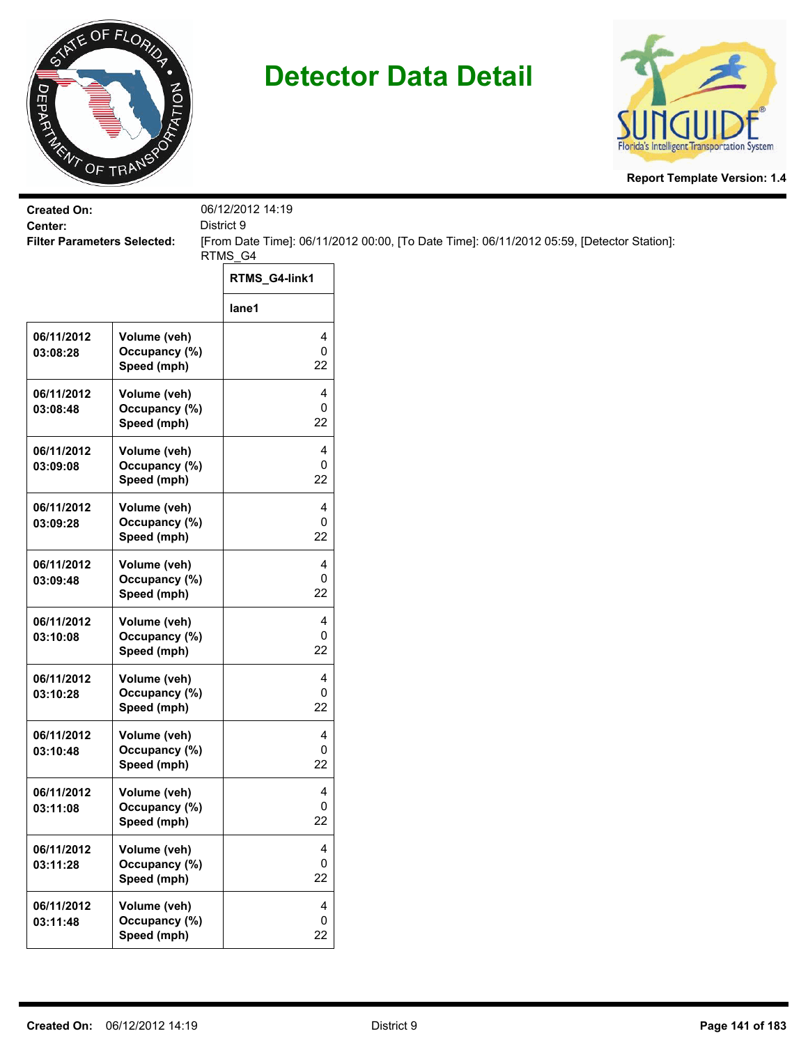# Detector Data Detail

**Report Template Version: 1.4**

**Created On:** 06/12/2012 14:19
**Center:** District 9
**Filter Parameters Selected:** [From Date Time]: 06/11/2012 00:00, [To Date Time]: 06/11/2012 05:59, [Detector Station]: RTMS_G4

| | | RTMS_G4-link1 |
|---|---|---|
| | | lane1 |
| 06/11/2012 03:08:28 | Volume (veh)<br>Occupancy (%)<br>Speed (mph) | 4<br>0<br>22 |
| 06/11/2012 03:08:48 | Volume (veh)<br>Occupancy (%)<br>Speed (mph) | 4<br>0<br>22 |
| 06/11/2012 03:09:08 | Volume (veh)<br>Occupancy (%)<br>Speed (mph) | 4<br>0<br>22 |
| 06/11/2012 03:09:28 | Volume (veh)<br>Occupancy (%)<br>Speed (mph) | 4<br>0<br>22 |
| 06/11/2012 03:09:48 | Volume (veh)<br>Occupancy (%)<br>Speed (mph) | 4<br>0<br>22 |
| 06/11/2012 03:10:08 | Volume (veh)<br>Occupancy (%)<br>Speed (mph) | 4<br>0<br>22 |
| 06/11/2012 03:10:28 | Volume (veh)<br>Occupancy (%)<br>Speed (mph) | 4<br>0<br>22 |
| 06/11/2012 03:10:48 | Volume (veh)<br>Occupancy (%)<br>Speed (mph) | 4<br>0<br>22 |
| 06/11/2012 03:11:08 | Volume (veh)<br>Occupancy (%)<br>Speed (mph) | 4<br>0<br>22 |
| 06/11/2012 03:11:28 | Volume (veh)<br>Occupancy (%)<br>Speed (mph) | 4<br>0<br>22 |
| 06/11/2012 03:11:48 | Volume (veh)<br>Occupancy (%)<br>Speed (mph) | 4<br>0<br>22 |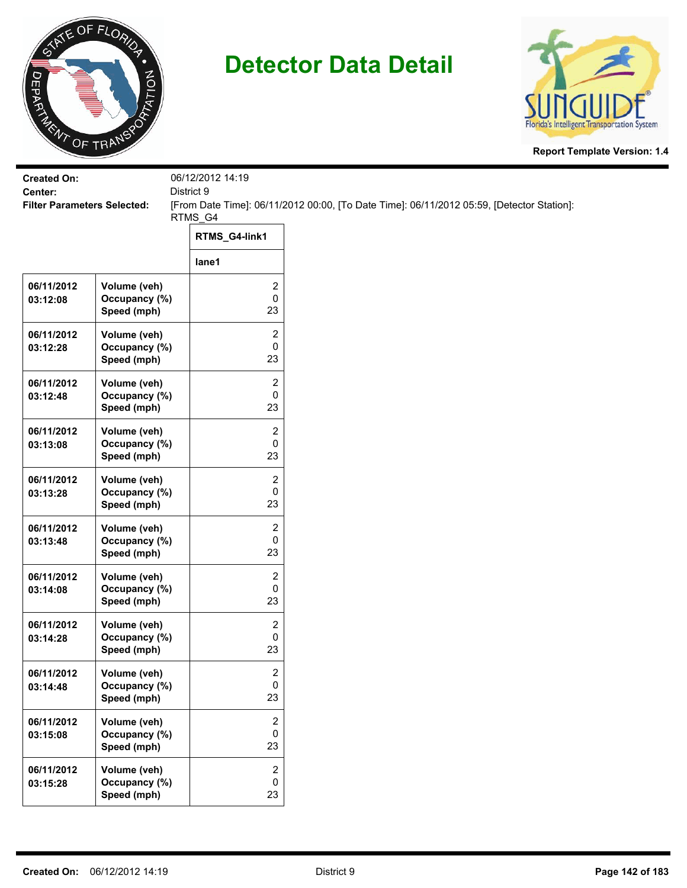# Detector Data Detail

**Report Template Version: 1.4**

**Created On:** 06/12/2012 14:19
**Center:** District 9
**Filter Parameters Selected:** [From Date Time]: 06/11/2012 00:00, [To Date Time]: 06/11/2012 05:59, [Detector Station]: RTMS_G4

| | | RTMS_G4-link1 |
|---|---|---|
| | | lane1 |
| 06/11/2012 03:12:08 | Volume (veh)<br>Occupancy (%)<br>Speed (mph) | 2<br>0<br>23 |
| 06/11/2012 03:12:28 | Volume (veh)<br>Occupancy (%)<br>Speed (mph) | 2<br>0<br>23 |
| 06/11/2012 03:12:48 | Volume (veh)<br>Occupancy (%)<br>Speed (mph) | 2<br>0<br>23 |
| 06/11/2012 03:13:08 | Volume (veh)<br>Occupancy (%)<br>Speed (mph) | 2<br>0<br>23 |
| 06/11/2012 03:13:28 | Volume (veh)<br>Occupancy (%)<br>Speed (mph) | 2<br>0<br>23 |
| 06/11/2012 03:13:48 | Volume (veh)<br>Occupancy (%)<br>Speed (mph) | 2<br>0<br>23 |
| 06/11/2012 03:14:08 | Volume (veh)<br>Occupancy (%)<br>Speed (mph) | 2<br>0<br>23 |
| 06/11/2012 03:14:28 | Volume (veh)<br>Occupancy (%)<br>Speed (mph) | 2<br>0<br>23 |
| 06/11/2012 03:14:48 | Volume (veh)<br>Occupancy (%)<br>Speed (mph) | 2<br>0<br>23 |
| 06/11/2012 03:15:08 | Volume (veh)<br>Occupancy (%)<br>Speed (mph) | 2<br>0<br>23 |
| 06/11/2012 03:15:28 | Volume (veh)<br>Occupancy (%)<br>Speed (mph) | 2<br>0<br>23 |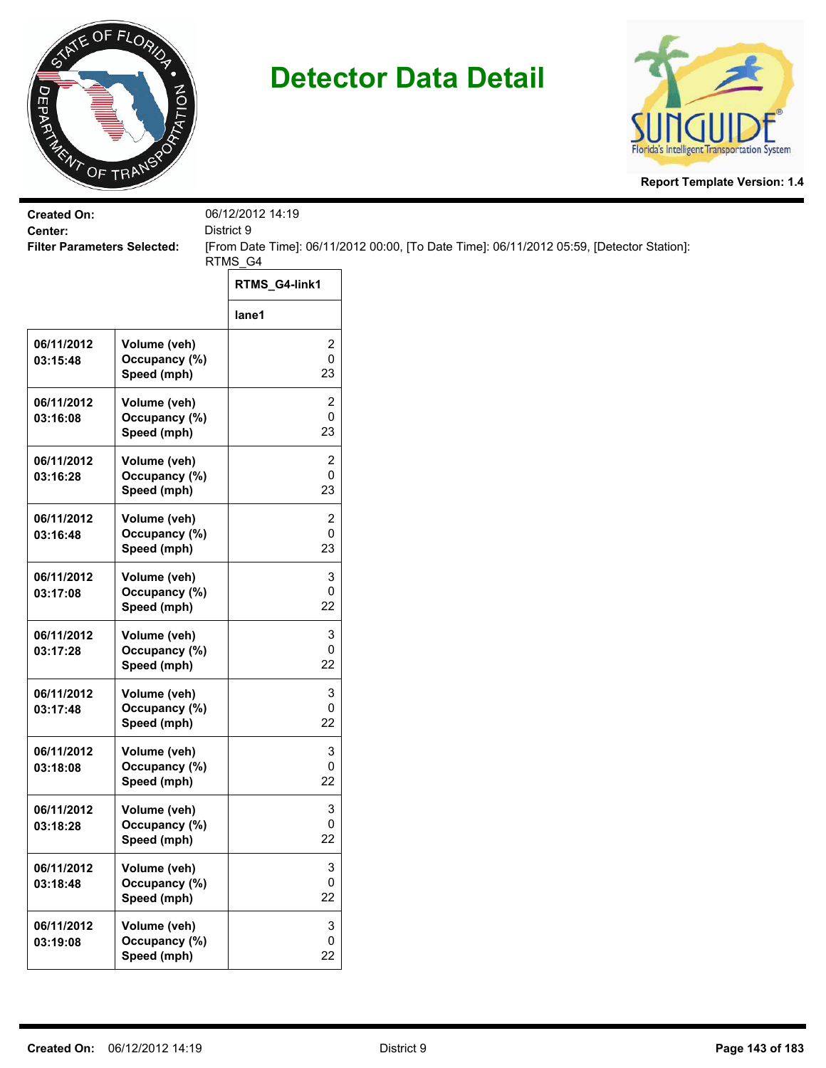# Detector Data Detail

**Report Template Version: 1.4**

**Created On:** 06/12/2012 14:19
**Center:** District 9
**Filter Parameters Selected:** [From Date Time]: 06/11/2012 00:00, [To Date Time]: 06/11/2012 05:59, [Detector Station]: RTMS_G4

| | | RTMS_G4-link1 |
|---|---|---|
| | | lane1 |
| 06/11/2012 03:15:48 | Volume (veh)<br>Occupancy (%)<br>Speed (mph) | 2<br>0<br>23 |
| 06/11/2012 03:16:08 | Volume (veh)<br>Occupancy (%)<br>Speed (mph) | 2<br>0<br>23 |
| 06/11/2012 03:16:28 | Volume (veh)<br>Occupancy (%)<br>Speed (mph) | 2<br>0<br>23 |
| 06/11/2012 03:16:48 | Volume (veh)<br>Occupancy (%)<br>Speed (mph) | 2<br>0<br>23 |
| 06/11/2012 03:17:08 | Volume (veh)<br>Occupancy (%)<br>Speed (mph) | 3<br>0<br>22 |
| 06/11/2012 03:17:28 | Volume (veh)<br>Occupancy (%)<br>Speed (mph) | 3<br>0<br>22 |
| 06/11/2012 03:17:48 | Volume (veh)<br>Occupancy (%)<br>Speed (mph) | 3<br>0<br>22 |
| 06/11/2012 03:18:08 | Volume (veh)<br>Occupancy (%)<br>Speed (mph) | 3<br>0<br>22 |
| 06/11/2012 03:18:28 | Volume (veh)<br>Occupancy (%)<br>Speed (mph) | 3<br>0<br>22 |
| 06/11/2012 03:18:48 | Volume (veh)<br>Occupancy (%)<br>Speed (mph) | 3<br>0<br>22 |
| 06/11/2012 03:19:08 | Volume (veh)<br>Occupancy (%)<br>Speed (mph) | 3<br>0<br>22 |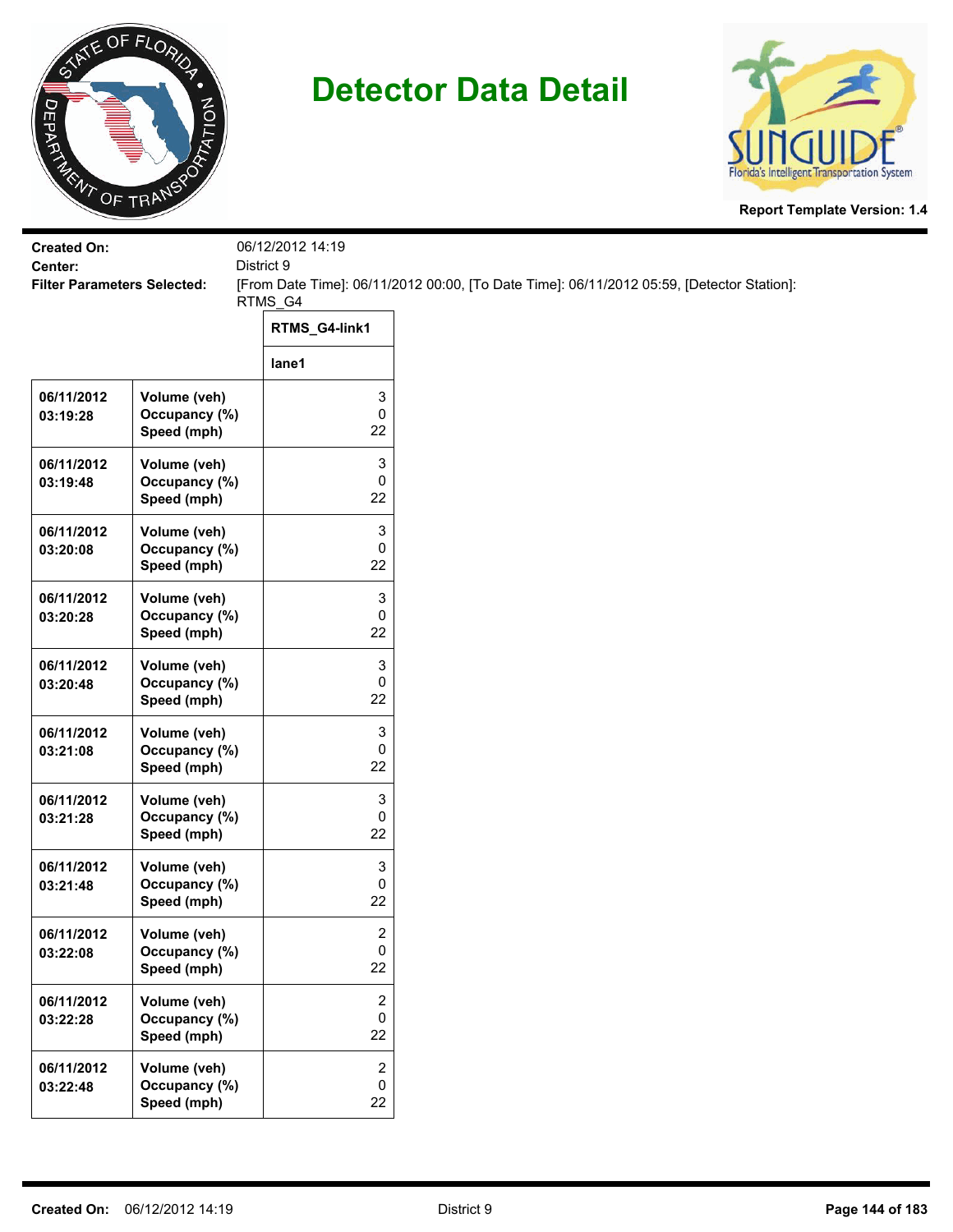# Detector Data Detail

**Report Template Version: 1.4**

**Created On:** 06/12/2012 14:19
**Center:** District 9
**Filter Parameters Selected:** [From Date Time]: 06/11/2012 00:00, [To Date Time]: 06/11/2012 05:59, [Detector Station]: RTMS_G4

| | | RTMS_G4-link1 |
|---|---|---|
| | | lane1 |
| 06/11/2012 03:19:28 | Volume (veh)<br>Occupancy (%)<br>Speed (mph) | 3<br>0<br>22 |
| 06/11/2012 03:19:48 | Volume (veh)<br>Occupancy (%)<br>Speed (mph) | 3<br>0<br>22 |
| 06/11/2012 03:20:08 | Volume (veh)<br>Occupancy (%)<br>Speed (mph) | 3<br>0<br>22 |
| 06/11/2012 03:20:28 | Volume (veh)<br>Occupancy (%)<br>Speed (mph) | 3<br>0<br>22 |
| 06/11/2012 03:20:48 | Volume (veh)<br>Occupancy (%)<br>Speed (mph) | 3<br>0<br>22 |
| 06/11/2012 03:21:08 | Volume (veh)<br>Occupancy (%)<br>Speed (mph) | 3<br>0<br>22 |
| 06/11/2012 03:21:28 | Volume (veh)<br>Occupancy (%)<br>Speed (mph) | 3<br>0<br>22 |
| 06/11/2012 03:21:48 | Volume (veh)<br>Occupancy (%)<br>Speed (mph) | 3<br>0<br>22 |
| 06/11/2012 03:22:08 | Volume (veh)<br>Occupancy (%)<br>Speed (mph) | 2<br>0<br>22 |
| 06/11/2012 03:22:28 | Volume (veh)<br>Occupancy (%)<br>Speed (mph) | 2<br>0<br>22 |
| 06/11/2012 03:22:48 | Volume (veh)<br>Occupancy (%)<br>Speed (mph) | 2<br>0<br>22 |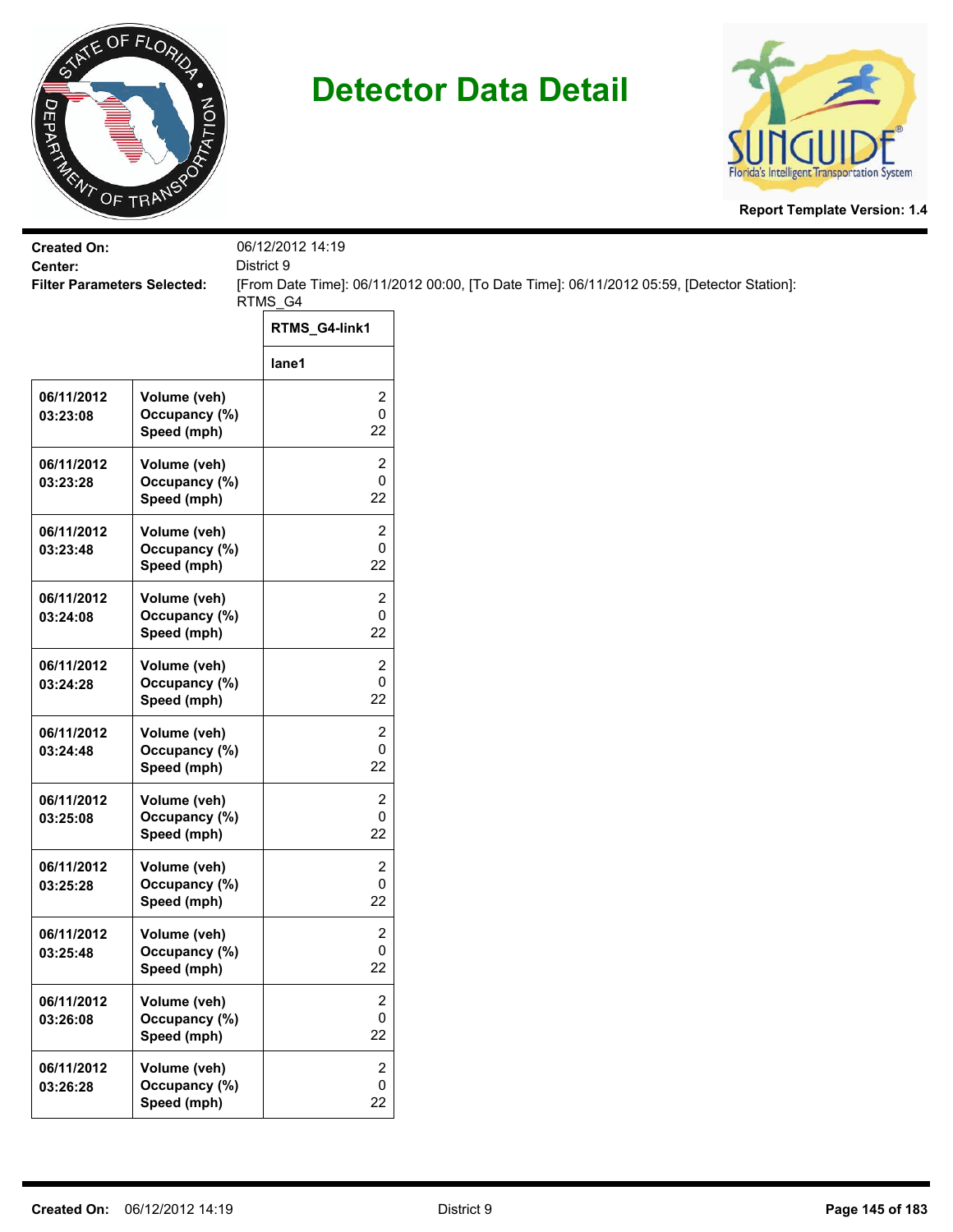# Detector Data Detail

**Report Template Version: 1.4**

**Created On:** 06/12/2012 14:19
**Center:** District 9
**Filter Parameters Selected:** [From Date Time]: 06/11/2012 00:00, [To Date Time]: 06/11/2012 05:59, [Detector Station]: RTMS_G4

| | | RTMS_G4-link1 |
|---|---|---|
| | | lane1 |
| 06/11/2012 03:23:08 | Volume (veh)<br>Occupancy (%)<br>Speed (mph) | 2<br>0<br>22 |
| 06/11/2012 03:23:28 | Volume (veh)<br>Occupancy (%)<br>Speed (mph) | 2<br>0<br>22 |
| 06/11/2012 03:23:48 | Volume (veh)<br>Occupancy (%)<br>Speed (mph) | 2<br>0<br>22 |
| 06/11/2012 03:24:08 | Volume (veh)<br>Occupancy (%)<br>Speed (mph) | 2<br>0<br>22 |
| 06/11/2012 03:24:28 | Volume (veh)<br>Occupancy (%)<br>Speed (mph) | 2<br>0<br>22 |
| 06/11/2012 03:24:48 | Volume (veh)<br>Occupancy (%)<br>Speed (mph) | 2<br>0<br>22 |
| 06/11/2012 03:25:08 | Volume (veh)<br>Occupancy (%)<br>Speed (mph) | 2<br>0<br>22 |
| 06/11/2012 03:25:28 | Volume (veh)<br>Occupancy (%)<br>Speed (mph) | 2<br>0<br>22 |
| 06/11/2012 03:25:48 | Volume (veh)<br>Occupancy (%)<br>Speed (mph) | 2<br>0<br>22 |
| 06/11/2012 03:26:08 | Volume (veh)<br>Occupancy (%)<br>Speed (mph) | 2<br>0<br>22 |
| 06/11/2012 03:26:28 | Volume (veh)<br>Occupancy (%)<br>Speed (mph) | 2<br>0<br>22 |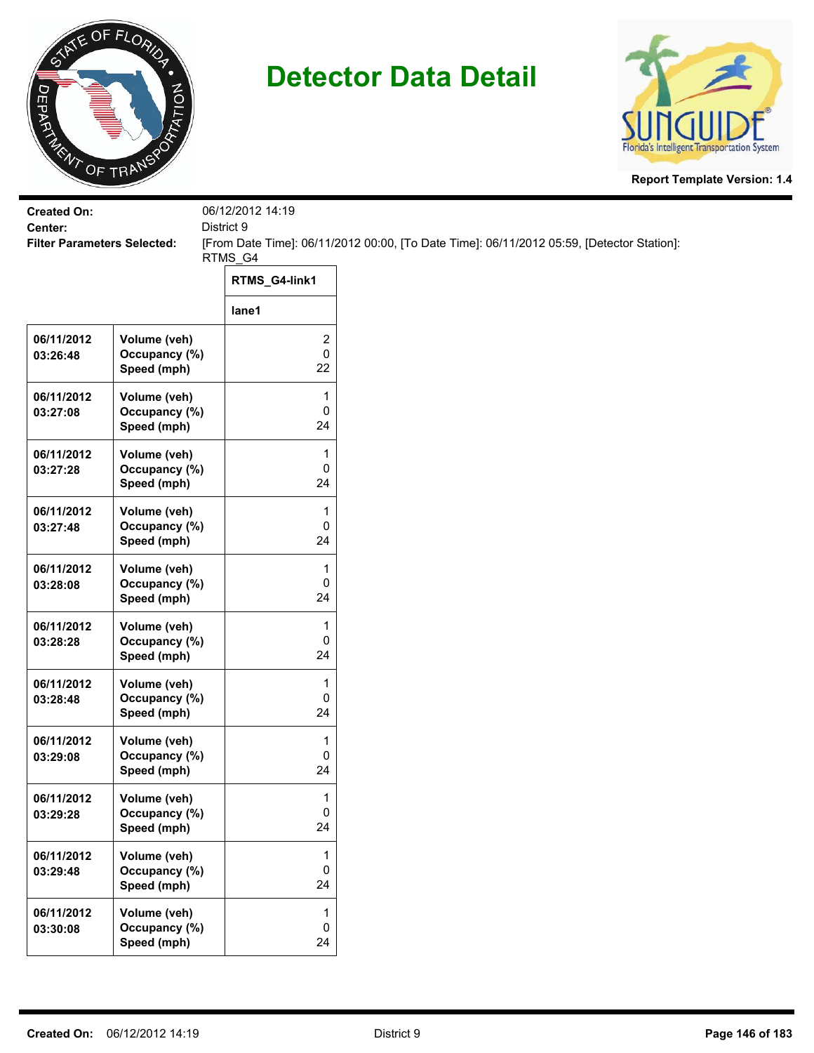# Detector Data Detail

**Report Template Version: 1.4**

**Created On:** 06/12/2012 14:19

**Center:** District 9

**Filter Parameters Selected:** [From Date Time]: 06/11/2012 00:00, [To Date Time]: 06/11/2012 05:59, [Detector Station]: RTMS_G4

| | | RTMS_G4-link1 |
|---|---|---|
| | | lane1 |
| 06/11/2012 03:26:48 | Volume (veh)<br>Occupancy (%)<br>Speed (mph) | 2<br>0<br>22 |
| 06/11/2012 03:27:08 | Volume (veh)<br>Occupancy (%)<br>Speed (mph) | 1<br>0<br>24 |
| 06/11/2012 03:27:28 | Volume (veh)<br>Occupancy (%)<br>Speed (mph) | 1<br>0<br>24 |
| 06/11/2012 03:27:48 | Volume (veh)<br>Occupancy (%)<br>Speed (mph) | 1<br>0<br>24 |
| 06/11/2012 03:28:08 | Volume (veh)<br>Occupancy (%)<br>Speed (mph) | 1<br>0<br>24 |
| 06/11/2012 03:28:28 | Volume (veh)<br>Occupancy (%)<br>Speed (mph) | 1<br>0<br>24 |
| 06/11/2012 03:28:48 | Volume (veh)<br>Occupancy (%)<br>Speed (mph) | 1<br>0<br>24 |
| 06/11/2012 03:29:08 | Volume (veh)<br>Occupancy (%)<br>Speed (mph) | 1<br>0<br>24 |
| 06/11/2012 03:29:28 | Volume (veh)<br>Occupancy (%)<br>Speed (mph) | 1<br>0<br>24 |
| 06/11/2012 03:29:48 | Volume (veh)<br>Occupancy (%)<br>Speed (mph) | 1<br>0<br>24 |
| 06/11/2012 03:30:08 | Volume (veh)<br>Occupancy (%)<br>Speed (mph) | 1<br>0<br>24 |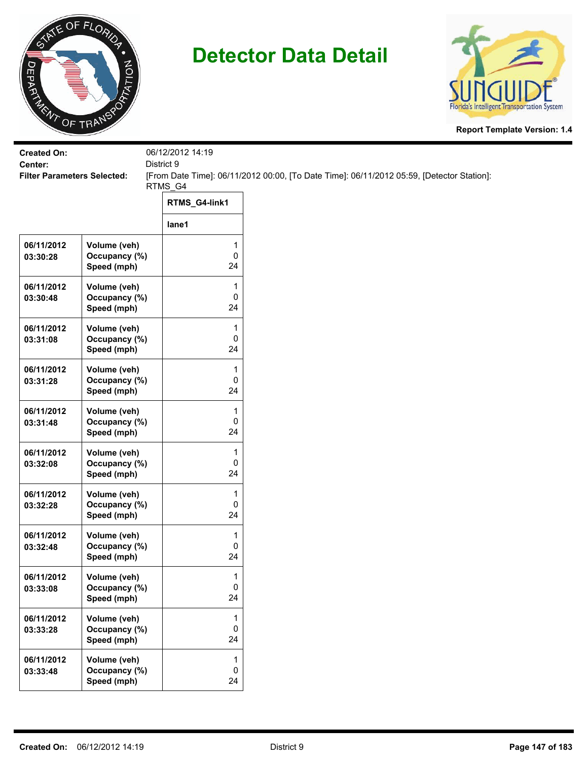# Detector Data Detail

**Report Template Version: 1.4**

**Created On:** 06/12/2012 14:19
**Center:** District 9
**Filter Parameters Selected:** [From Date Time]: 06/11/2012 00:00, [To Date Time]: 06/11/2012 05:59, [Detector Station]: RTMS_G4

| | | RTMS_G4-link1 |
|---|---|---|
| | | lane1 |
| 06/11/2012 03:30:28 | Volume (veh)<br>Occupancy (%)<br>Speed (mph) | 1<br>0<br>24 |
| 06/11/2012 03:30:48 | Volume (veh)<br>Occupancy (%)<br>Speed (mph) | 1<br>0<br>24 |
| 06/11/2012 03:31:08 | Volume (veh)<br>Occupancy (%)<br>Speed (mph) | 1<br>0<br>24 |
| 06/11/2012 03:31:28 | Volume (veh)<br>Occupancy (%)<br>Speed (mph) | 1<br>0<br>24 |
| 06/11/2012 03:31:48 | Volume (veh)<br>Occupancy (%)<br>Speed (mph) | 1<br>0<br>24 |
| 06/11/2012 03:32:08 | Volume (veh)<br>Occupancy (%)<br>Speed (mph) | 1<br>0<br>24 |
| 06/11/2012 03:32:28 | Volume (veh)<br>Occupancy (%)<br>Speed (mph) | 1<br>0<br>24 |
| 06/11/2012 03:32:48 | Volume (veh)<br>Occupancy (%)<br>Speed (mph) | 1<br>0<br>24 |
| 06/11/2012 03:33:08 | Volume (veh)<br>Occupancy (%)<br>Speed (mph) | 1<br>0<br>24 |
| 06/11/2012 03:33:28 | Volume (veh)<br>Occupancy (%)<br>Speed (mph) | 1<br>0<br>24 |
| 06/11/2012 03:33:48 | Volume (veh)<br>Occupancy (%)<br>Speed (mph) | 1<br>0<br>24 |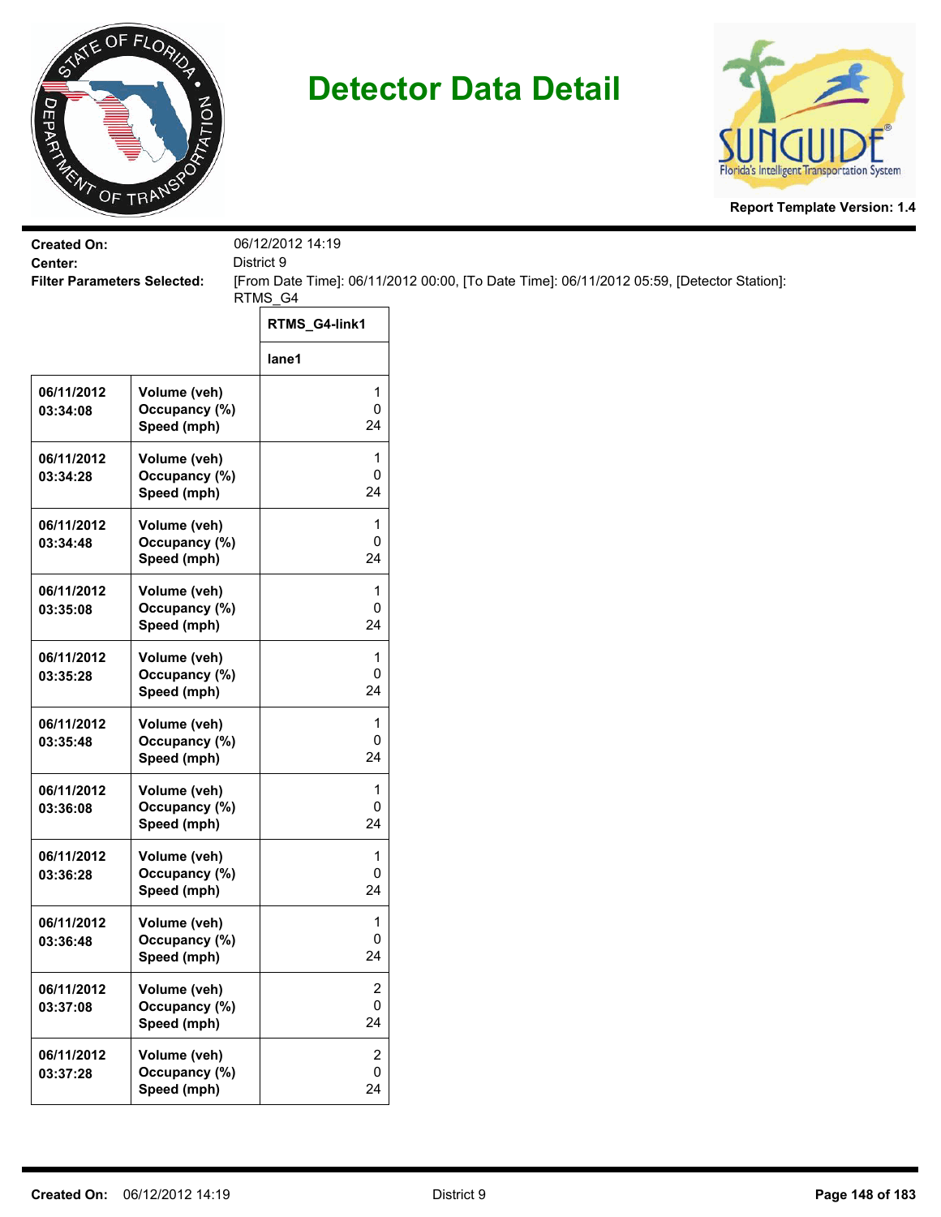# Detector Data Detail

**Report Template Version: 1.4**

**Created On:** 06/12/2012 14:19
**Center:** District 9
**Filter Parameters Selected:** [From Date Time]: 06/11/2012 00:00, [To Date Time]: 06/11/2012 05:59, [Detector Station]: RTMS_G4

| | | RTMS_G4-link1 |
|---|---|---|
| | | lane1 |
| 06/11/2012 03:34:08 | Volume (veh)<br>Occupancy (%)<br>Speed (mph) | 1<br>0<br>24 |
| 06/11/2012 03:34:28 | Volume (veh)<br>Occupancy (%)<br>Speed (mph) | 1<br>0<br>24 |
| 06/11/2012 03:34:48 | Volume (veh)<br>Occupancy (%)<br>Speed (mph) | 1<br>0<br>24 |
| 06/11/2012 03:35:08 | Volume (veh)<br>Occupancy (%)<br>Speed (mph) | 1<br>0<br>24 |
| 06/11/2012 03:35:28 | Volume (veh)<br>Occupancy (%)<br>Speed (mph) | 1<br>0<br>24 |
| 06/11/2012 03:35:48 | Volume (veh)<br>Occupancy (%)<br>Speed (mph) | 1<br>0<br>24 |
| 06/11/2012 03:36:08 | Volume (veh)<br>Occupancy (%)<br>Speed (mph) | 1<br>0<br>24 |
| 06/11/2012 03:36:28 | Volume (veh)<br>Occupancy (%)<br>Speed (mph) | 1<br>0<br>24 |
| 06/11/2012 03:36:48 | Volume (veh)<br>Occupancy (%)<br>Speed (mph) | 1<br>0<br>24 |
| 06/11/2012 03:37:08 | Volume (veh)<br>Occupancy (%)<br>Speed (mph) | 2<br>0<br>24 |
| 06/11/2012 03:37:28 | Volume (veh)<br>Occupancy (%)<br>Speed (mph) | 2<br>0<br>24 |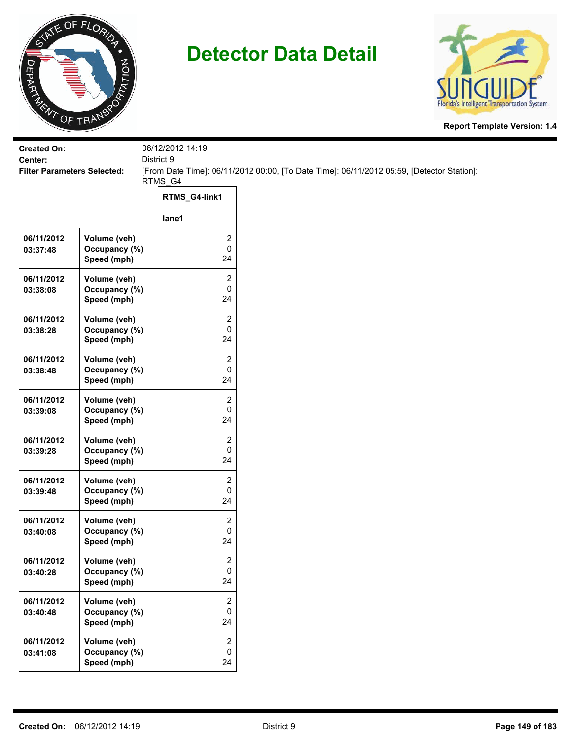# Detector Data Detail

**Report Template Version: 1.4**

**Created On:** 06/12/2012 14:19

**Center:** District 9

**Filter Parameters Selected:** [From Date Time]: 06/11/2012 00:00, [To Date Time]: 06/11/2012 05:59, [Detector Station]: RTMS_G4

| | | RTMS_G4-link1 |
|---|---|---|
| | | lane1 |
| 06/11/2012 03:37:48 | Volume (veh)<br>Occupancy (%)<br>Speed (mph) | 2<br>0<br>24 |
| 06/11/2012 03:38:08 | Volume (veh)<br>Occupancy (%)<br>Speed (mph) | 2<br>0<br>24 |
| 06/11/2012 03:38:28 | Volume (veh)<br>Occupancy (%)<br>Speed (mph) | 2<br>0<br>24 |
| 06/11/2012 03:38:48 | Volume (veh)<br>Occupancy (%)<br>Speed (mph) | 2<br>0<br>24 |
| 06/11/2012 03:39:08 | Volume (veh)<br>Occupancy (%)<br>Speed (mph) | 2<br>0<br>24 |
| 06/11/2012 03:39:28 | Volume (veh)<br>Occupancy (%)<br>Speed (mph) | 2<br>0<br>24 |
| 06/11/2012 03:39:48 | Volume (veh)<br>Occupancy (%)<br>Speed (mph) | 2<br>0<br>24 |
| 06/11/2012 03:40:08 | Volume (veh)<br>Occupancy (%)<br>Speed (mph) | 2<br>0<br>24 |
| 06/11/2012 03:40:28 | Volume (veh)<br>Occupancy (%)<br>Speed (mph) | 2<br>0<br>24 |
| 06/11/2012 03:40:48 | Volume (veh)<br>Occupancy (%)<br>Speed (mph) | 2<br>0<br>24 |
| 06/11/2012 03:41:08 | Volume (veh)<br>Occupancy (%)<br>Speed (mph) | 2<br>0<br>24 |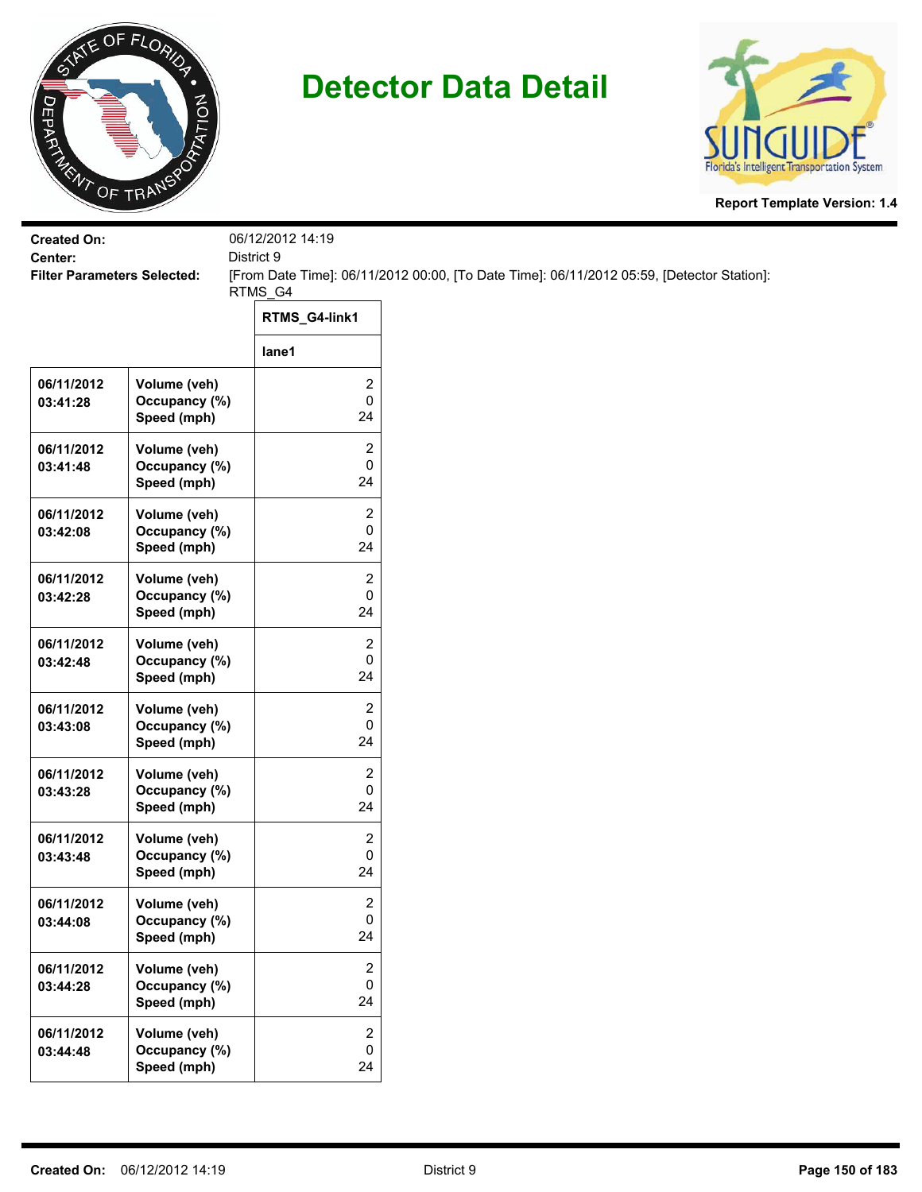# Detector Data Detail

**Report Template Version: 1.4**

**Created On:** 06/12/2012 14:19
**Center:** District 9
**Filter Parameters Selected:** [From Date Time]: 06/11/2012 00:00, [To Date Time]: 06/11/2012 05:59, [Detector Station]: RTMS_G4

| | | RTMS_G4-link1 |
|---|---|---|
| | | lane1 |
| 06/11/2012 03:41:28 | Volume (veh)<br>Occupancy (%)<br>Speed (mph) | 2<br>0<br>24 |
| 06/11/2012 03:41:48 | Volume (veh)<br>Occupancy (%)<br>Speed (mph) | 2<br>0<br>24 |
| 06/11/2012 03:42:08 | Volume (veh)<br>Occupancy (%)<br>Speed (mph) | 2<br>0<br>24 |
| 06/11/2012 03:42:28 | Volume (veh)<br>Occupancy (%)<br>Speed (mph) | 2<br>0<br>24 |
| 06/11/2012 03:42:48 | Volume (veh)<br>Occupancy (%)<br>Speed (mph) | 2<br>0<br>24 |
| 06/11/2012 03:43:08 | Volume (veh)<br>Occupancy (%)<br>Speed (mph) | 2<br>0<br>24 |
| 06/11/2012 03:43:28 | Volume (veh)<br>Occupancy (%)<br>Speed (mph) | 2<br>0<br>24 |
| 06/11/2012 03:43:48 | Volume (veh)<br>Occupancy (%)<br>Speed (mph) | 2<br>0<br>24 |
| 06/11/2012 03:44:08 | Volume (veh)<br>Occupancy (%)<br>Speed (mph) | 2<br>0<br>24 |
| 06/11/2012 03:44:28 | Volume (veh)<br>Occupancy (%)<br>Speed (mph) | 2<br>0<br>24 |
| 06/11/2012 03:44:48 | Volume (veh)<br>Occupancy (%)<br>Speed (mph) | 2<br>0<br>24 |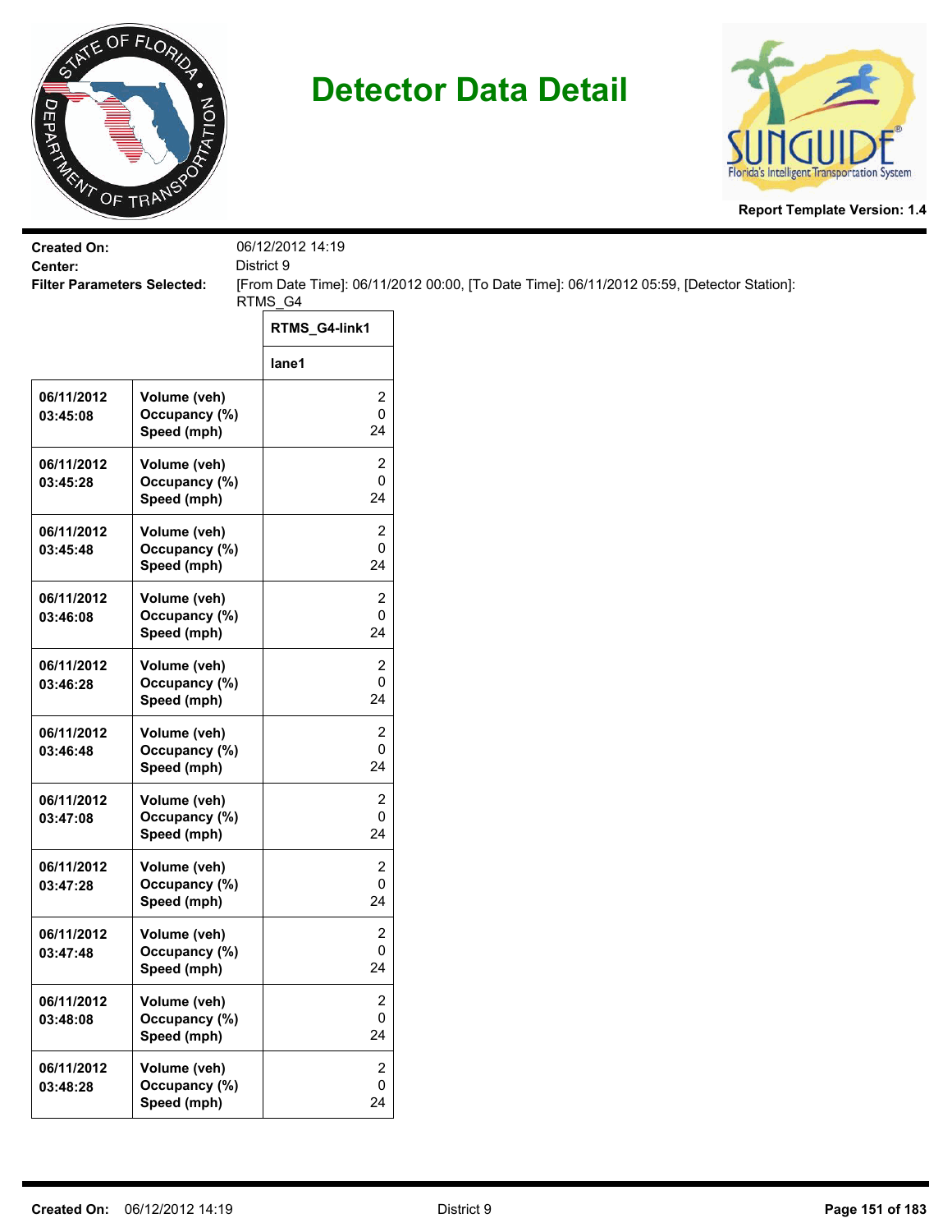# Detector Data Detail

**Report Template Version: 1.4**

**Created On:** 06/12/2012 14:19
**Center:** District 9
**Filter Parameters Selected:** [From Date Time]: 06/11/2012 00:00, [To Date Time]: 06/11/2012 05:59, [Detector Station]: RTMS_G4

| | | RTMS_G4-link1 |
|---|---|---|
| | | lane1 |
| 06/11/2012 03:45:08 | Volume (veh)<br>Occupancy (%)<br>Speed (mph) | 2<br>0<br>24 |
| 06/11/2012 03:45:28 | Volume (veh)<br>Occupancy (%)<br>Speed (mph) | 2<br>0<br>24 |
| 06/11/2012 03:45:48 | Volume (veh)<br>Occupancy (%)<br>Speed (mph) | 2<br>0<br>24 |
| 06/11/2012 03:46:08 | Volume (veh)<br>Occupancy (%)<br>Speed (mph) | 2<br>0<br>24 |
| 06/11/2012 03:46:28 | Volume (veh)<br>Occupancy (%)<br>Speed (mph) | 2<br>0<br>24 |
| 06/11/2012 03:46:48 | Volume (veh)<br>Occupancy (%)<br>Speed (mph) | 2<br>0<br>24 |
| 06/11/2012 03:47:08 | Volume (veh)<br>Occupancy (%)<br>Speed (mph) | 2<br>0<br>24 |
| 06/11/2012 03:47:28 | Volume (veh)<br>Occupancy (%)<br>Speed (mph) | 2<br>0<br>24 |
| 06/11/2012 03:47:48 | Volume (veh)<br>Occupancy (%)<br>Speed (mph) | 2<br>0<br>24 |
| 06/11/2012 03:48:08 | Volume (veh)<br>Occupancy (%)<br>Speed (mph) | 2<br>0<br>24 |
| 06/11/2012 03:48:28 | Volume (veh)<br>Occupancy (%)<br>Speed (mph) | 2<br>0<br>24 |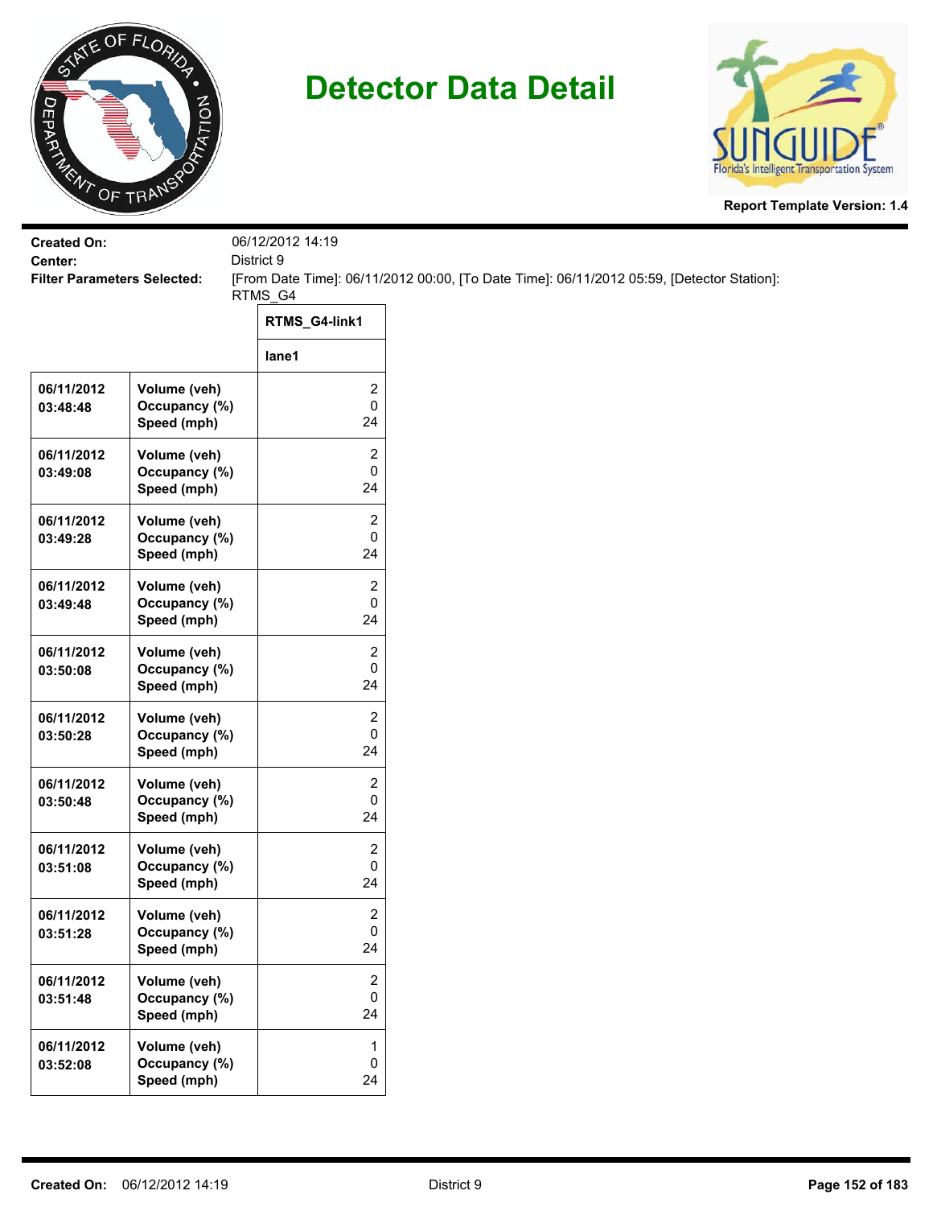# Detector Data Detail

Report Template Version: 1.4

**Created On:** 06/12/2012 14:19
**Center:** District 9
**Filter Parameters Selected:** [From Date Time]: 06/11/2012 00:00, [To Date Time]: 06/11/2012 05:59, [Detector Station]: RTMS_G4

| | | RTMS_G4-link1 |
|---|---|---|
| | | lane1 |
| 06/11/2012 03:48:48 | Volume (veh)<br>Occupancy (%)<br>Speed (mph) | 2<br>0<br>24 |
| 06/11/2012 03:49:08 | Volume (veh)<br>Occupancy (%)<br>Speed (mph) | 2<br>0<br>24 |
| 06/11/2012 03:49:28 | Volume (veh)<br>Occupancy (%)<br>Speed (mph) | 2<br>0<br>24 |
| 06/11/2012 03:49:48 | Volume (veh)<br>Occupancy (%)<br>Speed (mph) | 2<br>0<br>24 |
| 06/11/2012 03:50:08 | Volume (veh)<br>Occupancy (%)<br>Speed (mph) | 2<br>0<br>24 |
| 06/11/2012 03:50:28 | Volume (veh)<br>Occupancy (%)<br>Speed (mph) | 2<br>0<br>24 |
| 06/11/2012 03:50:48 | Volume (veh)<br>Occupancy (%)<br>Speed (mph) | 2<br>0<br>24 |
| 06/11/2012 03:51:08 | Volume (veh)<br>Occupancy (%)<br>Speed (mph) | 2<br>0<br>24 |
| 06/11/2012 03:51:28 | Volume (veh)<br>Occupancy (%)<br>Speed (mph) | 2<br>0<br>24 |
| 06/11/2012 03:51:48 | Volume (veh)<br>Occupancy (%)<br>Speed (mph) | 2<br>0<br>24 |
| 06/11/2012 03:52:08 | Volume (veh)<br>Occupancy (%)<br>Speed (mph) | 1<br>0<br>24 |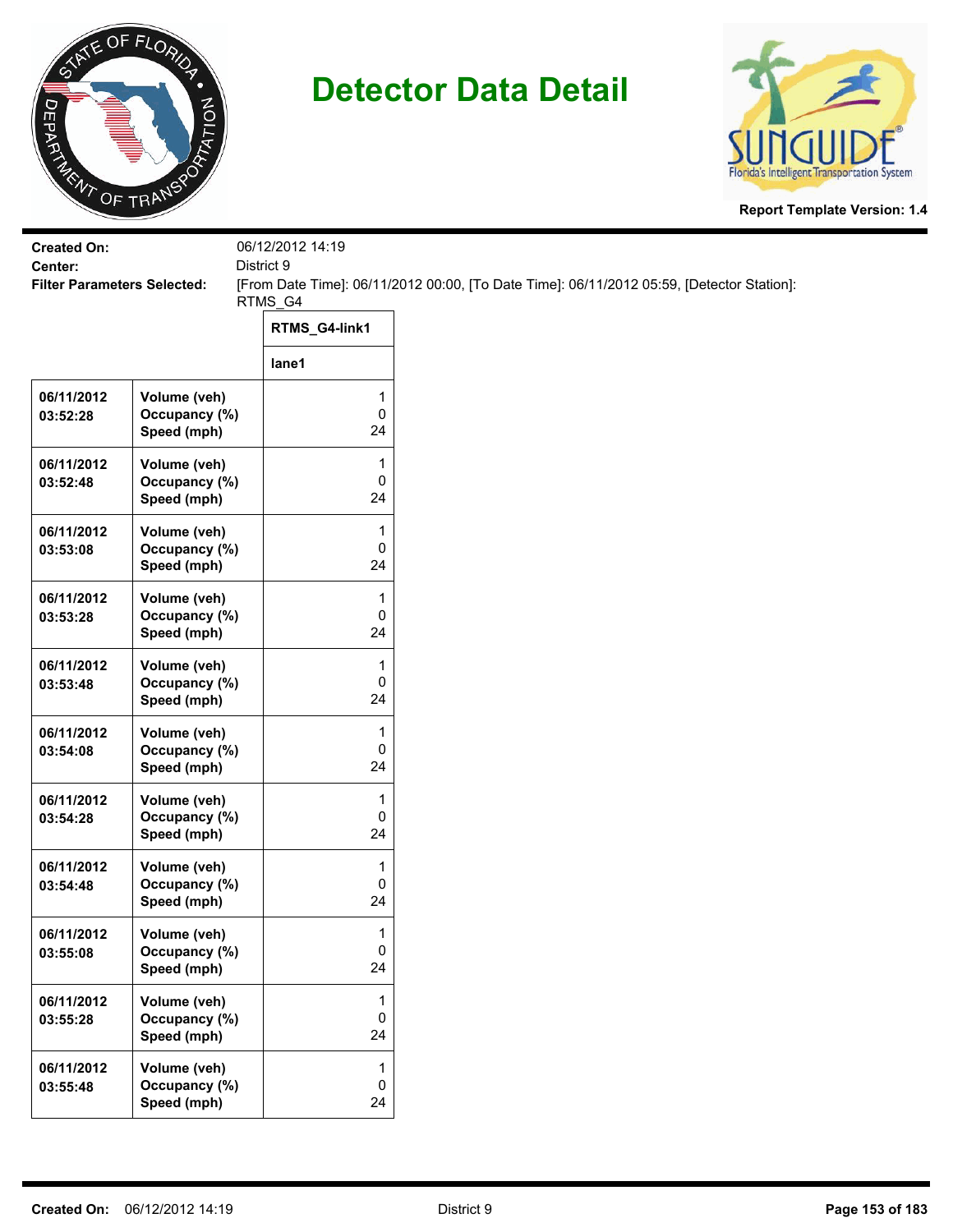# Detector Data Detail

**Report Template Version: 1.4**

**Created On:** 06/12/2012 14:19

**Center:** District 9

**Filter Parameters Selected:** [From Date Time]: 06/11/2012 00:00, [To Date Time]: 06/11/2012 05:59, [Detector Station]: RTMS_G4

| | | RTMS_G4-link1 |
|---|---|---|
| | | lane1 |
| 06/11/2012 03:52:28 | Volume (veh)<br>Occupancy (%)<br>Speed (mph) | 1<br>0<br>24 |
| 06/11/2012 03:52:48 | Volume (veh)<br>Occupancy (%)<br>Speed (mph) | 1<br>0<br>24 |
| 06/11/2012 03:53:08 | Volume (veh)<br>Occupancy (%)<br>Speed (mph) | 1<br>0<br>24 |
| 06/11/2012 03:53:28 | Volume (veh)<br>Occupancy (%)<br>Speed (mph) | 1<br>0<br>24 |
| 06/11/2012 03:53:48 | Volume (veh)<br>Occupancy (%)<br>Speed (mph) | 1<br>0<br>24 |
| 06/11/2012 03:54:08 | Volume (veh)<br>Occupancy (%)<br>Speed (mph) | 1<br>0<br>24 |
| 06/11/2012 03:54:28 | Volume (veh)<br>Occupancy (%)<br>Speed (mph) | 1<br>0<br>24 |
| 06/11/2012 03:54:48 | Volume (veh)<br>Occupancy (%)<br>Speed (mph) | 1<br>0<br>24 |
| 06/11/2012 03:55:08 | Volume (veh)<br>Occupancy (%)<br>Speed (mph) | 1<br>0<br>24 |
| 06/11/2012 03:55:28 | Volume (veh)<br>Occupancy (%)<br>Speed (mph) | 1<br>0<br>24 |
| 06/11/2012 03:55:48 | Volume (veh)<br>Occupancy (%)<br>Speed (mph) | 1<br>0<br>24 |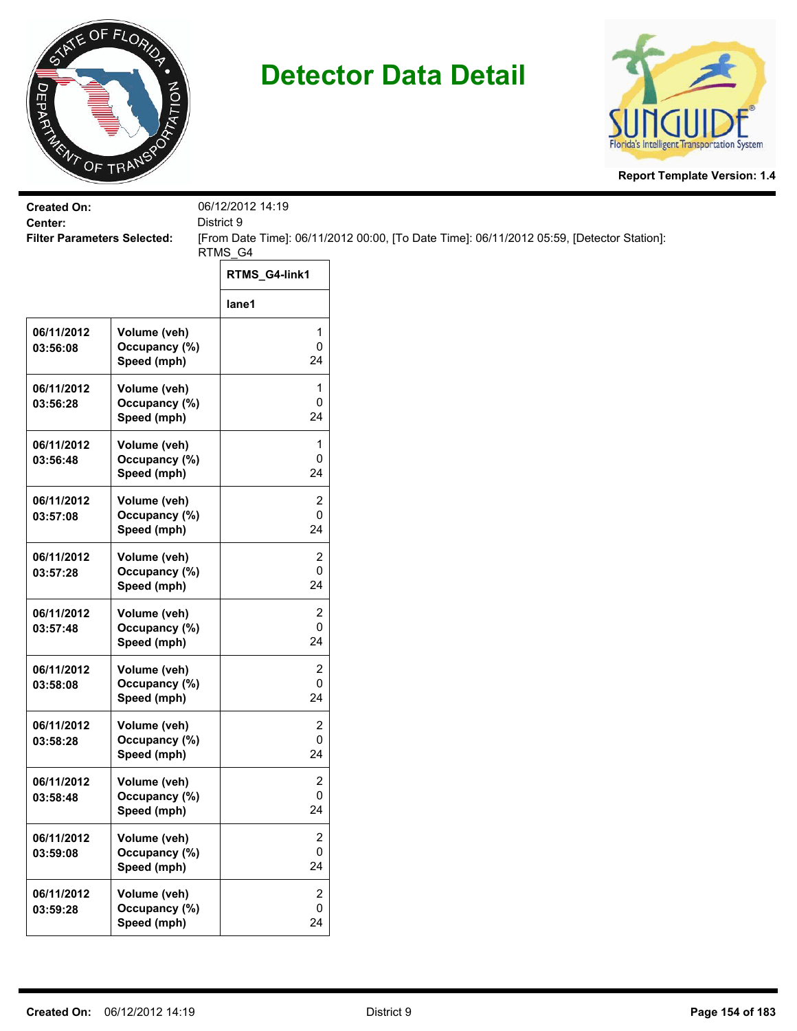# Detector Data Detail

Report Template Version: 1.4

**Created On:** 06/12/2012 14:19
**Center:** District 9
**Filter Parameters Selected:** [From Date Time]: 06/11/2012 00:00, [To Date Time]: 06/11/2012 05:59, [Detector Station]: RTMS_G4

| | | RTMS_G4-link1 |
|---|---|---|
| | | lane1 |
| 06/11/2012 03:56:08 | Volume (veh)<br>Occupancy (%)<br>Speed (mph) | 1<br>0<br>24 |
| 06/11/2012 03:56:28 | Volume (veh)<br>Occupancy (%)<br>Speed (mph) | 1<br>0<br>24 |
| 06/11/2012 03:56:48 | Volume (veh)<br>Occupancy (%)<br>Speed (mph) | 1<br>0<br>24 |
| 06/11/2012 03:57:08 | Volume (veh)<br>Occupancy (%)<br>Speed (mph) | 2<br>0<br>24 |
| 06/11/2012 03:57:28 | Volume (veh)<br>Occupancy (%)<br>Speed (mph) | 2<br>0<br>24 |
| 06/11/2012 03:57:48 | Volume (veh)<br>Occupancy (%)<br>Speed (mph) | 2<br>0<br>24 |
| 06/11/2012 03:58:08 | Volume (veh)<br>Occupancy (%)<br>Speed (mph) | 2<br>0<br>24 |
| 06/11/2012 03:58:28 | Volume (veh)<br>Occupancy (%)<br>Speed (mph) | 2<br>0<br>24 |
| 06/11/2012 03:58:48 | Volume (veh)<br>Occupancy (%)<br>Speed (mph) | 2<br>0<br>24 |
| 06/11/2012 03:59:08 | Volume (veh)<br>Occupancy (%)<br>Speed (mph) | 2<br>0<br>24 |
| 06/11/2012 03:59:28 | Volume (veh)<br>Occupancy (%)<br>Speed (mph) | 2<br>0<br>24 |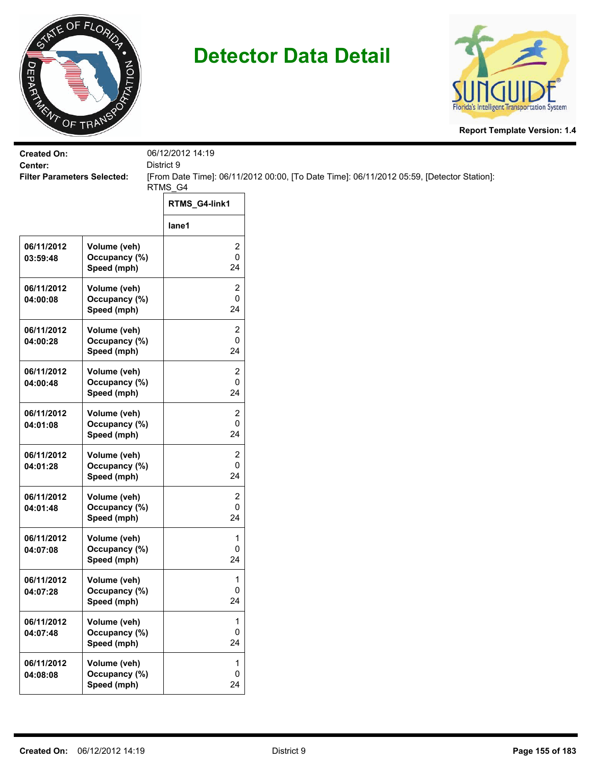# Detector Data Detail

**Report Template Version: 1.4**

**Created On:** 06/12/2012 14:19
**Center:** District 9
**Filter Parameters Selected:** [From Date Time]: 06/11/2012 00:00, [To Date Time]: 06/11/2012 05:59, [Detector Station]: RTMS_G4

| | | RTMS_G4-link1 |
|---|---|---|
| | | lane1 |
| 06/11/2012 03:59:48 | Volume (veh)<br>Occupancy (%)<br>Speed (mph) | 2<br>0<br>24 |
| 06/11/2012 04:00:08 | Volume (veh)<br>Occupancy (%)<br>Speed (mph) | 2<br>0<br>24 |
| 06/11/2012 04:00:28 | Volume (veh)<br>Occupancy (%)<br>Speed (mph) | 2<br>0<br>24 |
| 06/11/2012 04:00:48 | Volume (veh)<br>Occupancy (%)<br>Speed (mph) | 2<br>0<br>24 |
| 06/11/2012 04:01:08 | Volume (veh)<br>Occupancy (%)<br>Speed (mph) | 2<br>0<br>24 |
| 06/11/2012 04:01:28 | Volume (veh)<br>Occupancy (%)<br>Speed (mph) | 2<br>0<br>24 |
| 06/11/2012 04:01:48 | Volume (veh)<br>Occupancy (%)<br>Speed (mph) | 2<br>0<br>24 |
| 06/11/2012 04:07:08 | Volume (veh)<br>Occupancy (%)<br>Speed (mph) | 1<br>0<br>24 |
| 06/11/2012 04:07:28 | Volume (veh)<br>Occupancy (%)<br>Speed (mph) | 1<br>0<br>24 |
| 06/11/2012 04:07:48 | Volume (veh)<br>Occupancy (%)<br>Speed (mph) | 1<br>0<br>24 |
| 06/11/2012 04:08:08 | Volume (veh)<br>Occupancy (%)<br>Speed (mph) | 1<br>0<br>24 |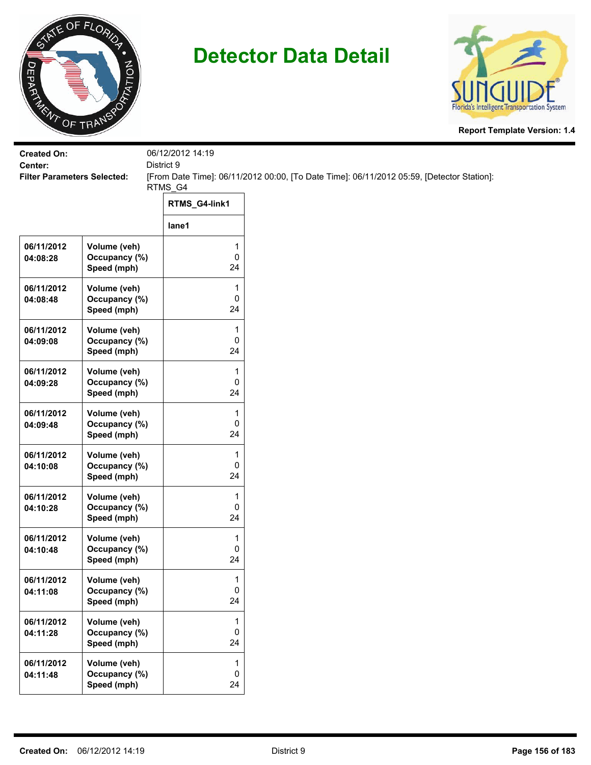# Detector Data Detail

Report Template Version: 1.4

**Created On:** 06/12/2012 14:19
**Center:** District 9
**Filter Parameters Selected:** [From Date Time]: 06/11/2012 00:00, [To Date Time]: 06/11/2012 05:59, [Detector Station]: RTMS_G4

| | | RTMS_G4-link1 |
|---|---|---|
| | | lane1 |
| 06/11/2012 04:08:28 | Volume (veh)<br>Occupancy (%)<br>Speed (mph) | 1<br>0<br>24 |
| 06/11/2012 04:08:48 | Volume (veh)<br>Occupancy (%)<br>Speed (mph) | 1<br>0<br>24 |
| 06/11/2012 04:09:08 | Volume (veh)<br>Occupancy (%)<br>Speed (mph) | 1<br>0<br>24 |
| 06/11/2012 04:09:28 | Volume (veh)<br>Occupancy (%)<br>Speed (mph) | 1<br>0<br>24 |
| 06/11/2012 04:09:48 | Volume (veh)<br>Occupancy (%)<br>Speed (mph) | 1<br>0<br>24 |
| 06/11/2012 04:10:08 | Volume (veh)<br>Occupancy (%)<br>Speed (mph) | 1<br>0<br>24 |
| 06/11/2012 04:10:28 | Volume (veh)<br>Occupancy (%)<br>Speed (mph) | 1<br>0<br>24 |
| 06/11/2012 04:10:48 | Volume (veh)<br>Occupancy (%)<br>Speed (mph) | 1<br>0<br>24 |
| 06/11/2012 04:11:08 | Volume (veh)<br>Occupancy (%)<br>Speed (mph) | 1<br>0<br>24 |
| 06/11/2012 04:11:28 | Volume (veh)<br>Occupancy (%)<br>Speed (mph) | 1<br>0<br>24 |
| 06/11/2012 04:11:48 | Volume (veh)<br>Occupancy (%)<br>Speed (mph) | 1<br>0<br>24 |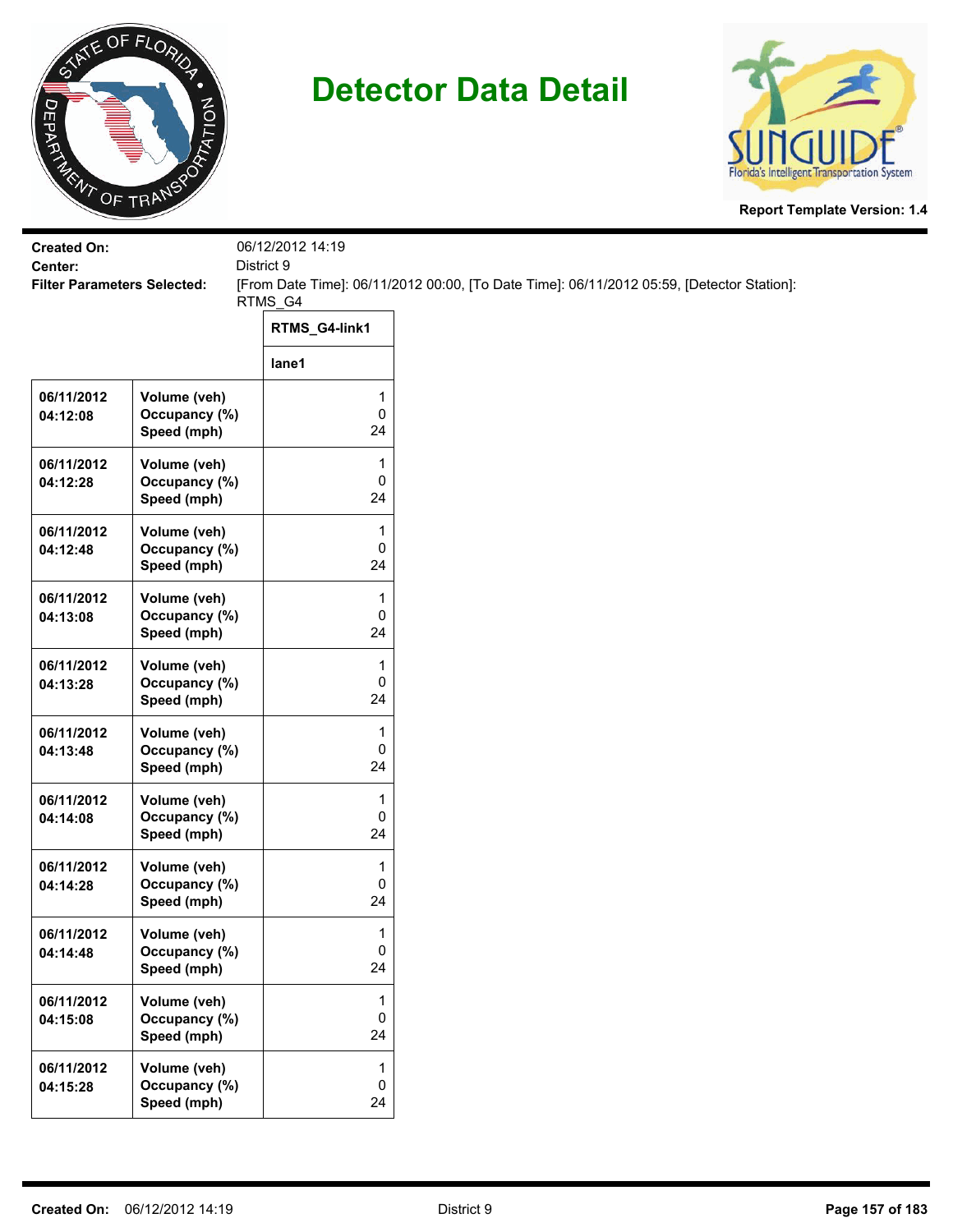# Detector Data Detail

Report Template Version: 1.4

**Created On:** 06/12/2012 14:19
**Center:** District 9
**Filter Parameters Selected:** [From Date Time]: 06/11/2012 00:00, [To Date Time]: 06/11/2012 05:59, [Detector Station]: RTMS_G4

| | | RTMS_G4-link1 |
|---|---|---|
| | | lane1 |
| 06/11/2012 04:12:08 | Volume (veh)<br>Occupancy (%)<br>Speed (mph) | 1<br>0<br>24 |
| 06/11/2012 04:12:28 | Volume (veh)<br>Occupancy (%)<br>Speed (mph) | 1<br>0<br>24 |
| 06/11/2012 04:12:48 | Volume (veh)<br>Occupancy (%)<br>Speed (mph) | 1<br>0<br>24 |
| 06/11/2012 04:13:08 | Volume (veh)<br>Occupancy (%)<br>Speed (mph) | 1<br>0<br>24 |
| 06/11/2012 04:13:28 | Volume (veh)<br>Occupancy (%)<br>Speed (mph) | 1<br>0<br>24 |
| 06/11/2012 04:13:48 | Volume (veh)<br>Occupancy (%)<br>Speed (mph) | 1<br>0<br>24 |
| 06/11/2012 04:14:08 | Volume (veh)<br>Occupancy (%)<br>Speed (mph) | 1<br>0<br>24 |
| 06/11/2012 04:14:28 | Volume (veh)<br>Occupancy (%)<br>Speed (mph) | 1<br>0<br>24 |
| 06/11/2012 04:14:48 | Volume (veh)<br>Occupancy (%)<br>Speed (mph) | 1<br>0<br>24 |
| 06/11/2012 04:15:08 | Volume (veh)<br>Occupancy (%)<br>Speed (mph) | 1<br>0<br>24 |
| 06/11/2012 04:15:28 | Volume (veh)<br>Occupancy (%)<br>Speed (mph) | 1<br>0<br>24 |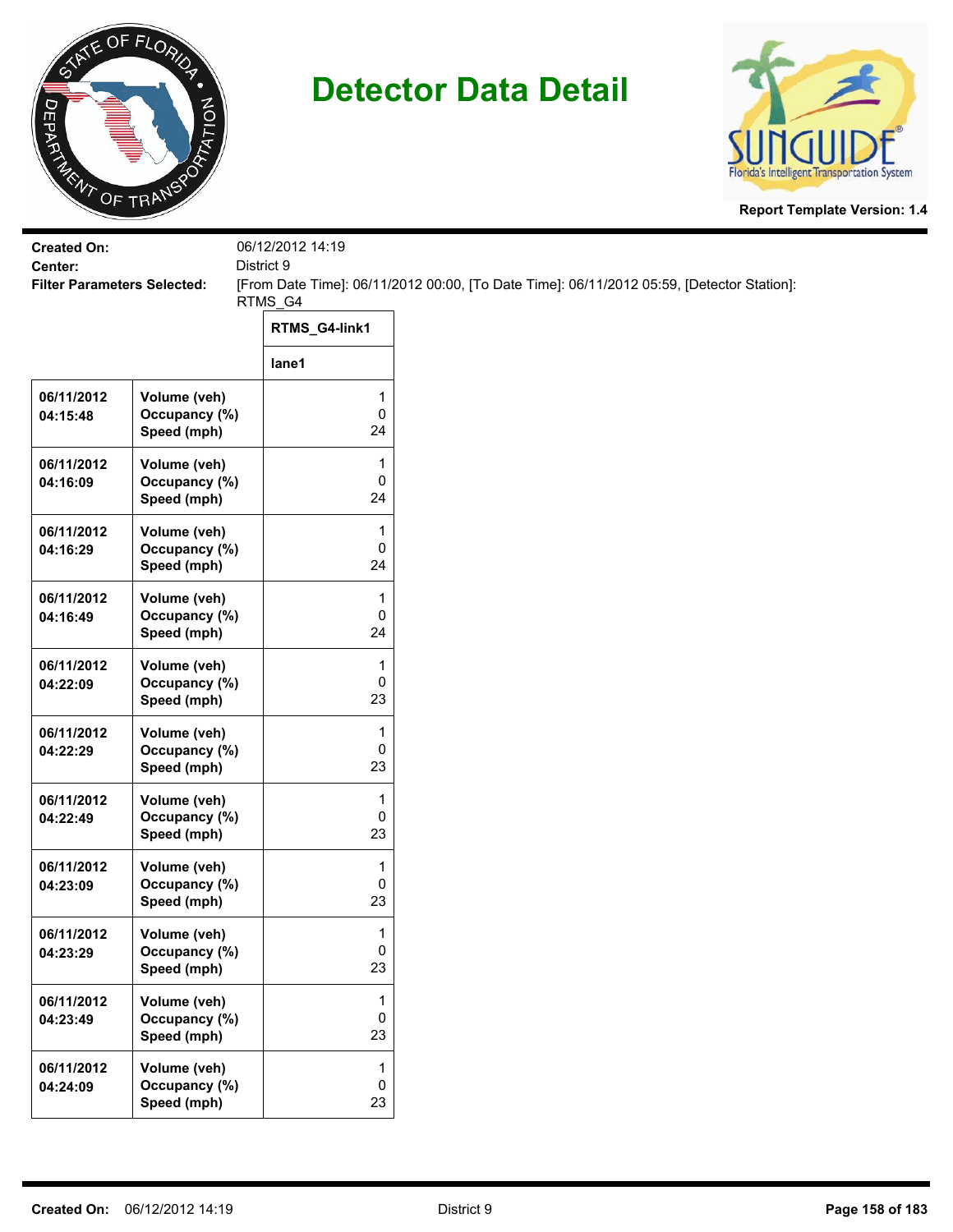# Detector Data Detail

Report Template Version: 1.4

**Created On:** 06/12/2012 14:19

**Center:** District 9

**Filter Parameters Selected:** [From Date Time]: 06/11/2012 00:00, [To Date Time]: 06/11/2012 05:59, [Detector Station]: RTMS_G4

| | | RTMS_G4-link1 |
|---|---|---|
| | | lane1 |
| 06/11/2012 04:15:48 | Volume (veh)<br>Occupancy (%)<br>Speed (mph) | 1<br>0<br>24 |
| 06/11/2012 04:16:09 | Volume (veh)<br>Occupancy (%)<br>Speed (mph) | 1<br>0<br>24 |
| 06/11/2012 04:16:29 | Volume (veh)<br>Occupancy (%)<br>Speed (mph) | 1<br>0<br>24 |
| 06/11/2012 04:16:49 | Volume (veh)<br>Occupancy (%)<br>Speed (mph) | 1<br>0<br>24 |
| 06/11/2012 04:22:09 | Volume (veh)<br>Occupancy (%)<br>Speed (mph) | 1<br>0<br>23 |
| 06/11/2012 04:22:29 | Volume (veh)<br>Occupancy (%)<br>Speed (mph) | 1<br>0<br>23 |
| 06/11/2012 04:22:49 | Volume (veh)<br>Occupancy (%)<br>Speed (mph) | 1<br>0<br>23 |
| 06/11/2012 04:23:09 | Volume (veh)<br>Occupancy (%)<br>Speed (mph) | 1<br>0<br>23 |
| 06/11/2012 04:23:29 | Volume (veh)<br>Occupancy (%)<br>Speed (mph) | 1<br>0<br>23 |
| 06/11/2012 04:23:49 | Volume (veh)<br>Occupancy (%)<br>Speed (mph) | 1<br>0<br>23 |
| 06/11/2012 04:24:09 | Volume (veh)<br>Occupancy (%)<br>Speed (mph) | 1<br>0<br>23 |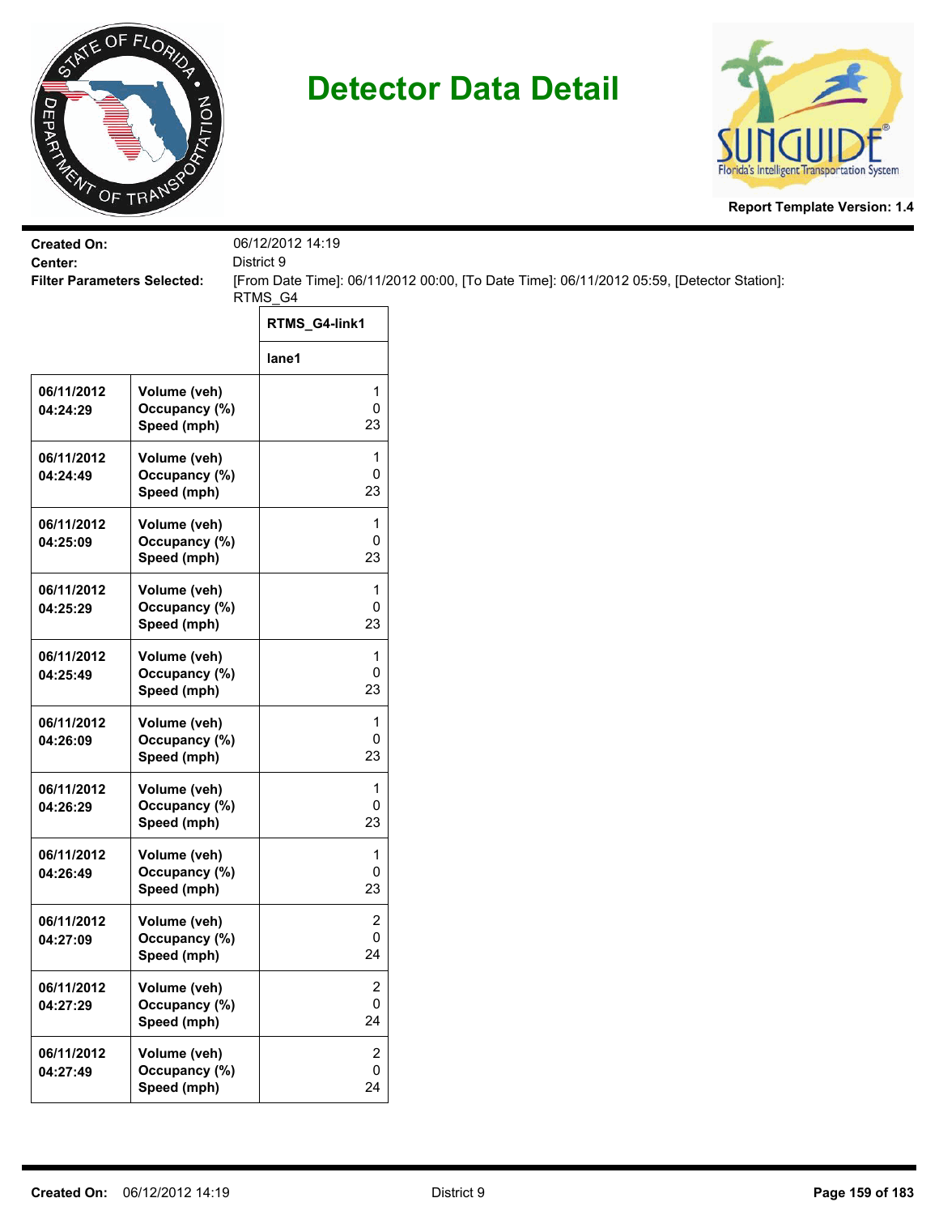# Detector Data Detail

**Report Template Version: 1.4**

**Created On:** 06/12/2012 14:19
**Center:** District 9
**Filter Parameters Selected:** [From Date Time]: 06/11/2012 00:00, [To Date Time]: 06/11/2012 05:59, [Detector Station]: RTMS_G4

| | | RTMS_G4-link1 |
|---|---|---|
| | | lane1 |
| 06/11/2012 04:24:29 | Volume (veh)<br>Occupancy (%)<br>Speed (mph) | 1<br>0<br>23 |
| 06/11/2012 04:24:49 | Volume (veh)<br>Occupancy (%)<br>Speed (mph) | 1<br>0<br>23 |
| 06/11/2012 04:25:09 | Volume (veh)<br>Occupancy (%)<br>Speed (mph) | 1<br>0<br>23 |
| 06/11/2012 04:25:29 | Volume (veh)<br>Occupancy (%)<br>Speed (mph) | 1<br>0<br>23 |
| 06/11/2012 04:25:49 | Volume (veh)<br>Occupancy (%)<br>Speed (mph) | 1<br>0<br>23 |
| 06/11/2012 04:26:09 | Volume (veh)<br>Occupancy (%)<br>Speed (mph) | 1<br>0<br>23 |
| 06/11/2012 04:26:29 | Volume (veh)<br>Occupancy (%)<br>Speed (mph) | 1<br>0<br>23 |
| 06/11/2012 04:26:49 | Volume (veh)<br>Occupancy (%)<br>Speed (mph) | 1<br>0<br>23 |
| 06/11/2012 04:27:09 | Volume (veh)<br>Occupancy (%)<br>Speed (mph) | 2<br>0<br>24 |
| 06/11/2012 04:27:29 | Volume (veh)<br>Occupancy (%)<br>Speed (mph) | 2<br>0<br>24 |
| 06/11/2012 04:27:49 | Volume (veh)<br>Occupancy (%)<br>Speed (mph) | 2<br>0<br>24 |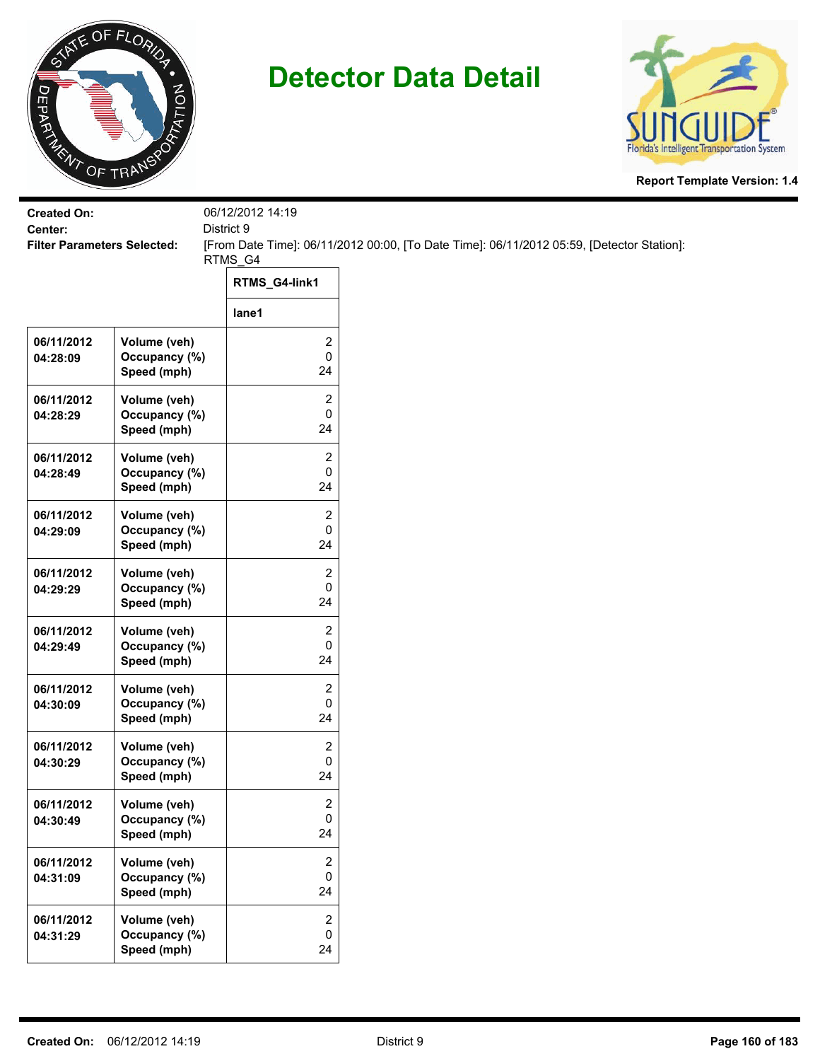# Detector Data Detail

Report Template Version: 1.4

**Created On:** 06/12/2012 14:19
**Center:** District 9
**Filter Parameters Selected:** [From Date Time]: 06/11/2012 00:00, [To Date Time]: 06/11/2012 05:59, [Detector Station]: RTMS_G4

| | | RTMS_G4-link1 |
|---|---|---|
| | | lane1 |
| 06/11/2012 04:28:09 | Volume (veh)<br>Occupancy (%)<br>Speed (mph) | 2<br>0<br>24 |
| 06/11/2012 04:28:29 | Volume (veh)<br>Occupancy (%)<br>Speed (mph) | 2<br>0<br>24 |
| 06/11/2012 04:28:49 | Volume (veh)<br>Occupancy (%)<br>Speed (mph) | 2<br>0<br>24 |
| 06/11/2012 04:29:09 | Volume (veh)<br>Occupancy (%)<br>Speed (mph) | 2<br>0<br>24 |
| 06/11/2012 04:29:29 | Volume (veh)<br>Occupancy (%)<br>Speed (mph) | 2<br>0<br>24 |
| 06/11/2012 04:29:49 | Volume (veh)<br>Occupancy (%)<br>Speed (mph) | 2<br>0<br>24 |
| 06/11/2012 04:30:09 | Volume (veh)<br>Occupancy (%)<br>Speed (mph) | 2<br>0<br>24 |
| 06/11/2012 04:30:29 | Volume (veh)<br>Occupancy (%)<br>Speed (mph) | 2<br>0<br>24 |
| 06/11/2012 04:30:49 | Volume (veh)<br>Occupancy (%)<br>Speed (mph) | 2<br>0<br>24 |
| 06/11/2012 04:31:09 | Volume (veh)<br>Occupancy (%)<br>Speed (mph) | 2<br>0<br>24 |
| 06/11/2012 04:31:29 | Volume (veh)<br>Occupancy (%)<br>Speed (mph) | 2<br>0<br>24 |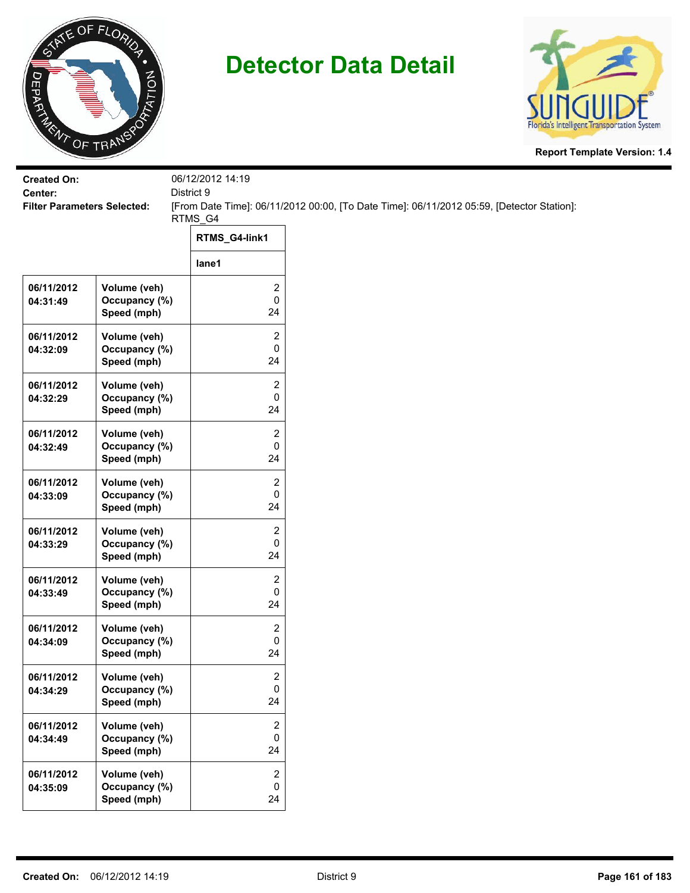# Detector Data Detail

**Report Template Version: 1.4**

**Created On:** 06/12/2012 14:19
**Center:** District 9
**Filter Parameters Selected:** [From Date Time]: 06/11/2012 00:00, [To Date Time]: 06/11/2012 05:59, [Detector Station]: RTMS_G4

| | | RTMS_G4-link1 |
|---|---|---|
| | | lane1 |
| 06/11/2012 04:31:49 | Volume (veh)<br>Occupancy (%)<br>Speed (mph) | 2<br>0<br>24 |
| 06/11/2012 04:32:09 | Volume (veh)<br>Occupancy (%)<br>Speed (mph) | 2<br>0<br>24 |
| 06/11/2012 04:32:29 | Volume (veh)<br>Occupancy (%)<br>Speed (mph) | 2<br>0<br>24 |
| 06/11/2012 04:32:49 | Volume (veh)<br>Occupancy (%)<br>Speed (mph) | 2<br>0<br>24 |
| 06/11/2012 04:33:09 | Volume (veh)<br>Occupancy (%)<br>Speed (mph) | 2<br>0<br>24 |
| 06/11/2012 04:33:29 | Volume (veh)<br>Occupancy (%)<br>Speed (mph) | 2<br>0<br>24 |
| 06/11/2012 04:33:49 | Volume (veh)<br>Occupancy (%)<br>Speed (mph) | 2<br>0<br>24 |
| 06/11/2012 04:34:09 | Volume (veh)<br>Occupancy (%)<br>Speed (mph) | 2<br>0<br>24 |
| 06/11/2012 04:34:29 | Volume (veh)<br>Occupancy (%)<br>Speed (mph) | 2<br>0<br>24 |
| 06/11/2012 04:34:49 | Volume (veh)<br>Occupancy (%)<br>Speed (mph) | 2<br>0<br>24 |
| 06/11/2012 04:35:09 | Volume (veh)<br>Occupancy (%)<br>Speed (mph) | 2<br>0<br>24 |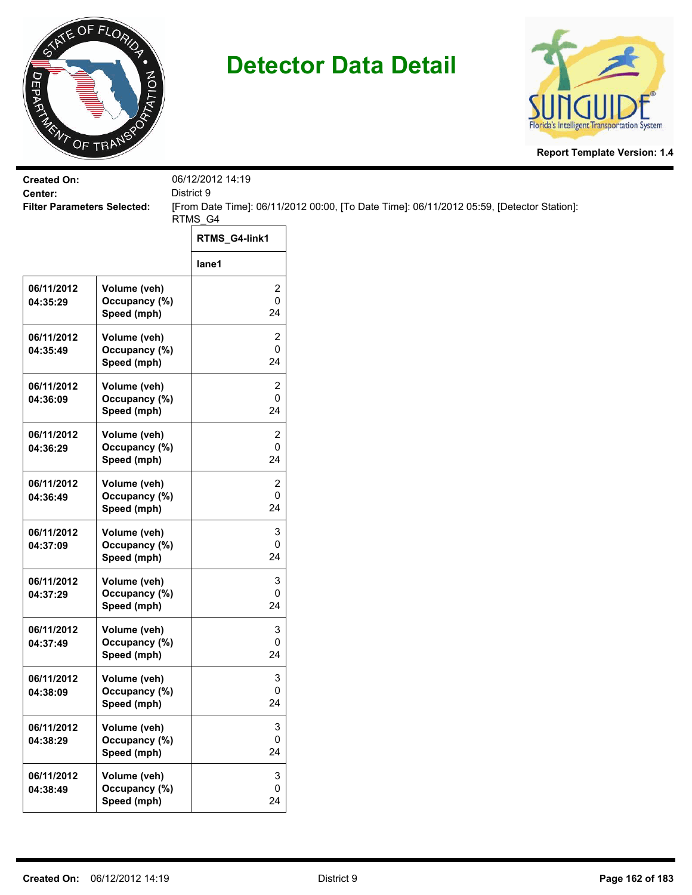# Detector Data Detail

**Report Template Version: 1.4**

**Created On:** 06/12/2012 14:19

**Center:** District 9

**Filter Parameters Selected:** [From Date Time]: 06/11/2012 00:00, [To Date Time]: 06/11/2012 05:59, [Detector Station]: RTMS_G4

| | | RTMS_G4-link1 |
|---|---|---|
| | | lane1 |
| 06/11/2012 04:35:29 | Volume (veh)<br>Occupancy (%)<br>Speed (mph) | 2<br>0<br>24 |
| 06/11/2012 04:35:49 | Volume (veh)<br>Occupancy (%)<br>Speed (mph) | 2<br>0<br>24 |
| 06/11/2012 04:36:09 | Volume (veh)<br>Occupancy (%)<br>Speed (mph) | 2<br>0<br>24 |
| 06/11/2012 04:36:29 | Volume (veh)<br>Occupancy (%)<br>Speed (mph) | 2<br>0<br>24 |
| 06/11/2012 04:36:49 | Volume (veh)<br>Occupancy (%)<br>Speed (mph) | 2<br>0<br>24 |
| 06/11/2012 04:37:09 | Volume (veh)<br>Occupancy (%)<br>Speed (mph) | 3<br>0<br>24 |
| 06/11/2012 04:37:29 | Volume (veh)<br>Occupancy (%)<br>Speed (mph) | 3<br>0<br>24 |
| 06/11/2012 04:37:49 | Volume (veh)<br>Occupancy (%)<br>Speed (mph) | 3<br>0<br>24 |
| 06/11/2012 04:38:09 | Volume (veh)<br>Occupancy (%)<br>Speed (mph) | 3<br>0<br>24 |
| 06/11/2012 04:38:29 | Volume (veh)<br>Occupancy (%)<br>Speed (mph) | 3<br>0<br>24 |
| 06/11/2012 04:38:49 | Volume (veh)<br>Occupancy (%)<br>Speed (mph) | 3<br>0<br>24 |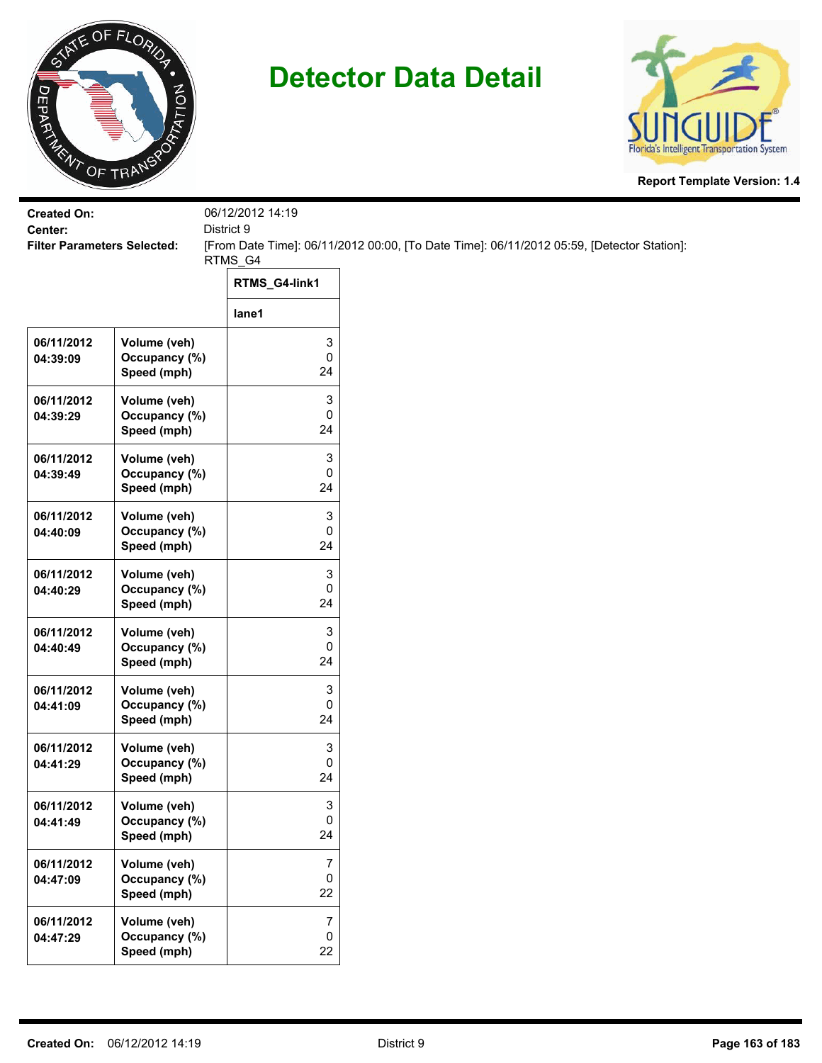# Detector Data Detail

**Report Template Version: 1.4**

**Created On:** 06/12/2012 14:19
**Center:** District 9
**Filter Parameters Selected:** [From Date Time]: 06/11/2012 00:00, [To Date Time]: 06/11/2012 05:59, [Detector Station]: RTMS_G4

| | | RTMS_G4-link1 |
|---|---|---|
| | | lane1 |
| 06/11/2012 04:39:09 | Volume (veh)<br>Occupancy (%)<br>Speed (mph) | 3<br>0<br>24 |
| 06/11/2012 04:39:29 | Volume (veh)<br>Occupancy (%)<br>Speed (mph) | 3<br>0<br>24 |
| 06/11/2012 04:39:49 | Volume (veh)<br>Occupancy (%)<br>Speed (mph) | 3<br>0<br>24 |
| 06/11/2012 04:40:09 | Volume (veh)<br>Occupancy (%)<br>Speed (mph) | 3<br>0<br>24 |
| 06/11/2012 04:40:29 | Volume (veh)<br>Occupancy (%)<br>Speed (mph) | 3<br>0<br>24 |
| 06/11/2012 04:40:49 | Volume (veh)<br>Occupancy (%)<br>Speed (mph) | 3<br>0<br>24 |
| 06/11/2012 04:41:09 | Volume (veh)<br>Occupancy (%)<br>Speed (mph) | 3<br>0<br>24 |
| 06/11/2012 04:41:29 | Volume (veh)<br>Occupancy (%)<br>Speed (mph) | 3<br>0<br>24 |
| 06/11/2012 04:41:49 | Volume (veh)<br>Occupancy (%)<br>Speed (mph) | 3<br>0<br>24 |
| 06/11/2012 04:47:09 | Volume (veh)<br>Occupancy (%)<br>Speed (mph) | 7<br>0<br>22 |
| 06/11/2012 04:47:29 | Volume (veh)<br>Occupancy (%)<br>Speed (mph) | 7<br>0<br>22 |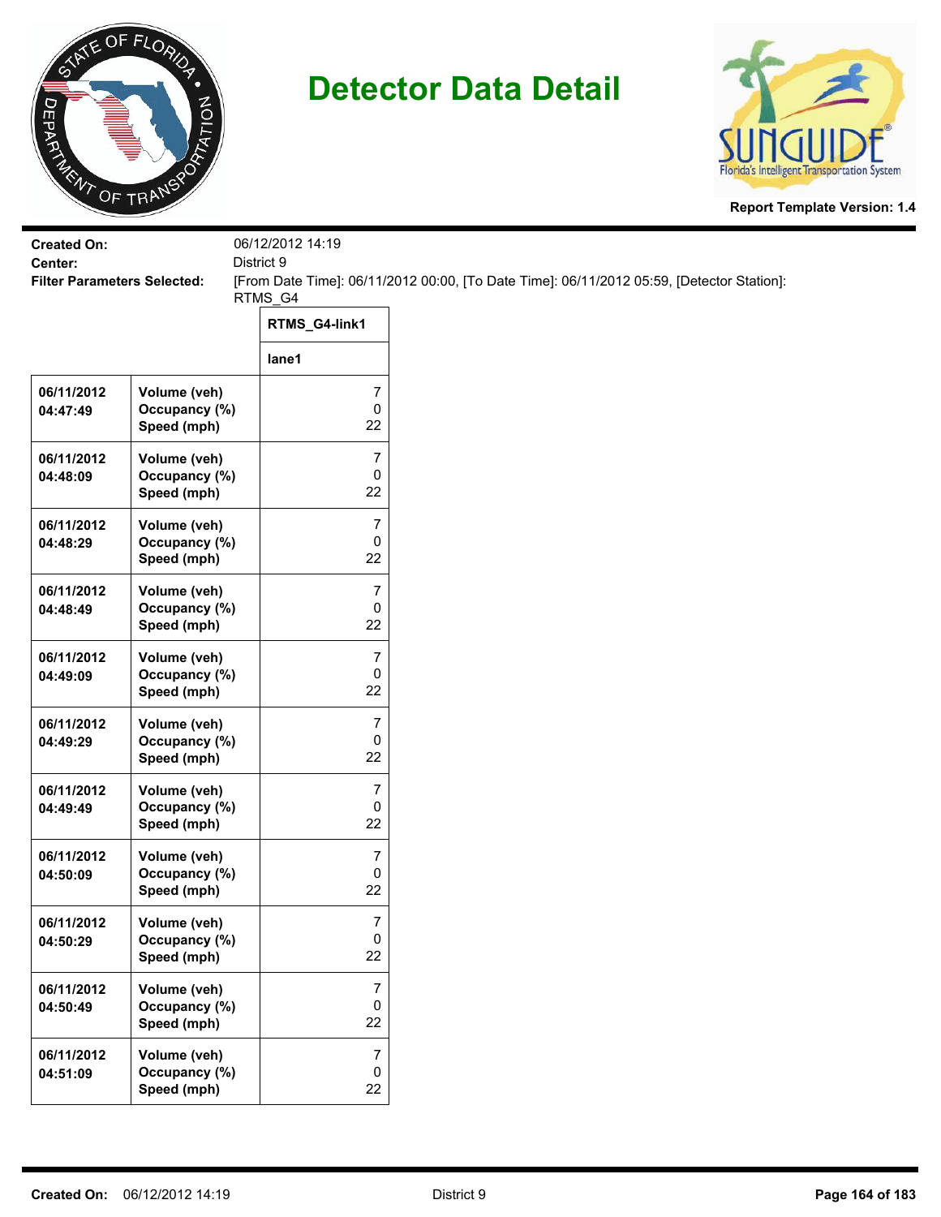# Detector Data Detail

**Report Template Version: 1.4**

**Created On:** 06/12/2012 14:19
**Center:** District 9
**Filter Parameters Selected:** [From Date Time]: 06/11/2012 00:00, [To Date Time]: 06/11/2012 05:59, [Detector Station]: RTMS_G4

| | | RTMS_G4-link1 |
|---|---|---|
| | | lane1 |
| 06/11/2012 04:47:49 | Volume (veh)<br>Occupancy (%)<br>Speed (mph) | 7<br>0<br>22 |
| 06/11/2012 04:48:09 | Volume (veh)<br>Occupancy (%)<br>Speed (mph) | 7<br>0<br>22 |
| 06/11/2012 04:48:29 | Volume (veh)<br>Occupancy (%)<br>Speed (mph) | 7<br>0<br>22 |
| 06/11/2012 04:48:49 | Volume (veh)<br>Occupancy (%)<br>Speed (mph) | 7<br>0<br>22 |
| 06/11/2012 04:49:09 | Volume (veh)<br>Occupancy (%)<br>Speed (mph) | 7<br>0<br>22 |
| 06/11/2012 04:49:29 | Volume (veh)<br>Occupancy (%)<br>Speed (mph) | 7<br>0<br>22 |
| 06/11/2012 04:49:49 | Volume (veh)<br>Occupancy (%)<br>Speed (mph) | 7<br>0<br>22 |
| 06/11/2012 04:50:09 | Volume (veh)<br>Occupancy (%)<br>Speed (mph) | 7<br>0<br>22 |
| 06/11/2012 04:50:29 | Volume (veh)<br>Occupancy (%)<br>Speed (mph) | 7<br>0<br>22 |
| 06/11/2012 04:50:49 | Volume (veh)<br>Occupancy (%)<br>Speed (mph) | 7<br>0<br>22 |
| 06/11/2012 04:51:09 | Volume (veh)<br>Occupancy (%)<br>Speed (mph) | 7<br>0<br>22 |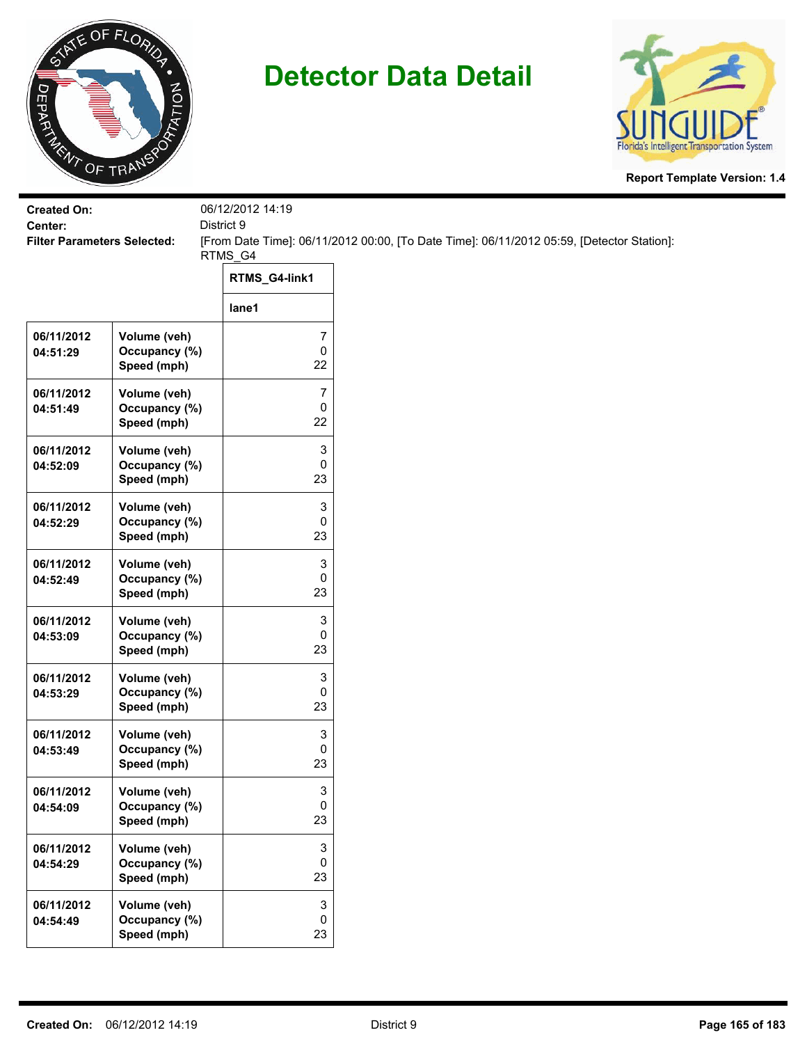# Detector Data Detail

**Report Template Version: 1.4**

**Created On:** 06/12/2012 14:19
**Center:** District 9
**Filter Parameters Selected:** [From Date Time]: 06/11/2012 00:00, [To Date Time]: 06/11/2012 05:59, [Detector Station]: RTMS_G4

| | | RTMS_G4-link1 |
|---|---|---|
| | | lane1 |
| 06/11/2012 04:51:29 | Volume (veh)<br>Occupancy (%)<br>Speed (mph) | 7<br>0<br>22 |
| 06/11/2012 04:51:49 | Volume (veh)<br>Occupancy (%)<br>Speed (mph) | 7<br>0<br>22 |
| 06/11/2012 04:52:09 | Volume (veh)<br>Occupancy (%)<br>Speed (mph) | 3<br>0<br>23 |
| 06/11/2012 04:52:29 | Volume (veh)<br>Occupancy (%)<br>Speed (mph) | 3<br>0<br>23 |
| 06/11/2012 04:52:49 | Volume (veh)<br>Occupancy (%)<br>Speed (mph) | 3<br>0<br>23 |
| 06/11/2012 04:53:09 | Volume (veh)<br>Occupancy (%)<br>Speed (mph) | 3<br>0<br>23 |
| 06/11/2012 04:53:29 | Volume (veh)<br>Occupancy (%)<br>Speed (mph) | 3<br>0<br>23 |
| 06/11/2012 04:53:49 | Volume (veh)<br>Occupancy (%)<br>Speed (mph) | 3<br>0<br>23 |
| 06/11/2012 04:54:09 | Volume (veh)<br>Occupancy (%)<br>Speed (mph) | 3<br>0<br>23 |
| 06/11/2012 04:54:29 | Volume (veh)<br>Occupancy (%)<br>Speed (mph) | 3<br>0<br>23 |
| 06/11/2012 04:54:49 | Volume (veh)<br>Occupancy (%)<br>Speed (mph) | 3<br>0<br>23 |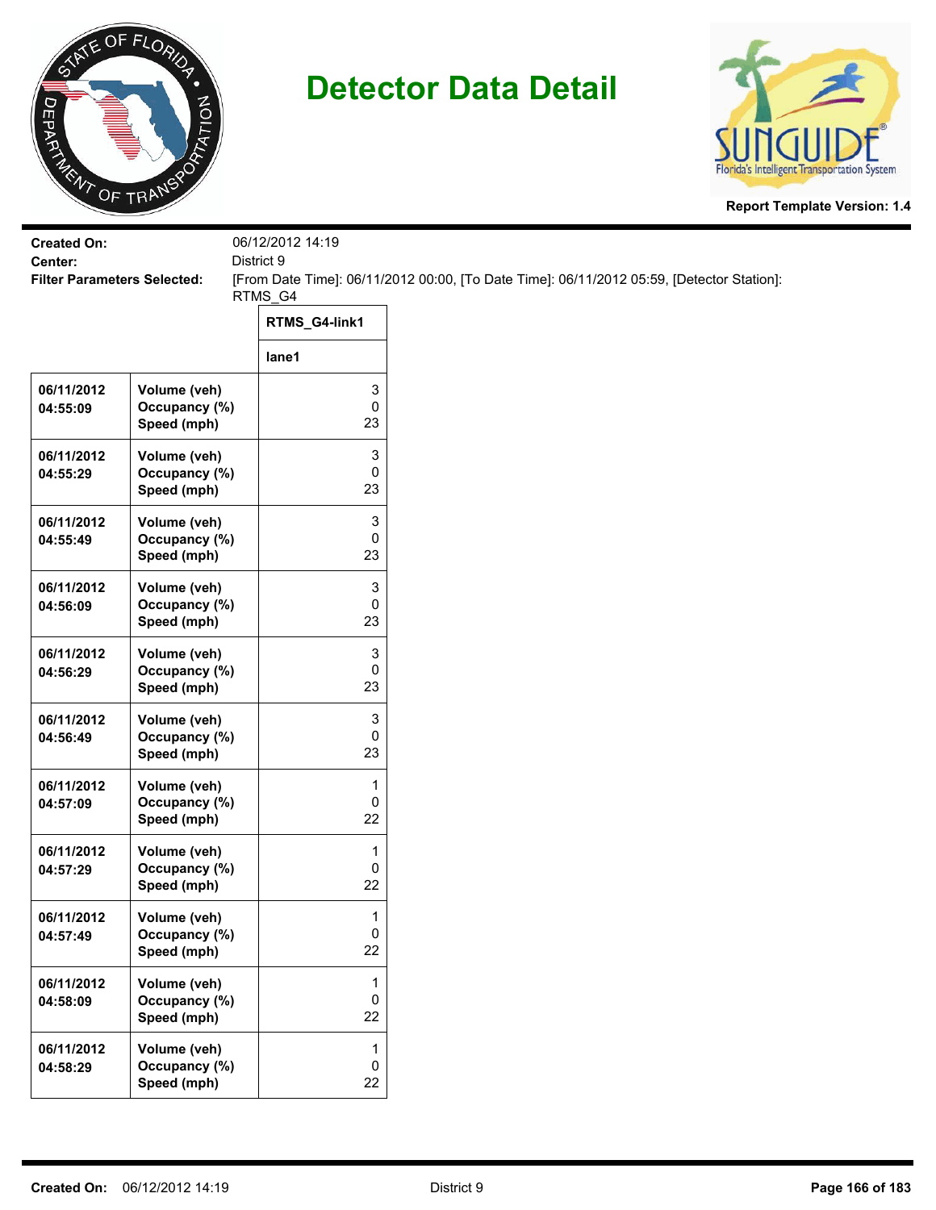# Detector Data Detail

**Report Template Version: 1.4**

**Created On:** 06/12/2012 14:19
**Center:** District 9
**Filter Parameters Selected:** [From Date Time]: 06/11/2012 00:00, [To Date Time]: 06/11/2012 05:59, [Detector Station]: RTMS_G4

| | | RTMS_G4-link1 |
|---|---|---|
| | | lane1 |
| 06/11/2012 04:55:09 | Volume (veh)<br>Occupancy (%)<br>Speed (mph) | 3<br>0<br>23 |
| 06/11/2012 04:55:29 | Volume (veh)<br>Occupancy (%)<br>Speed (mph) | 3<br>0<br>23 |
| 06/11/2012 04:55:49 | Volume (veh)<br>Occupancy (%)<br>Speed (mph) | 3<br>0<br>23 |
| 06/11/2012 04:56:09 | Volume (veh)<br>Occupancy (%)<br>Speed (mph) | 3<br>0<br>23 |
| 06/11/2012 04:56:29 | Volume (veh)<br>Occupancy (%)<br>Speed (mph) | 3<br>0<br>23 |
| 06/11/2012 04:56:49 | Volume (veh)<br>Occupancy (%)<br>Speed (mph) | 3<br>0<br>23 |
| 06/11/2012 04:57:09 | Volume (veh)<br>Occupancy (%)<br>Speed (mph) | 1<br>0<br>22 |
| 06/11/2012 04:57:29 | Volume (veh)<br>Occupancy (%)<br>Speed (mph) | 1<br>0<br>22 |
| 06/11/2012 04:57:49 | Volume (veh)<br>Occupancy (%)<br>Speed (mph) | 1<br>0<br>22 |
| 06/11/2012 04:58:09 | Volume (veh)<br>Occupancy (%)<br>Speed (mph) | 1<br>0<br>22 |
| 06/11/2012 04:58:29 | Volume (veh)<br>Occupancy (%)<br>Speed (mph) | 1<br>0<br>22 |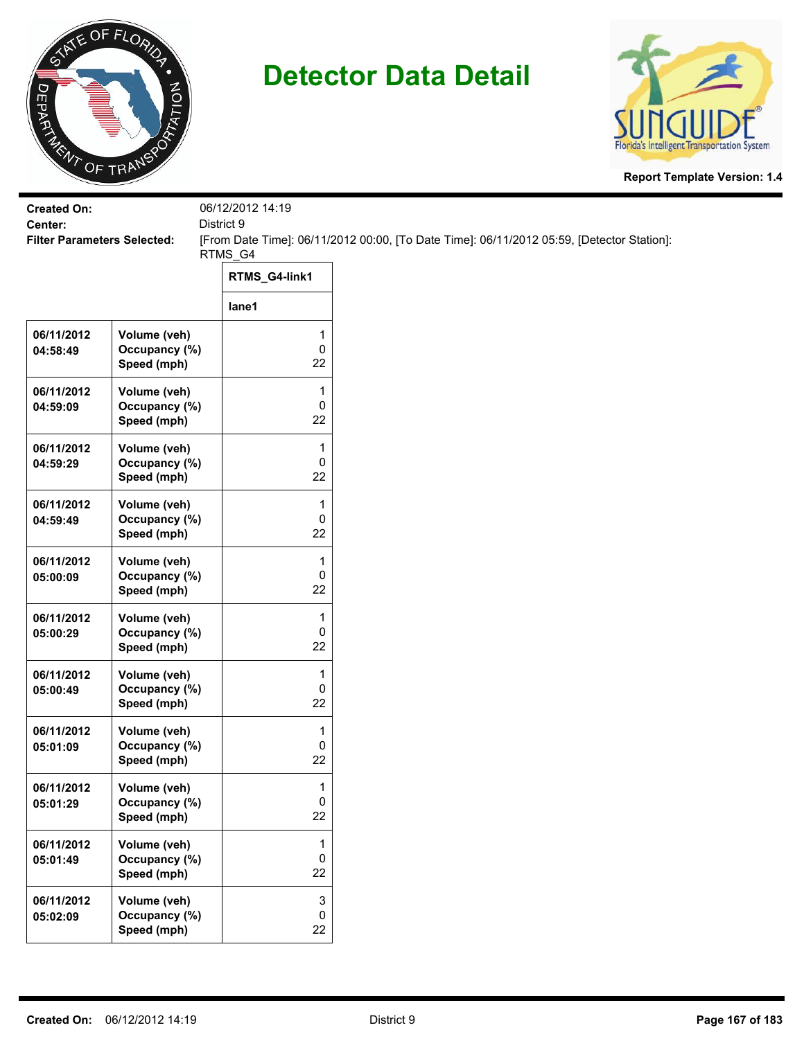# Detector Data Detail

**Report Template Version: 1.4**

**Created On:** 06/12/2012 14:19
**Center:** District 9
**Filter Parameters Selected:** [From Date Time]: 06/11/2012 00:00, [To Date Time]: 06/11/2012 05:59, [Detector Station]: RTMS_G4

| | | RTMS_G4-link1 |
|---|---|---|
| | | lane1 |
| 06/11/2012 04:58:49 | Volume (veh)<br>Occupancy (%)<br>Speed (mph) | 1<br>0<br>22 |
| 06/11/2012 04:59:09 | Volume (veh)<br>Occupancy (%)<br>Speed (mph) | 1<br>0<br>22 |
| 06/11/2012 04:59:29 | Volume (veh)<br>Occupancy (%)<br>Speed (mph) | 1<br>0<br>22 |
| 06/11/2012 04:59:49 | Volume (veh)<br>Occupancy (%)<br>Speed (mph) | 1<br>0<br>22 |
| 06/11/2012 05:00:09 | Volume (veh)<br>Occupancy (%)<br>Speed (mph) | 1<br>0<br>22 |
| 06/11/2012 05:00:29 | Volume (veh)<br>Occupancy (%)<br>Speed (mph) | 1<br>0<br>22 |
| 06/11/2012 05:00:49 | Volume (veh)<br>Occupancy (%)<br>Speed (mph) | 1<br>0<br>22 |
| 06/11/2012 05:01:09 | Volume (veh)<br>Occupancy (%)<br>Speed (mph) | 1<br>0<br>22 |
| 06/11/2012 05:01:29 | Volume (veh)<br>Occupancy (%)<br>Speed (mph) | 1<br>0<br>22 |
| 06/11/2012 05:01:49 | Volume (veh)<br>Occupancy (%)<br>Speed (mph) | 1<br>0<br>22 |
| 06/11/2012 05:02:09 | Volume (veh)<br>Occupancy (%)<br>Speed (mph) | 3<br>0<br>22 |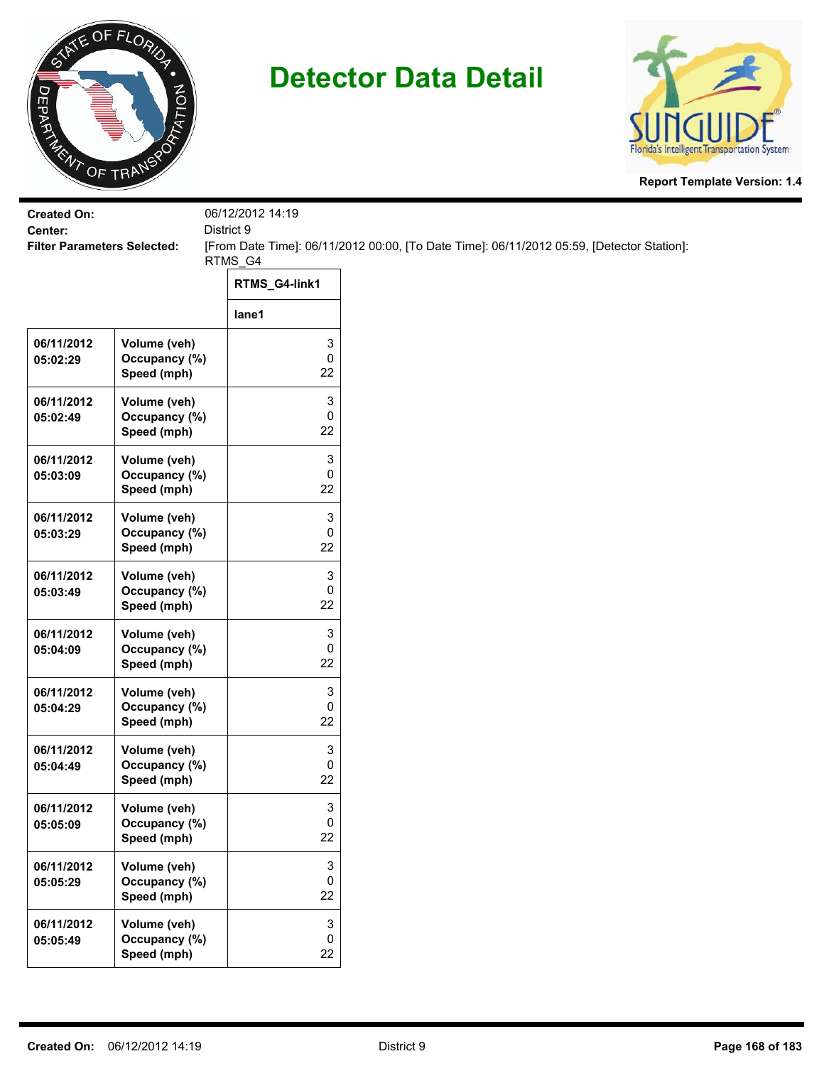# Detector Data Detail

Report Template Version: 1.4

**Created On:** 06/12/2012 14:19
**Center:** District 9
**Filter Parameters Selected:** [From Date Time]: 06/11/2012 00:00, [To Date Time]: 06/11/2012 05:59, [Detector Station]: RTMS_G4

| | | RTMS_G4-link1 |
|---|---|---|
| | | lane1 |
| 06/11/2012 05:02:29 | Volume (veh)<br>Occupancy (%)<br>Speed (mph) | 3<br>0<br>22 |
| 06/11/2012 05:02:49 | Volume (veh)<br>Occupancy (%)<br>Speed (mph) | 3<br>0<br>22 |
| 06/11/2012 05:03:09 | Volume (veh)<br>Occupancy (%)<br>Speed (mph) | 3<br>0<br>22 |
| 06/11/2012 05:03:29 | Volume (veh)<br>Occupancy (%)<br>Speed (mph) | 3<br>0<br>22 |
| 06/11/2012 05:03:49 | Volume (veh)<br>Occupancy (%)<br>Speed (mph) | 3<br>0<br>22 |
| 06/11/2012 05:04:09 | Volume (veh)<br>Occupancy (%)<br>Speed (mph) | 3<br>0<br>22 |
| 06/11/2012 05:04:29 | Volume (veh)<br>Occupancy (%)<br>Speed (mph) | 3<br>0<br>22 |
| 06/11/2012 05:04:49 | Volume (veh)<br>Occupancy (%)<br>Speed (mph) | 3<br>0<br>22 |
| 06/11/2012 05:05:09 | Volume (veh)<br>Occupancy (%)<br>Speed (mph) | 3<br>0<br>22 |
| 06/11/2012 05:05:29 | Volume (veh)<br>Occupancy (%)<br>Speed (mph) | 3<br>0<br>22 |
| 06/11/2012 05:05:49 | Volume (veh)<br>Occupancy (%)<br>Speed (mph) | 3<br>0<br>22 |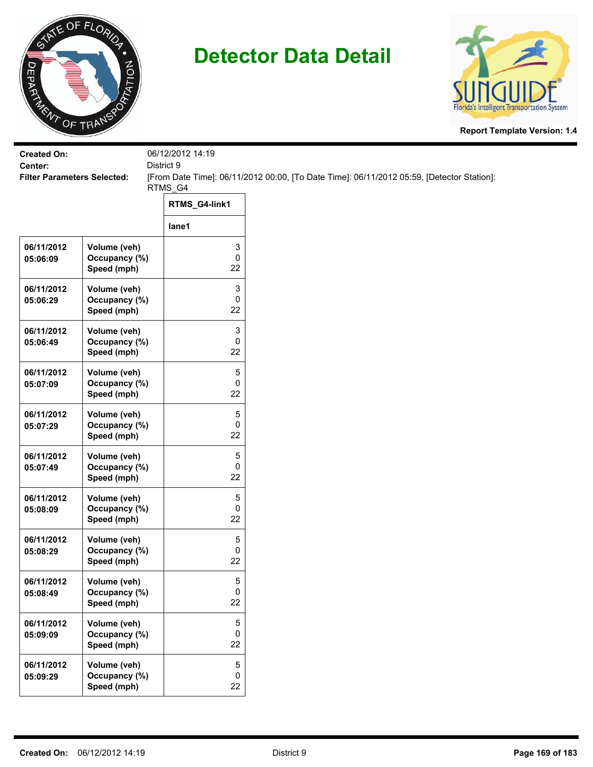# Detector Data Detail

**Report Template Version: 1.4**

**Created On:** 06/12/2012 14:19
**Center:** District 9
**Filter Parameters Selected:** [From Date Time]: 06/11/2012 00:00, [To Date Time]: 06/11/2012 05:59, [Detector Station]: RTMS_G4

| | | RTMS_G4-link1 |
|---|---|---|
| | | lane1 |
| 06/11/2012 05:06:09 | Volume (veh)<br>Occupancy (%)<br>Speed (mph) | 3<br>0<br>22 |
| 06/11/2012 05:06:29 | Volume (veh)<br>Occupancy (%)<br>Speed (mph) | 3<br>0<br>22 |
| 06/11/2012 05:06:49 | Volume (veh)<br>Occupancy (%)<br>Speed (mph) | 3<br>0<br>22 |
| 06/11/2012 05:07:09 | Volume (veh)<br>Occupancy (%)<br>Speed (mph) | 5<br>0<br>22 |
| 06/11/2012 05:07:29 | Volume (veh)<br>Occupancy (%)<br>Speed (mph) | 5<br>0<br>22 |
| 06/11/2012 05:07:49 | Volume (veh)<br>Occupancy (%)<br>Speed (mph) | 5<br>0<br>22 |
| 06/11/2012 05:08:09 | Volume (veh)<br>Occupancy (%)<br>Speed (mph) | 5<br>0<br>22 |
| 06/11/2012 05:08:29 | Volume (veh)<br>Occupancy (%)<br>Speed (mph) | 5<br>0<br>22 |
| 06/11/2012 05:08:49 | Volume (veh)<br>Occupancy (%)<br>Speed (mph) | 5<br>0<br>22 |
| 06/11/2012 05:09:09 | Volume (veh)<br>Occupancy (%)<br>Speed (mph) | 5<br>0<br>22 |
| 06/11/2012 05:09:29 | Volume (veh)<br>Occupancy (%)<br>Speed (mph) | 5<br>0<br>22 |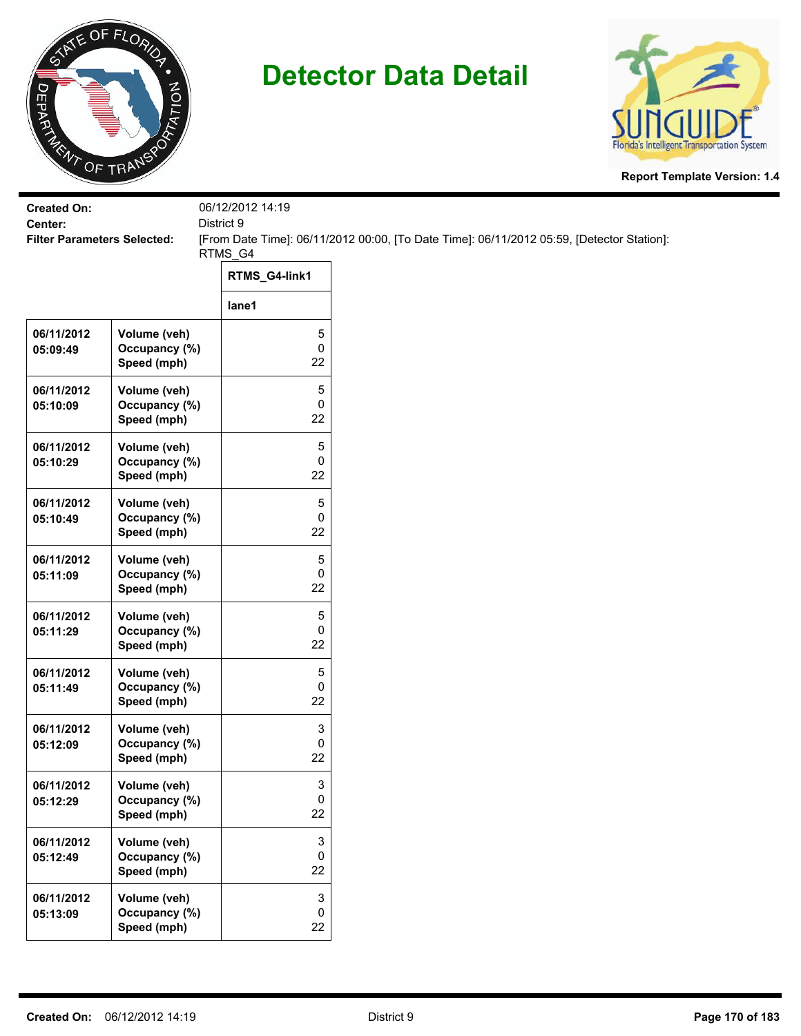# Detector Data Detail

**Report Template Version: 1.4**

**Created On:** 06/12/2012 14:19
**Center:** District 9
**Filter Parameters Selected:** [From Date Time]: 06/11/2012 00:00, [To Date Time]: 06/11/2012 05:59, [Detector Station]: RTMS_G4

| | | RTMS_G4-link1 |
|---|---|---|
| | | lane1 |
| 06/11/2012 05:09:49 | Volume (veh)<br>Occupancy (%)<br>Speed (mph) | 5<br>0<br>22 |
| 06/11/2012 05:10:09 | Volume (veh)<br>Occupancy (%)<br>Speed (mph) | 5<br>0<br>22 |
| 06/11/2012 05:10:29 | Volume (veh)<br>Occupancy (%)<br>Speed (mph) | 5<br>0<br>22 |
| 06/11/2012 05:10:49 | Volume (veh)<br>Occupancy (%)<br>Speed (mph) | 5<br>0<br>22 |
| 06/11/2012 05:11:09 | Volume (veh)<br>Occupancy (%)<br>Speed (mph) | 5<br>0<br>22 |
| 06/11/2012 05:11:29 | Volume (veh)<br>Occupancy (%)<br>Speed (mph) | 5<br>0<br>22 |
| 06/11/2012 05:11:49 | Volume (veh)<br>Occupancy (%)<br>Speed (mph) | 5<br>0<br>22 |
| 06/11/2012 05:12:09 | Volume (veh)<br>Occupancy (%)<br>Speed (mph) | 3<br>0<br>22 |
| 06/11/2012 05:12:29 | Volume (veh)<br>Occupancy (%)<br>Speed (mph) | 3<br>0<br>22 |
| 06/11/2012 05:12:49 | Volume (veh)<br>Occupancy (%)<br>Speed (mph) | 3<br>0<br>22 |
| 06/11/2012 05:13:09 | Volume (veh)<br>Occupancy (%)<br>Speed (mph) | 3<br>0<br>22 |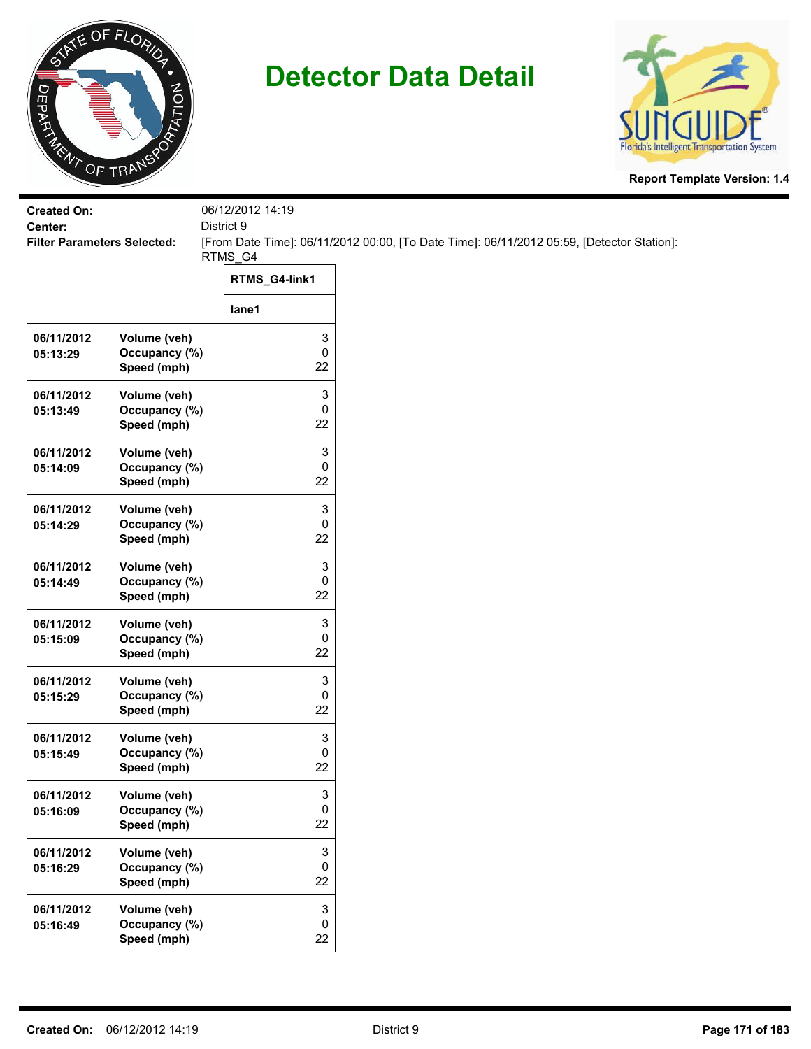# Detector Data Detail

**Report Template Version: 1.4**

**Created On:** 06/12/2012 14:19

**Center:** District 9

**Filter Parameters Selected:** [From Date Time]: 06/11/2012 00:00, [To Date Time]: 06/11/2012 05:59, [Detector Station]: RTMS_G4

| | | RTMS_G4-link1 |
|---|---|---|
| | | lane1 |
| 06/11/2012 05:13:29 | Volume (veh)<br>Occupancy (%)<br>Speed (mph) | 3<br>0<br>22 |
| 06/11/2012 05:13:49 | Volume (veh)<br>Occupancy (%)<br>Speed (mph) | 3<br>0<br>22 |
| 06/11/2012 05:14:09 | Volume (veh)<br>Occupancy (%)<br>Speed (mph) | 3<br>0<br>22 |
| 06/11/2012 05:14:29 | Volume (veh)<br>Occupancy (%)<br>Speed (mph) | 3<br>0<br>22 |
| 06/11/2012 05:14:49 | Volume (veh)<br>Occupancy (%)<br>Speed (mph) | 3<br>0<br>22 |
| 06/11/2012 05:15:09 | Volume (veh)<br>Occupancy (%)<br>Speed (mph) | 3<br>0<br>22 |
| 06/11/2012 05:15:29 | Volume (veh)<br>Occupancy (%)<br>Speed (mph) | 3<br>0<br>22 |
| 06/11/2012 05:15:49 | Volume (veh)<br>Occupancy (%)<br>Speed (mph) | 3<br>0<br>22 |
| 06/11/2012 05:16:09 | Volume (veh)<br>Occupancy (%)<br>Speed (mph) | 3<br>0<br>22 |
| 06/11/2012 05:16:29 | Volume (veh)<br>Occupancy (%)<br>Speed (mph) | 3<br>0<br>22 |
| 06/11/2012 05:16:49 | Volume (veh)<br>Occupancy (%)<br>Speed (mph) | 3<br>0<br>22 |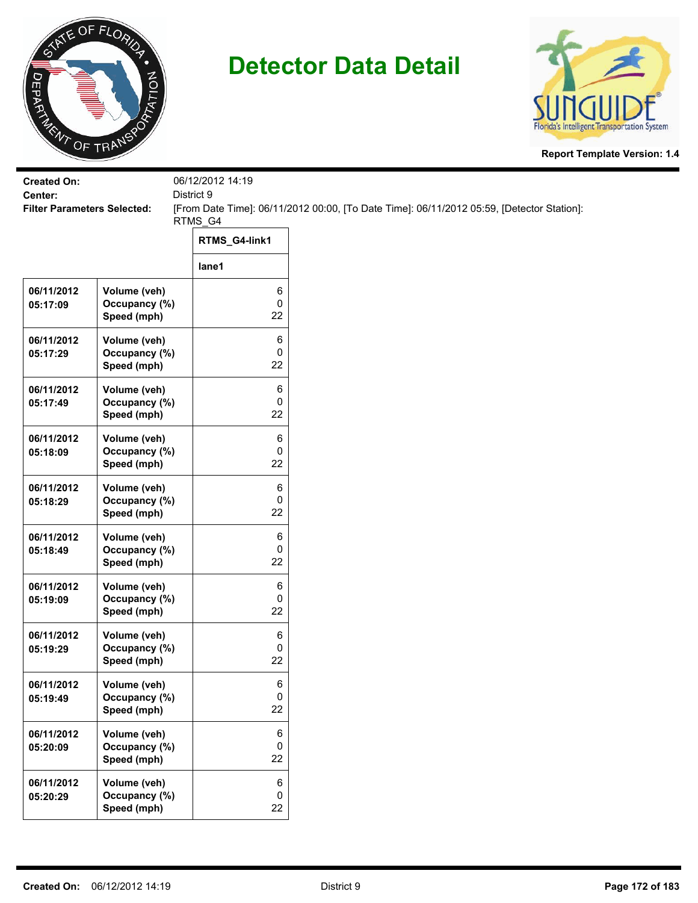# Detector Data Detail

**Report Template Version: 1.4**

**Created On:** 06/12/2012 14:19
**Center:** District 9
**Filter Parameters Selected:** [From Date Time]: 06/11/2012 00:00, [To Date Time]: 06/11/2012 05:59, [Detector Station]: RTMS_G4

| | | RTMS_G4-link1 |
|---|---|---|
| | | lane1 |
| 06/11/2012 05:17:09 | Volume (veh)<br>Occupancy (%)<br>Speed (mph) | 6<br>0<br>22 |
| 06/11/2012 05:17:29 | Volume (veh)<br>Occupancy (%)<br>Speed (mph) | 6<br>0<br>22 |
| 06/11/2012 05:17:49 | Volume (veh)<br>Occupancy (%)<br>Speed (mph) | 6<br>0<br>22 |
| 06/11/2012 05:18:09 | Volume (veh)<br>Occupancy (%)<br>Speed (mph) | 6<br>0<br>22 |
| 06/11/2012 05:18:29 | Volume (veh)<br>Occupancy (%)<br>Speed (mph) | 6<br>0<br>22 |
| 06/11/2012 05:18:49 | Volume (veh)<br>Occupancy (%)<br>Speed (mph) | 6<br>0<br>22 |
| 06/11/2012 05:19:09 | Volume (veh)<br>Occupancy (%)<br>Speed (mph) | 6<br>0<br>22 |
| 06/11/2012 05:19:29 | Volume (veh)<br>Occupancy (%)<br>Speed (mph) | 6<br>0<br>22 |
| 06/11/2012 05:19:49 | Volume (veh)<br>Occupancy (%)<br>Speed (mph) | 6<br>0<br>22 |
| 06/11/2012 05:20:09 | Volume (veh)<br>Occupancy (%)<br>Speed (mph) | 6<br>0<br>22 |
| 06/11/2012 05:20:29 | Volume (veh)<br>Occupancy (%)<br>Speed (mph) | 6<br>0<br>22 |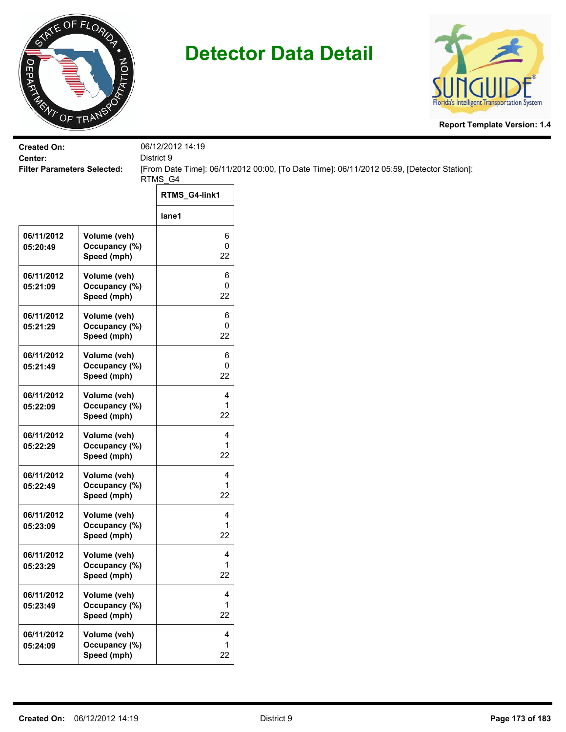# Detector Data Detail

Report Template Version: 1.4

**Created On:** 06/12/2012 14:19
**Center:** District 9
**Filter Parameters Selected:** [From Date Time]: 06/11/2012 00:00, [To Date Time]: 06/11/2012 05:59, [Detector Station]: RTMS_G4

| | | RTMS_G4-link1 |
|---|---|---|
| | | lane1 |
| 06/11/2012 05:20:49 | Volume (veh)<br>Occupancy (%)<br>Speed (mph) | 6<br>0<br>22 |
| 06/11/2012 05:21:09 | Volume (veh)<br>Occupancy (%)<br>Speed (mph) | 6<br>0<br>22 |
| 06/11/2012 05:21:29 | Volume (veh)<br>Occupancy (%)<br>Speed (mph) | 6<br>0<br>22 |
| 06/11/2012 05:21:49 | Volume (veh)<br>Occupancy (%)<br>Speed (mph) | 6<br>0<br>22 |
| 06/11/2012 05:22:09 | Volume (veh)<br>Occupancy (%)<br>Speed (mph) | 4<br>1<br>22 |
| 06/11/2012 05:22:29 | Volume (veh)<br>Occupancy (%)<br>Speed (mph) | 4<br>1<br>22 |
| 06/11/2012 05:22:49 | Volume (veh)<br>Occupancy (%)<br>Speed (mph) | 4<br>1<br>22 |
| 06/11/2012 05:23:09 | Volume (veh)<br>Occupancy (%)<br>Speed (mph) | 4<br>1<br>22 |
| 06/11/2012 05:23:29 | Volume (veh)<br>Occupancy (%)<br>Speed (mph) | 4<br>1<br>22 |
| 06/11/2012 05:23:49 | Volume (veh)<br>Occupancy (%)<br>Speed (mph) | 4<br>1<br>22 |
| 06/11/2012 05:24:09 | Volume (veh)<br>Occupancy (%)<br>Speed (mph) | 4<br>1<br>22 |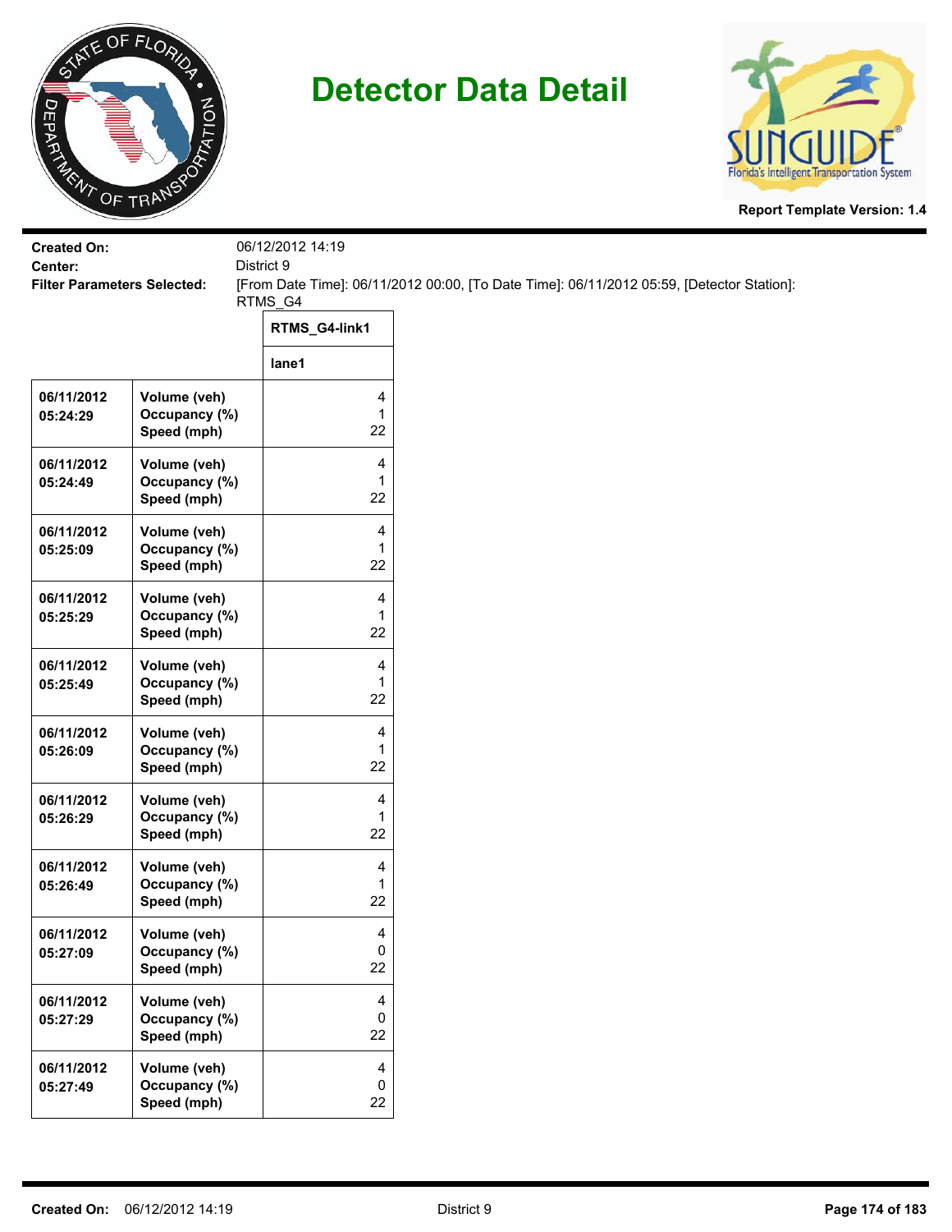# Detector Data Detail

Report Template Version: 1.4

**Created On:** 06/12/2012 14:19
**Center:** District 9
**Filter Parameters Selected:** [From Date Time]: 06/11/2012 00:00, [To Date Time]: 06/11/2012 05:59, [Detector Station]: RTMS_G4

| | | RTMS_G4-link1 |
|---|---|---|
| | | lane1 |
| 06/11/2012 05:24:29 | Volume (veh) Occupancy (%) Speed (mph) | 4 1 22 |
| 06/11/2012 05:24:49 | Volume (veh) Occupancy (%) Speed (mph) | 4 1 22 |
| 06/11/2012 05:25:09 | Volume (veh) Occupancy (%) Speed (mph) | 4 1 22 |
| 06/11/2012 05:25:29 | Volume (veh) Occupancy (%) Speed (mph) | 4 1 22 |
| 06/11/2012 05:25:49 | Volume (veh) Occupancy (%) Speed (mph) | 4 1 22 |
| 06/11/2012 05:26:09 | Volume (veh) Occupancy (%) Speed (mph) | 4 1 22 |
| 06/11/2012 05:26:29 | Volume (veh) Occupancy (%) Speed (mph) | 4 1 22 |
| 06/11/2012 05:26:49 | Volume (veh) Occupancy (%) Speed (mph) | 4 1 22 |
| 06/11/2012 05:27:09 | Volume (veh) Occupancy (%) Speed (mph) | 4 0 22 |
| 06/11/2012 05:27:29 | Volume (veh) Occupancy (%) Speed (mph) | 4 0 22 |
| 06/11/2012 05:27:49 | Volume (veh) Occupancy (%) Speed (mph) | 4 0 22 |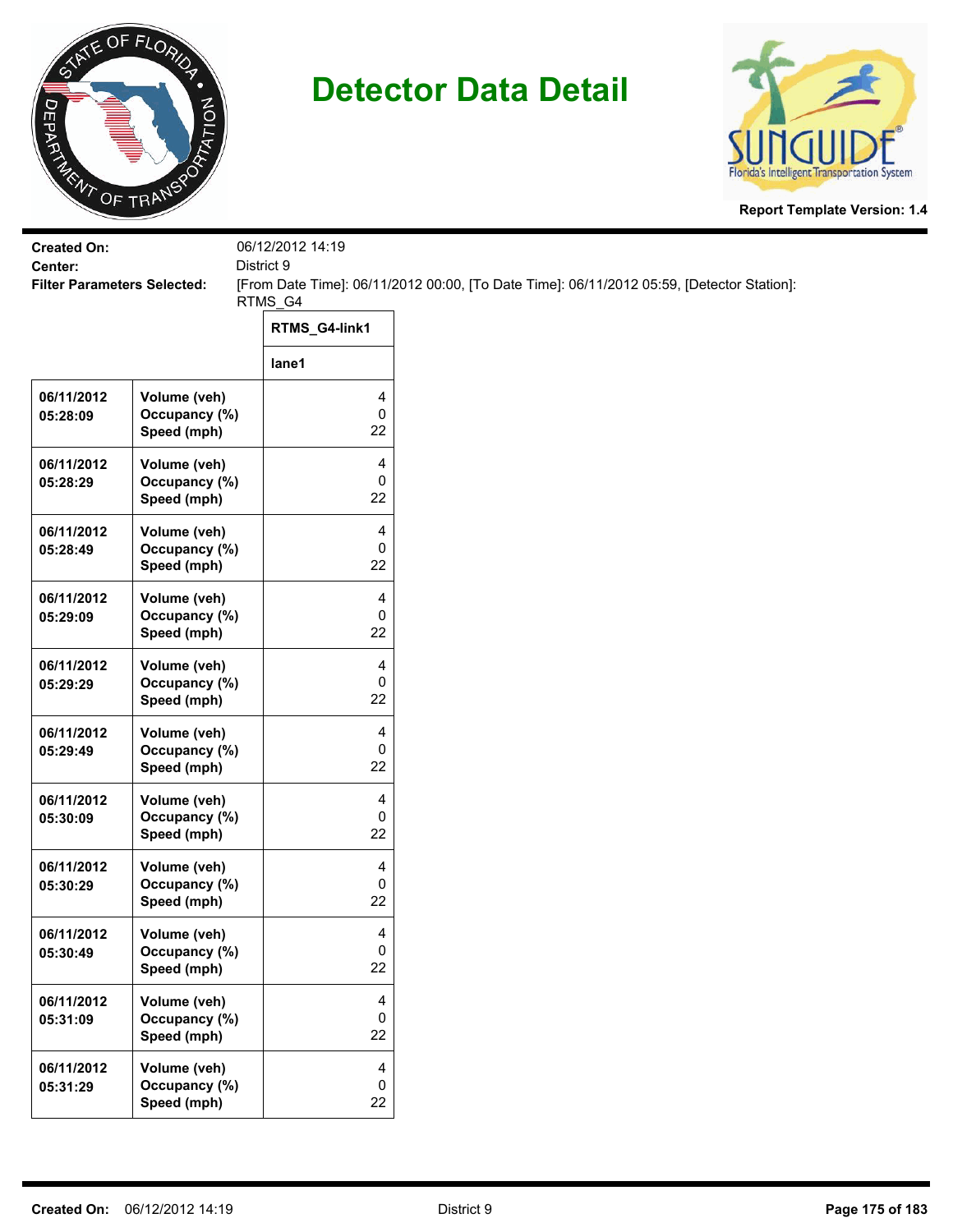# Detector Data Detail

**Report Template Version: 1.4**

**Created On:** 06/12/2012 14:19
**Center:** District 9
**Filter Parameters Selected:** [From Date Time]: 06/11/2012 00:00, [To Date Time]: 06/11/2012 05:59, [Detector Station]: RTMS_G4

| | | RTMS_G4-link1 |
|---|---|---|
| | | lane1 |
| 06/11/2012 05:28:09 | Volume (veh)<br>Occupancy (%)<br>Speed (mph) | 4<br>0<br>22 |
| 06/11/2012 05:28:29 | Volume (veh)<br>Occupancy (%)<br>Speed (mph) | 4<br>0<br>22 |
| 06/11/2012 05:28:49 | Volume (veh)<br>Occupancy (%)<br>Speed (mph) | 4<br>0<br>22 |
| 06/11/2012 05:29:09 | Volume (veh)<br>Occupancy (%)<br>Speed (mph) | 4<br>0<br>22 |
| 06/11/2012 05:29:29 | Volume (veh)<br>Occupancy (%)<br>Speed (mph) | 4<br>0<br>22 |
| 06/11/2012 05:29:49 | Volume (veh)<br>Occupancy (%)<br>Speed (mph) | 4<br>0<br>22 |
| 06/11/2012 05:30:09 | Volume (veh)<br>Occupancy (%)<br>Speed (mph) | 4<br>0<br>22 |
| 06/11/2012 05:30:29 | Volume (veh)<br>Occupancy (%)<br>Speed (mph) | 4<br>0<br>22 |
| 06/11/2012 05:30:49 | Volume (veh)<br>Occupancy (%)<br>Speed (mph) | 4<br>0<br>22 |
| 06/11/2012 05:31:09 | Volume (veh)<br>Occupancy (%)<br>Speed (mph) | 4<br>0<br>22 |
| 06/11/2012 05:31:29 | Volume (veh)<br>Occupancy (%)<br>Speed (mph) | 4<br>0<br>22 |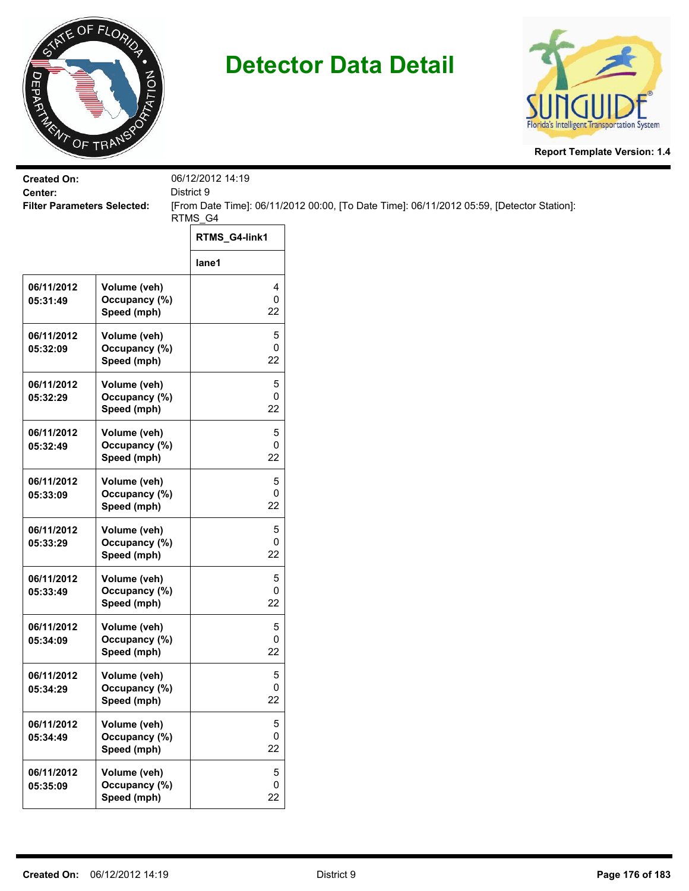# Detector Data Detail

**Report Template Version: 1.4**

**Created On:** 06/12/2012 14:19
**Center:** District 9
**Filter Parameters Selected:** [From Date Time]: 06/11/2012 00:00, [To Date Time]: 06/11/2012 05:59, [Detector Station]: RTMS_G4

| | | RTMS_G4-link1 |
|---|---|---|
| | | lane1 |
| 06/11/2012 05:31:49 | Volume (veh)<br>Occupancy (%)<br>Speed (mph) | 4<br>0<br>22 |
| 06/11/2012 05:32:09 | Volume (veh)<br>Occupancy (%)<br>Speed (mph) | 5<br>0<br>22 |
| 06/11/2012 05:32:29 | Volume (veh)<br>Occupancy (%)<br>Speed (mph) | 5<br>0<br>22 |
| 06/11/2012 05:32:49 | Volume (veh)<br>Occupancy (%)<br>Speed (mph) | 5<br>0<br>22 |
| 06/11/2012 05:33:09 | Volume (veh)<br>Occupancy (%)<br>Speed (mph) | 5<br>0<br>22 |
| 06/11/2012 05:33:29 | Volume (veh)<br>Occupancy (%)<br>Speed (mph) | 5<br>0<br>22 |
| 06/11/2012 05:33:49 | Volume (veh)<br>Occupancy (%)<br>Speed (mph) | 5<br>0<br>22 |
| 06/11/2012 05:34:09 | Volume (veh)<br>Occupancy (%)<br>Speed (mph) | 5<br>0<br>22 |
| 06/11/2012 05:34:29 | Volume (veh)<br>Occupancy (%)<br>Speed (mph) | 5<br>0<br>22 |
| 06/11/2012 05:34:49 | Volume (veh)<br>Occupancy (%)<br>Speed (mph) | 5<br>0<br>22 |
| 06/11/2012 05:35:09 | Volume (veh)<br>Occupancy (%)<br>Speed (mph) | 5<br>0<br>22 |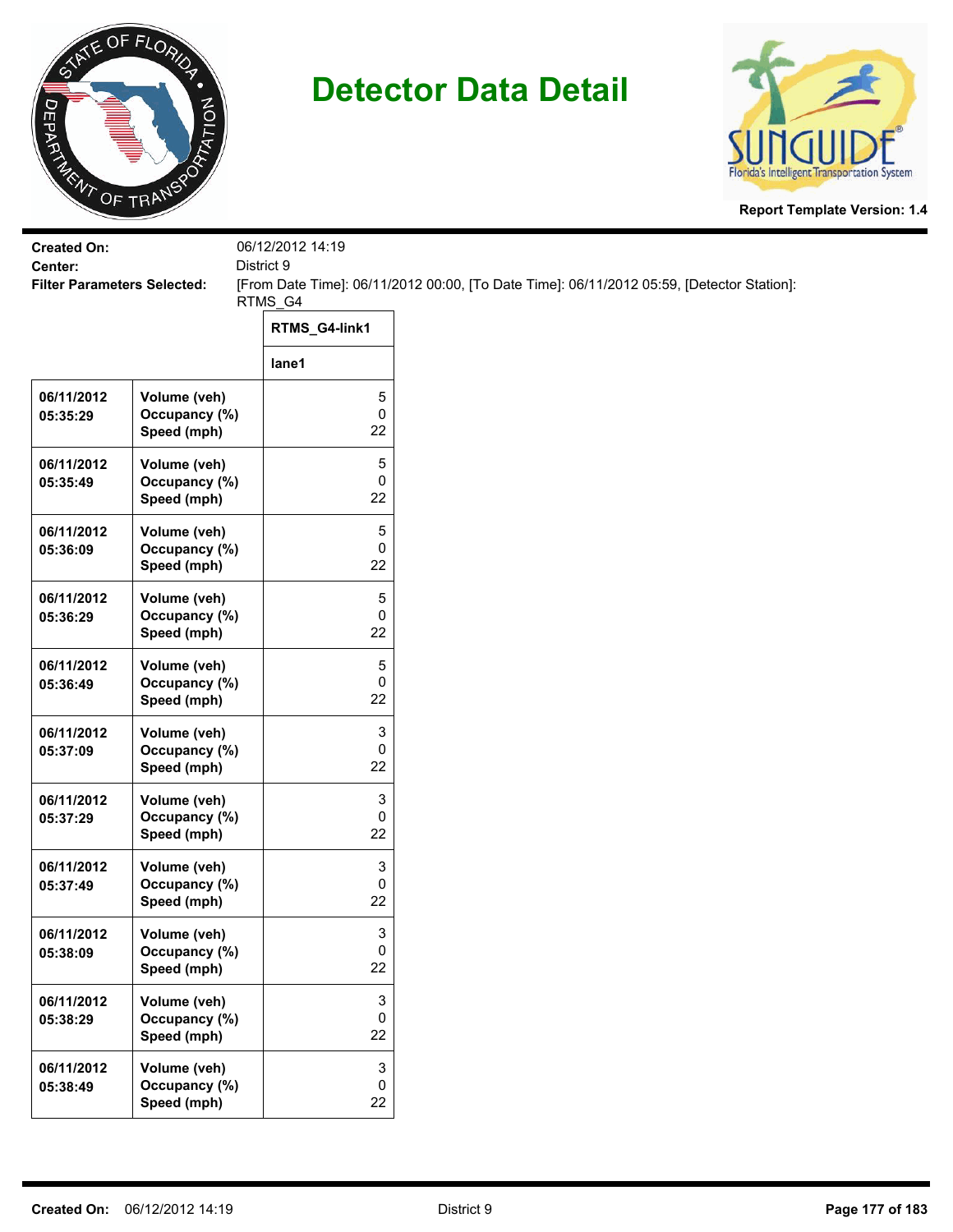# Detector Data Detail

**Report Template Version: 1.4**

**Created On:** 06/12/2012 14:19
**Center:** District 9
**Filter Parameters Selected:** [From Date Time]: 06/11/2012 00:00, [To Date Time]: 06/11/2012 05:59, [Detector Station]: RTMS_G4

| | | RTMS_G4-link1 |
|---|---|---|
| | | lane1 |
| 06/11/2012 05:35:29 | Volume (veh)<br>Occupancy (%)<br>Speed (mph) | 5<br>0<br>22 |
| 06/11/2012 05:35:49 | Volume (veh)<br>Occupancy (%)<br>Speed (mph) | 5<br>0<br>22 |
| 06/11/2012 05:36:09 | Volume (veh)<br>Occupancy (%)<br>Speed (mph) | 5<br>0<br>22 |
| 06/11/2012 05:36:29 | Volume (veh)<br>Occupancy (%)<br>Speed (mph) | 5<br>0<br>22 |
| 06/11/2012 05:36:49 | Volume (veh)<br>Occupancy (%)<br>Speed (mph) | 5<br>0<br>22 |
| 06/11/2012 05:37:09 | Volume (veh)<br>Occupancy (%)<br>Speed (mph) | 3<br>0<br>22 |
| 06/11/2012 05:37:29 | Volume (veh)<br>Occupancy (%)<br>Speed (mph) | 3<br>0<br>22 |
| 06/11/2012 05:37:49 | Volume (veh)<br>Occupancy (%)<br>Speed (mph) | 3<br>0<br>22 |
| 06/11/2012 05:38:09 | Volume (veh)<br>Occupancy (%)<br>Speed (mph) | 3<br>0<br>22 |
| 06/11/2012 05:38:29 | Volume (veh)<br>Occupancy (%)<br>Speed (mph) | 3<br>0<br>22 |
| 06/11/2012 05:38:49 | Volume (veh)<br>Occupancy (%)<br>Speed (mph) | 3<br>0<br>22 |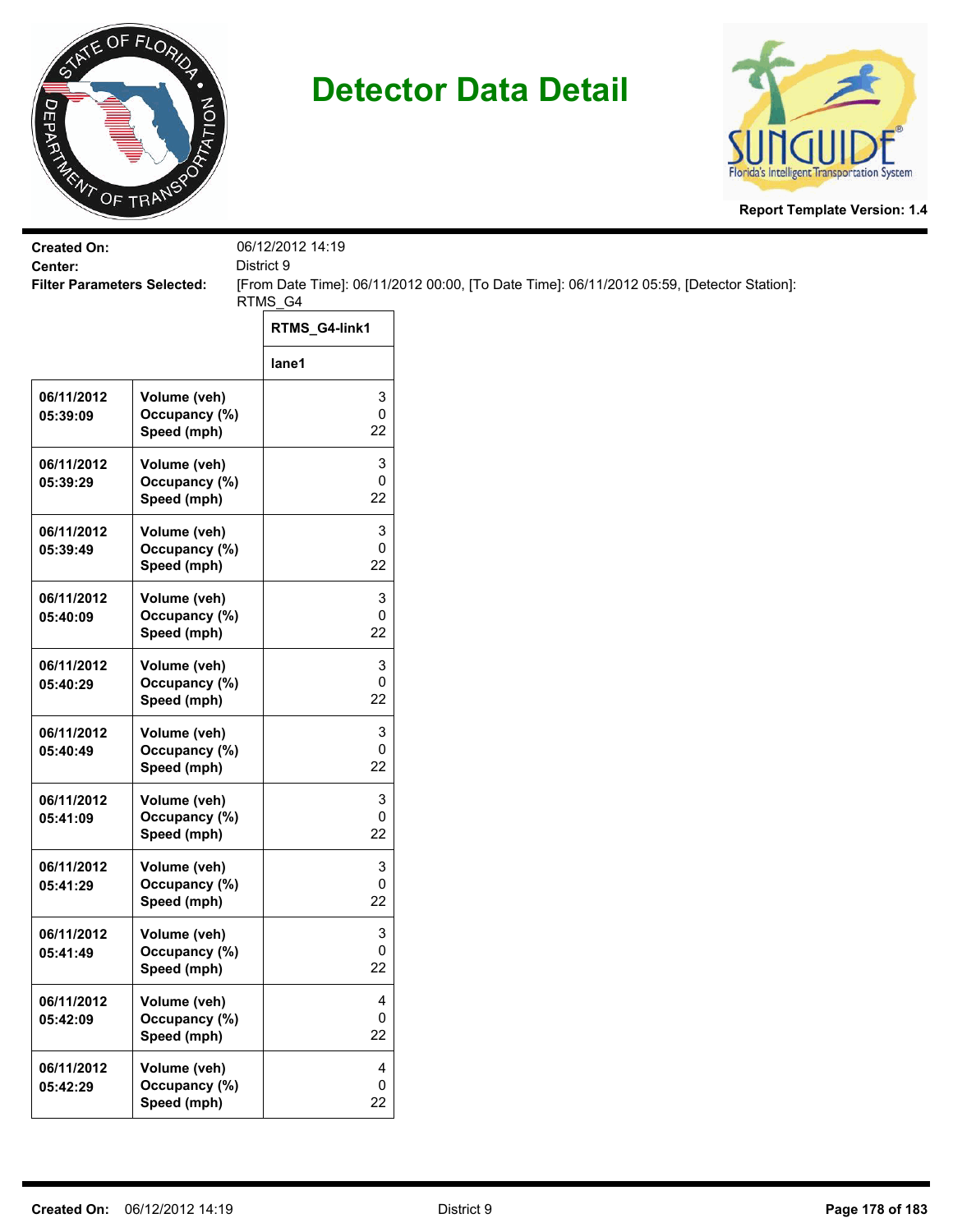# Detector Data Detail

Report Template Version: 1.4

**Created On:** 06/12/2012 14:19

**Center:** District 9

**Filter Parameters Selected:** [From Date Time]: 06/11/2012 00:00, [To Date Time]: 06/11/2012 05:59, [Detector Station]: RTMS_G4

| | | RTMS_G4-link1 |
|---|---|---|
| | | lane1 |
| 06/11/2012 05:39:09 | Volume (veh)<br>Occupancy (%)<br>Speed (mph) | 3<br>0<br>22 |
| 06/11/2012 05:39:29 | Volume (veh)<br>Occupancy (%)<br>Speed (mph) | 3<br>0<br>22 |
| 06/11/2012 05:39:49 | Volume (veh)<br>Occupancy (%)<br>Speed (mph) | 3<br>0<br>22 |
| 06/11/2012 05:40:09 | Volume (veh)<br>Occupancy (%)<br>Speed (mph) | 3<br>0<br>22 |
| 06/11/2012 05:40:29 | Volume (veh)<br>Occupancy (%)<br>Speed (mph) | 3<br>0<br>22 |
| 06/11/2012 05:40:49 | Volume (veh)<br>Occupancy (%)<br>Speed (mph) | 3<br>0<br>22 |
| 06/11/2012 05:41:09 | Volume (veh)<br>Occupancy (%)<br>Speed (mph) | 3<br>0<br>22 |
| 06/11/2012 05:41:29 | Volume (veh)<br>Occupancy (%)<br>Speed (mph) | 3<br>0<br>22 |
| 06/11/2012 05:41:49 | Volume (veh)<br>Occupancy (%)<br>Speed (mph) | 3<br>0<br>22 |
| 06/11/2012 05:42:09 | Volume (veh)<br>Occupancy (%)<br>Speed (mph) | 4<br>0<br>22 |
| 06/11/2012 05:42:29 | Volume (veh)<br>Occupancy (%)<br>Speed (mph) | 4<br>0<br>22 |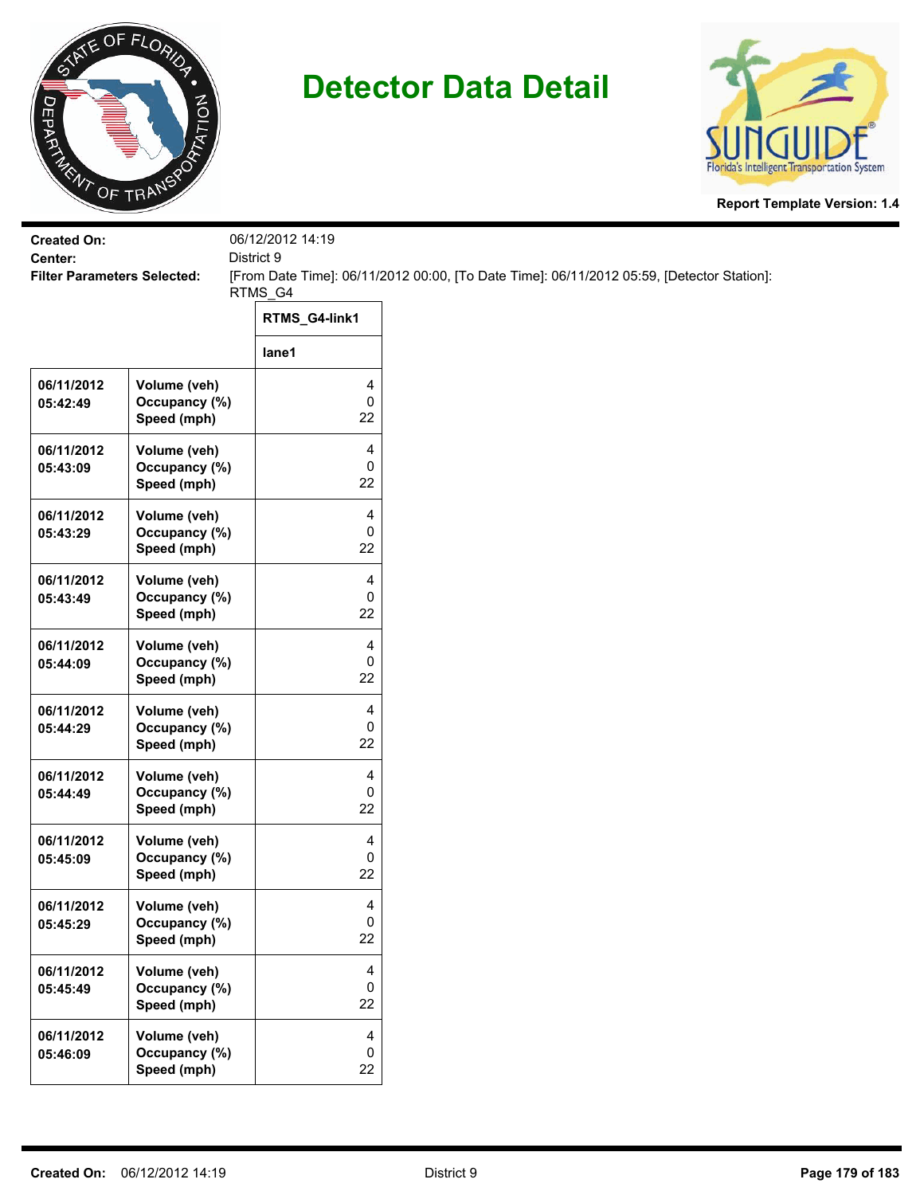# Detector Data Detail

Report Template Version: 1.4

**Created On:** 06/12/2012 14:19
**Center:** District 9
**Filter Parameters Selected:** [From Date Time]: 06/11/2012 00:00, [To Date Time]: 06/11/2012 05:59, [Detector Station]: RTMS_G4

| | | RTMS_G4-link1 |
|---|---|---|
| | | lane1 |
| 06/11/2012 05:42:49 | Volume (veh)<br>Occupancy (%)<br>Speed (mph) | 4<br>0<br>22 |
| 06/11/2012 05:43:09 | Volume (veh)<br>Occupancy (%)<br>Speed (mph) | 4<br>0<br>22 |
| 06/11/2012 05:43:29 | Volume (veh)<br>Occupancy (%)<br>Speed (mph) | 4<br>0<br>22 |
| 06/11/2012 05:43:49 | Volume (veh)<br>Occupancy (%)<br>Speed (mph) | 4<br>0<br>22 |
| 06/11/2012 05:44:09 | Volume (veh)<br>Occupancy (%)<br>Speed (mph) | 4<br>0<br>22 |
| 06/11/2012 05:44:29 | Volume (veh)<br>Occupancy (%)<br>Speed (mph) | 4<br>0<br>22 |
| 06/11/2012 05:44:49 | Volume (veh)<br>Occupancy (%)<br>Speed (mph) | 4<br>0<br>22 |
| 06/11/2012 05:45:09 | Volume (veh)<br>Occupancy (%)<br>Speed (mph) | 4<br>0<br>22 |
| 06/11/2012 05:45:29 | Volume (veh)<br>Occupancy (%)<br>Speed (mph) | 4<br>0<br>22 |
| 06/11/2012 05:45:49 | Volume (veh)<br>Occupancy (%)<br>Speed (mph) | 4<br>0<br>22 |
| 06/11/2012 05:46:09 | Volume (veh)<br>Occupancy (%)<br>Speed (mph) | 4<br>0<br>22 |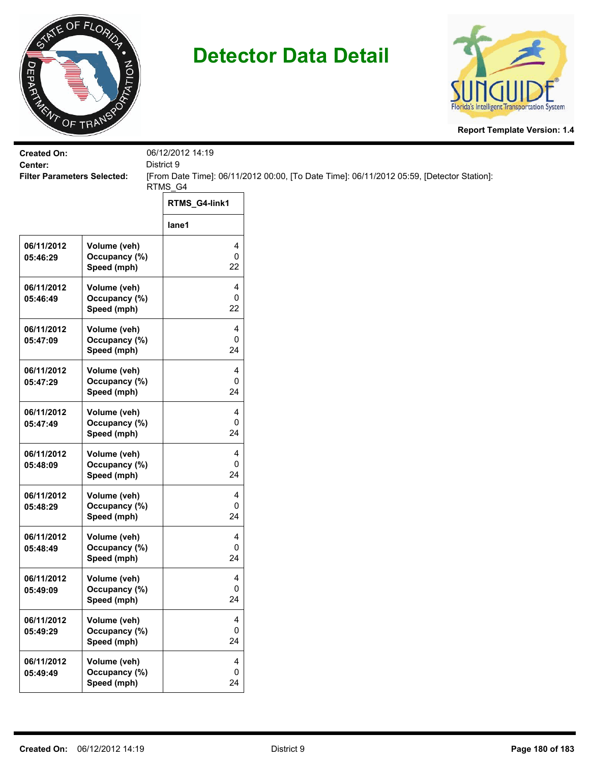# Detector Data Detail

**Report Template Version: 1.4**

**Created On:** 06/12/2012 14:19
**Center:** District 9
**Filter Parameters Selected:** [From Date Time]: 06/11/2012 00:00, [To Date Time]: 06/11/2012 05:59, [Detector Station]: RTMS_G4

| | | RTMS_G4-link1 |
|---|---|---|
| | | lane1 |
| 06/11/2012 05:46:29 | Volume (veh)<br>Occupancy (%)<br>Speed (mph) | 4<br>0<br>22 |
| 06/11/2012 05:46:49 | Volume (veh)<br>Occupancy (%)<br>Speed (mph) | 4<br>0<br>22 |
| 06/11/2012 05:47:09 | Volume (veh)<br>Occupancy (%)<br>Speed (mph) | 4<br>0<br>24 |
| 06/11/2012 05:47:29 | Volume (veh)<br>Occupancy (%)<br>Speed (mph) | 4<br>0<br>24 |
| 06/11/2012 05:47:49 | Volume (veh)<br>Occupancy (%)<br>Speed (mph) | 4<br>0<br>24 |
| 06/11/2012 05:48:09 | Volume (veh)<br>Occupancy (%)<br>Speed (mph) | 4<br>0<br>24 |
| 06/11/2012 05:48:29 | Volume (veh)<br>Occupancy (%)<br>Speed (mph) | 4<br>0<br>24 |
| 06/11/2012 05:48:49 | Volume (veh)<br>Occupancy (%)<br>Speed (mph) | 4<br>0<br>24 |
| 06/11/2012 05:49:09 | Volume (veh)<br>Occupancy (%)<br>Speed (mph) | 4<br>0<br>24 |
| 06/11/2012 05:49:29 | Volume (veh)<br>Occupancy (%)<br>Speed (mph) | 4<br>0<br>24 |
| 06/11/2012 05:49:49 | Volume (veh)<br>Occupancy (%)<br>Speed (mph) | 4<br>0<br>24 |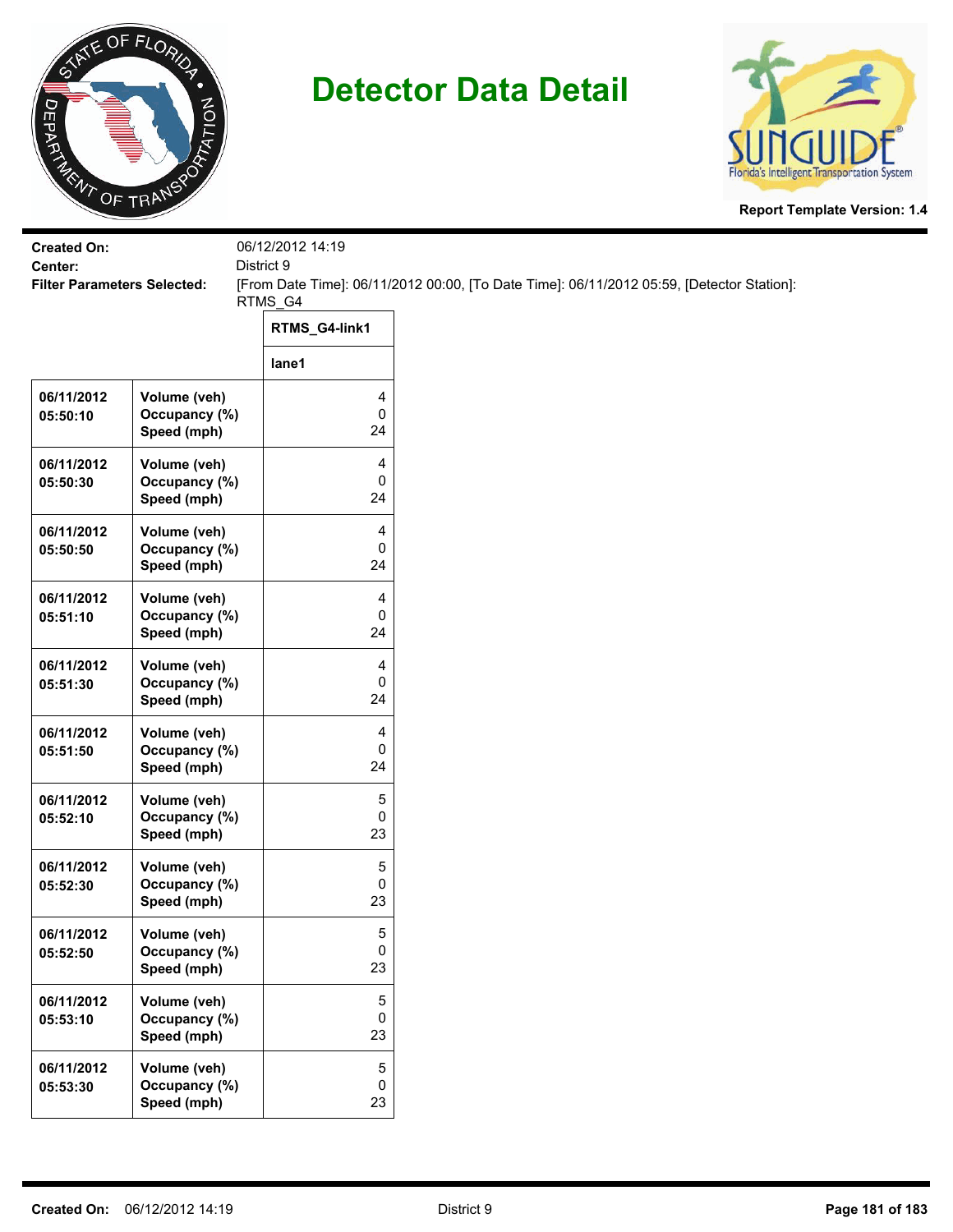# Detector Data Detail

**Report Template Version: 1.4**

**Created On:** 06/12/2012 14:19
**Center:** District 9
**Filter Parameters Selected:** [From Date Time]: 06/11/2012 00:00, [To Date Time]: 06/11/2012 05:59, [Detector Station]: RTMS_G4

| | | RTMS_G4-link1 |
|---|---|---|
| | | lane1 |
| 06/11/2012 05:50:10 | Volume (veh)<br>Occupancy (%)<br>Speed (mph) | 4<br>0<br>24 |
| 06/11/2012 05:50:30 | Volume (veh)<br>Occupancy (%)<br>Speed (mph) | 4<br>0<br>24 |
| 06/11/2012 05:50:50 | Volume (veh)<br>Occupancy (%)<br>Speed (mph) | 4<br>0<br>24 |
| 06/11/2012 05:51:10 | Volume (veh)<br>Occupancy (%)<br>Speed (mph) | 4<br>0<br>24 |
| 06/11/2012 05:51:30 | Volume (veh)<br>Occupancy (%)<br>Speed (mph) | 4<br>0<br>24 |
| 06/11/2012 05:51:50 | Volume (veh)<br>Occupancy (%)<br>Speed (mph) | 4<br>0<br>24 |
| 06/11/2012 05:52:10 | Volume (veh)<br>Occupancy (%)<br>Speed (mph) | 5<br>0<br>23 |
| 06/11/2012 05:52:30 | Volume (veh)<br>Occupancy (%)<br>Speed (mph) | 5<br>0<br>23 |
| 06/11/2012 05:52:50 | Volume (veh)<br>Occupancy (%)<br>Speed (mph) | 5<br>0<br>23 |
| 06/11/2012 05:53:10 | Volume (veh)<br>Occupancy (%)<br>Speed (mph) | 5<br>0<br>23 |
| 06/11/2012 05:53:30 | Volume (veh)<br>Occupancy (%)<br>Speed (mph) | 5<br>0<br>23 |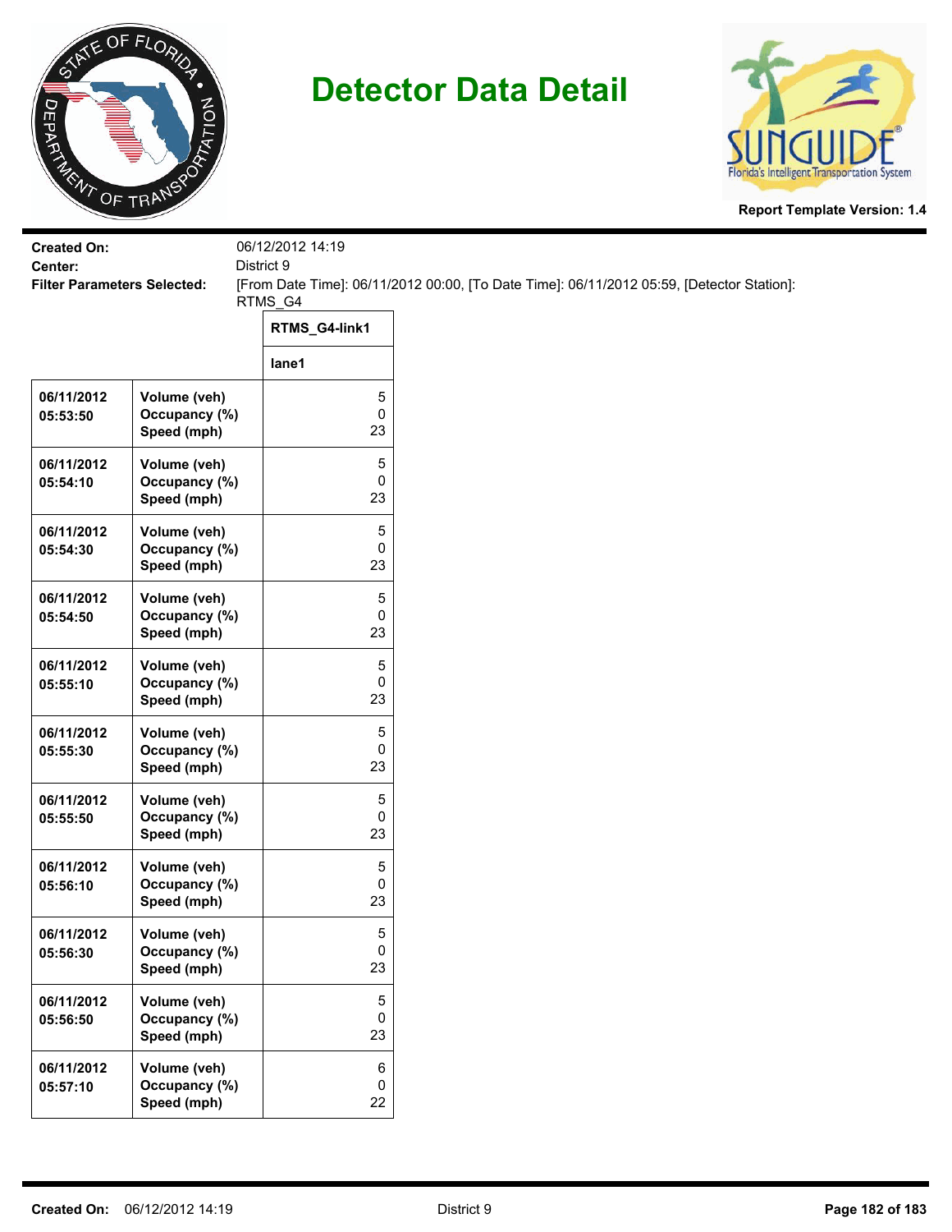# Detector Data Detail

Report Template Version: 1.4

**Created On:** 06/12/2012 14:19
**Center:** District 9
**Filter Parameters Selected:** [From Date Time]: 06/11/2012 00:00, [To Date Time]: 06/11/2012 05:59, [Detector Station]: RTMS_G4

| | | RTMS_G4-link1 |
|---|---|---|
| | | lane1 |
| 06/11/2012 05:53:50 | Volume (veh)<br>Occupancy (%)<br>Speed (mph) | 5<br>0<br>23 |
| 06/11/2012 05:54:10 | Volume (veh)<br>Occupancy (%)<br>Speed (mph) | 5<br>0<br>23 |
| 06/11/2012 05:54:30 | Volume (veh)<br>Occupancy (%)<br>Speed (mph) | 5<br>0<br>23 |
| 06/11/2012 05:54:50 | Volume (veh)<br>Occupancy (%)<br>Speed (mph) | 5<br>0<br>23 |
| 06/11/2012 05:55:10 | Volume (veh)<br>Occupancy (%)<br>Speed (mph) | 5<br>0<br>23 |
| 06/11/2012 05:55:30 | Volume (veh)<br>Occupancy (%)<br>Speed (mph) | 5<br>0<br>23 |
| 06/11/2012 05:55:50 | Volume (veh)<br>Occupancy (%)<br>Speed (mph) | 5<br>0<br>23 |
| 06/11/2012 05:56:10 | Volume (veh)<br>Occupancy (%)<br>Speed (mph) | 5<br>0<br>23 |
| 06/11/2012 05:56:30 | Volume (veh)<br>Occupancy (%)<br>Speed (mph) | 5<br>0<br>23 |
| 06/11/2012 05:56:50 | Volume (veh)<br>Occupancy (%)<br>Speed (mph) | 5<br>0<br>23 |
| 06/11/2012 05:57:10 | Volume (veh)<br>Occupancy (%)<br>Speed (mph) | 6<br>0<br>22 |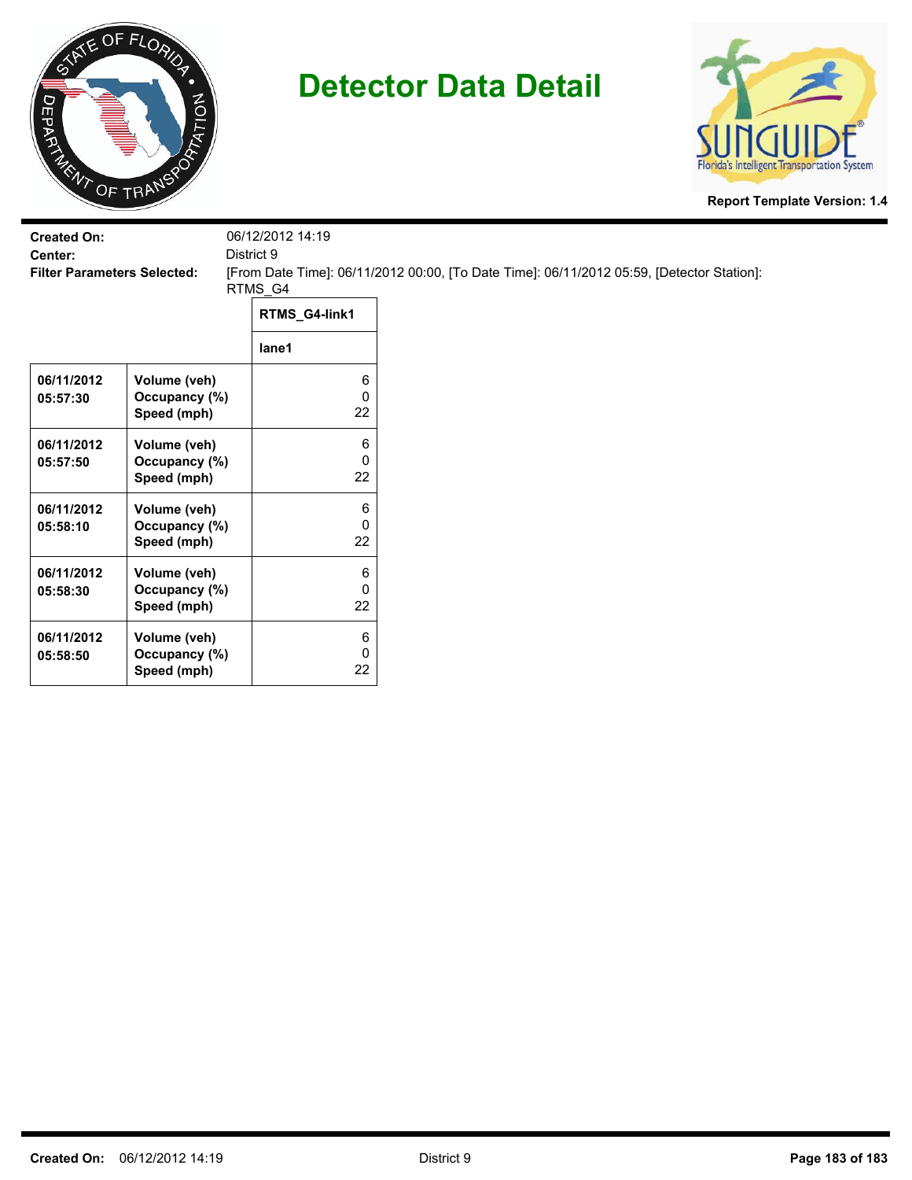# Detector Data Detail

**Report Template Version: 1.4**

**Created On:** 06/12/2012 14:19
**Center:** District 9
**Filter Parameters Selected:** [From Date Time]: 06/11/2012 00:00, [To Date Time]: 06/11/2012 05:59, [Detector Station]: RTMS_G4

| | | RTMS_G4-link1 |
|---|---|---|
| | | lane1 |
| **06/11/2012 05:57:30** | **Volume (veh)**<br>**Occupancy (%)**<br>**Speed (mph)** | 6<br>0<br>22 |
| **06/11/2012 05:57:50** | **Volume (veh)**<br>**Occupancy (%)**<br>**Speed (mph)** | 6<br>0<br>22 |
| **06/11/2012 05:58:10** | **Volume (veh)**<br>**Occupancy (%)**<br>**Speed (mph)** | 6<br>0<br>22 |
| **06/11/2012 05:58:30** | **Volume (veh)**<br>**Occupancy (%)**<br>**Speed (mph)** | 6<br>0<br>22 |
| **06/11/2012 05:58:50** | **Volume (veh)**<br>**Occupancy (%)**<br>**Speed (mph)** | 6<br>0<br>22 |